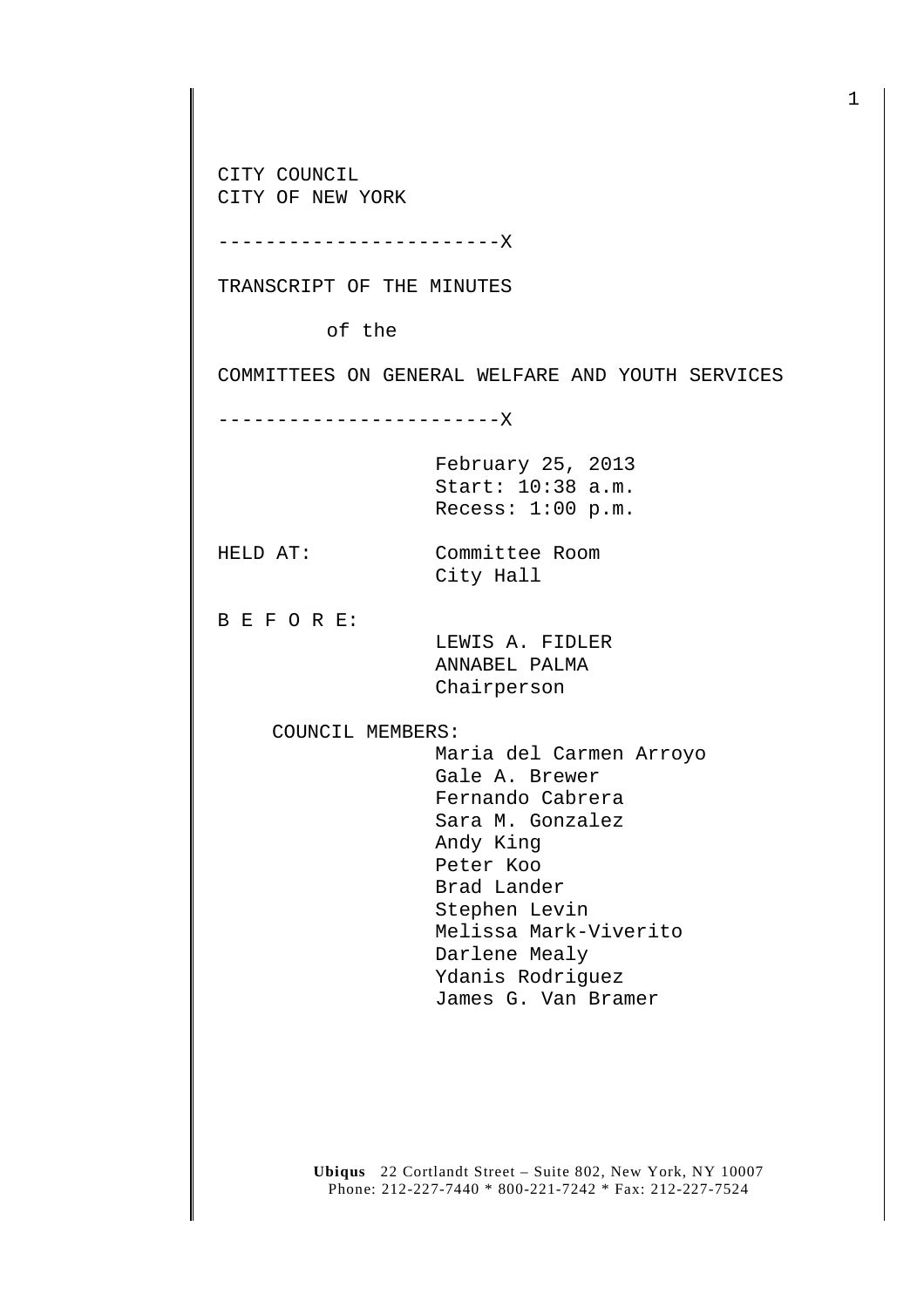CITY COUNCIL
CITY OF NEW YORK

------------------------X

TRANSCRIPT OF THE MINUTES

of the

COMMITTEES ON GENERAL WELFARE AND YOUTH SERVICES

------------------------X

February 25, 2013
Start: 10:38 a.m.
Recess: 1:00 p.m.

HELD AT: Committee Room
City Hall

B E F O R E:

LEWIS A. FIDLER
ANNABEL PALMA
Chairperson

COUNCIL MEMBERS:

Maria del Carmen Arroyo
Gale A. Brewer
Fernando Cabrera
Sara M. Gonzalez
Andy King
Peter Koo
Brad Lander
Stephen Levin
Melissa Mark-Viverito
Darlene Mealy
Ydanis Rodriguez
James G. Van Bramer

**Ubiqus** 22 Cortlandt Street – Suite 802, New York, NY 10007
Phone: 212-227-7440 * 800-221-7242 * Fax: 212-227-7524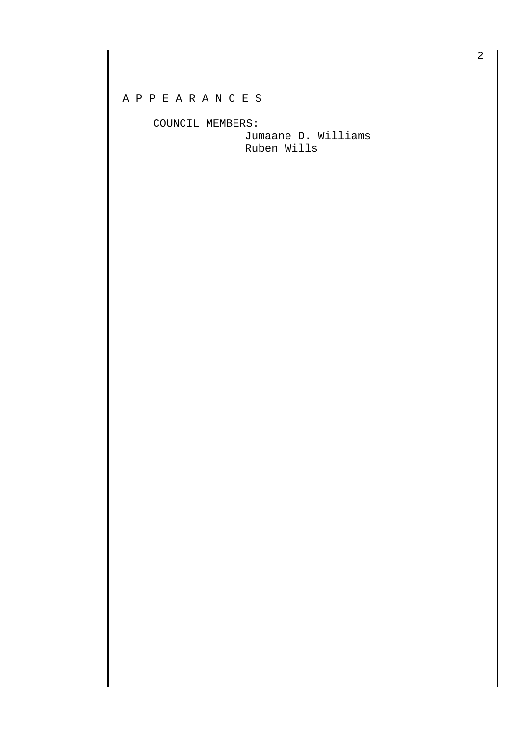A P P E A R A N C E S

COUNCIL MEMBERS:

Jumaane D. Williams
Ruben Wills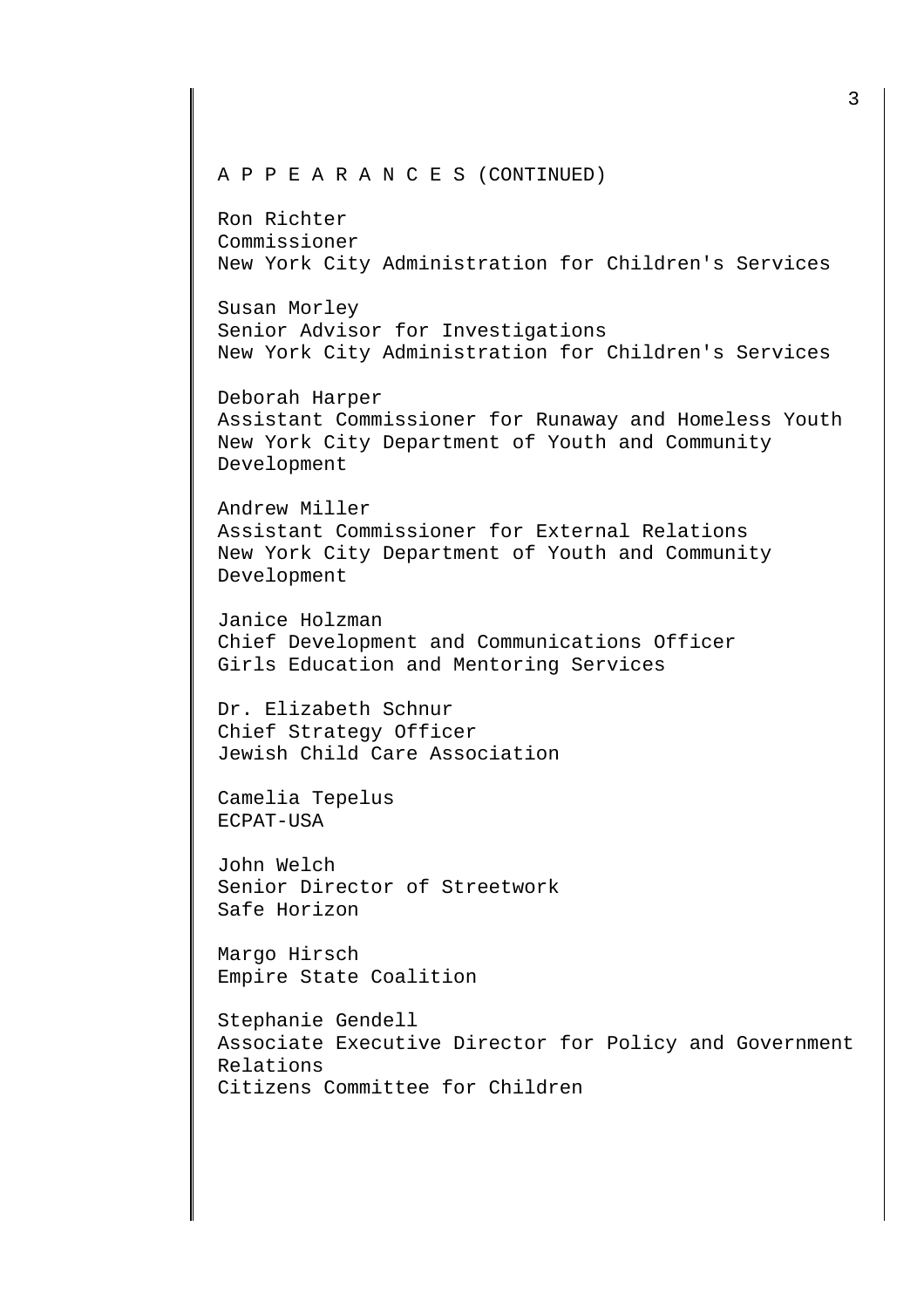A P P E A R A N C E S (CONTINUED)

Ron Richter
Commissioner
New York City Administration for Children's Services

Susan Morley
Senior Advisor for Investigations
New York City Administration for Children's Services

Deborah Harper
Assistant Commissioner for Runaway and Homeless Youth
New York City Department of Youth and Community Development

Andrew Miller
Assistant Commissioner for External Relations
New York City Department of Youth and Community Development

Janice Holzman
Chief Development and Communications Officer
Girls Education and Mentoring Services

Dr. Elizabeth Schnur
Chief Strategy Officer
Jewish Child Care Association

Camelia Tepelus
ECPAT-USA

John Welch
Senior Director of Streetwork
Safe Horizon

Margo Hirsch
Empire State Coalition

Stephanie Gendell
Associate Executive Director for Policy and Government Relations
Citizens Committee for Children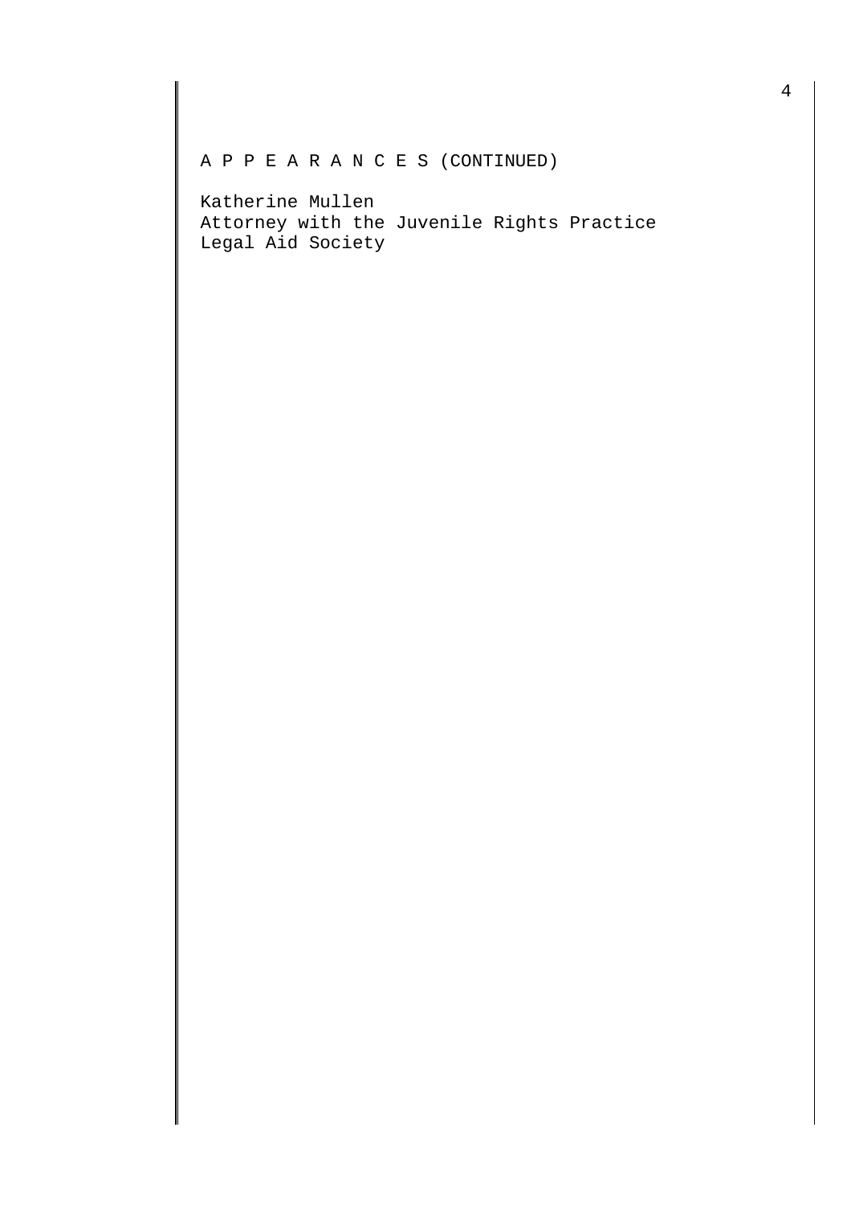A P P E A R A N C E S (CONTINUED)

Katherine Mullen
Attorney with the Juvenile Rights Practice
Legal Aid Society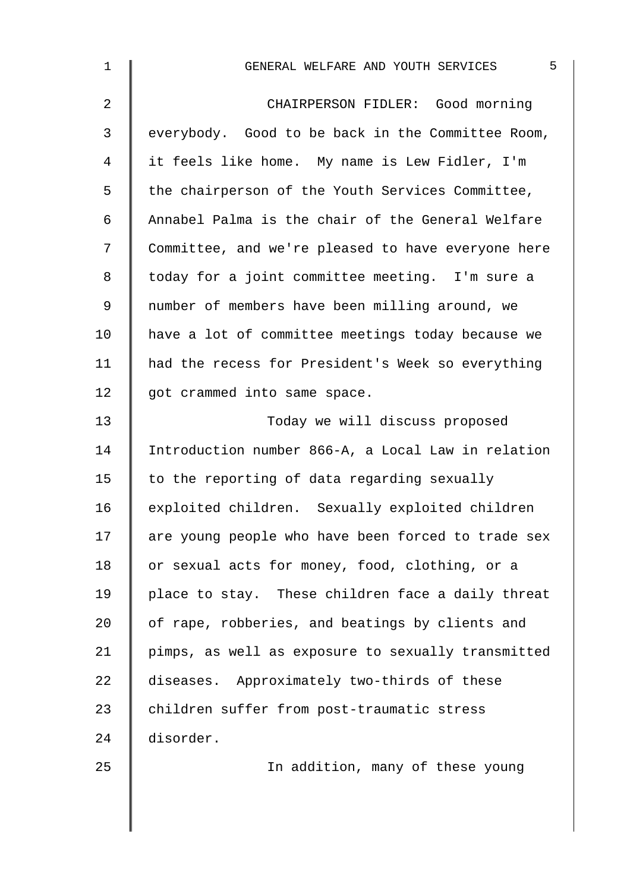CHAIRPERSON FIDLER: Good morning everybody. Good to be back in the Committee Room, it feels like home. My name is Lew Fidler, I'm the chairperson of the Youth Services Committee, Annabel Palma is the chair of the General Welfare Committee, and we're pleased to have everyone here today for a joint committee meeting. I'm sure a number of members have been milling around, we have a lot of committee meetings today because we had the recess for President's Week so everything got crammed into same space.

Today we will discuss proposed Introduction number 866-A, a Local Law in relation to the reporting of data regarding sexually exploited children. Sexually exploited children are young people who have been forced to trade sex or sexual acts for money, food, clothing, or a place to stay. These children face a daily threat of rape, robberies, and beatings by clients and pimps, as well as exposure to sexually transmitted diseases. Approximately two-thirds of these children suffer from post-traumatic stress disorder.

In addition, many of these young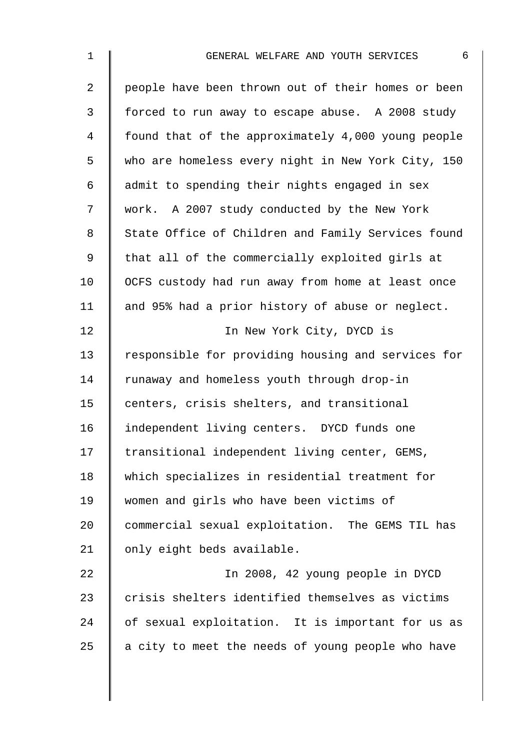people have been thrown out of their homes or been forced to run away to escape abuse. A 2008 study found that of the approximately 4,000 young people who are homeless every night in New York City, 150 admit to spending their nights engaged in sex work. A 2007 study conducted by the New York State Office of Children and Family Services found that all of the commercially exploited girls at OCFS custody had run away from home at least once and 95% had a prior history of abuse or neglect.

In New York City, DYCD is responsible for providing housing and services for runaway and homeless youth through drop-in centers, crisis shelters, and transitional independent living centers. DYCD funds one transitional independent living center, GEMS, which specializes in residential treatment for women and girls who have been victims of commercial sexual exploitation. The GEMS TIL has only eight beds available.

In 2008, 42 young people in DYCD crisis shelters identified themselves as victims of sexual exploitation. It is important for us as a city to meet the needs of young people who have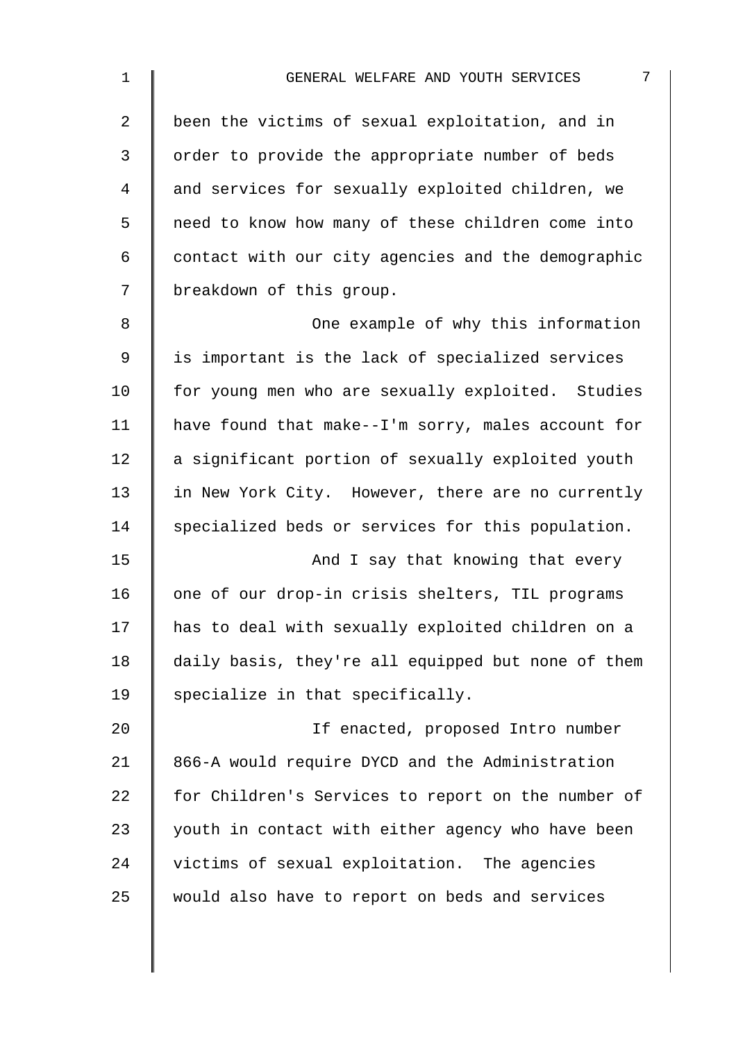been the victims of sexual exploitation, and in order to provide the appropriate number of beds and services for sexually exploited children, we need to know how many of these children come into contact with our city agencies and the demographic breakdown of this group.

One example of why this information is important is the lack of specialized services for young men who are sexually exploited. Studies have found that make--I'm sorry, males account for a significant portion of sexually exploited youth in New York City. However, there are no currently specialized beds or services for this population.

And I say that knowing that every one of our drop-in crisis shelters, TIL programs has to deal with sexually exploited children on a daily basis, they're all equipped but none of them specialize in that specifically.

If enacted, proposed Intro number 866-A would require DYCD and the Administration for Children's Services to report on the number of youth in contact with either agency who have been victims of sexual exploitation. The agencies would also have to report on beds and services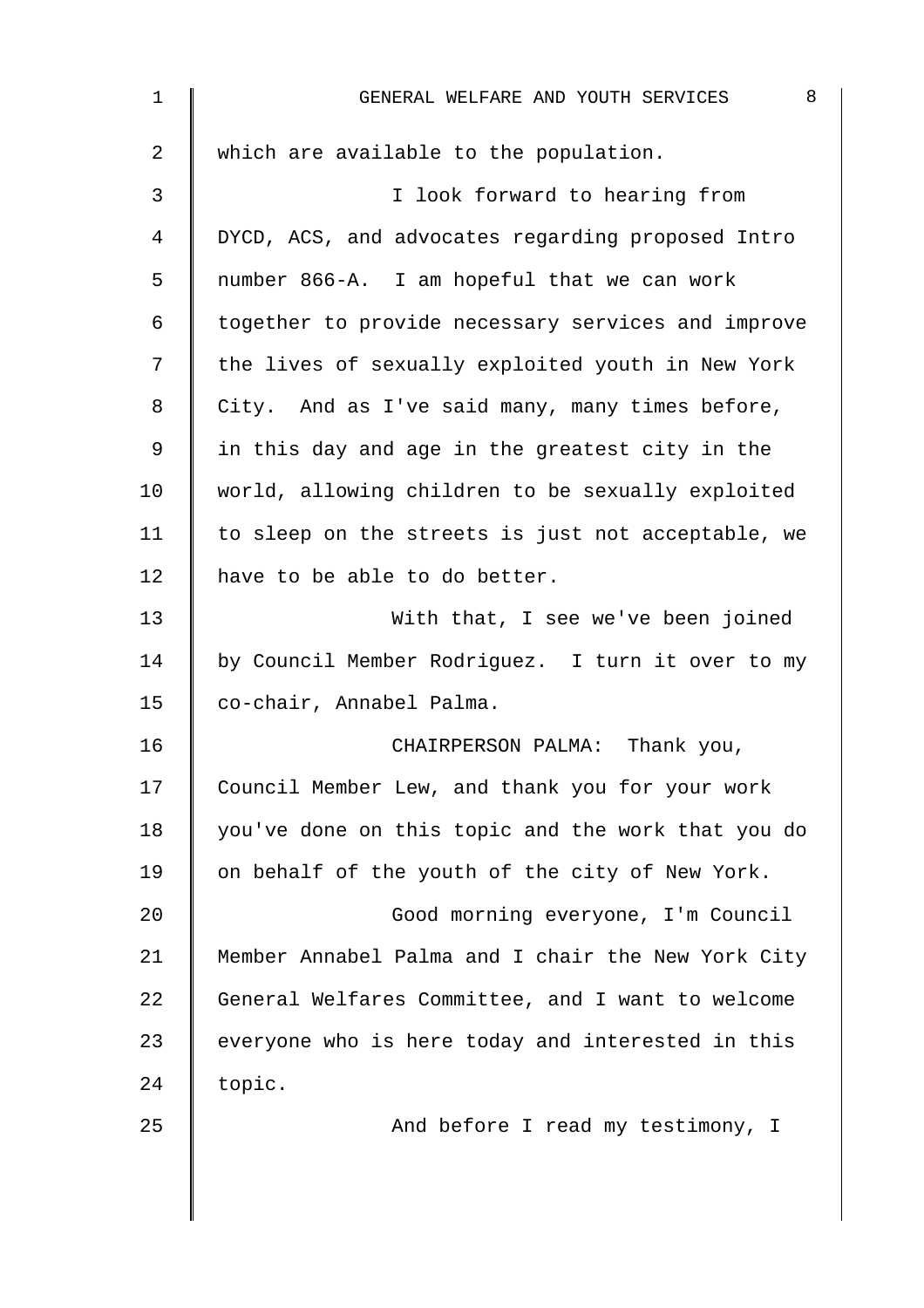which are available to the population.

I look forward to hearing from DYCD, ACS, and advocates regarding proposed Intro number 866-A. I am hopeful that we can work together to provide necessary services and improve the lives of sexually exploited youth in New York City. And as I've said many, many times before, in this day and age in the greatest city in the world, allowing children to be sexually exploited to sleep on the streets is just not acceptable, we have to be able to do better.

With that, I see we've been joined by Council Member Rodriguez. I turn it over to my co-chair, Annabel Palma.

CHAIRPERSON PALMA: Thank you, Council Member Lew, and thank you for your work you've done on this topic and the work that you do on behalf of the youth of the city of New York.

Good morning everyone, I'm Council Member Annabel Palma and I chair the New York City General Welfares Committee, and I want to welcome everyone who is here today and interested in this topic.

And before I read my testimony, I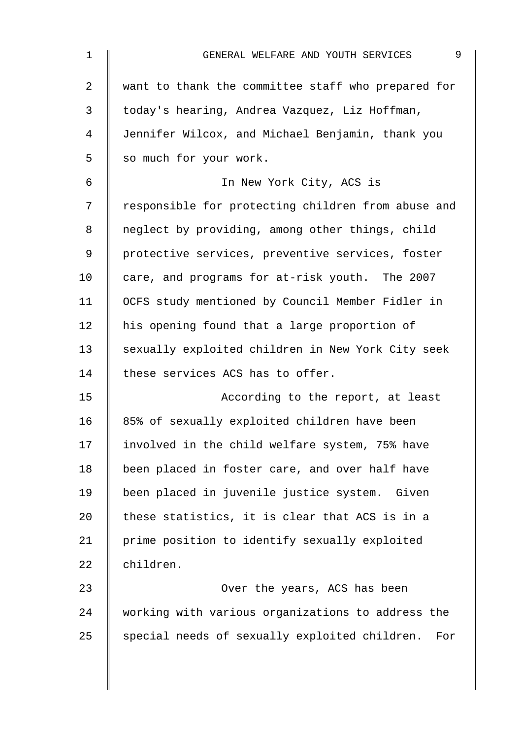want to thank the committee staff who prepared for today's hearing, Andrea Vazquez, Liz Hoffman, Jennifer Wilcox, and Michael Benjamin, thank you so much for your work.

In New York City, ACS is responsible for protecting children from abuse and neglect by providing, among other things, child protective services, preventive services, foster care, and programs for at-risk youth. The 2007 OCFS study mentioned by Council Member Fidler in his opening found that a large proportion of sexually exploited children in New York City seek these services ACS has to offer.

According to the report, at least 85% of sexually exploited children have been involved in the child welfare system, 75% have been placed in foster care, and over half have been placed in juvenile justice system. Given these statistics, it is clear that ACS is in a prime position to identify sexually exploited children.

Over the years, ACS has been working with various organizations to address the special needs of sexually exploited children. For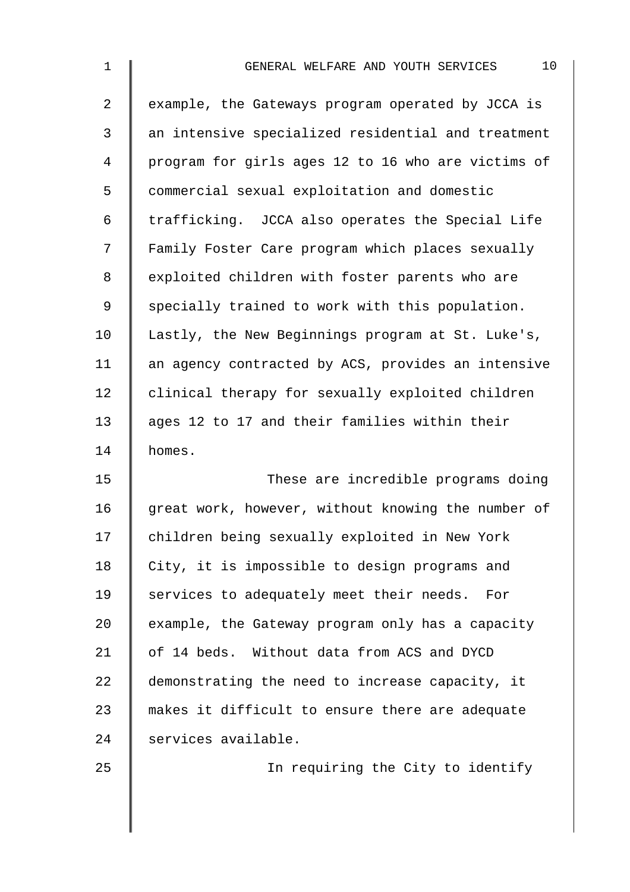example, the Gateways program operated by JCCA is an intensive specialized residential and treatment program for girls ages 12 to 16 who are victims of commercial sexual exploitation and domestic trafficking. JCCA also operates the Special Life Family Foster Care program which places sexually exploited children with foster parents who are specially trained to work with this population. Lastly, the New Beginnings program at St. Luke's, an agency contracted by ACS, provides an intensive clinical therapy for sexually exploited children ages 12 to 17 and their families within their homes.

These are incredible programs doing great work, however, without knowing the number of children being sexually exploited in New York City, it is impossible to design programs and services to adequately meet their needs. For example, the Gateway program only has a capacity of 14 beds. Without data from ACS and DYCD demonstrating the need to increase capacity, it makes it difficult to ensure there are adequate services available.

In requiring the City to identify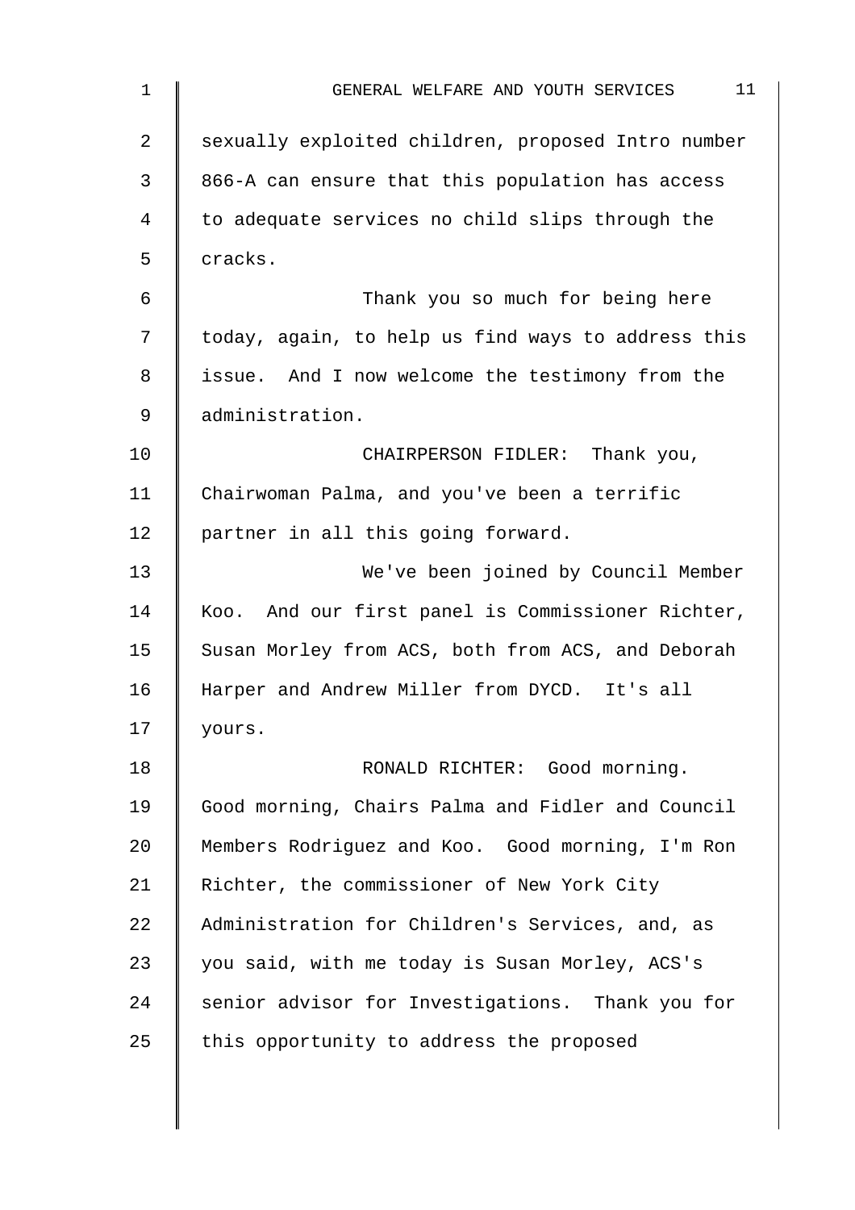sexually exploited children, proposed Intro number 866-A can ensure that this population has access to adequate services no child slips through the cracks.

Thank you so much for being here today, again, to help us find ways to address this issue. And I now welcome the testimony from the administration.

CHAIRPERSON FIDLER: Thank you, Chairwoman Palma, and you've been a terrific partner in all this going forward.

We've been joined by Council Member Koo. And our first panel is Commissioner Richter, Susan Morley from ACS, both from ACS, and Deborah Harper and Andrew Miller from DYCD. It's all yours.

RONALD RICHTER: Good morning. Good morning, Chairs Palma and Fidler and Council Members Rodriguez and Koo. Good morning, I'm Ron Richter, the commissioner of New York City Administration for Children's Services, and, as you said, with me today is Susan Morley, ACS's senior advisor for Investigations. Thank you for this opportunity to address the proposed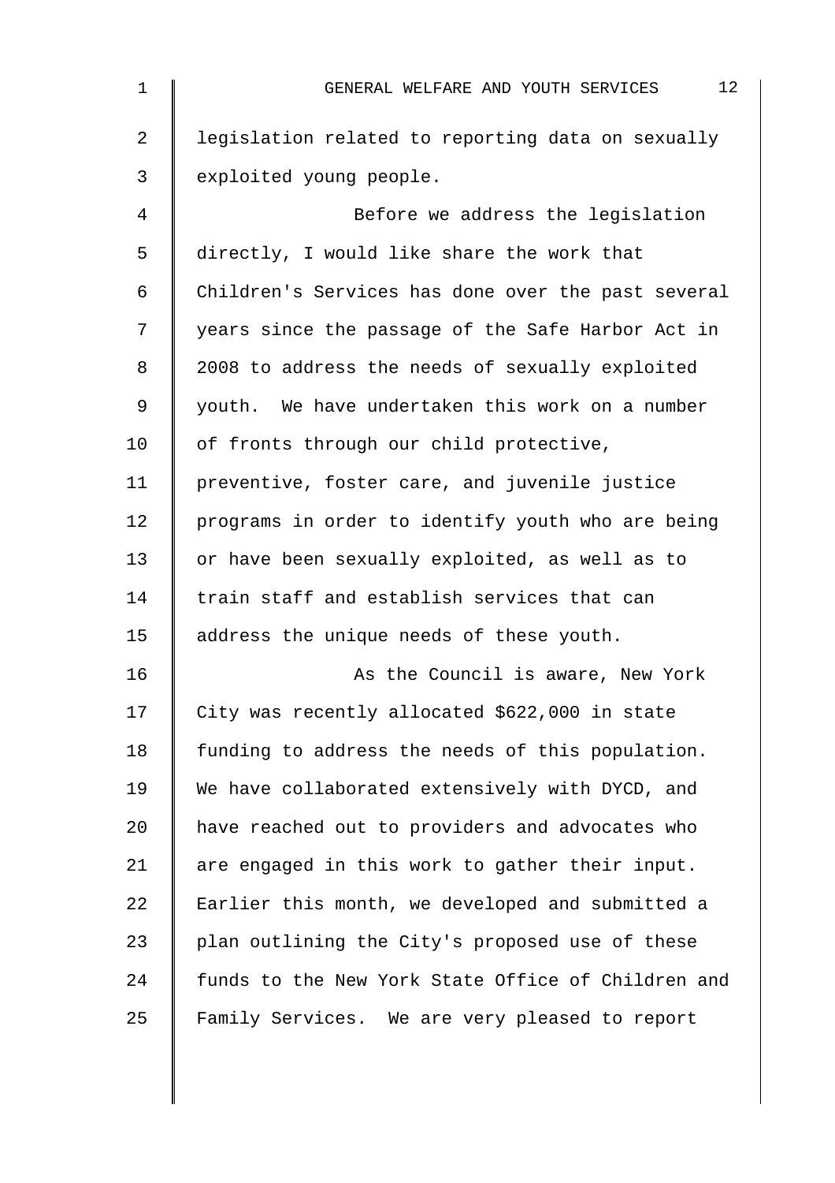legislation related to reporting data on sexually exploited young people.

Before we address the legislation directly, I would like share the work that Children's Services has done over the past several years since the passage of the Safe Harbor Act in 2008 to address the needs of sexually exploited youth. We have undertaken this work on a number of fronts through our child protective, preventive, foster care, and juvenile justice programs in order to identify youth who are being or have been sexually exploited, as well as to train staff and establish services that can address the unique needs of these youth.

As the Council is aware, New York City was recently allocated $622,000 in state funding to address the needs of this population. We have collaborated extensively with DYCD, and have reached out to providers and advocates who are engaged in this work to gather their input. Earlier this month, we developed and submitted a plan outlining the City's proposed use of these funds to the New York State Office of Children and Family Services. We are very pleased to report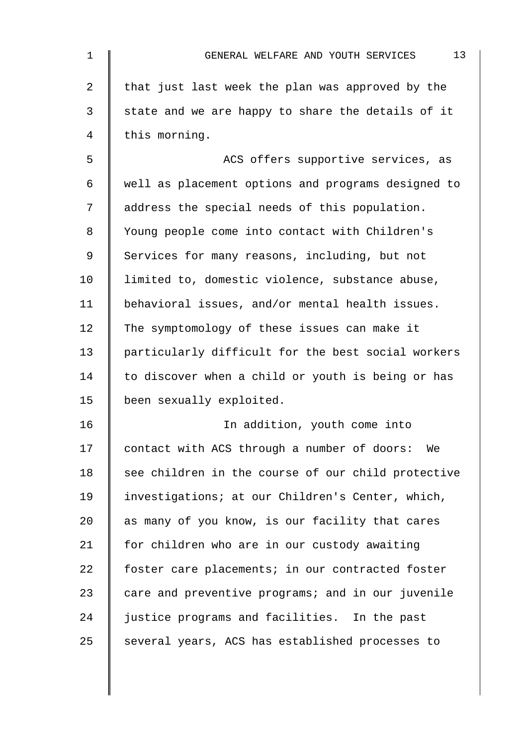that just last week the plan was approved by the state and we are happy to share the details of it this morning.

ACS offers supportive services, as well as placement options and programs designed to address the special needs of this population. Young people come into contact with Children's Services for many reasons, including, but not limited to, domestic violence, substance abuse, behavioral issues, and/or mental health issues. The symptomology of these issues can make it particularly difficult for the best social workers to discover when a child or youth is being or has been sexually exploited.

In addition, youth come into contact with ACS through a number of doors: We see children in the course of our child protective investigations; at our Children's Center, which, as many of you know, is our facility that cares for children who are in our custody awaiting foster care placements; in our contracted foster care and preventive programs; and in our juvenile justice programs and facilities. In the past several years, ACS has established processes to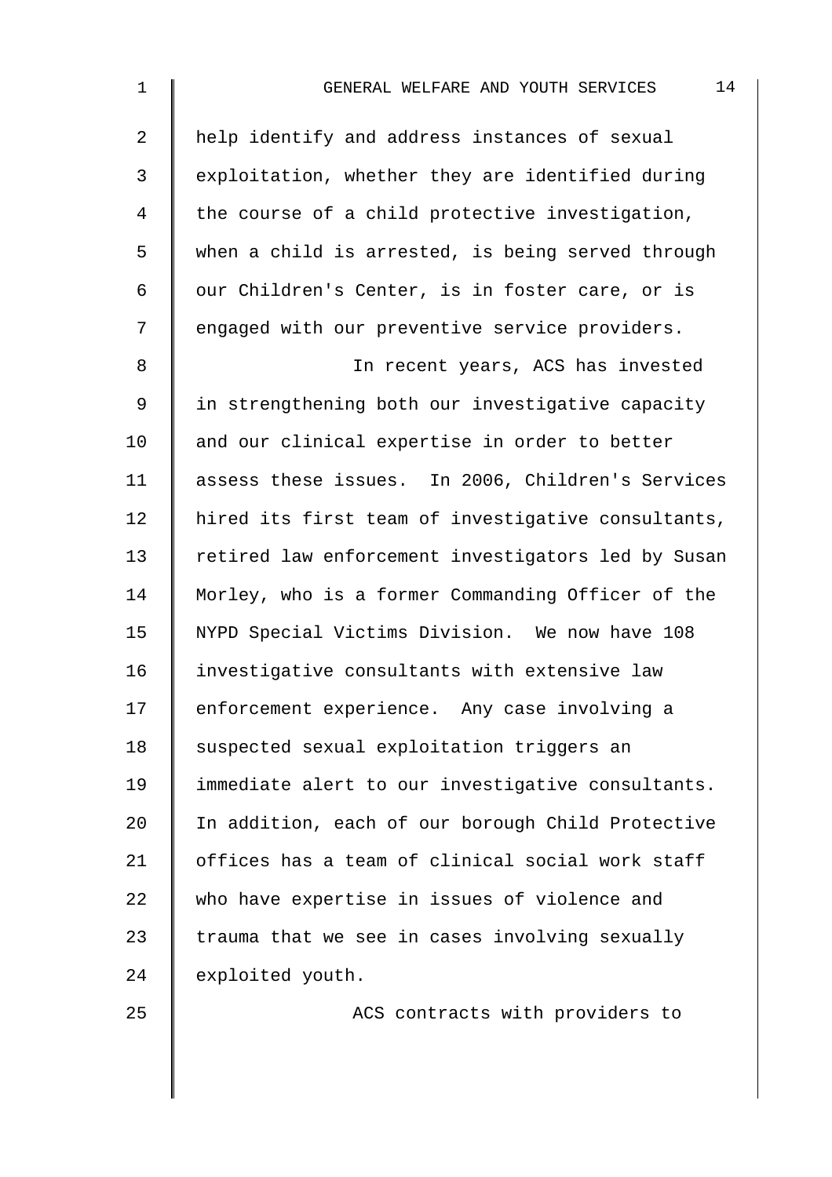help identify and address instances of sexual exploitation, whether they are identified during the course of a child protective investigation, when a child is arrested, is being served through our Children's Center, is in foster care, or is engaged with our preventive service providers.

In recent years, ACS has invested in strengthening both our investigative capacity and our clinical expertise in order to better assess these issues. In 2006, Children's Services hired its first team of investigative consultants, retired law enforcement investigators led by Susan Morley, who is a former Commanding Officer of the NYPD Special Victims Division. We now have 108 investigative consultants with extensive law enforcement experience. Any case involving a suspected sexual exploitation triggers an immediate alert to our investigative consultants. In addition, each of our borough Child Protective offices has a team of clinical social work staff who have expertise in issues of violence and trauma that we see in cases involving sexually exploited youth.

ACS contracts with providers to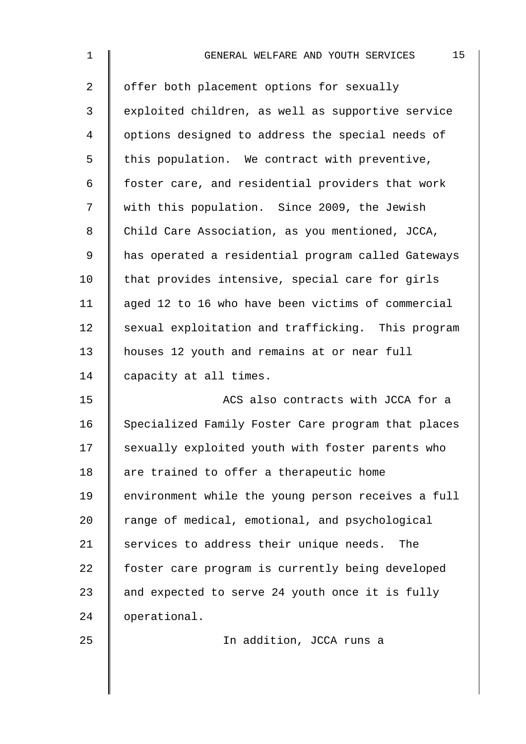offer both placement options for sexually exploited children, as well as supportive service options designed to address the special needs of this population. We contract with preventive, foster care, and residential providers that work with this population. Since 2009, the Jewish Child Care Association, as you mentioned, JCCA, has operated a residential program called Gateways that provides intensive, special care for girls aged 12 to 16 who have been victims of commercial sexual exploitation and trafficking. This program houses 12 youth and remains at or near full capacity at all times.

ACS also contracts with JCCA for a Specialized Family Foster Care program that places sexually exploited youth with foster parents who are trained to offer a therapeutic home environment while the young person receives a full range of medical, emotional, and psychological services to address their unique needs. The foster care program is currently being developed and expected to serve 24 youth once it is fully operational.

In addition, JCCA runs a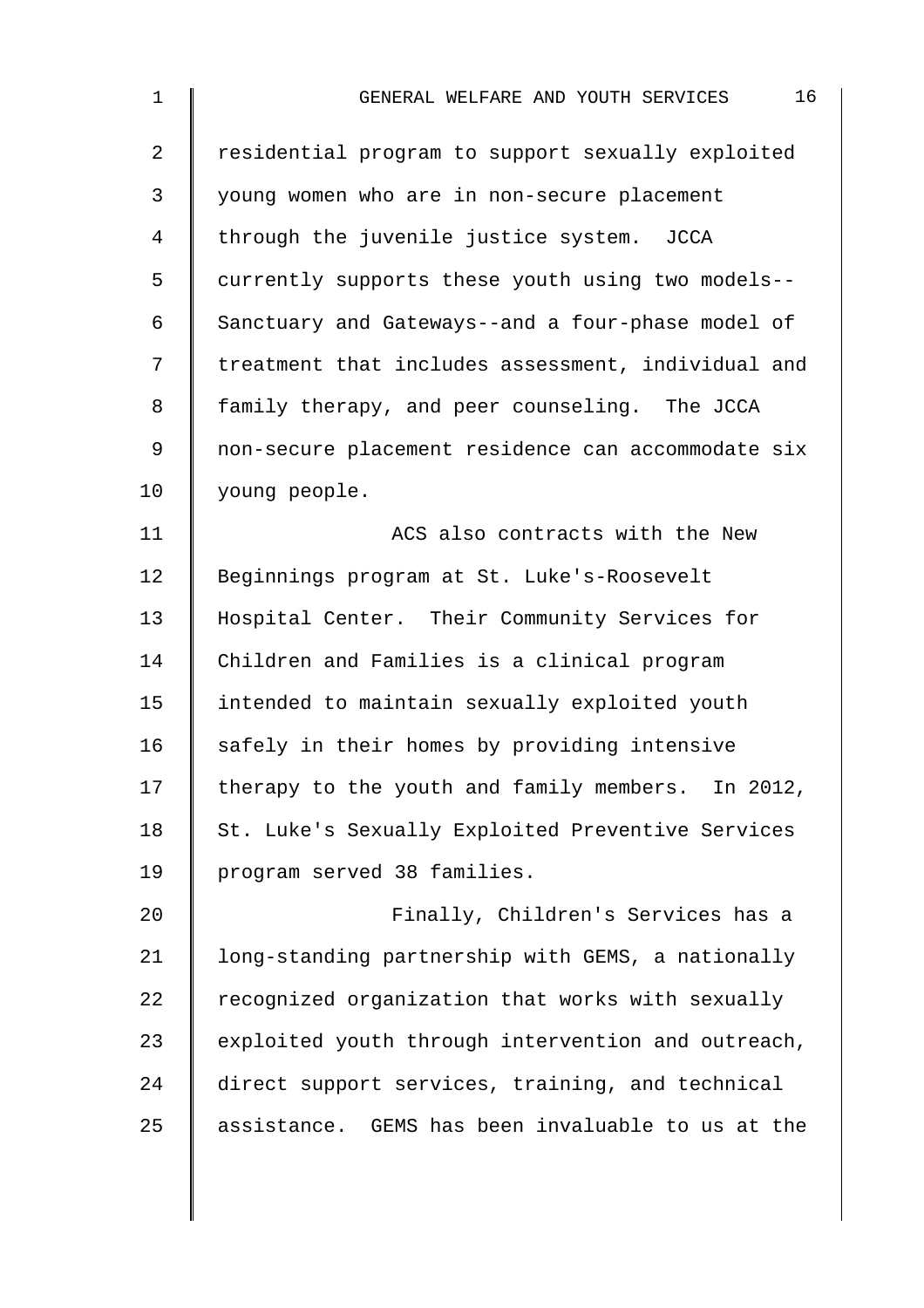residential program to support sexually exploited young women who are in non-secure placement through the juvenile justice system. JCCA currently supports these youth using two models--Sanctuary and Gateways--and a four-phase model of treatment that includes assessment, individual and family therapy, and peer counseling. The JCCA non-secure placement residence can accommodate six young people.

ACS also contracts with the New Beginnings program at St. Luke's-Roosevelt Hospital Center. Their Community Services for Children and Families is a clinical program intended to maintain sexually exploited youth safely in their homes by providing intensive therapy to the youth and family members. In 2012, St. Luke's Sexually Exploited Preventive Services program served 38 families.

Finally, Children's Services has a long-standing partnership with GEMS, a nationally recognized organization that works with sexually exploited youth through intervention and outreach, direct support services, training, and technical assistance. GEMS has been invaluable to us at the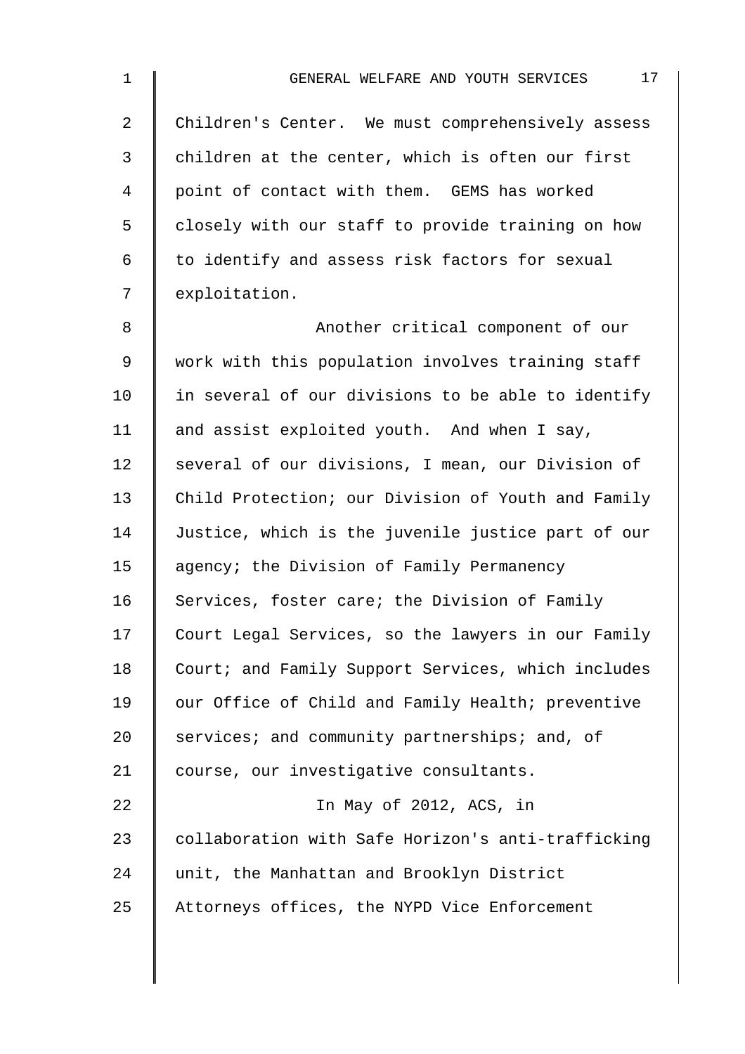Children's Center. We must comprehensively assess children at the center, which is often our first point of contact with them. GEMS has worked closely with our staff to provide training on how to identify and assess risk factors for sexual exploitation.

Another critical component of our work with this population involves training staff in several of our divisions to be able to identify and assist exploited youth. And when I say, several of our divisions, I mean, our Division of Child Protection; our Division of Youth and Family Justice, which is the juvenile justice part of our agency; the Division of Family Permanency Services, foster care; the Division of Family Court Legal Services, so the lawyers in our Family Court; and Family Support Services, which includes our Office of Child and Family Health; preventive services; and community partnerships; and, of course, our investigative consultants.

In May of 2012, ACS, in collaboration with Safe Horizon's anti-trafficking unit, the Manhattan and Brooklyn District Attorneys offices, the NYPD Vice Enforcement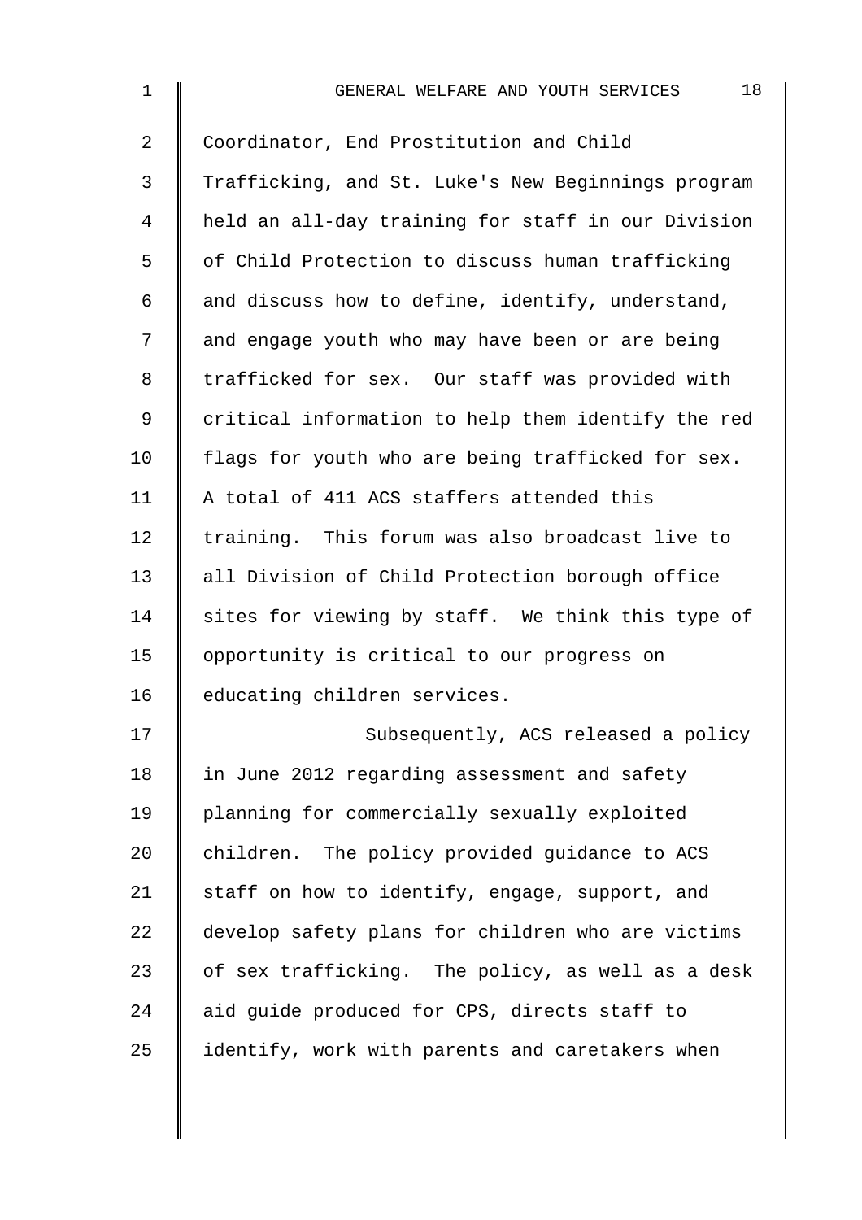Coordinator, End Prostitution and Child Trafficking, and St. Luke's New Beginnings program held an all-day training for staff in our Division of Child Protection to discuss human trafficking and discuss how to define, identify, understand, and engage youth who may have been or are being trafficked for sex. Our staff was provided with critical information to help them identify the red flags for youth who are being trafficked for sex. A total of 411 ACS staffers attended this training. This forum was also broadcast live to all Division of Child Protection borough office sites for viewing by staff. We think this type of opportunity is critical to our progress on educating children services.

Subsequently, ACS released a policy in June 2012 regarding assessment and safety planning for commercially sexually exploited children. The policy provided guidance to ACS staff on how to identify, engage, support, and develop safety plans for children who are victims of sex trafficking. The policy, as well as a desk aid guide produced for CPS, directs staff to identify, work with parents and caretakers when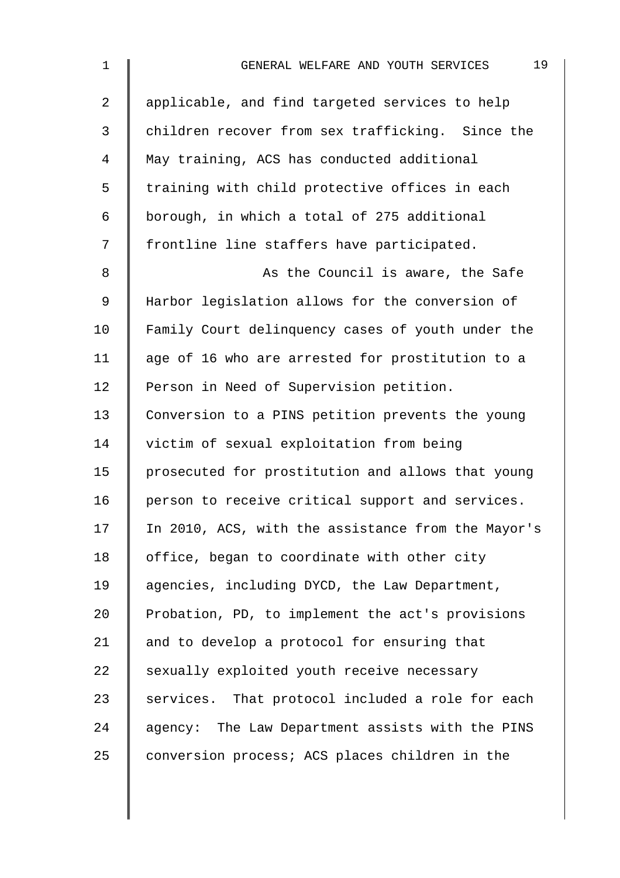applicable, and find targeted services to help children recover from sex trafficking. Since the May training, ACS has conducted additional training with child protective offices in each borough, in which a total of 275 additional frontline line staffers have participated.

As the Council is aware, the Safe Harbor legislation allows for the conversion of Family Court delinquency cases of youth under the age of 16 who are arrested for prostitution to a Person in Need of Supervision petition. Conversion to a PINS petition prevents the young victim of sexual exploitation from being prosecuted for prostitution and allows that young person to receive critical support and services. In 2010, ACS, with the assistance from the Mayor's office, began to coordinate with other city agencies, including DYCD, the Law Department, Probation, PD, to implement the act's provisions and to develop a protocol for ensuring that sexually exploited youth receive necessary services. That protocol included a role for each agency: The Law Department assists with the PINS conversion process; ACS places children in the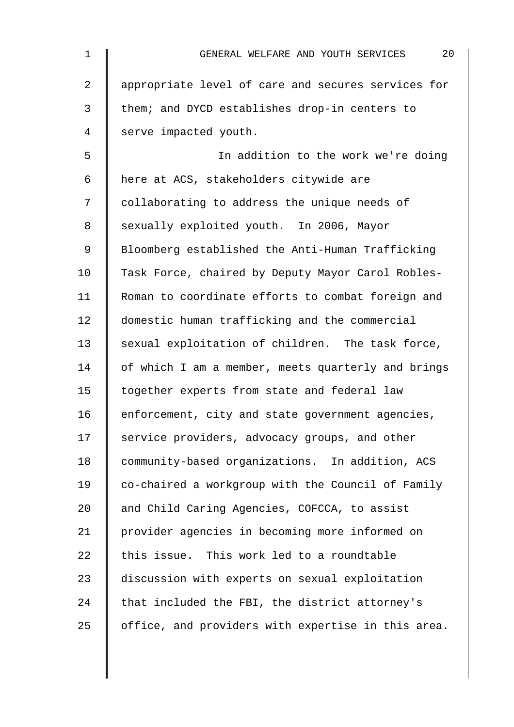appropriate level of care and secures services for them; and DYCD establishes drop-in centers to serve impacted youth.

In addition to the work we're doing here at ACS, stakeholders citywide are collaborating to address the unique needs of sexually exploited youth. In 2006, Mayor Bloomberg established the Anti-Human Trafficking Task Force, chaired by Deputy Mayor Carol Robles-Roman to coordinate efforts to combat foreign and domestic human trafficking and the commercial sexual exploitation of children. The task force, of which I am a member, meets quarterly and brings together experts from state and federal law enforcement, city and state government agencies, service providers, advocacy groups, and other community-based organizations. In addition, ACS co-chaired a workgroup with the Council of Family and Child Caring Agencies, COFCCA, to assist provider agencies in becoming more informed on this issue. This work led to a roundtable discussion with experts on sexual exploitation that included the FBI, the district attorney's office, and providers with expertise in this area.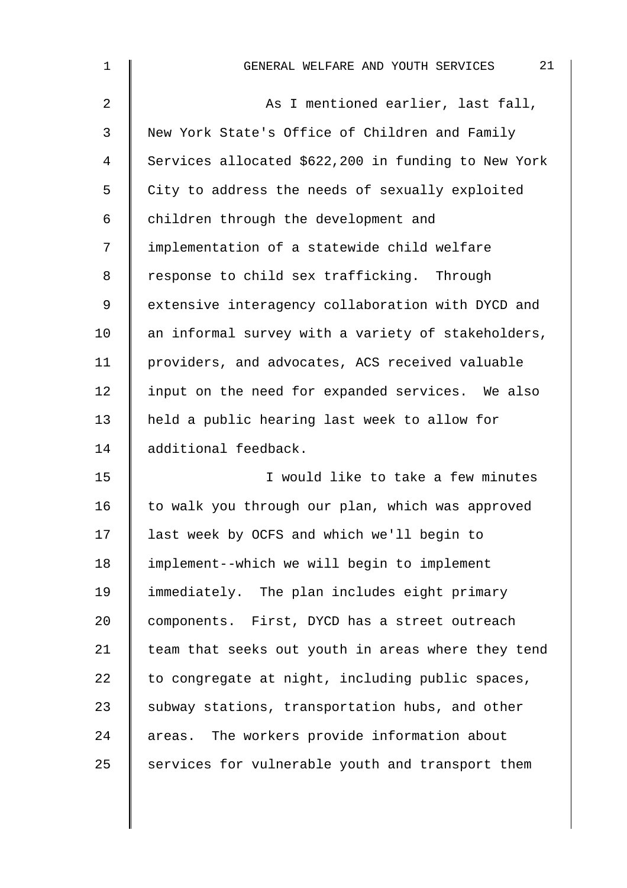As I mentioned earlier, last fall, New York State's Office of Children and Family Services allocated $622,200 in funding to New York City to address the needs of sexually exploited children through the development and implementation of a statewide child welfare response to child sex trafficking. Through extensive interagency collaboration with DYCD and an informal survey with a variety of stakeholders, providers, and advocates, ACS received valuable input on the need for expanded services. We also held a public hearing last week to allow for additional feedback.

I would like to take a few minutes to walk you through our plan, which was approved last week by OCFS and which we'll begin to implement--which we will begin to implement immediately. The plan includes eight primary components. First, DYCD has a street outreach team that seeks out youth in areas where they tend to congregate at night, including public spaces, subway stations, transportation hubs, and other areas. The workers provide information about services for vulnerable youth and transport them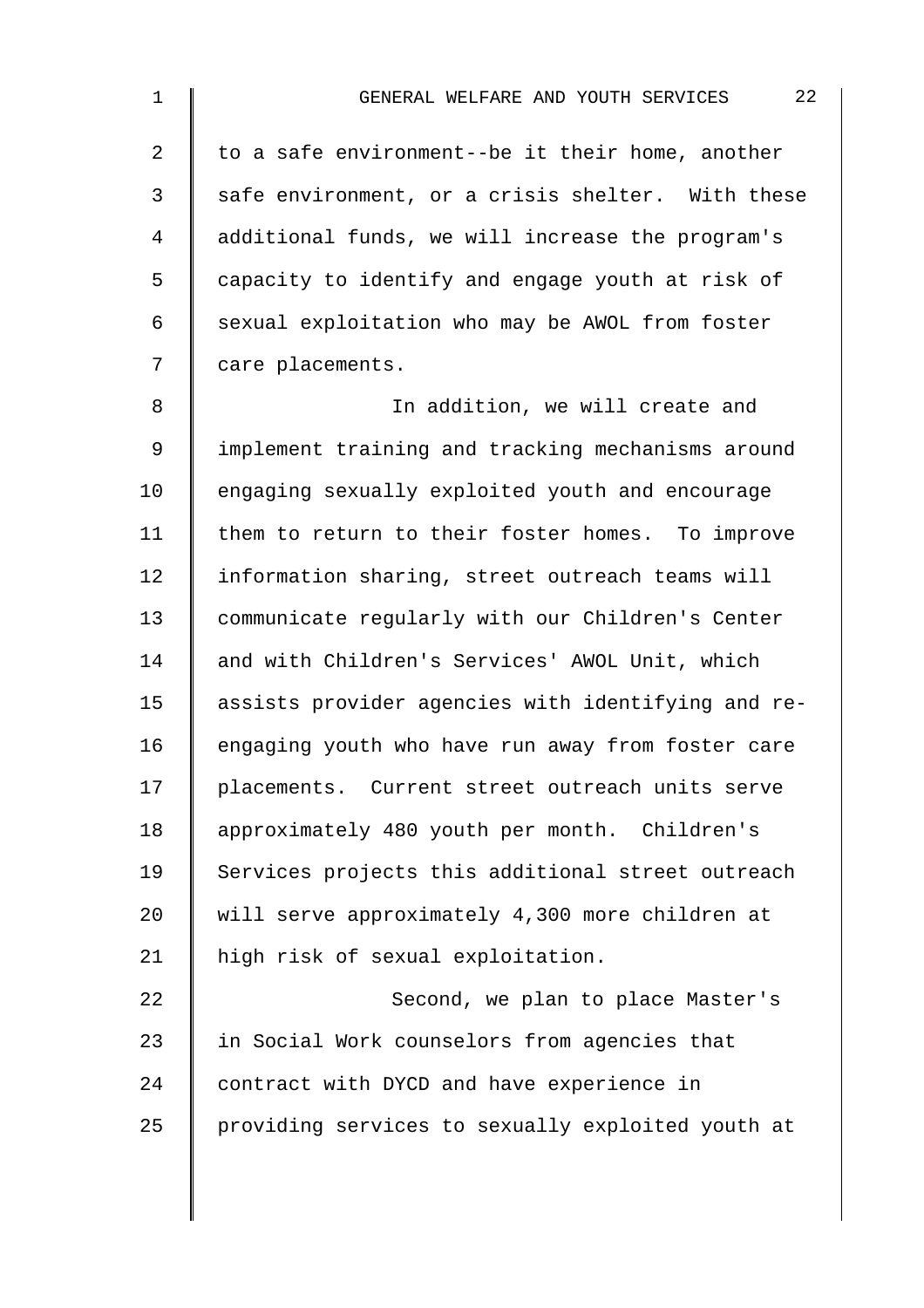to a safe environment--be it their home, another safe environment, or a crisis shelter. With these additional funds, we will increase the program's capacity to identify and engage youth at risk of sexual exploitation who may be AWOL from foster care placements.

In addition, we will create and implement training and tracking mechanisms around engaging sexually exploited youth and encourage them to return to their foster homes. To improve information sharing, street outreach teams will communicate regularly with our Children's Center and with Children's Services' AWOL Unit, which assists provider agencies with identifying and re-engaging youth who have run away from foster care placements. Current street outreach units serve approximately 480 youth per month. Children's Services projects this additional street outreach will serve approximately 4,300 more children at high risk of sexual exploitation.

Second, we plan to place Master's in Social Work counselors from agencies that contract with DYCD and have experience in providing services to sexually exploited youth at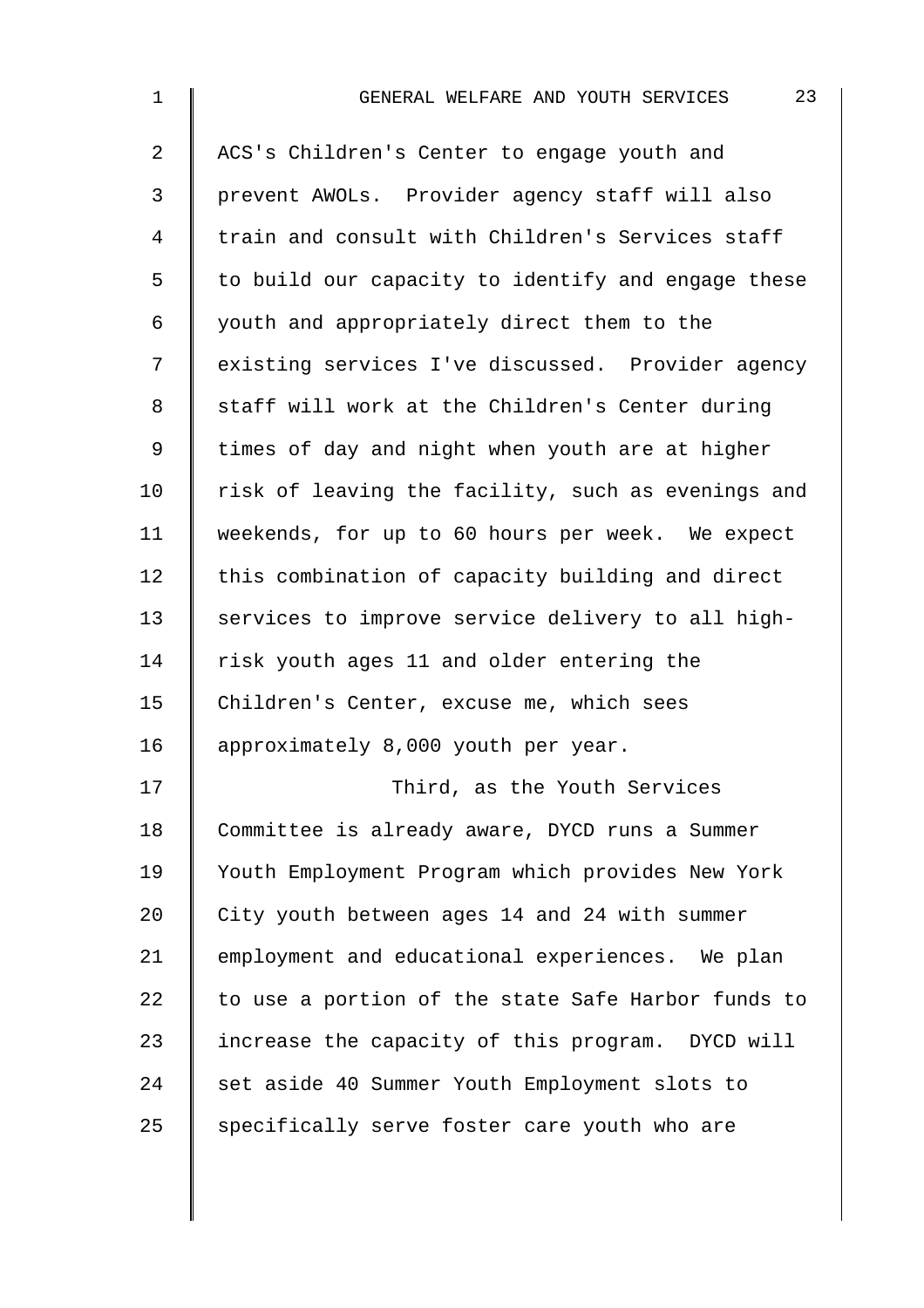ACS's Children's Center to engage youth and prevent AWOLs. Provider agency staff will also train and consult with Children's Services staff to build our capacity to identify and engage these youth and appropriately direct them to the existing services I've discussed. Provider agency staff will work at the Children's Center during times of day and night when youth are at higher risk of leaving the facility, such as evenings and weekends, for up to 60 hours per week. We expect this combination of capacity building and direct services to improve service delivery to all high-risk youth ages 11 and older entering the Children's Center, excuse me, which sees approximately 8,000 youth per year.

Third, as the Youth Services Committee is already aware, DYCD runs a Summer Youth Employment Program which provides New York City youth between ages 14 and 24 with summer employment and educational experiences. We plan to use a portion of the state Safe Harbor funds to increase the capacity of this program. DYCD will set aside 40 Summer Youth Employment slots to specifically serve foster care youth who are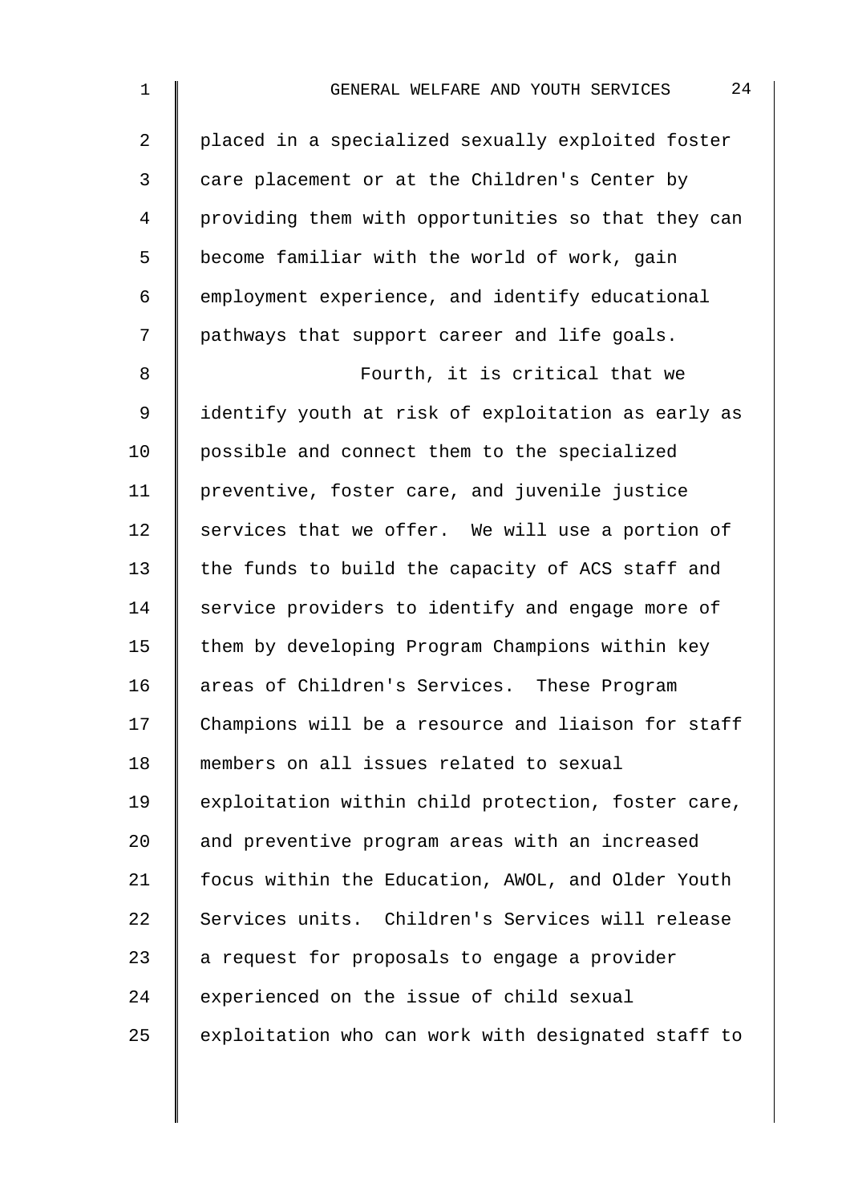placed in a specialized sexually exploited foster care placement or at the Children's Center by providing them with opportunities so that they can become familiar with the world of work, gain employment experience, and identify educational pathways that support career and life goals.

Fourth, it is critical that we identify youth at risk of exploitation as early as possible and connect them to the specialized preventive, foster care, and juvenile justice services that we offer. We will use a portion of the funds to build the capacity of ACS staff and service providers to identify and engage more of them by developing Program Champions within key areas of Children's Services. These Program Champions will be a resource and liaison for staff members on all issues related to sexual exploitation within child protection, foster care, and preventive program areas with an increased focus within the Education, AWOL, and Older Youth Services units. Children's Services will release a request for proposals to engage a provider experienced on the issue of child sexual exploitation who can work with designated staff to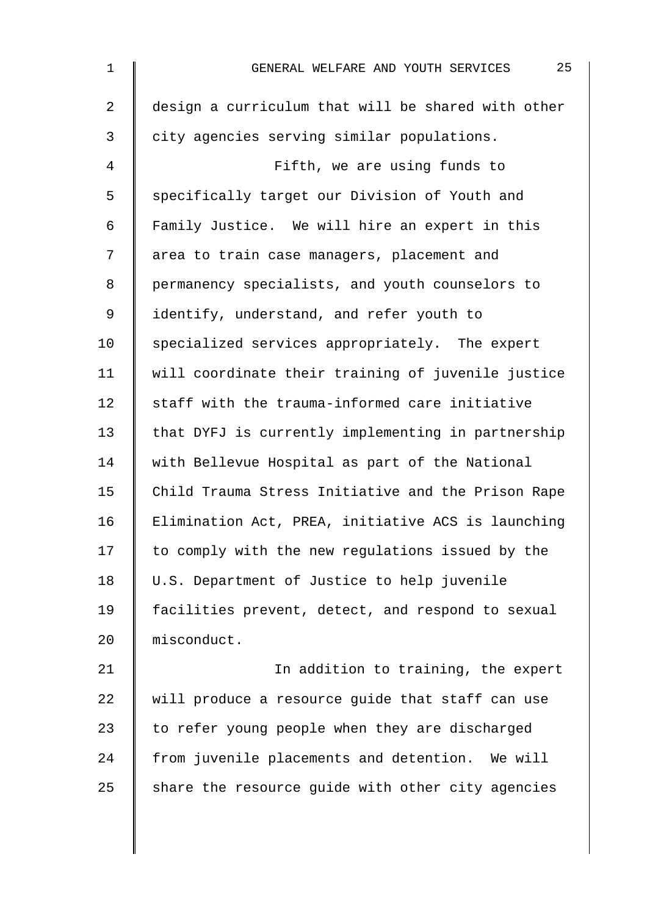design a curriculum that will be shared with other city agencies serving similar populations.

Fifth, we are using funds to specifically target our Division of Youth and Family Justice. We will hire an expert in this area to train case managers, placement and permanency specialists, and youth counselors to identify, understand, and refer youth to specialized services appropriately. The expert will coordinate their training of juvenile justice staff with the trauma-informed care initiative that DYFJ is currently implementing in partnership with Bellevue Hospital as part of the National Child Trauma Stress Initiative and the Prison Rape Elimination Act, PREA, initiative ACS is launching to comply with the new regulations issued by the U.S. Department of Justice to help juvenile facilities prevent, detect, and respond to sexual misconduct.

In addition to training, the expert will produce a resource guide that staff can use to refer young people when they are discharged from juvenile placements and detention. We will share the resource guide with other city agencies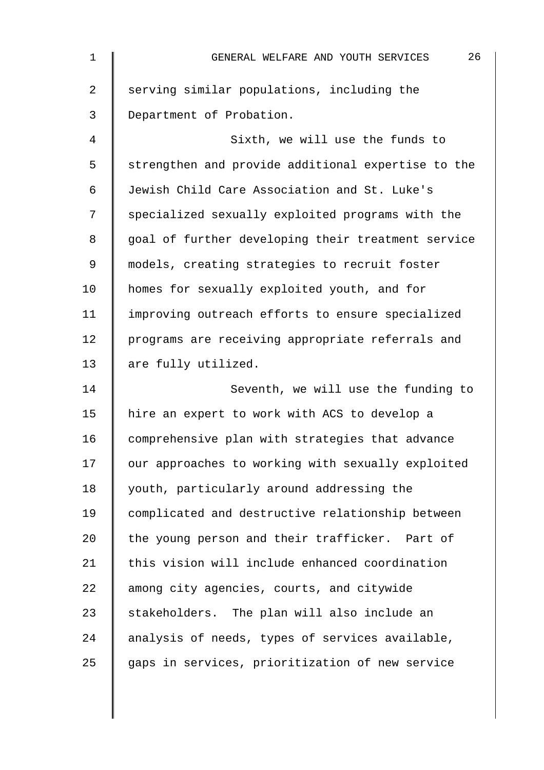serving similar populations, including the Department of Probation.

Sixth, we will use the funds to strengthen and provide additional expertise to the Jewish Child Care Association and St. Luke's specialized sexually exploited programs with the goal of further developing their treatment service models, creating strategies to recruit foster homes for sexually exploited youth, and for improving outreach efforts to ensure specialized programs are receiving appropriate referrals and are fully utilized.

Seventh, we will use the funding to hire an expert to work with ACS to develop a comprehensive plan with strategies that advance our approaches to working with sexually exploited youth, particularly around addressing the complicated and destructive relationship between the young person and their trafficker. Part of this vision will include enhanced coordination among city agencies, courts, and citywide stakeholders. The plan will also include an analysis of needs, types of services available, gaps in services, prioritization of new service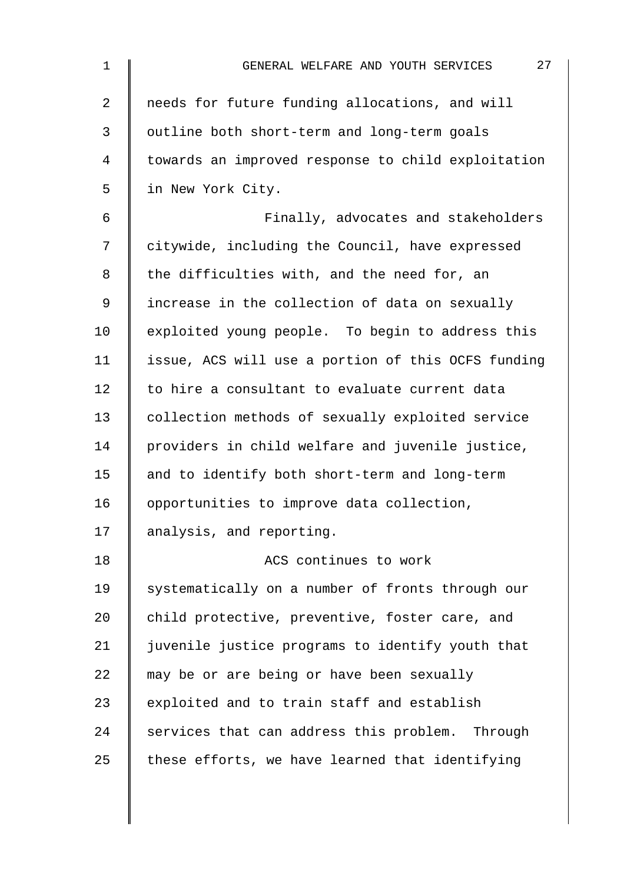needs for future funding allocations, and will outline both short-term and long-term goals towards an improved response to child exploitation in New York City.

Finally, advocates and stakeholders citywide, including the Council, have expressed the difficulties with, and the need for, an increase in the collection of data on sexually exploited young people. To begin to address this issue, ACS will use a portion of this OCFS funding to hire a consultant to evaluate current data collection methods of sexually exploited service providers in child welfare and juvenile justice, and to identify both short-term and long-term opportunities to improve data collection, analysis, and reporting.

ACS continues to work systematically on a number of fronts through our child protective, preventive, foster care, and juvenile justice programs to identify youth that may be or are being or have been sexually exploited and to train staff and establish services that can address this problem. Through these efforts, we have learned that identifying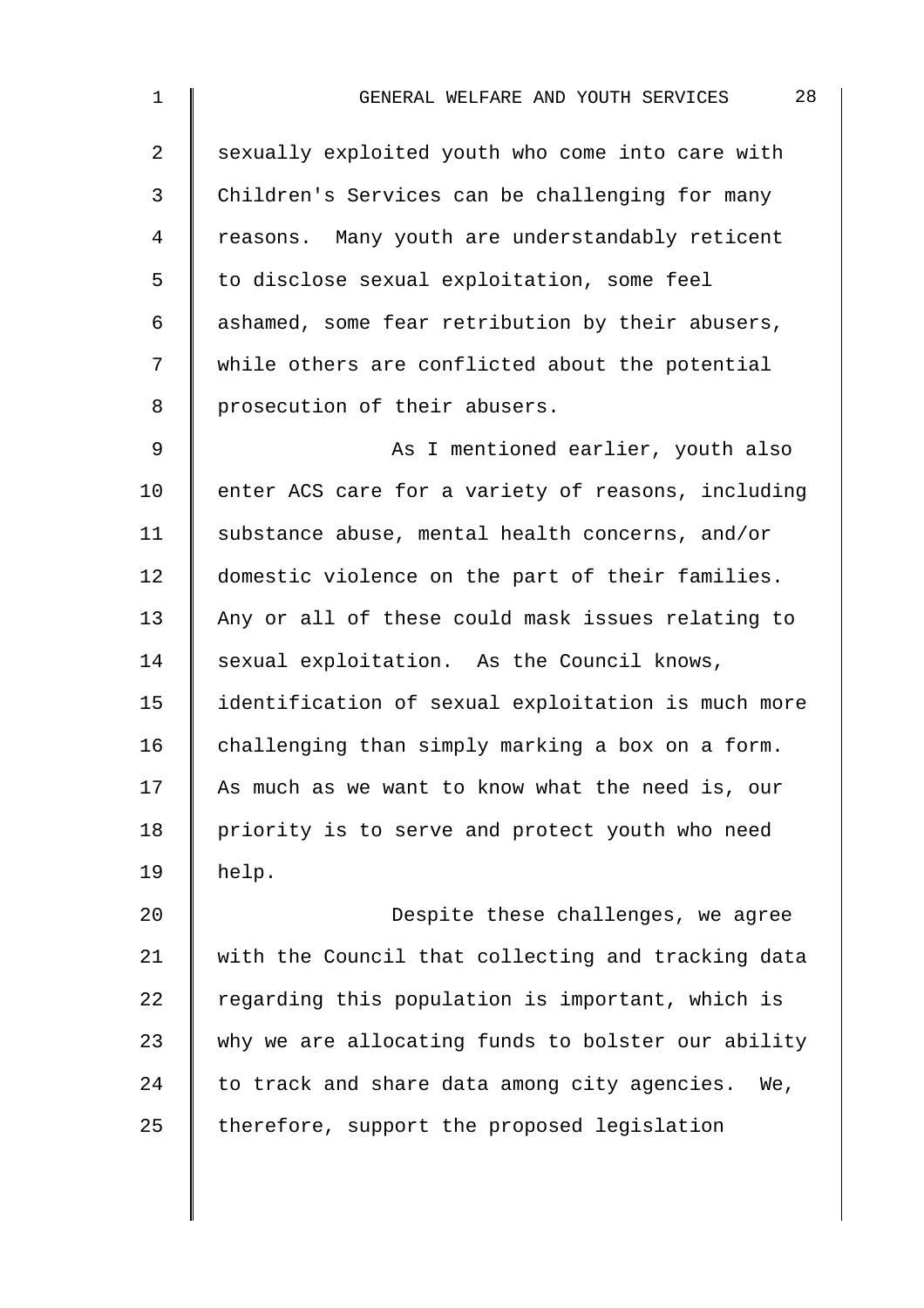sexually exploited youth who come into care with Children's Services can be challenging for many reasons. Many youth are understandably reticent to disclose sexual exploitation, some feel ashamed, some fear retribution by their abusers, while others are conflicted about the potential prosecution of their abusers.

As I mentioned earlier, youth also enter ACS care for a variety of reasons, including substance abuse, mental health concerns, and/or domestic violence on the part of their families. Any or all of these could mask issues relating to sexual exploitation. As the Council knows, identification of sexual exploitation is much more challenging than simply marking a box on a form. As much as we want to know what the need is, our priority is to serve and protect youth who need help.

Despite these challenges, we agree with the Council that collecting and tracking data regarding this population is important, which is why we are allocating funds to bolster our ability to track and share data among city agencies. We, therefore, support the proposed legislation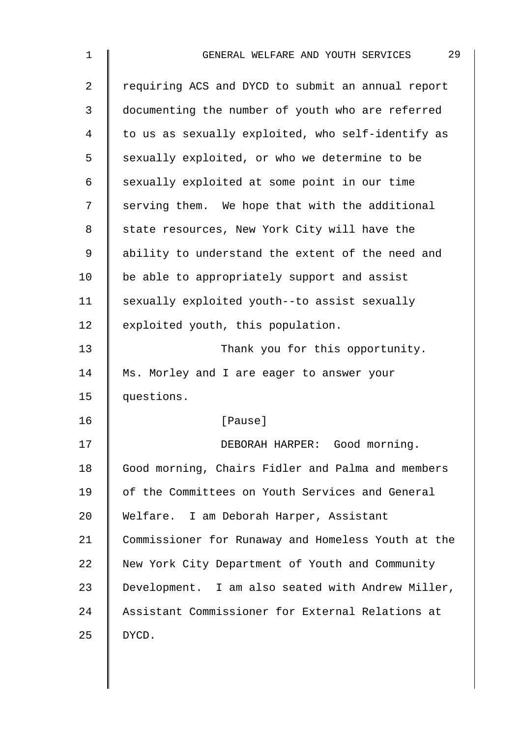requiring ACS and DYCD to submit an annual report documenting the number of youth who are referred to us as sexually exploited, who self-identify as sexually exploited, or who we determine to be sexually exploited at some point in our time serving them. We hope that with the additional state resources, New York City will have the ability to understand the extent of the need and be able to appropriately support and assist sexually exploited youth--to assist sexually exploited youth, this population.

Thank you for this opportunity. Ms. Morley and I are eager to answer your questions.

[Pause]

DEBORAH HARPER: Good morning. Good morning, Chairs Fidler and Palma and members of the Committees on Youth Services and General Welfare. I am Deborah Harper, Assistant Commissioner for Runaway and Homeless Youth at the New York City Department of Youth and Community Development. I am also seated with Andrew Miller, Assistant Commissioner for External Relations at DYCD.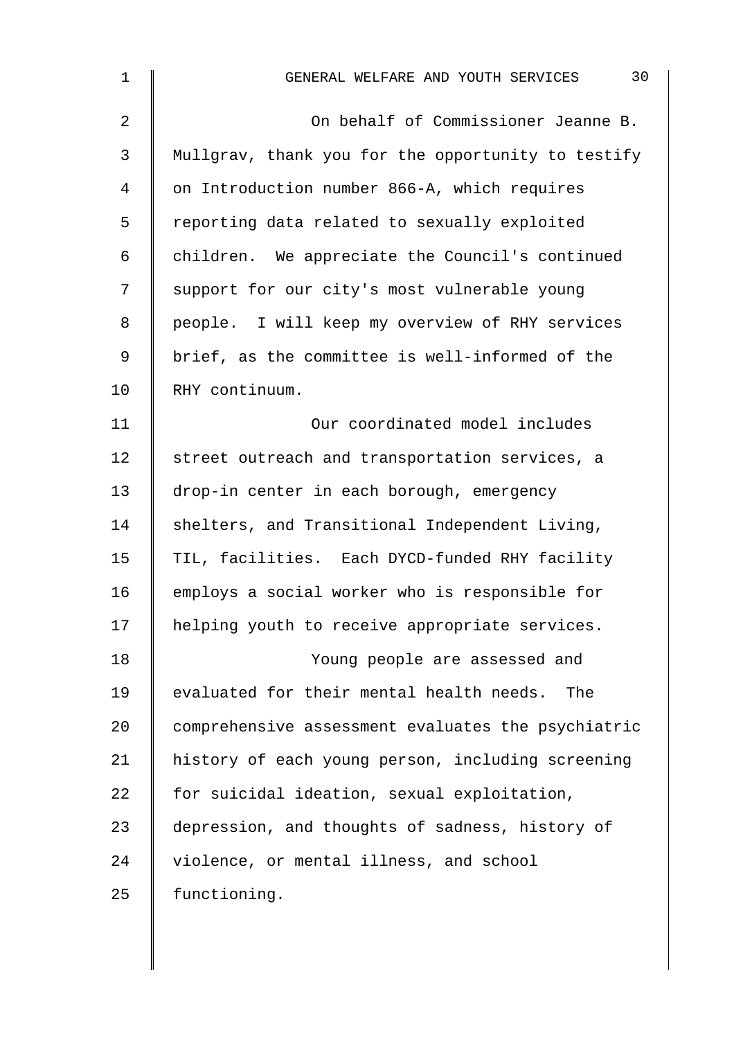On behalf of Commissioner Jeanne B. Mullgrav, thank you for the opportunity to testify on Introduction number 866-A, which requires reporting data related to sexually exploited children. We appreciate the Council's continued support for our city's most vulnerable young people. I will keep my overview of RHY services brief, as the committee is well-informed of the RHY continuum.

Our coordinated model includes street outreach and transportation services, a drop-in center in each borough, emergency shelters, and Transitional Independent Living, TIL, facilities. Each DYCD-funded RHY facility employs a social worker who is responsible for helping youth to receive appropriate services.

Young people are assessed and evaluated for their mental health needs. The comprehensive assessment evaluates the psychiatric history of each young person, including screening for suicidal ideation, sexual exploitation, depression, and thoughts of sadness, history of violence, or mental illness, and school functioning.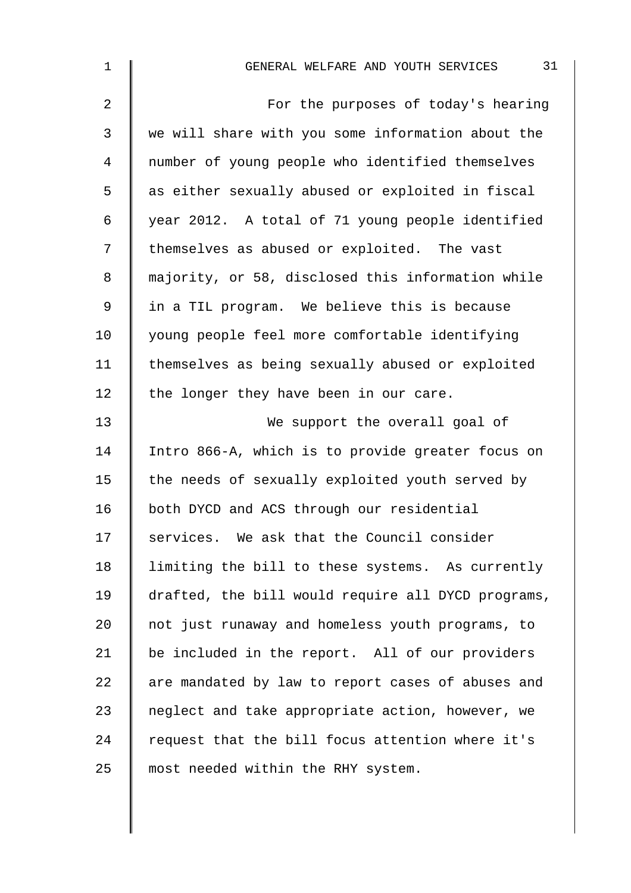For the purposes of today's hearing we will share with you some information about the number of young people who identified themselves as either sexually abused or exploited in fiscal year 2012. A total of 71 young people identified themselves as abused or exploited. The vast majority, or 58, disclosed this information while in a TIL program. We believe this is because young people feel more comfortable identifying themselves as being sexually abused or exploited the longer they have been in our care.

We support the overall goal of Intro 866-A, which is to provide greater focus on the needs of sexually exploited youth served by both DYCD and ACS through our residential services. We ask that the Council consider limiting the bill to these systems. As currently drafted, the bill would require all DYCD programs, not just runaway and homeless youth programs, to be included in the report. All of our providers are mandated by law to report cases of abuses and neglect and take appropriate action, however, we request that the bill focus attention where it's most needed within the RHY system.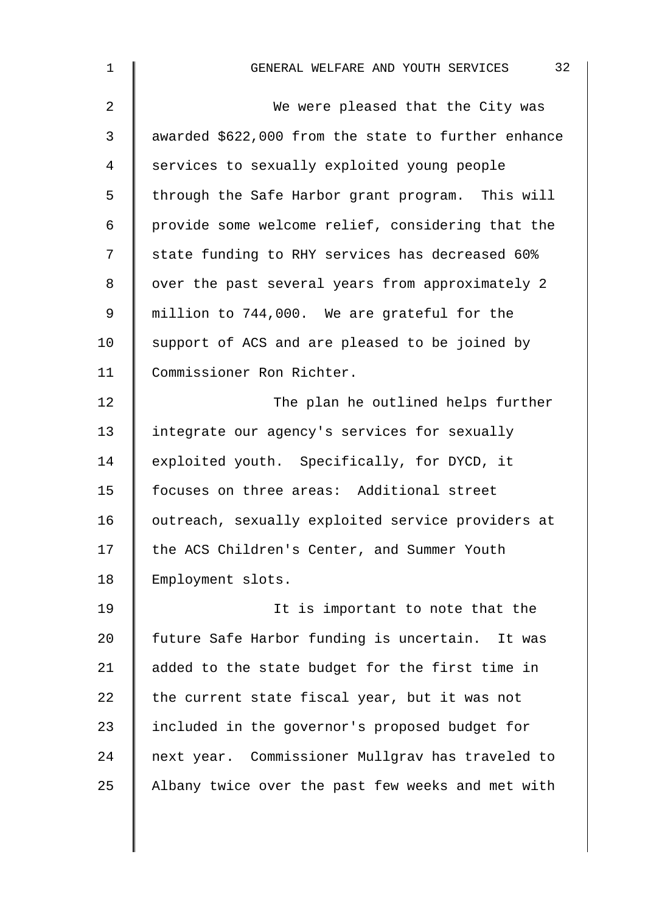We were pleased that the City was awarded $622,000 from the state to further enhance services to sexually exploited young people through the Safe Harbor grant program. This will provide some welcome relief, considering that the state funding to RHY services has decreased 60% over the past several years from approximately 2 million to 744,000. We are grateful for the support of ACS and are pleased to be joined by Commissioner Ron Richter.

The plan he outlined helps further integrate our agency's services for sexually exploited youth. Specifically, for DYCD, it focuses on three areas: Additional street outreach, sexually exploited service providers at the ACS Children's Center, and Summer Youth Employment slots.

It is important to note that the future Safe Harbor funding is uncertain. It was added to the state budget for the first time in the current state fiscal year, but it was not included in the governor's proposed budget for next year. Commissioner Mullgrav has traveled to Albany twice over the past few weeks and met with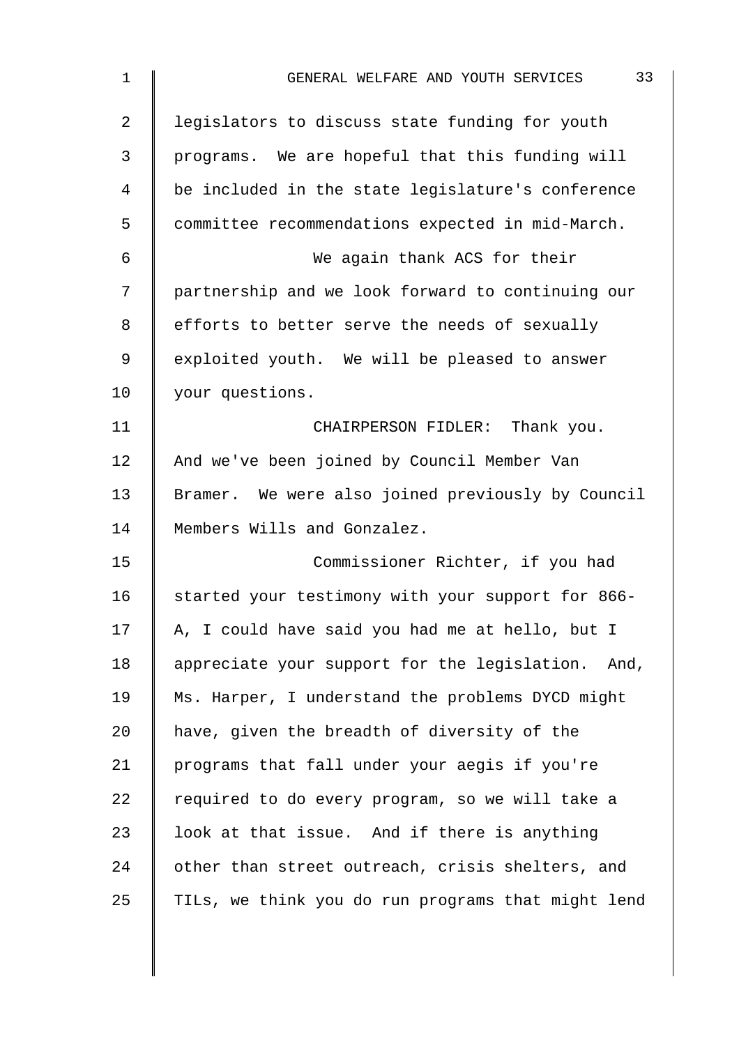legislators to discuss state funding for youth programs. We are hopeful that this funding will be included in the state legislature's conference committee recommendations expected in mid-March.

We again thank ACS for their partnership and we look forward to continuing our efforts to better serve the needs of sexually exploited youth. We will be pleased to answer your questions.

CHAIRPERSON FIDLER: Thank you. And we've been joined by Council Member Van Bramer. We were also joined previously by Council Members Wills and Gonzalez.

Commissioner Richter, if you had started your testimony with your support for 866-A, I could have said you had me at hello, but I appreciate your support for the legislation. And, Ms. Harper, I understand the problems DYCD might have, given the breadth of diversity of the programs that fall under your aegis if you're required to do every program, so we will take a look at that issue. And if there is anything other than street outreach, crisis shelters, and TILs, we think you do run programs that might lend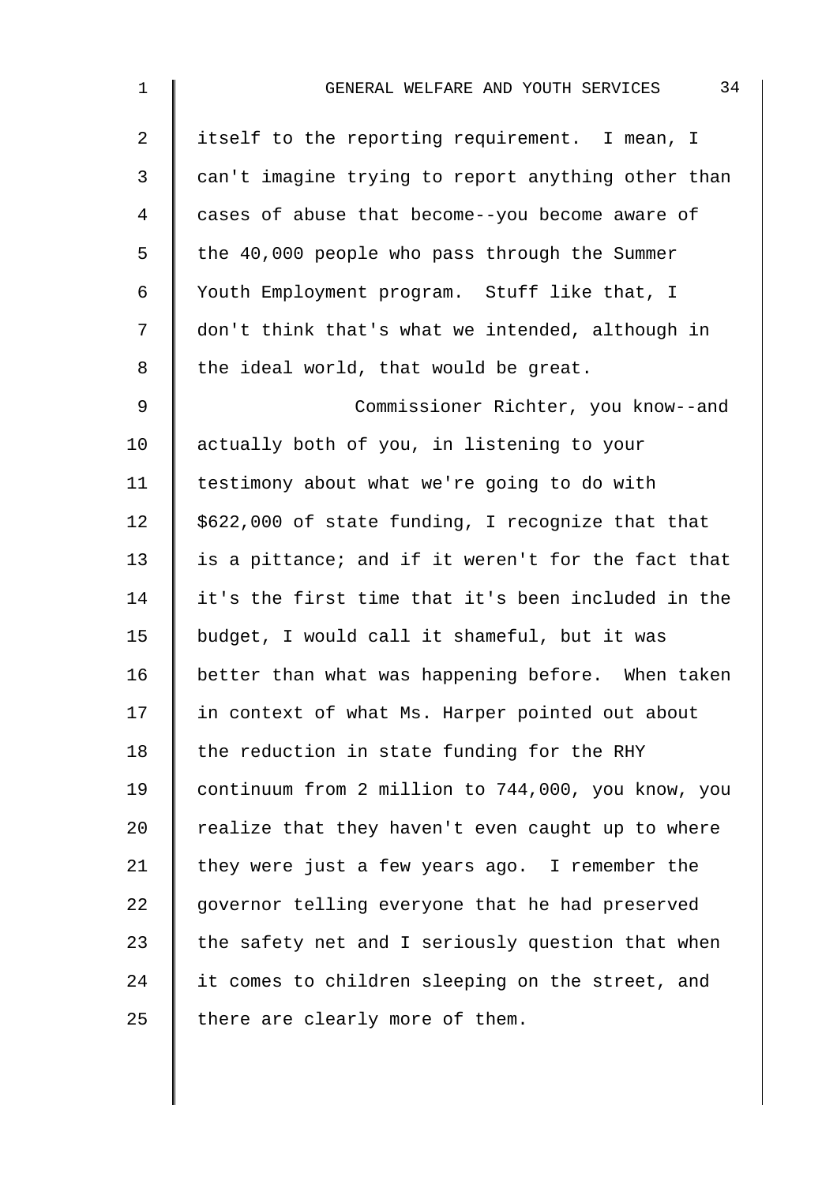itself to the reporting requirement. I mean, I can't imagine trying to report anything other than cases of abuse that become--you become aware of the 40,000 people who pass through the Summer Youth Employment program. Stuff like that, I don't think that's what we intended, although in the ideal world, that would be great.

Commissioner Richter, you know--and actually both of you, in listening to your testimony about what we're going to do with $622,000 of state funding, I recognize that that is a pittance; and if it weren't for the fact that it's the first time that it's been included in the budget, I would call it shameful, but it was better than what was happening before. When taken in context of what Ms. Harper pointed out about the reduction in state funding for the RHY continuum from 2 million to 744,000, you know, you realize that they haven't even caught up to where they were just a few years ago. I remember the governor telling everyone that he had preserved the safety net and I seriously question that when it comes to children sleeping on the street, and there are clearly more of them.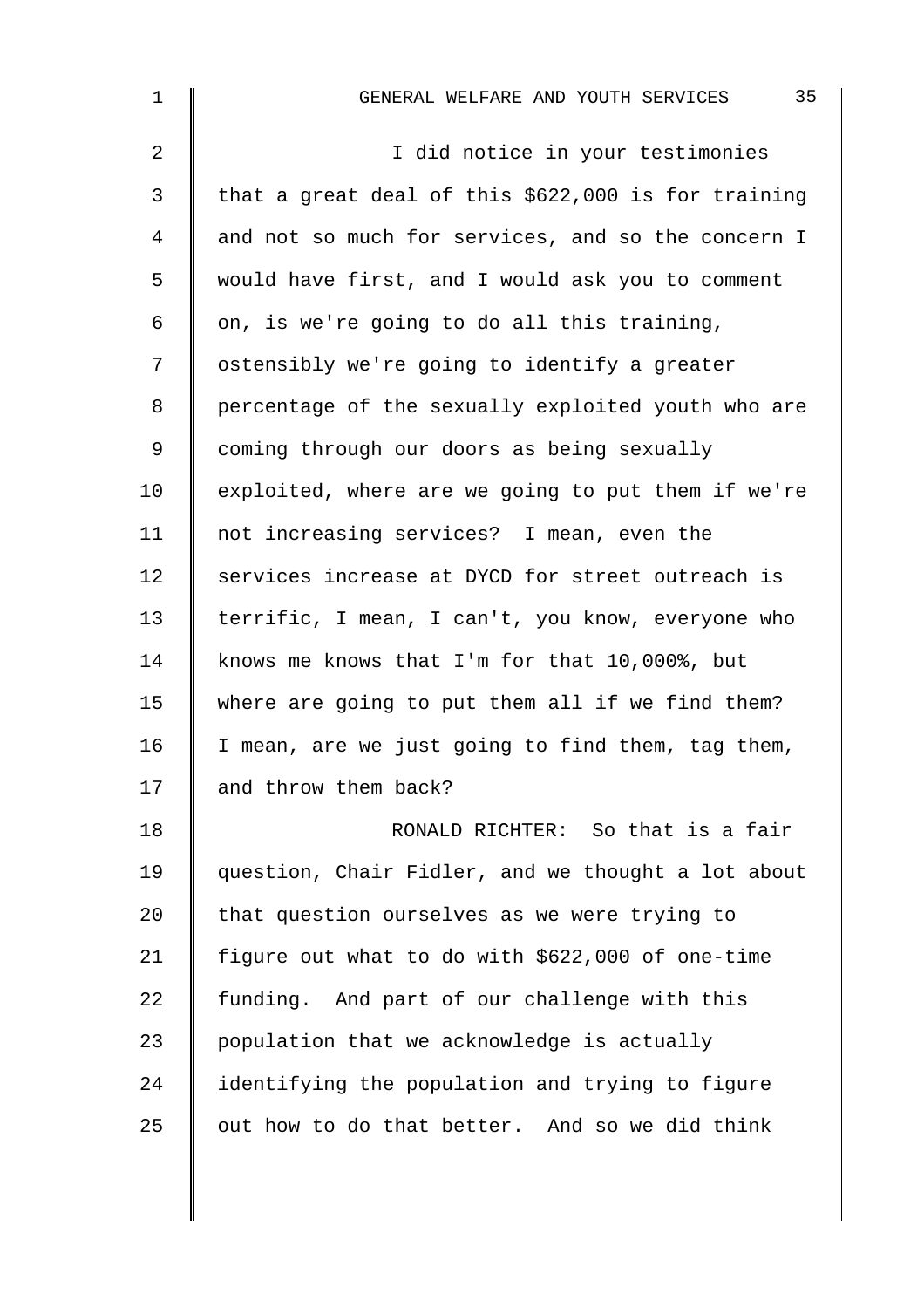I did notice in your testimonies that a great deal of this $622,000 is for training and not so much for services, and so the concern I would have first, and I would ask you to comment on, is we're going to do all this training, ostensibly we're going to identify a greater percentage of the sexually exploited youth who are coming through our doors as being sexually exploited, where are we going to put them if we're not increasing services? I mean, even the services increase at DYCD for street outreach is terrific, I mean, I can't, you know, everyone who knows me knows that I'm for that 10,000%, but where are going to put them all if we find them? I mean, are we just going to find them, tag them, and throw them back?

RONALD RICHTER: So that is a fair question, Chair Fidler, and we thought a lot about that question ourselves as we were trying to figure out what to do with $622,000 of one-time funding. And part of our challenge with this population that we acknowledge is actually identifying the population and trying to figure out how to do that better. And so we did think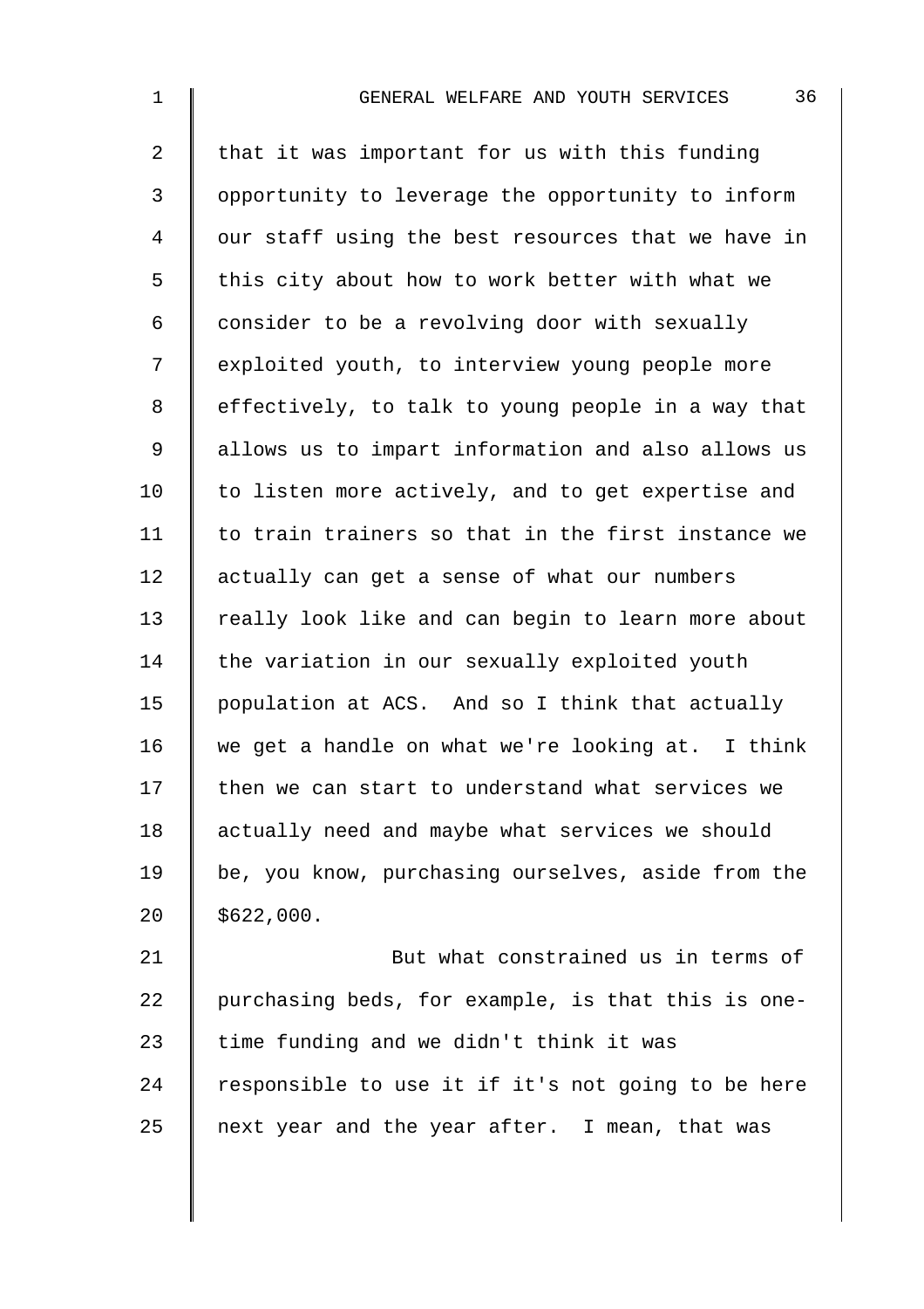that it was important for us with this funding opportunity to leverage the opportunity to inform our staff using the best resources that we have in this city about how to work better with what we consider to be a revolving door with sexually exploited youth, to interview young people more effectively, to talk to young people in a way that allows us to impart information and also allows us to listen more actively, and to get expertise and to train trainers so that in the first instance we actually can get a sense of what our numbers really look like and can begin to learn more about the variation in our sexually exploited youth population at ACS. And so I think that actually we get a handle on what we're looking at. I think then we can start to understand what services we actually need and maybe what services we should be, you know, purchasing ourselves, aside from the $622,000.

But what constrained us in terms of purchasing beds, for example, is that this is one-time funding and we didn't think it was responsible to use it if it's not going to be here next year and the year after. I mean, that was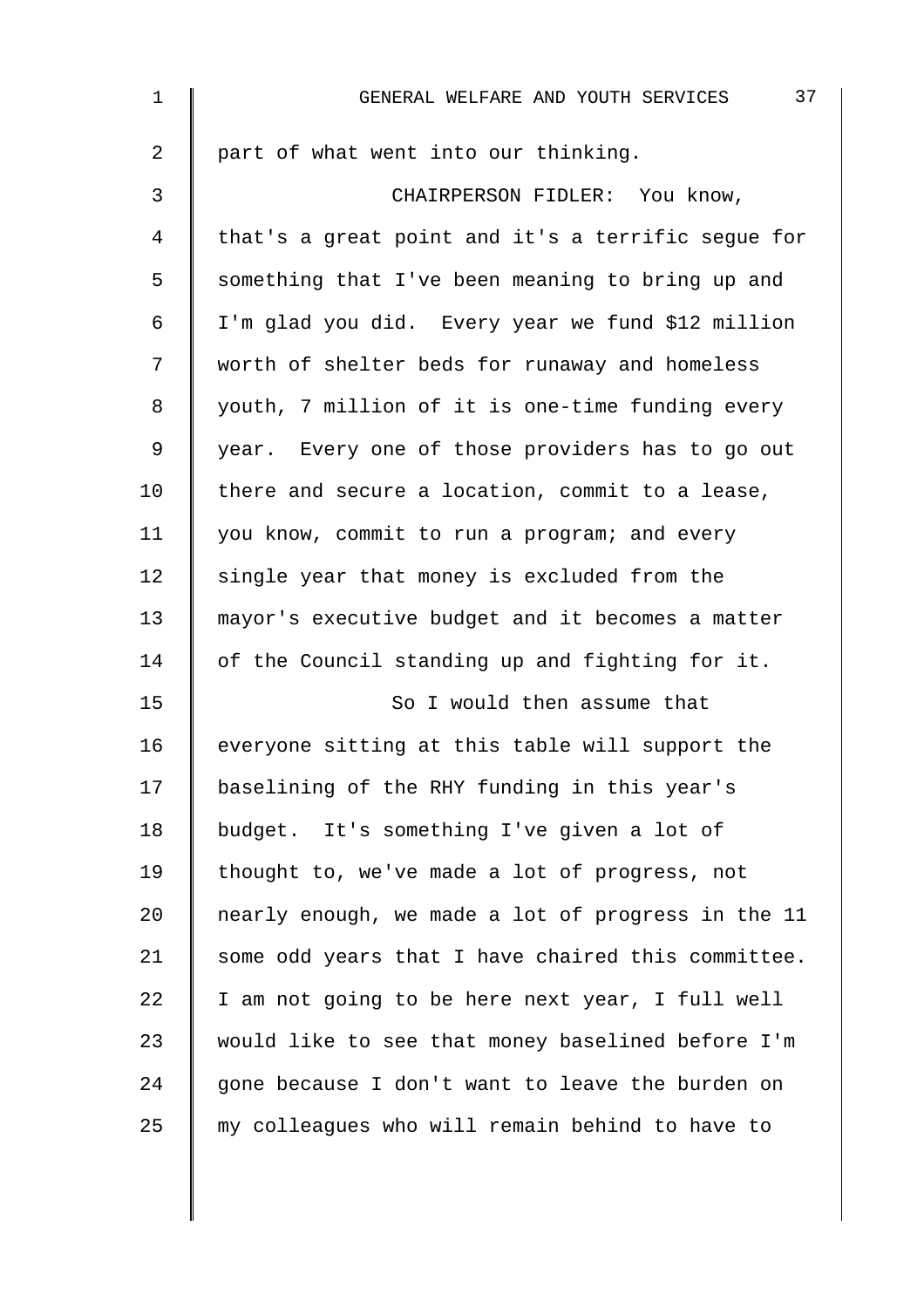part of what went into our thinking.

CHAIRPERSON FIDLER: You know, that's a great point and it's a terrific segue for something that I've been meaning to bring up and I'm glad you did. Every year we fund $12 million worth of shelter beds for runaway and homeless youth, 7 million of it is one-time funding every year. Every one of those providers has to go out there and secure a location, commit to a lease, you know, commit to run a program; and every single year that money is excluded from the mayor's executive budget and it becomes a matter of the Council standing up and fighting for it.

So I would then assume that everyone sitting at this table will support the baselining of the RHY funding in this year's budget. It's something I've given a lot of thought to, we've made a lot of progress, not nearly enough, we made a lot of progress in the 11 some odd years that I have chaired this committee. I am not going to be here next year, I full well would like to see that money baselined before I'm gone because I don't want to leave the burden on my colleagues who will remain behind to have to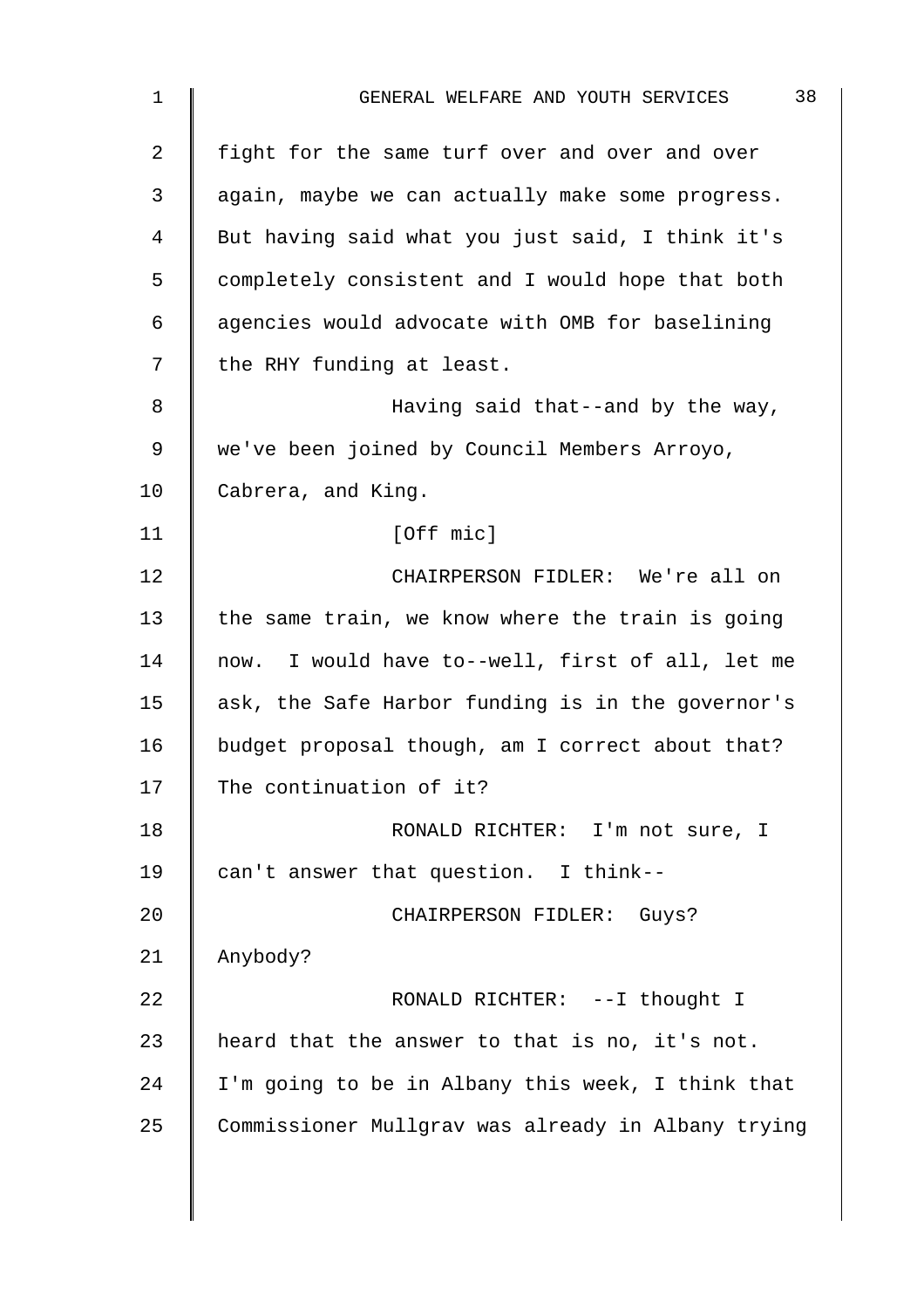fight for the same turf over and over and over again, maybe we can actually make some progress. But having said what you just said, I think it's completely consistent and I would hope that both agencies would advocate with OMB for baselining the RHY funding at least.

Having said that--and by the way, we've been joined by Council Members Arroyo, Cabrera, and King.

[Off mic]

CHAIRPERSON FIDLER: We're all on the same train, we know where the train is going now. I would have to--well, first of all, let me ask, the Safe Harbor funding is in the governor's budget proposal though, am I correct about that? The continuation of it?

RONALD RICHTER: I'm not sure, I can't answer that question. I think--

CHAIRPERSON FIDLER: Guys? Anybody?

RONALD RICHTER: --I thought I heard that the answer to that is no, it's not. I'm going to be in Albany this week, I think that Commissioner Mullgrav was already in Albany trying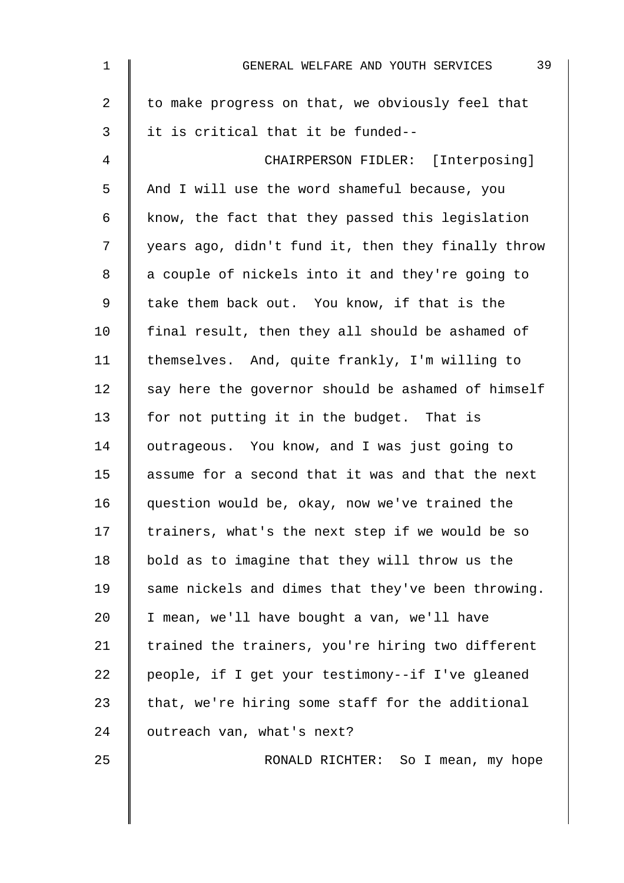to make progress on that, we obviously feel that it is critical that it be funded--

CHAIRPERSON FIDLER: [Interposing] And I will use the word shameful because, you know, the fact that they passed this legislation years ago, didn't fund it, then they finally throw a couple of nickels into it and they're going to take them back out. You know, if that is the final result, then they all should be ashamed of themselves. And, quite frankly, I'm willing to say here the governor should be ashamed of himself for not putting it in the budget. That is outrageous. You know, and I was just going to assume for a second that it was and that the next question would be, okay, now we've trained the trainers, what's the next step if we would be so bold as to imagine that they will throw us the same nickels and dimes that they've been throwing. I mean, we'll have bought a van, we'll have trained the trainers, you're hiring two different people, if I get your testimony--if I've gleaned that, we're hiring some staff for the additional outreach van, what's next?

RONALD RICHTER: So I mean, my hope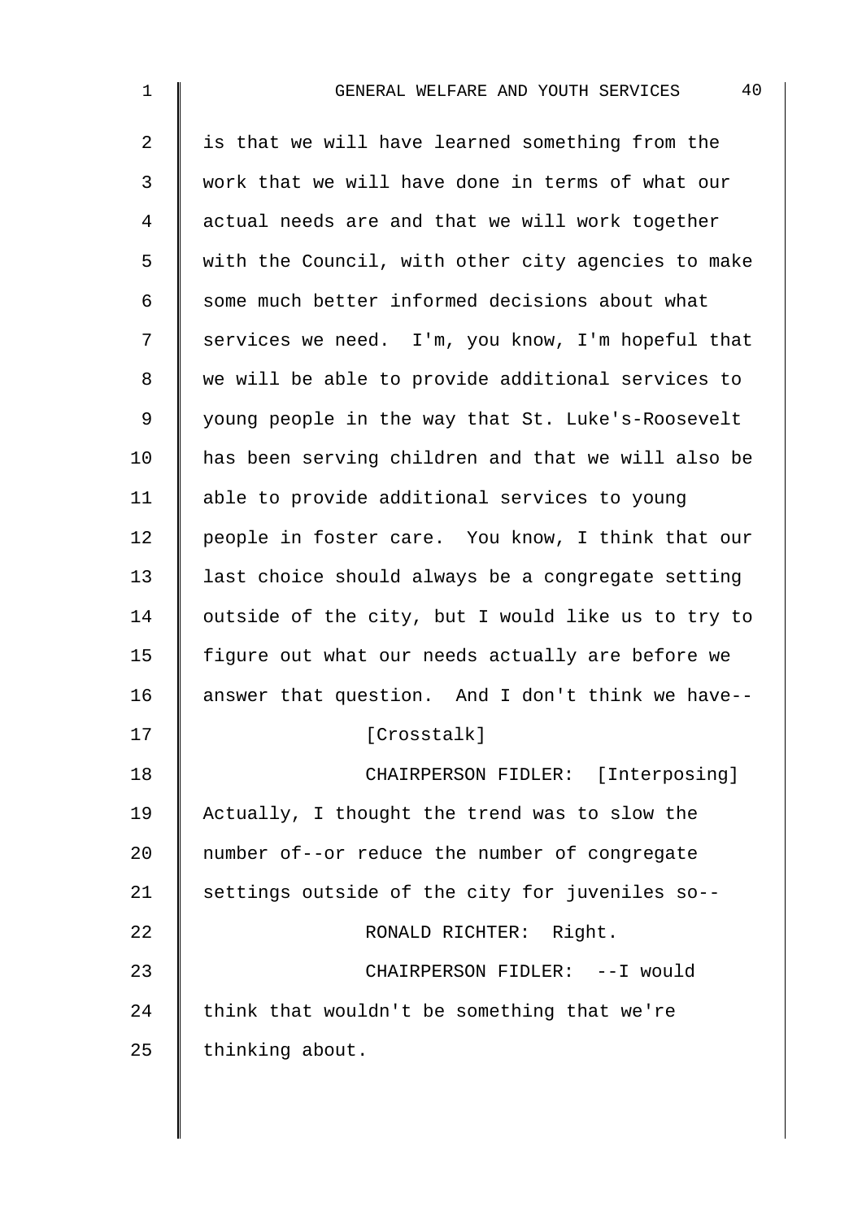is that we will have learned something from the work that we will have done in terms of what our actual needs are and that we will work together with the Council, with other city agencies to make some much better informed decisions about what services we need. I'm, you know, I'm hopeful that we will be able to provide additional services to young people in the way that St. Luke's-Roosevelt has been serving children and that we will also be able to provide additional services to young people in foster care. You know, I think that our last choice should always be a congregate setting outside of the city, but I would like us to try to figure out what our needs actually are before we answer that question. And I don't think we have--

[Crosstalk]

CHAIRPERSON FIDLER: [Interposing] Actually, I thought the trend was to slow the number of--or reduce the number of congregate settings outside of the city for juveniles so--

RONALD RICHTER: Right.

CHAIRPERSON FIDLER: --I would think that wouldn't be something that we're thinking about.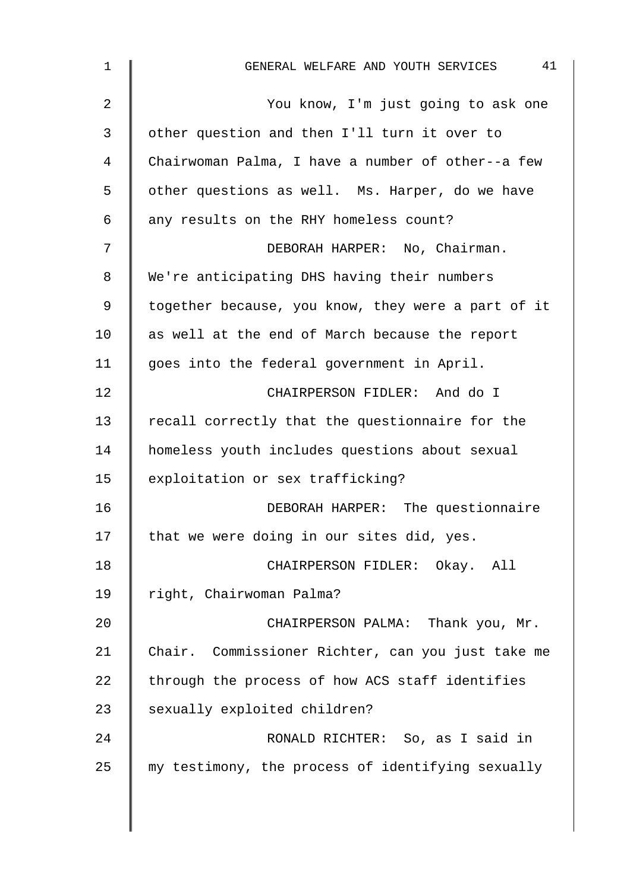You know, I'm just going to ask one other question and then I'll turn it over to Chairwoman Palma, I have a number of other--a few other questions as well. Ms. Harper, do we have any results on the RHY homeless count?

DEBORAH HARPER: No, Chairman. We're anticipating DHS having their numbers together because, you know, they were a part of it as well at the end of March because the report goes into the federal government in April.

CHAIRPERSON FIDLER: And do I recall correctly that the questionnaire for the homeless youth includes questions about sexual exploitation or sex trafficking?

DEBORAH HARPER: The questionnaire that we were doing in our sites did, yes.

CHAIRPERSON FIDLER: Okay. All right, Chairwoman Palma?

CHAIRPERSON PALMA: Thank you, Mr. Chair. Commissioner Richter, can you just take me through the process of how ACS staff identifies sexually exploited children?

RONALD RICHTER: So, as I said in my testimony, the process of identifying sexually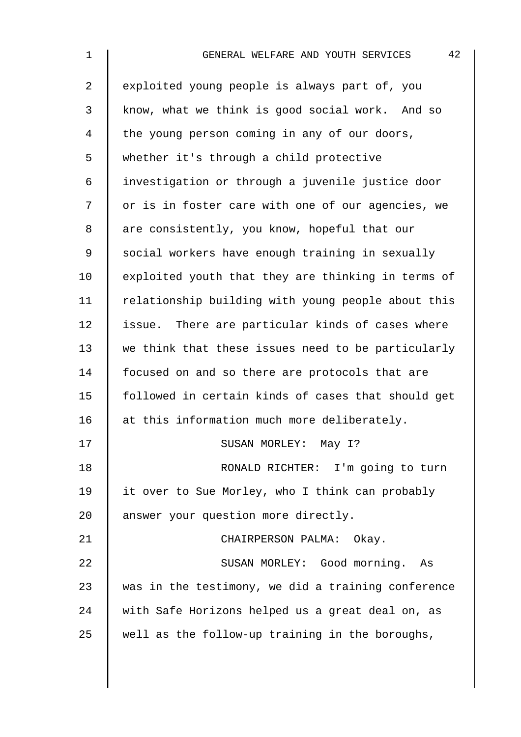exploited young people is always part of, you know, what we think is good social work. And so the young person coming in any of our doors, whether it's through a child protective investigation or through a juvenile justice door or is in foster care with one of our agencies, we are consistently, you know, hopeful that our social workers have enough training in sexually exploited youth that they are thinking in terms of relationship building with young people about this issue. There are particular kinds of cases where we think that these issues need to be particularly focused on and so there are protocols that are followed in certain kinds of cases that should get at this information much more deliberately.

SUSAN MORLEY: May I?

RONALD RICHTER: I'm going to turn it over to Sue Morley, who I think can probably answer your question more directly.

CHAIRPERSON PALMA: Okay.

SUSAN MORLEY: Good morning. As was in the testimony, we did a training conference with Safe Horizons helped us a great deal on, as well as the follow-up training in the boroughs,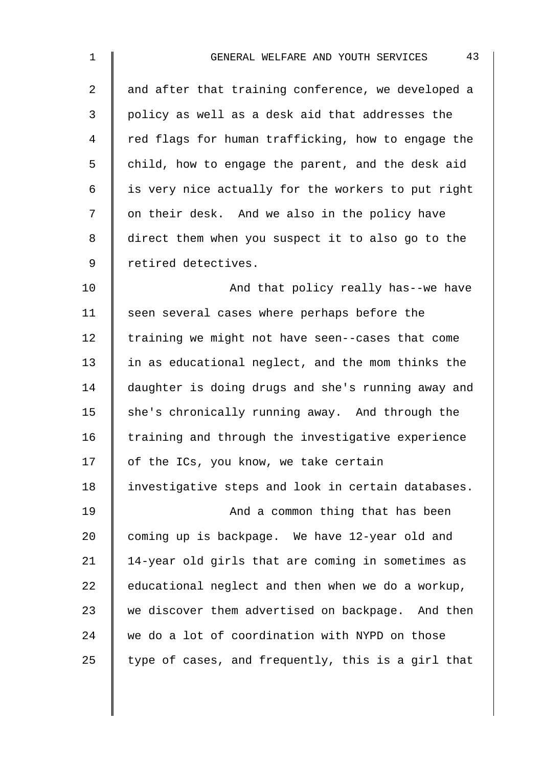and after that training conference, we developed a policy as well as a desk aid that addresses the red flags for human trafficking, how to engage the child, how to engage the parent, and the desk aid is very nice actually for the workers to put right on their desk. And we also in the policy have direct them when you suspect it to also go to the retired detectives.

And that policy really has--we have seen several cases where perhaps before the training we might not have seen--cases that come in as educational neglect, and the mom thinks the daughter is doing drugs and she's running away and she's chronically running away. And through the training and through the investigative experience of the ICs, you know, we take certain investigative steps and look in certain databases.

And a common thing that has been coming up is backpage. We have 12-year old and 14-year old girls that are coming in sometimes as educational neglect and then when we do a workup, we discover them advertised on backpage. And then we do a lot of coordination with NYPD on those type of cases, and frequently, this is a girl that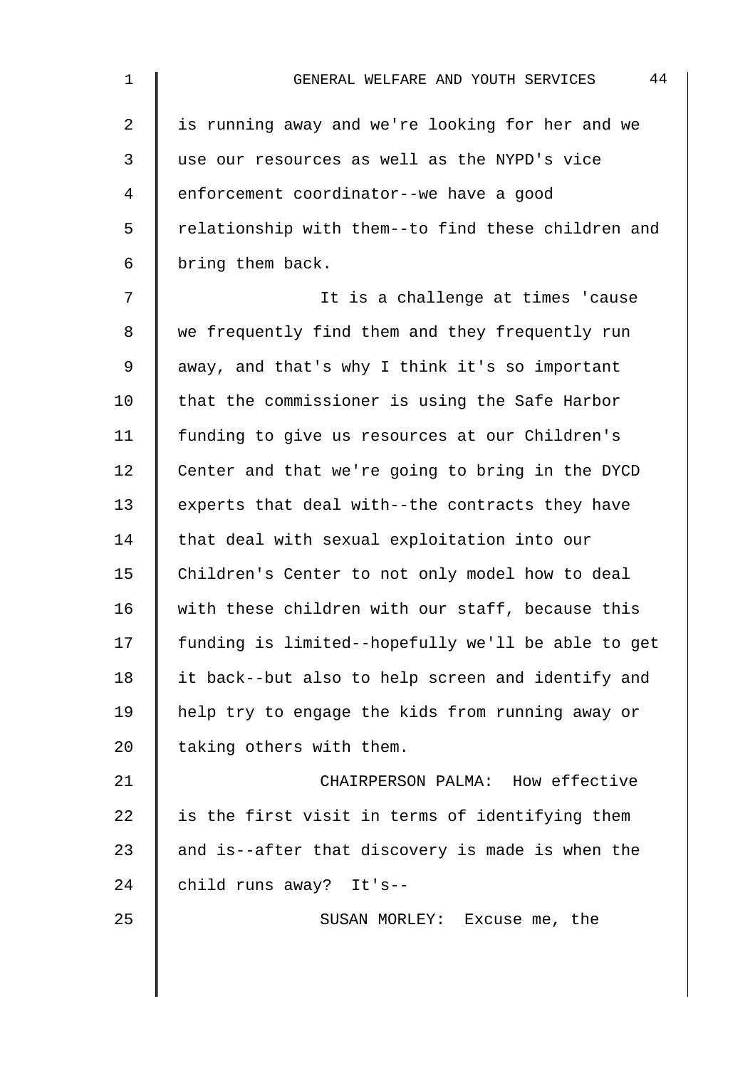is running away and we're looking for her and we use our resources as well as the NYPD's vice enforcement coordinator--we have a good relationship with them--to find these children and bring them back.

It is a challenge at times 'cause we frequently find them and they frequently run away, and that's why I think it's so important that the commissioner is using the Safe Harbor funding to give us resources at our Children's Center and that we're going to bring in the DYCD experts that deal with--the contracts they have that deal with sexual exploitation into our Children's Center to not only model how to deal with these children with our staff, because this funding is limited--hopefully we'll be able to get it back--but also to help screen and identify and help try to engage the kids from running away or taking others with them.

CHAIRPERSON PALMA: How effective is the first visit in terms of identifying them and is--after that discovery is made is when the child runs away? It's--

SUSAN MORLEY: Excuse me, the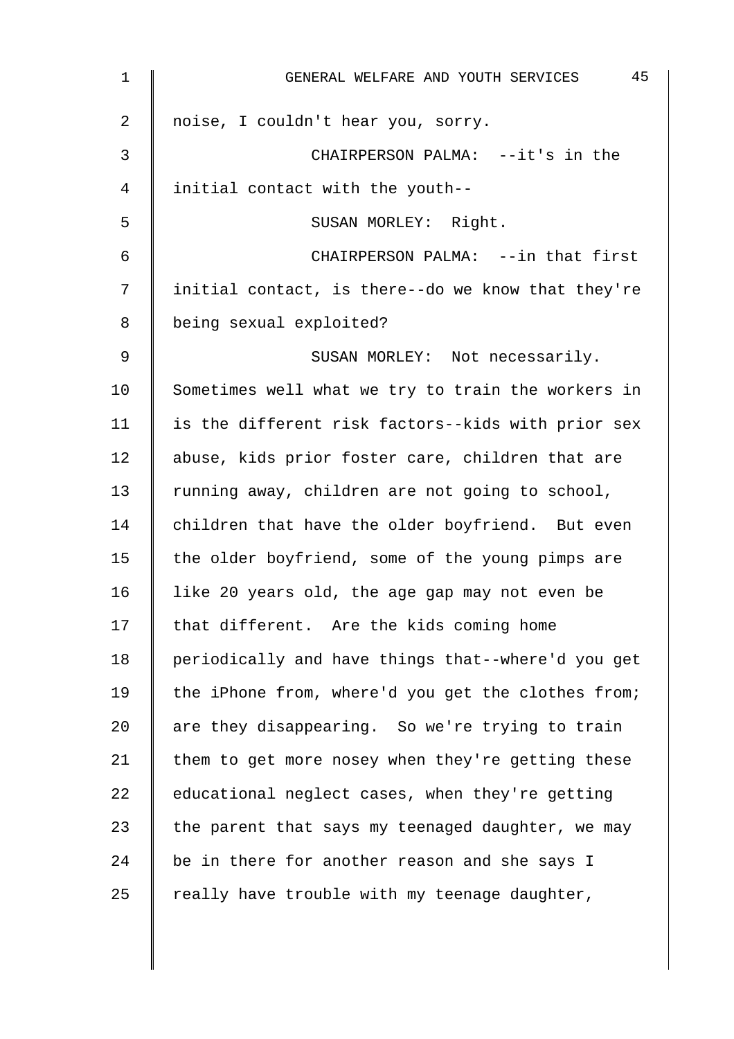noise, I couldn't hear you, sorry.

CHAIRPERSON PALMA: --it's in the initial contact with the youth--

SUSAN MORLEY: Right.

CHAIRPERSON PALMA: --in that first initial contact, is there--do we know that they're being sexual exploited?

SUSAN MORLEY: Not necessarily. Sometimes well what we try to train the workers in is the different risk factors--kids with prior sex abuse, kids prior foster care, children that are running away, children are not going to school, children that have the older boyfriend. But even the older boyfriend, some of the young pimps are like 20 years old, the age gap may not even be that different. Are the kids coming home periodically and have things that--where'd you get the iPhone from, where'd you get the clothes from; are they disappearing. So we're trying to train them to get more nosey when they're getting these educational neglect cases, when they're getting the parent that says my teenaged daughter, we may be in there for another reason and she says I really have trouble with my teenage daughter,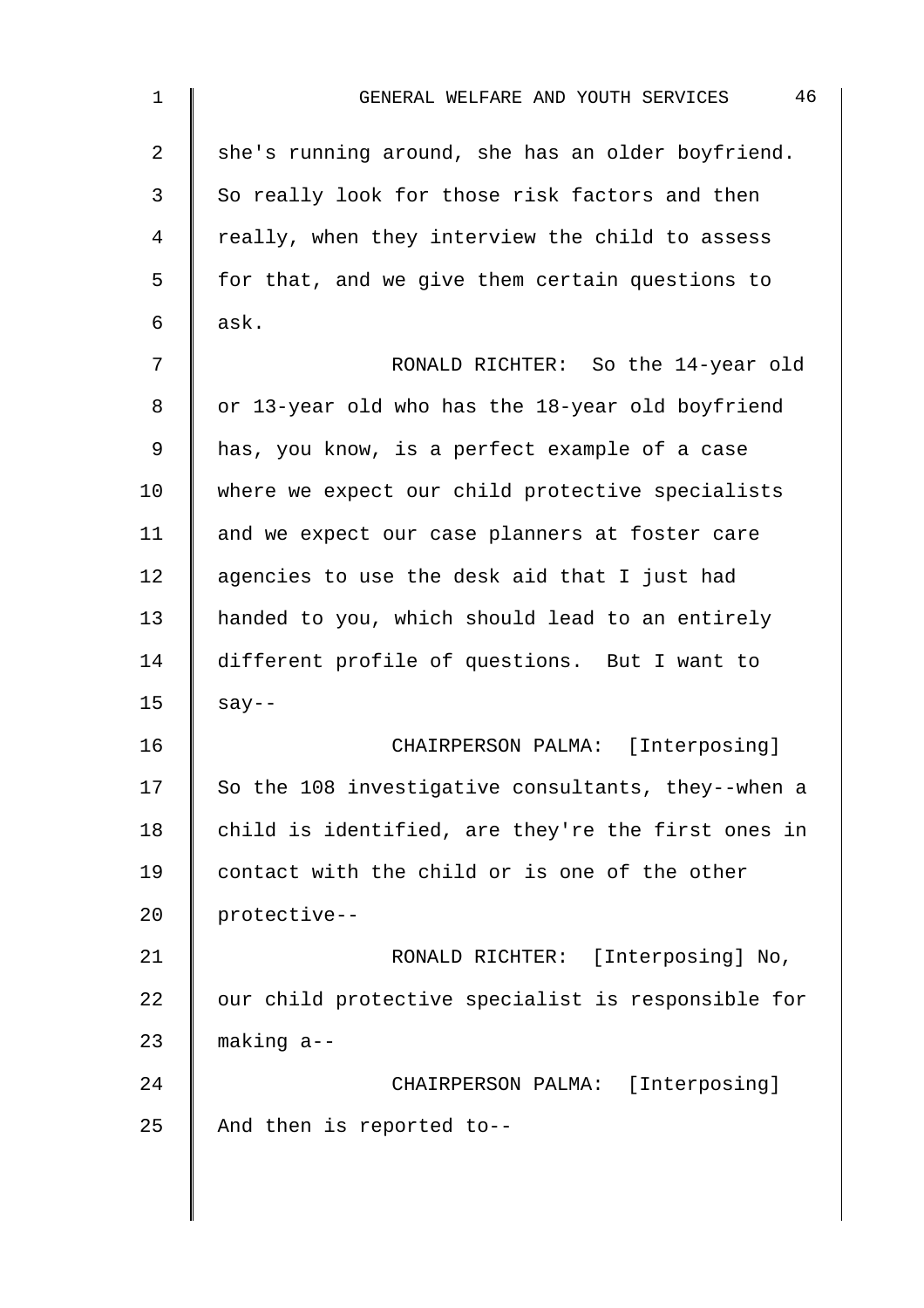she's running around, she has an older boyfriend. So really look for those risk factors and then really, when they interview the child to assess for that, and we give them certain questions to ask.

RONALD RICHTER: So the 14-year old or 13-year old who has the 18-year old boyfriend has, you know, is a perfect example of a case where we expect our child protective specialists and we expect our case planners at foster care agencies to use the desk aid that I just had handed to you, which should lead to an entirely different profile of questions. But I want to say--

CHAIRPERSON PALMA: [Interposing] So the 108 investigative consultants, they--when a child is identified, are they're the first ones in contact with the child or is one of the other protective--

RONALD RICHTER: [Interposing] No, our child protective specialist is responsible for making a--

CHAIRPERSON PALMA: [Interposing] And then is reported to--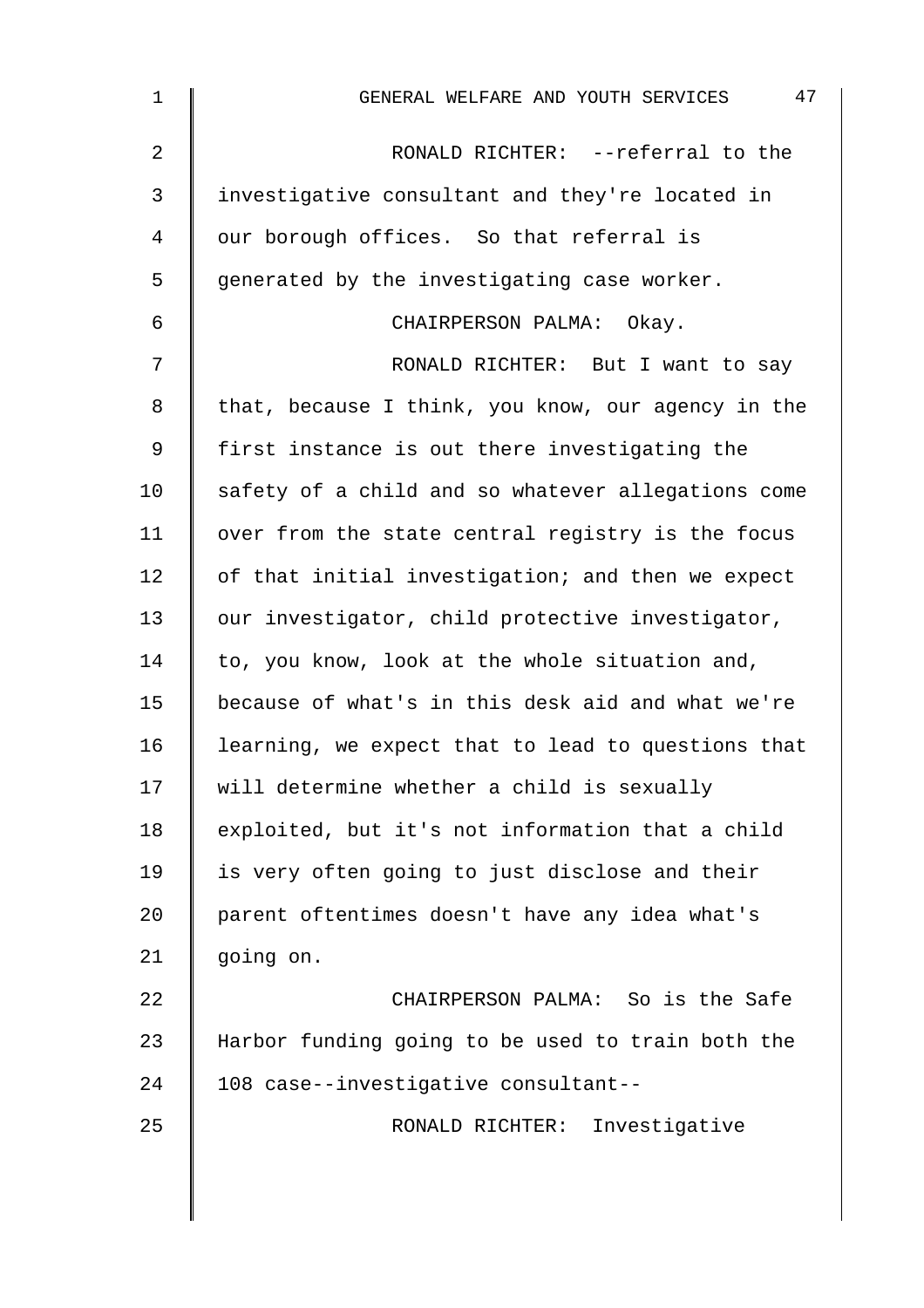RONALD RICHTER: --referral to the investigative consultant and they're located in our borough offices. So that referral is generated by the investigating case worker.

CHAIRPERSON PALMA: Okay.

RONALD RICHTER: But I want to say that, because I think, you know, our agency in the first instance is out there investigating the safety of a child and so whatever allegations come over from the state central registry is the focus of that initial investigation; and then we expect our investigator, child protective investigator, to, you know, look at the whole situation and, because of what's in this desk aid and what we're learning, we expect that to lead to questions that will determine whether a child is sexually exploited, but it's not information that a child is very often going to just disclose and their parent oftentimes doesn't have any idea what's going on.

CHAIRPERSON PALMA: So is the Safe Harbor funding going to be used to train both the 108 case--investigative consultant--

RONALD RICHTER: Investigative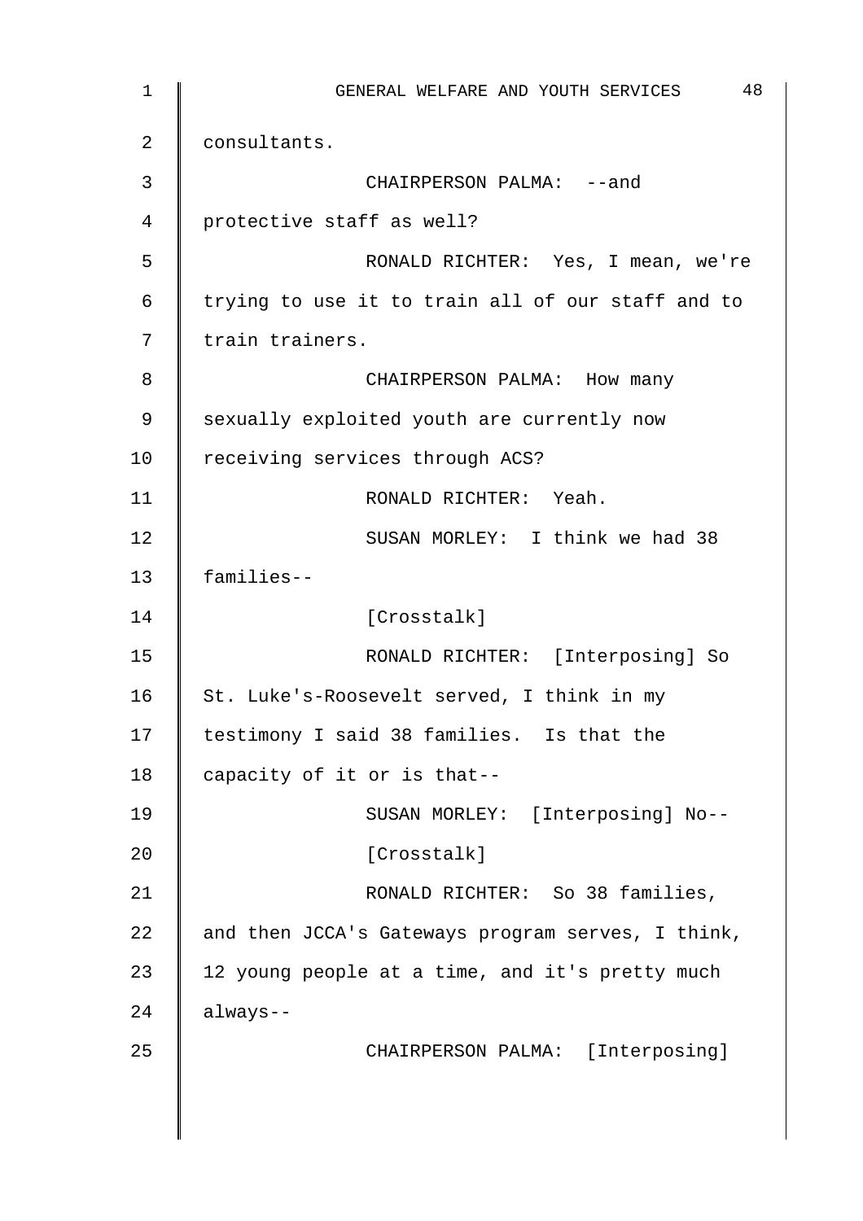consultants.

CHAIRPERSON PALMA: --and protective staff as well?

RONALD RICHTER: Yes, I mean, we're trying to use it to train all of our staff and to train trainers.

CHAIRPERSON PALMA: How many sexually exploited youth are currently now receiving services through ACS?

RONALD RICHTER: Yeah.

SUSAN MORLEY: I think we had 38 families--

[Crosstalk]

RONALD RICHTER: [Interposing] So St. Luke's-Roosevelt served, I think in my testimony I said 38 families. Is that the capacity of it or is that--

SUSAN MORLEY: [Interposing] No--

[Crosstalk]

RONALD RICHTER: So 38 families, and then JCCA's Gateways program serves, I think, 12 young people at a time, and it's pretty much always--

CHAIRPERSON PALMA: [Interposing]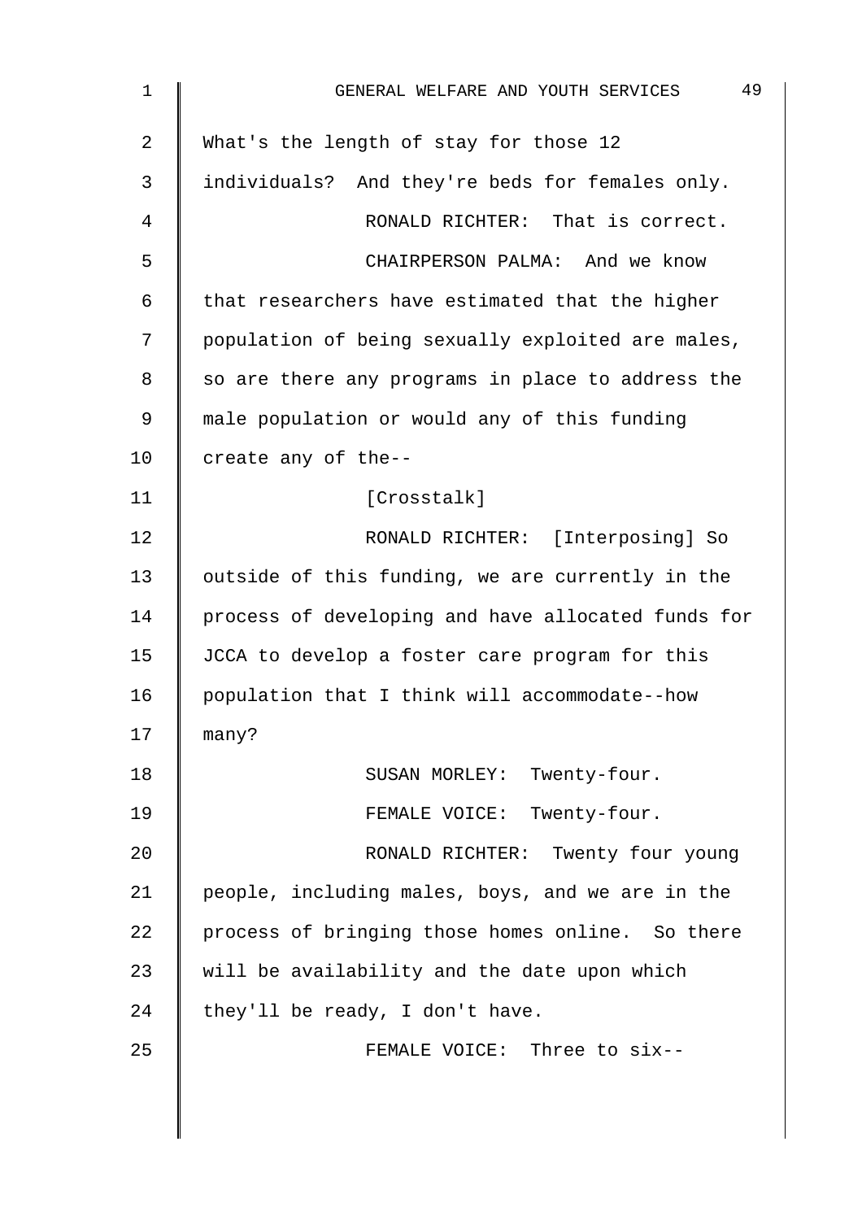What's the length of stay for those 12 individuals? And they're beds for females only.

RONALD RICHTER: That is correct.

CHAIRPERSON PALMA: And we know that researchers have estimated that the higher population of being sexually exploited are males, so are there any programs in place to address the male population or would any of this funding create any of the--

[Crosstalk]

RONALD RICHTER: [Interposing] So outside of this funding, we are currently in the process of developing and have allocated funds for JCCA to develop a foster care program for this population that I think will accommodate--how many?

SUSAN MORLEY: Twenty-four.

FEMALE VOICE: Twenty-four.

RONALD RICHTER: Twenty four young people, including males, boys, and we are in the process of bringing those homes online. So there will be availability and the date upon which they'll be ready, I don't have.

FEMALE VOICE: Three to six--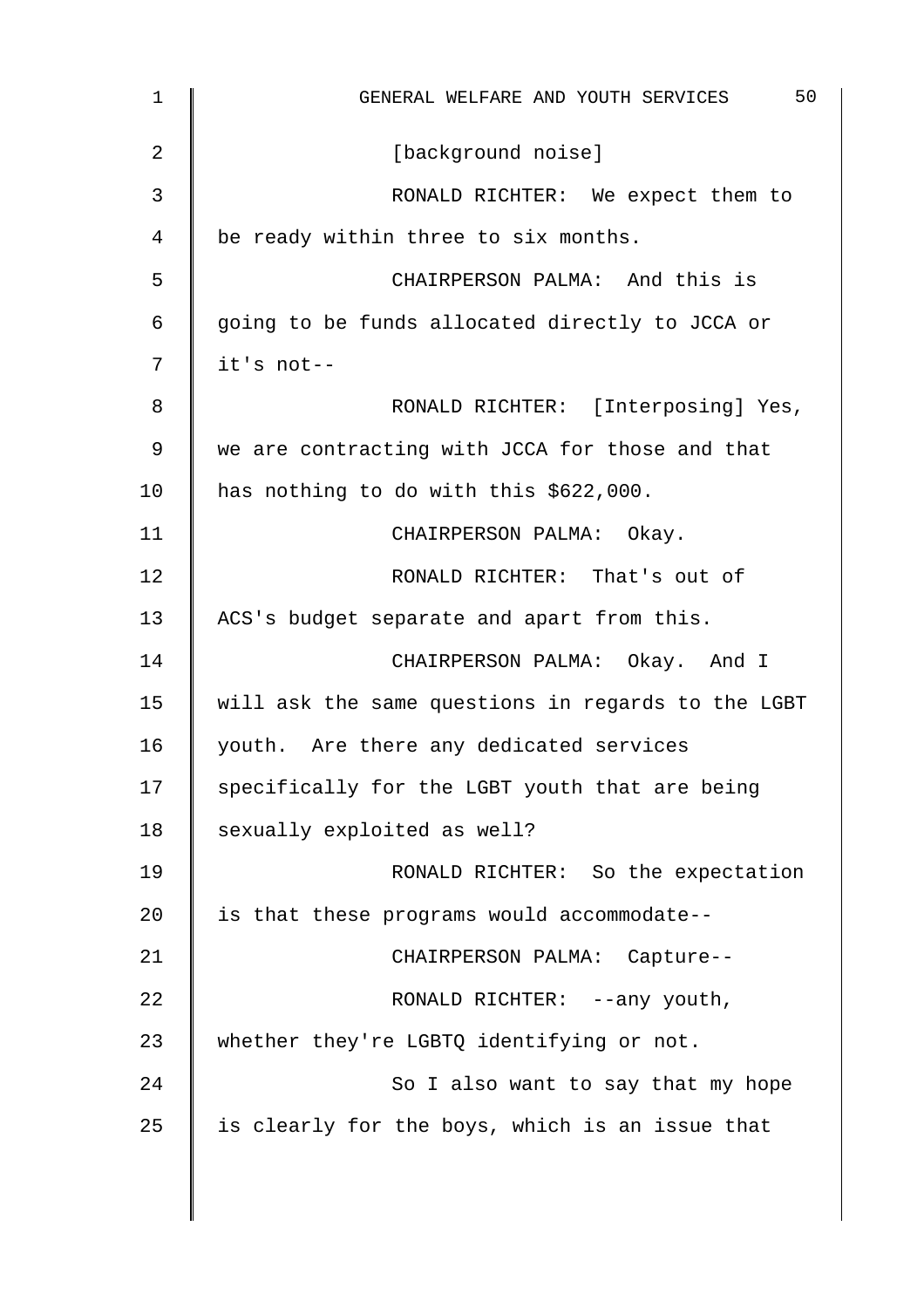[background noise]

RONALD RICHTER: We expect them to be ready within three to six months.

CHAIRPERSON PALMA: And this is going to be funds allocated directly to JCCA or it's not--

RONALD RICHTER: [Interposing] Yes, we are contracting with JCCA for those and that has nothing to do with this $622,000.

CHAIRPERSON PALMA: Okay.

RONALD RICHTER: That's out of ACS's budget separate and apart from this.

CHAIRPERSON PALMA: Okay. And I will ask the same questions in regards to the LGBT youth. Are there any dedicated services specifically for the LGBT youth that are being sexually exploited as well?

RONALD RICHTER: So the expectation is that these programs would accommodate--

CHAIRPERSON PALMA: Capture--

RONALD RICHTER: --any youth, whether they're LGBTQ identifying or not.

So I also want to say that my hope is clearly for the boys, which is an issue that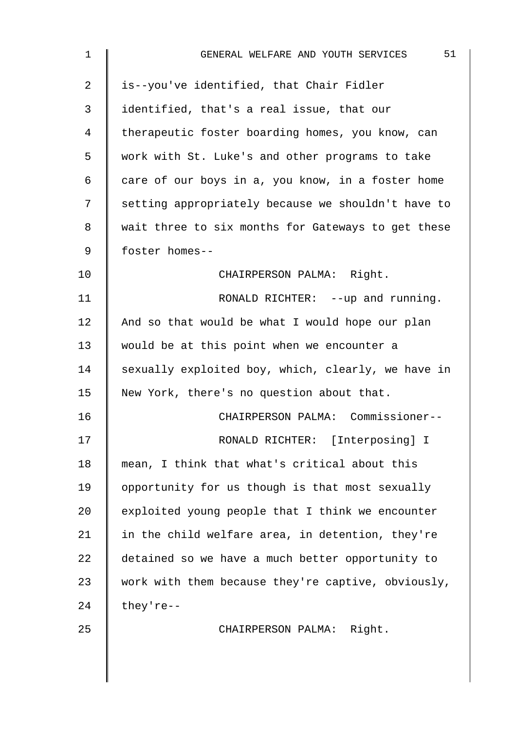is--you've identified, that Chair Fidler identified, that's a real issue, that our therapeutic foster boarding homes, you know, can work with St. Luke's and other programs to take care of our boys in a, you know, in a foster home setting appropriately because we shouldn't have to wait three to six months for Gateways to get these foster homes--

CHAIRPERSON PALMA: Right.

RONALD RICHTER: --up and running. And so that would be what I would hope our plan would be at this point when we encounter a sexually exploited boy, which, clearly, we have in New York, there's no question about that.

CHAIRPERSON PALMA: Commissioner--

RONALD RICHTER: [Interposing] I mean, I think that what's critical about this opportunity for us though is that most sexually exploited young people that I think we encounter in the child welfare area, in detention, they're detained so we have a much better opportunity to work with them because they're captive, obviously, they're--

CHAIRPERSON PALMA: Right.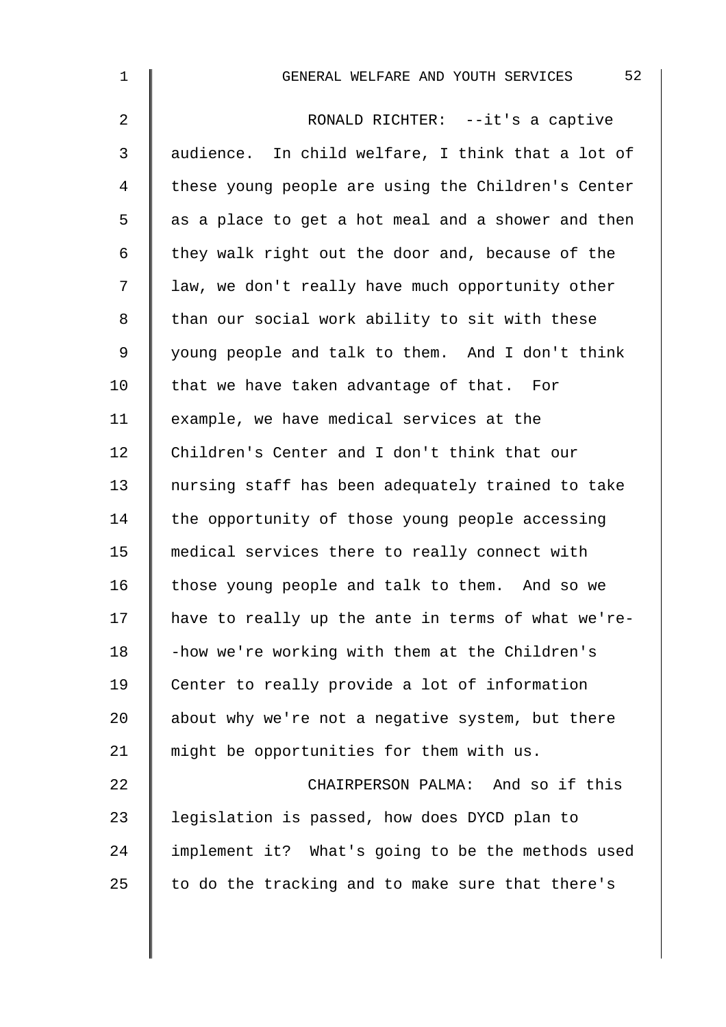RONALD RICHTER: --it's a captive audience. In child welfare, I think that a lot of these young people are using the Children's Center as a place to get a hot meal and a shower and then they walk right out the door and, because of the law, we don't really have much opportunity other than our social work ability to sit with these young people and talk to them. And I don't think that we have taken advantage of that. For example, we have medical services at the Children's Center and I don't think that our nursing staff has been adequately trained to take the opportunity of those young people accessing medical services there to really connect with those young people and talk to them. And so we have to really up the ante in terms of what we're--how we're working with them at the Children's Center to really provide a lot of information about why we're not a negative system, but there might be opportunities for them with us.

CHAIRPERSON PALMA: And so if this legislation is passed, how does DYCD plan to implement it? What's going to be the methods used to do the tracking and to make sure that there's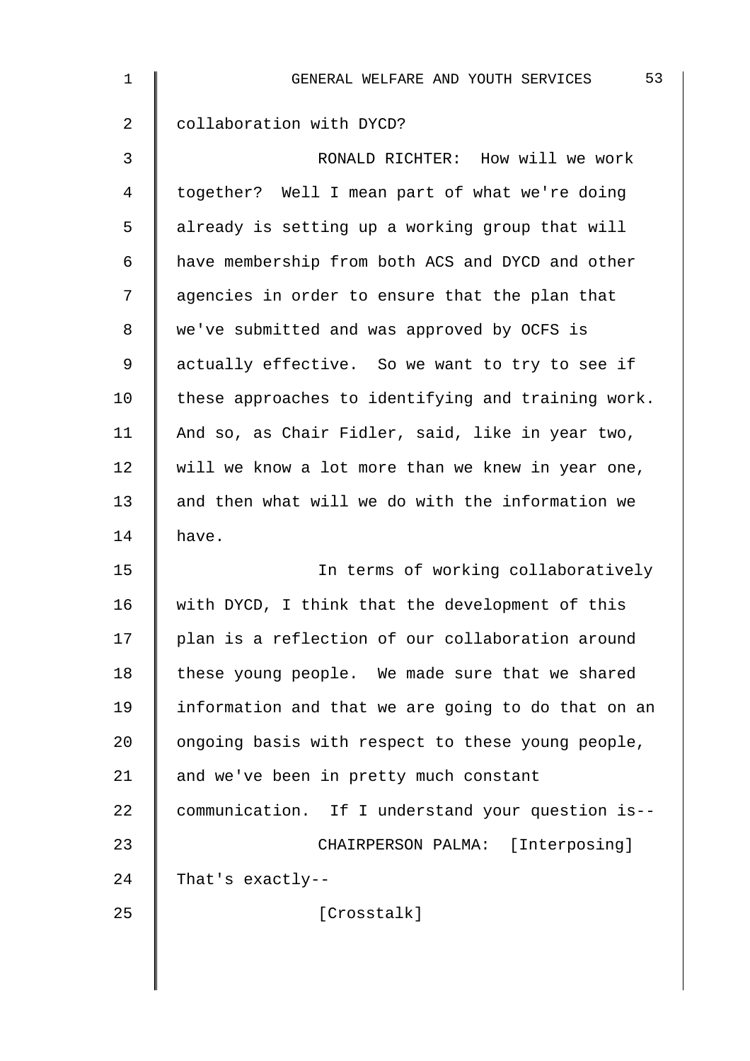collaboration with DYCD?

RONALD RICHTER: How will we work together? Well I mean part of what we're doing already is setting up a working group that will have membership from both ACS and DYCD and other agencies in order to ensure that the plan that we've submitted and was approved by OCFS is actually effective. So we want to try to see if these approaches to identifying and training work. And so, as Chair Fidler, said, like in year two, will we know a lot more than we knew in year one, and then what will we do with the information we have.

In terms of working collaboratively with DYCD, I think that the development of this plan is a reflection of our collaboration around these young people. We made sure that we shared information and that we are going to do that on an ongoing basis with respect to these young people, and we've been in pretty much constant communication. If I understand your question is--

CHAIRPERSON PALMA: [Interposing] That's exactly--

[Crosstalk]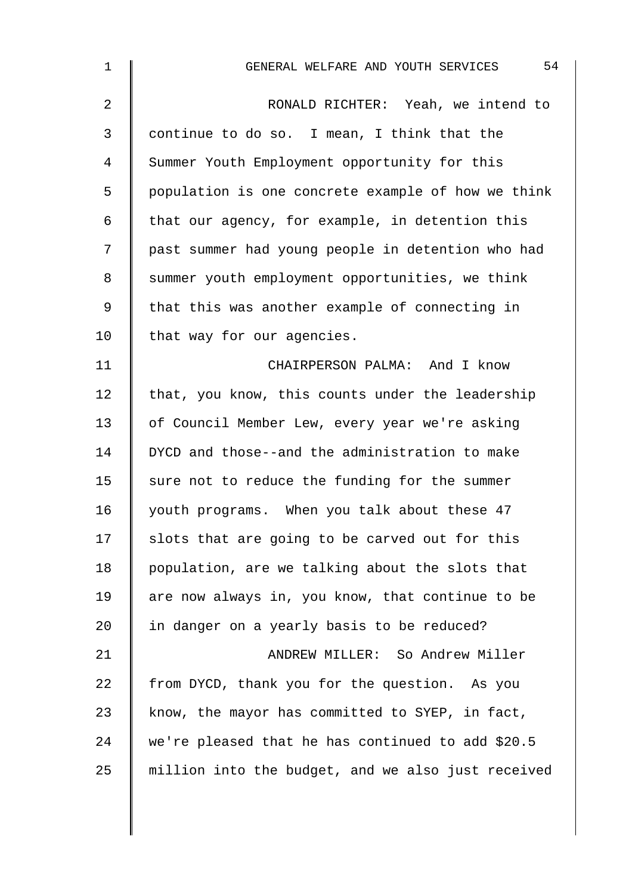RONALD RICHTER: Yeah, we intend to continue to do so. I mean, I think that the Summer Youth Employment opportunity for this population is one concrete example of how we think that our agency, for example, in detention this past summer had young people in detention who had summer youth employment opportunities, we think that this was another example of connecting in that way for our agencies.

CHAIRPERSON PALMA: And I know that, you know, this counts under the leadership of Council Member Lew, every year we're asking DYCD and those--and the administration to make sure not to reduce the funding for the summer youth programs. When you talk about these 47 slots that are going to be carved out for this population, are we talking about the slots that are now always in, you know, that continue to be in danger on a yearly basis to be reduced?

ANDREW MILLER: So Andrew Miller from DYCD, thank you for the question. As you know, the mayor has committed to SYEP, in fact, we're pleased that he has continued to add $20.5 million into the budget, and we also just received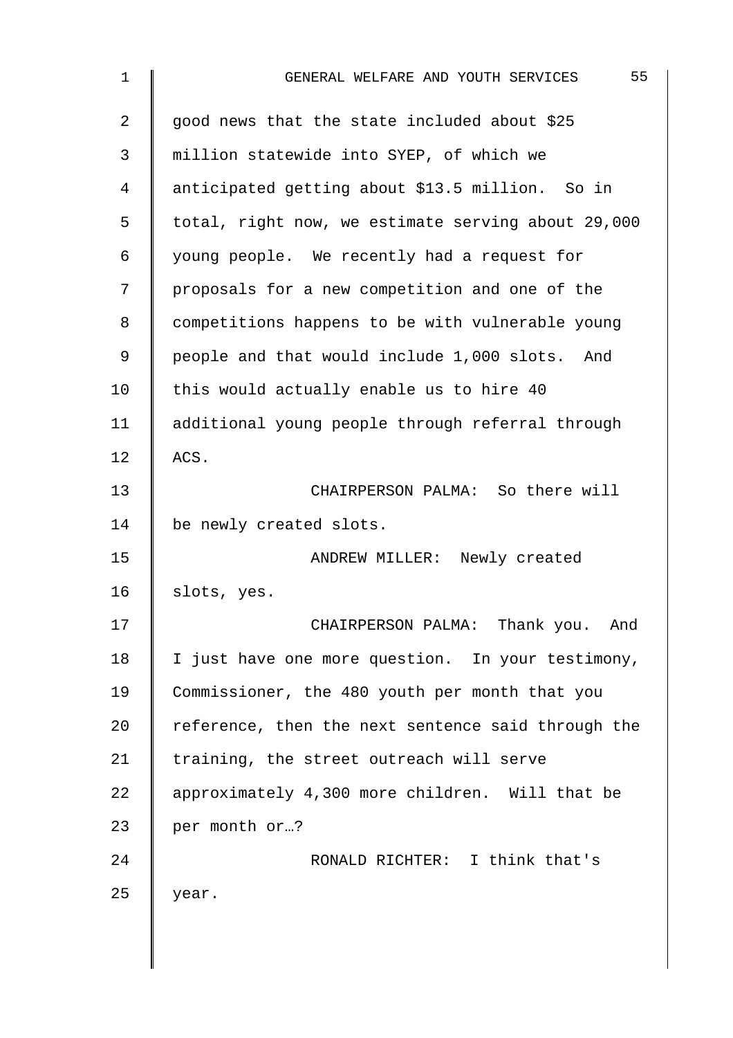good news that the state included about $25 million statewide into SYEP, of which we anticipated getting about $13.5 million. So in total, right now, we estimate serving about 29,000 young people. We recently had a request for proposals for a new competition and one of the competitions happens to be with vulnerable young people and that would include 1,000 slots. And this would actually enable us to hire 40 additional young people through referral through ACS.

CHAIRPERSON PALMA: So there will be newly created slots.

ANDREW MILLER: Newly created slots, yes.

CHAIRPERSON PALMA: Thank you. And I just have one more question. In your testimony, Commissioner, the 480 youth per month that you reference, then the next sentence said through the training, the street outreach will serve approximately 4,300 more children. Will that be per month or…?

RONALD RICHTER: I think that's year.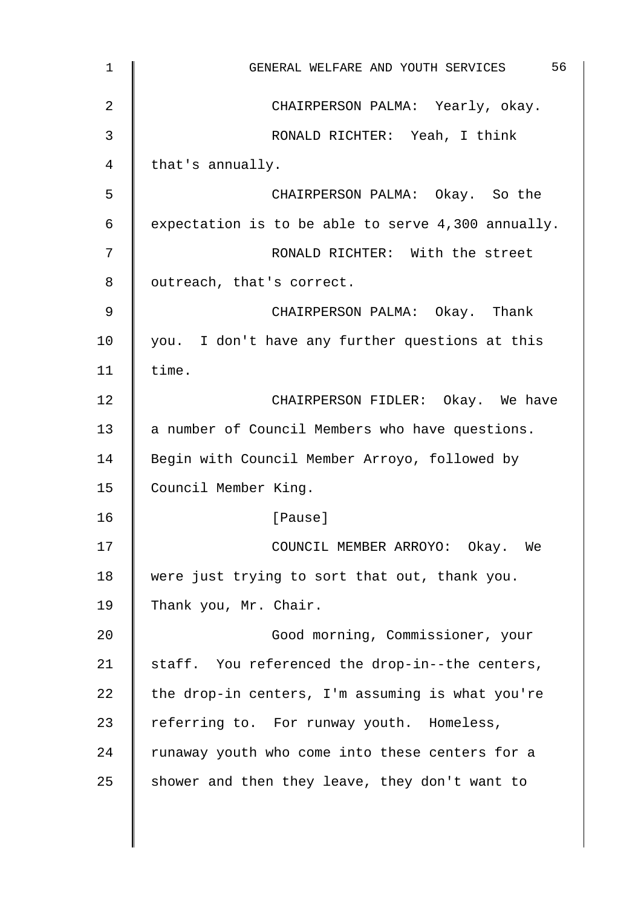CHAIRPERSON PALMA: Yearly, okay.

RONALD RICHTER: Yeah, I think that's annually.

CHAIRPERSON PALMA: Okay. So the expectation is to be able to serve 4,300 annually.

RONALD RICHTER: With the street outreach, that's correct.

CHAIRPERSON PALMA: Okay. Thank you. I don't have any further questions at this time.

CHAIRPERSON FIDLER: Okay. We have a number of Council Members who have questions. Begin with Council Member Arroyo, followed by Council Member King.

[Pause]

COUNCIL MEMBER ARROYO: Okay. We were just trying to sort that out, thank you. Thank you, Mr. Chair.

Good morning, Commissioner, your staff. You referenced the drop-in--the centers, the drop-in centers, I'm assuming is what you're referring to. For runway youth. Homeless, runaway youth who come into these centers for a shower and then they leave, they don't want to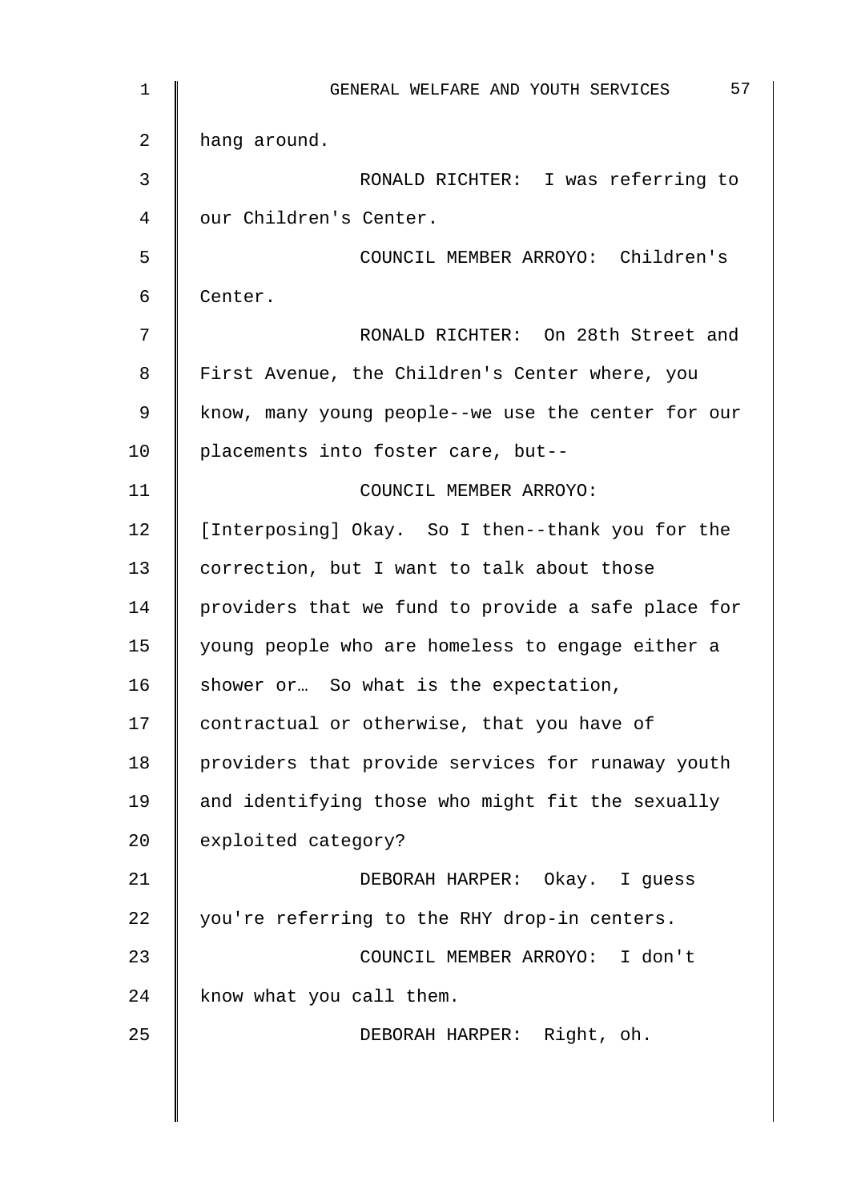hang around.

RONALD RICHTER: I was referring to our Children's Center.

COUNCIL MEMBER ARROYO: Children's Center.

RONALD RICHTER: On 28th Street and First Avenue, the Children's Center where, you know, many young people--we use the center for our placements into foster care, but--

COUNCIL MEMBER ARROYO: [Interposing] Okay. So I then--thank you for the correction, but I want to talk about those providers that we fund to provide a safe place for young people who are homeless to engage either a shower or… So what is the expectation, contractual or otherwise, that you have of providers that provide services for runaway youth and identifying those who might fit the sexually exploited category?

DEBORAH HARPER: Okay. I guess you're referring to the RHY drop-in centers.

COUNCIL MEMBER ARROYO: I don't know what you call them.

DEBORAH HARPER: Right, oh.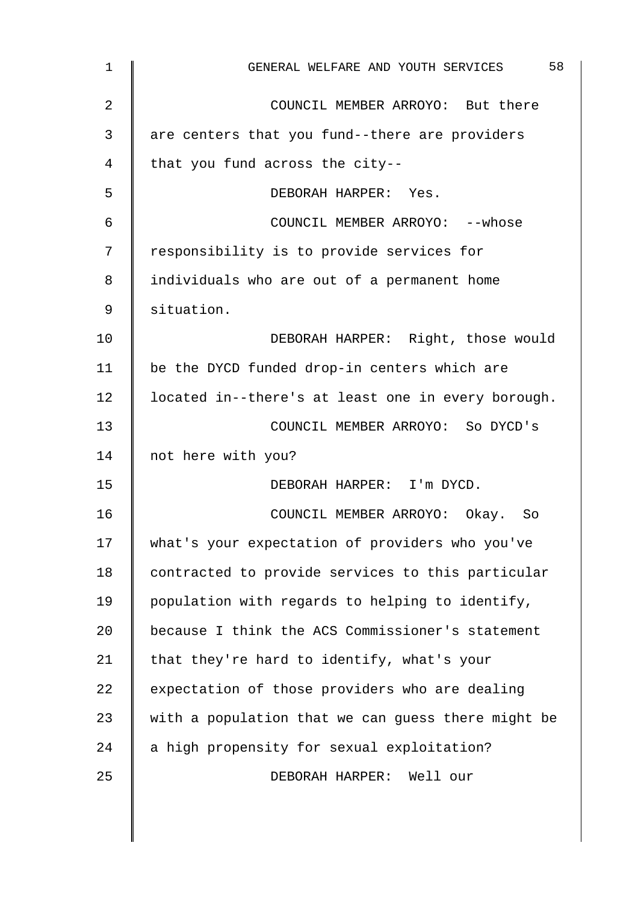COUNCIL MEMBER ARROYO: But there are centers that you fund--there are providers that you fund across the city--

DEBORAH HARPER: Yes.

COUNCIL MEMBER ARROYO: --whose responsibility is to provide services for individuals who are out of a permanent home situation.

DEBORAH HARPER: Right, those would be the DYCD funded drop-in centers which are located in--there's at least one in every borough.

COUNCIL MEMBER ARROYO: So DYCD's not here with you?

DEBORAH HARPER: I'm DYCD.

COUNCIL MEMBER ARROYO: Okay. So what's your expectation of providers who you've contracted to provide services to this particular population with regards to helping to identify, because I think the ACS Commissioner's statement that they're hard to identify, what's your expectation of those providers who are dealing with a population that we can guess there might be a high propensity for sexual exploitation?

DEBORAH HARPER: Well our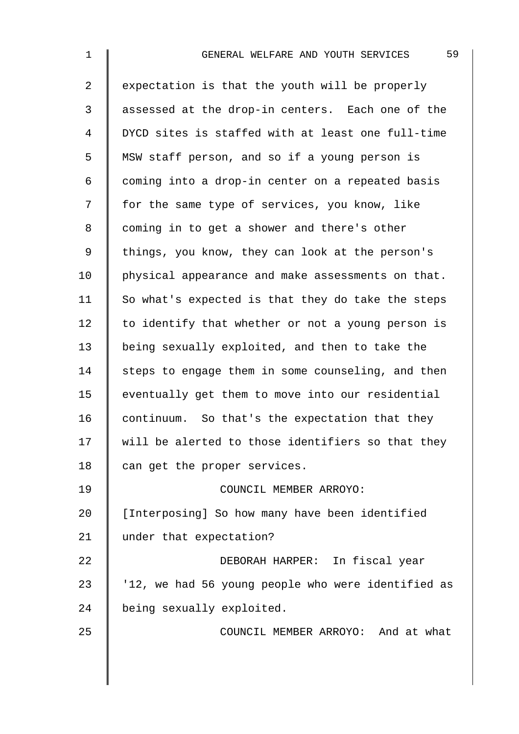expectation is that the youth will be properly assessed at the drop-in centers. Each one of the DYCD sites is staffed with at least one full-time MSW staff person, and so if a young person is coming into a drop-in center on a repeated basis for the same type of services, you know, like coming in to get a shower and there's other things, you know, they can look at the person's physical appearance and make assessments on that. So what's expected is that they do take the steps to identify that whether or not a young person is being sexually exploited, and then to take the steps to engage them in some counseling, and then eventually get them to move into our residential continuum. So that's the expectation that they will be alerted to those identifiers so that they can get the proper services.

COUNCIL MEMBER ARROYO: [Interposing] So how many have been identified under that expectation?

DEBORAH HARPER: In fiscal year '12, we had 56 young people who were identified as being sexually exploited.

COUNCIL MEMBER ARROYO: And at what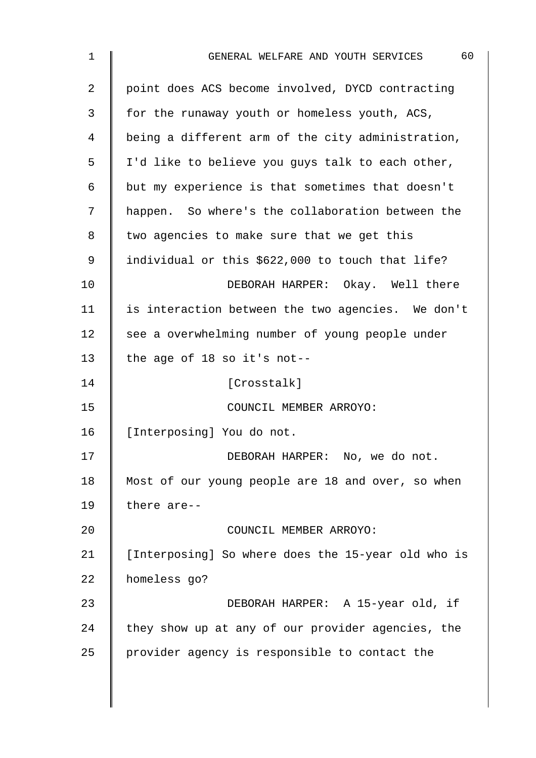point does ACS become involved, DYCD contracting for the runaway youth or homeless youth, ACS, being a different arm of the city administration, I'd like to believe you guys talk to each other, but my experience is that sometimes that doesn't happen. So where's the collaboration between the two agencies to make sure that we get this individual or this $622,000 to touch that life?

DEBORAH HARPER: Okay. Well there is interaction between the two agencies. We don't see a overwhelming number of young people under the age of 18 so it's not--

[Crosstalk]

COUNCIL MEMBER ARROYO: [Interposing] You do not.

DEBORAH HARPER: No, we do not. Most of our young people are 18 and over, so when there are--

COUNCIL MEMBER ARROYO: [Interposing] So where does the 15-year old who is homeless go?

DEBORAH HARPER: A 15-year old, if they show up at any of our provider agencies, the provider agency is responsible to contact the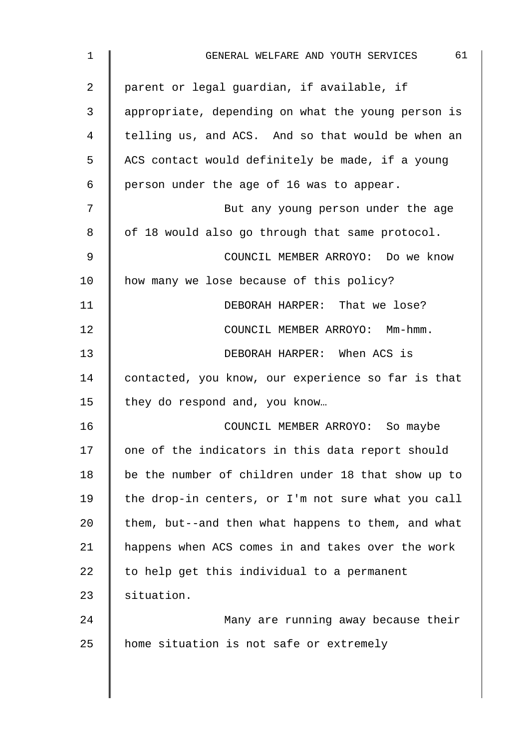parent or legal guardian, if available, if appropriate, depending on what the young person is telling us, and ACS. And so that would be when an ACS contact would definitely be made, if a young person under the age of 16 was to appear.

But any young person under the age of 18 would also go through that same protocol.

COUNCIL MEMBER ARROYO: Do we know how many we lose because of this policy?

DEBORAH HARPER: That we lose?

COUNCIL MEMBER ARROYO: Mm-hmm.

DEBORAH HARPER: When ACS is contacted, you know, our experience so far is that they do respond and, you know…

COUNCIL MEMBER ARROYO: So maybe one of the indicators in this data report should be the number of children under 18 that show up to the drop-in centers, or I'm not sure what you call them, but--and then what happens to them, and what happens when ACS comes in and takes over the work to help get this individual to a permanent situation.

Many are running away because their home situation is not safe or extremely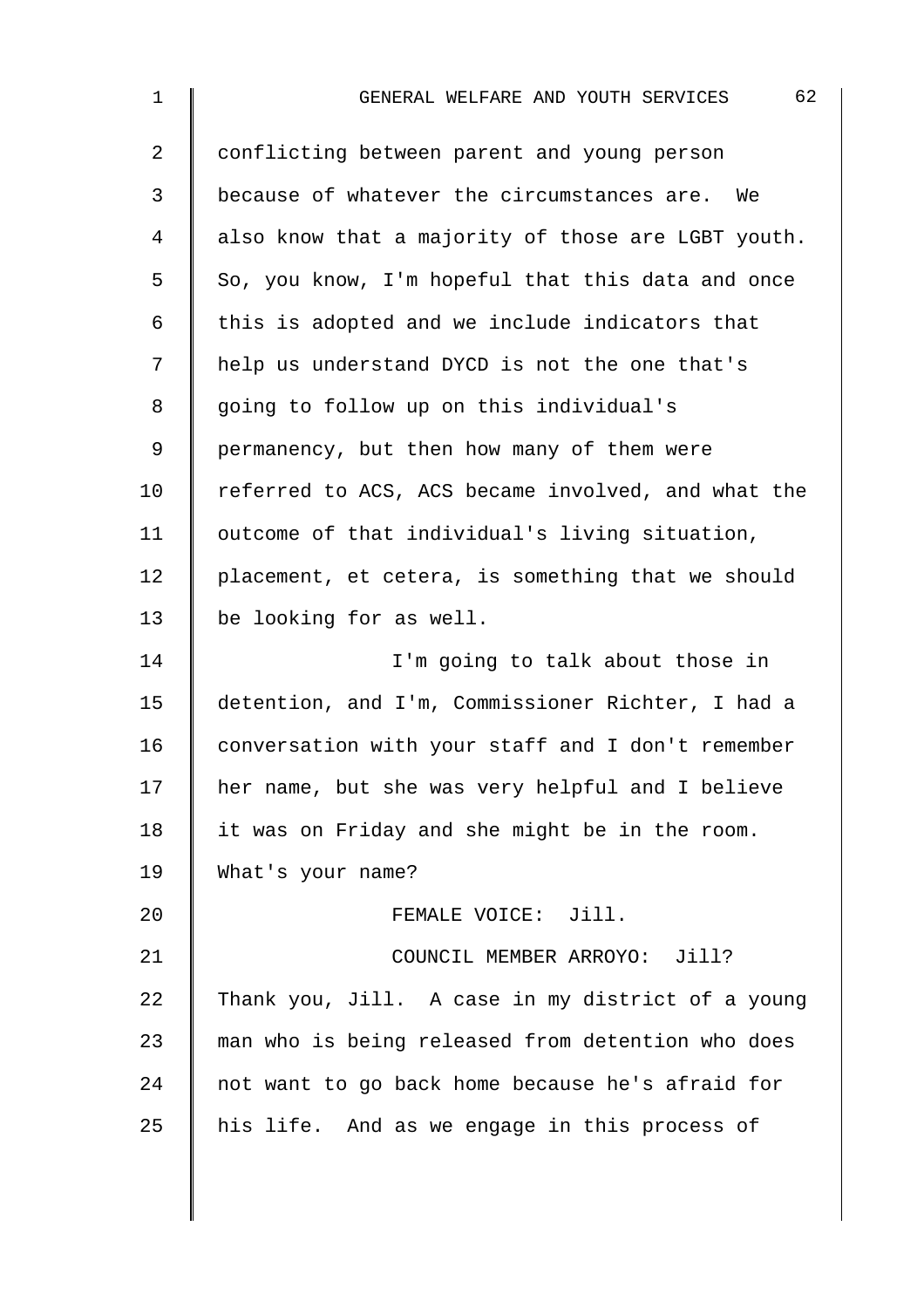conflicting between parent and young person because of whatever the circumstances are. We also know that a majority of those are LGBT youth. So, you know, I'm hopeful that this data and once this is adopted and we include indicators that help us understand DYCD is not the one that's going to follow up on this individual's permanency, but then how many of them were referred to ACS, ACS became involved, and what the outcome of that individual's living situation, placement, et cetera, is something that we should be looking for as well.

I'm going to talk about those in detention, and I'm, Commissioner Richter, I had a conversation with your staff and I don't remember her name, but she was very helpful and I believe it was on Friday and she might be in the room. What's your name?

FEMALE VOICE: Jill.

COUNCIL MEMBER ARROYO: Jill? Thank you, Jill. A case in my district of a young man who is being released from detention who does not want to go back home because he's afraid for his life. And as we engage in this process of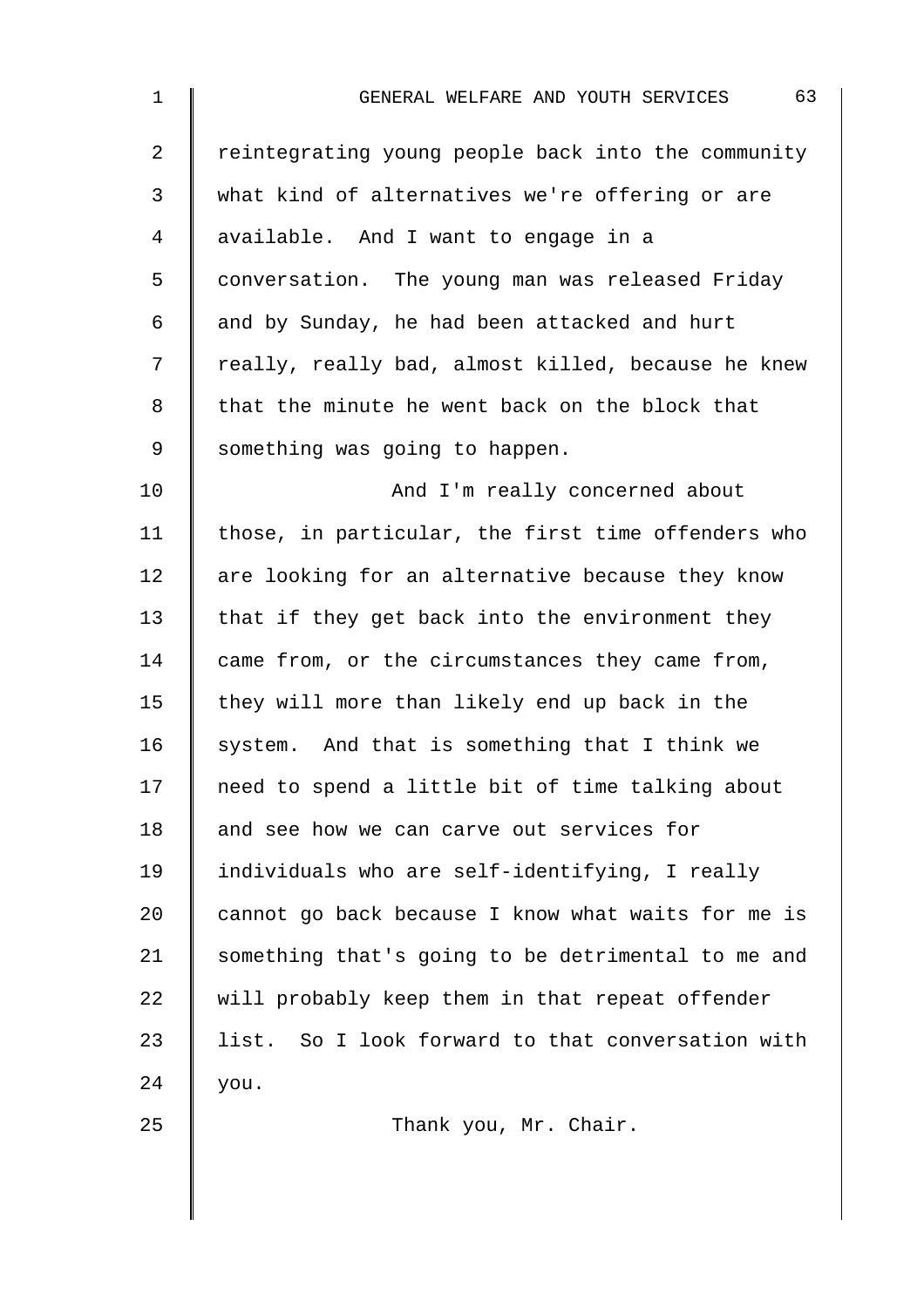reintegrating young people back into the community what kind of alternatives we're offering or are available. And I want to engage in a conversation. The young man was released Friday and by Sunday, he had been attacked and hurt really, really bad, almost killed, because he knew that the minute he went back on the block that something was going to happen.

And I'm really concerned about those, in particular, the first time offenders who are looking for an alternative because they know that if they get back into the environment they came from, or the circumstances they came from, they will more than likely end up back in the system. And that is something that I think we need to spend a little bit of time talking about and see how we can carve out services for individuals who are self-identifying, I really cannot go back because I know what waits for me is something that's going to be detrimental to me and will probably keep them in that repeat offender list. So I look forward to that conversation with you.

Thank you, Mr. Chair.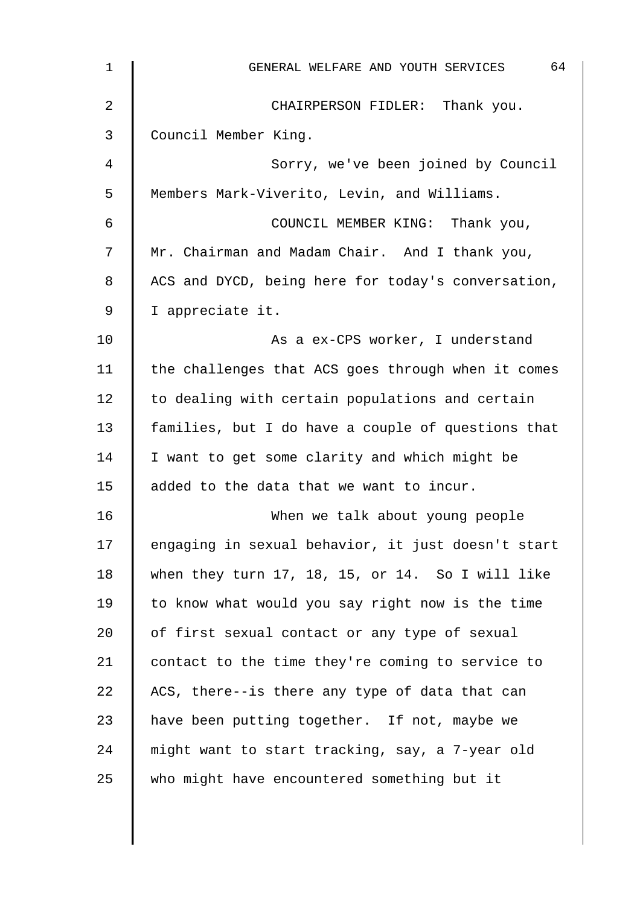CHAIRPERSON FIDLER: Thank you. Council Member King.

Sorry, we've been joined by Council Members Mark-Viverito, Levin, and Williams.

COUNCIL MEMBER KING: Thank you, Mr. Chairman and Madam Chair. And I thank you, ACS and DYCD, being here for today's conversation, I appreciate it.

As a ex-CPS worker, I understand the challenges that ACS goes through when it comes to dealing with certain populations and certain families, but I do have a couple of questions that I want to get some clarity and which might be added to the data that we want to incur.

When we talk about young people engaging in sexual behavior, it just doesn't start when they turn 17, 18, 15, or 14. So I will like to know what would you say right now is the time of first sexual contact or any type of sexual contact to the time they're coming to service to ACS, there--is there any type of data that can have been putting together. If not, maybe we might want to start tracking, say, a 7-year old who might have encountered something but it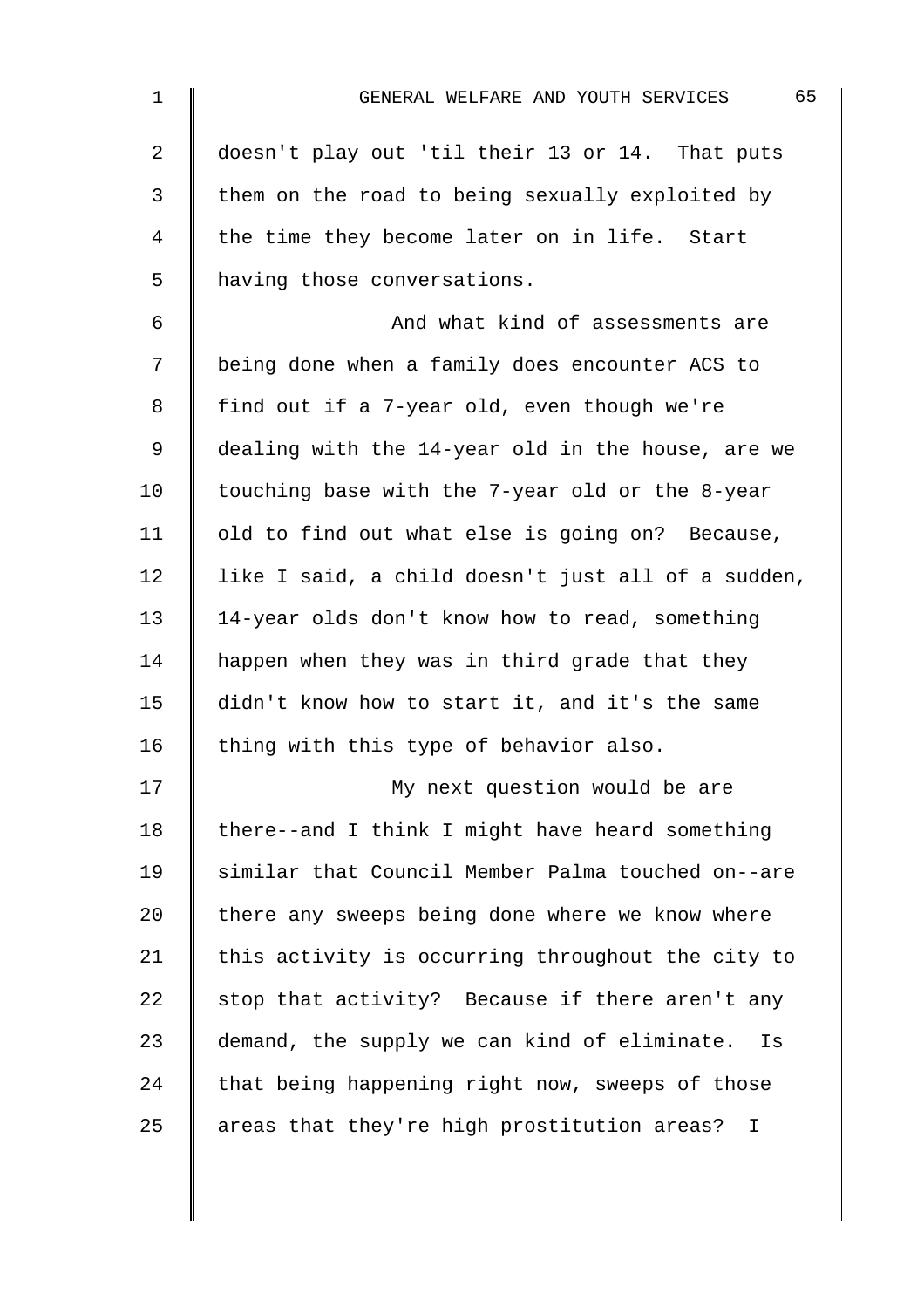doesn't play out 'til their 13 or 14. That puts them on the road to being sexually exploited by the time they become later on in life. Start having those conversations.

And what kind of assessments are being done when a family does encounter ACS to find out if a 7-year old, even though we're dealing with the 14-year old in the house, are we touching base with the 7-year old or the 8-year old to find out what else is going on? Because, like I said, a child doesn't just all of a sudden, 14-year olds don't know how to read, something happen when they was in third grade that they didn't know how to start it, and it's the same thing with this type of behavior also.

My next question would be are there--and I think I might have heard something similar that Council Member Palma touched on--are there any sweeps being done where we know where this activity is occurring throughout the city to stop that activity? Because if there aren't any demand, the supply we can kind of eliminate. Is that being happening right now, sweeps of those areas that they're high prostitution areas? I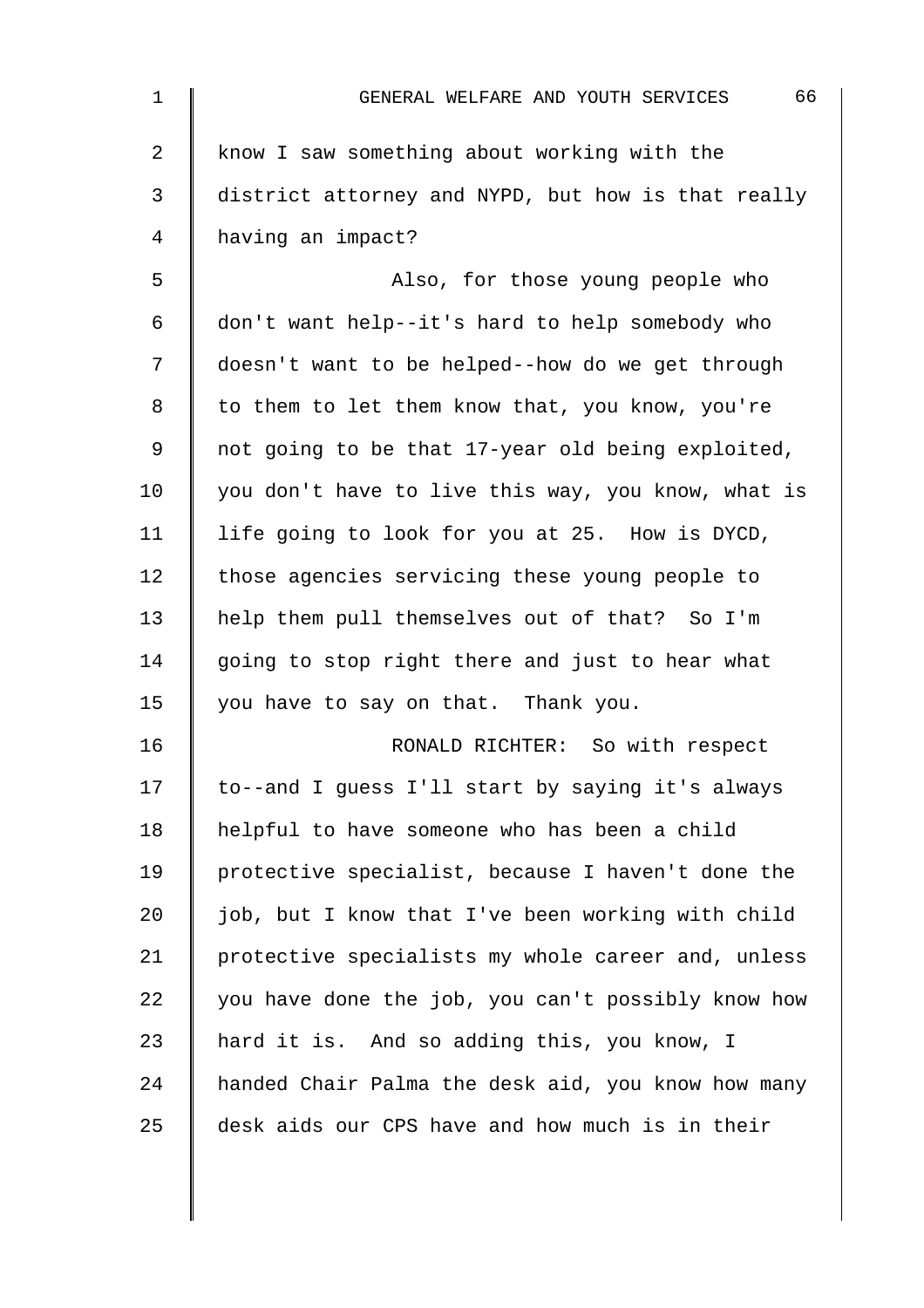know I saw something about working with the district attorney and NYPD, but how is that really having an impact?

Also, for those young people who don't want help--it's hard to help somebody who doesn't want to be helped--how do we get through to them to let them know that, you know, you're not going to be that 17-year old being exploited, you don't have to live this way, you know, what is life going to look for you at 25. How is DYCD, those agencies servicing these young people to help them pull themselves out of that? So I'm going to stop right there and just to hear what you have to say on that. Thank you.

RONALD RICHTER: So with respect to--and I guess I'll start by saying it's always helpful to have someone who has been a child protective specialist, because I haven't done the job, but I know that I've been working with child protective specialists my whole career and, unless you have done the job, you can't possibly know how hard it is. And so adding this, you know, I handed Chair Palma the desk aid, you know how many desk aids our CPS have and how much is in their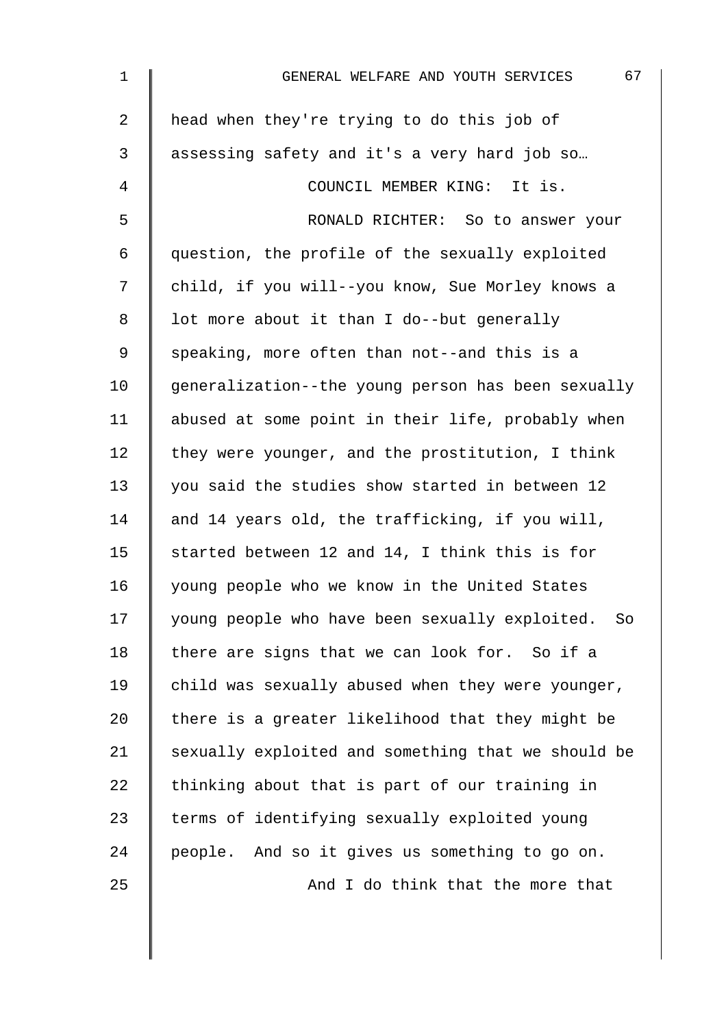head when they're trying to do this job of assessing safety and it's a very hard job so…

COUNCIL MEMBER KING: It is.

RONALD RICHTER: So to answer your question, the profile of the sexually exploited child, if you will--you know, Sue Morley knows a lot more about it than I do--but generally speaking, more often than not--and this is a generalization--the young person has been sexually abused at some point in their life, probably when they were younger, and the prostitution, I think you said the studies show started in between 12 and 14 years old, the trafficking, if you will, started between 12 and 14, I think this is for young people who we know in the United States young people who have been sexually exploited. So there are signs that we can look for. So if a child was sexually abused when they were younger, there is a greater likelihood that they might be sexually exploited and something that we should be thinking about that is part of our training in terms of identifying sexually exploited young people. And so it gives us something to go on.

And I do think that the more that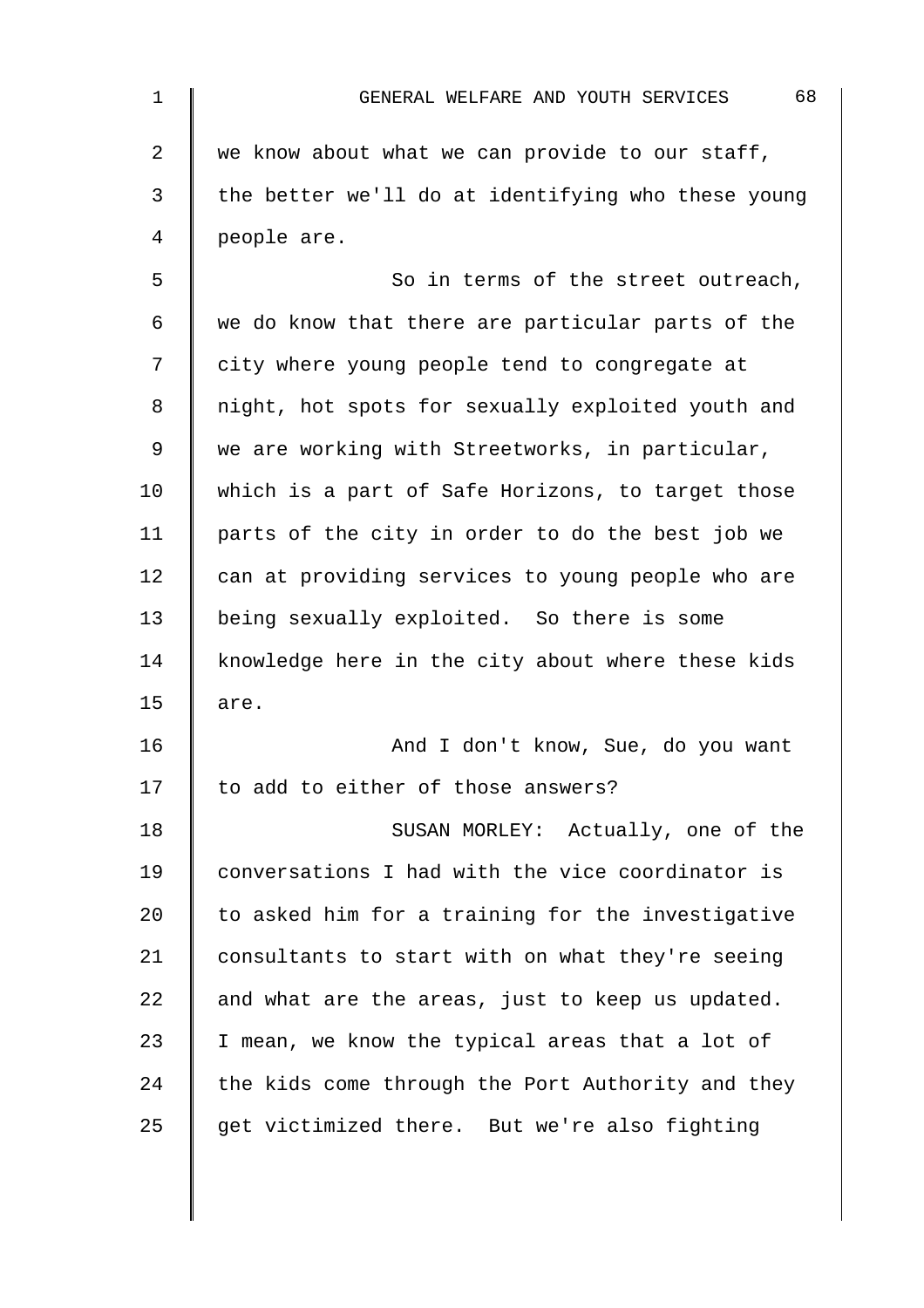we know about what we can provide to our staff, the better we'll do at identifying who these young people are.

So in terms of the street outreach, we do know that there are particular parts of the city where young people tend to congregate at night, hot spots for sexually exploited youth and we are working with Streetworks, in particular, which is a part of Safe Horizons, to target those parts of the city in order to do the best job we can at providing services to young people who are being sexually exploited. So there is some knowledge here in the city about where these kids are.

And I don't know, Sue, do you want to add to either of those answers?

SUSAN MORLEY: Actually, one of the conversations I had with the vice coordinator is to asked him for a training for the investigative consultants to start with on what they're seeing and what are the areas, just to keep us updated. I mean, we know the typical areas that a lot of the kids come through the Port Authority and they get victimized there. But we're also fighting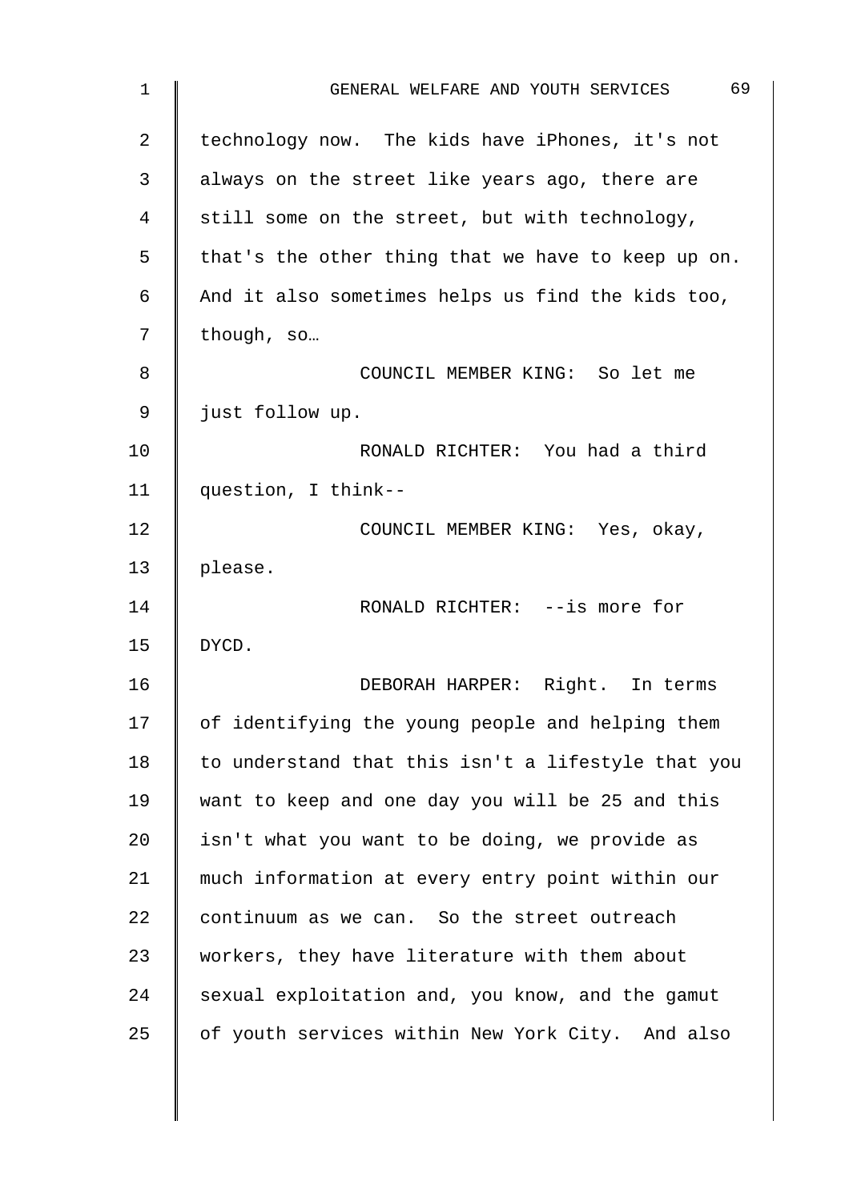technology now. The kids have iPhones, it's not always on the street like years ago, there are still some on the street, but with technology, that's the other thing that we have to keep up on. And it also sometimes helps us find the kids too, though, so…

COUNCIL MEMBER KING: So let me just follow up.

RONALD RICHTER: You had a third question, I think--

COUNCIL MEMBER KING: Yes, okay, please.

RONALD RICHTER: --is more for DYCD.

DEBORAH HARPER: Right. In terms of identifying the young people and helping them to understand that this isn't a lifestyle that you want to keep and one day you will be 25 and this isn't what you want to be doing, we provide as much information at every entry point within our continuum as we can. So the street outreach workers, they have literature with them about sexual exploitation and, you know, and the gamut of youth services within New York City. And also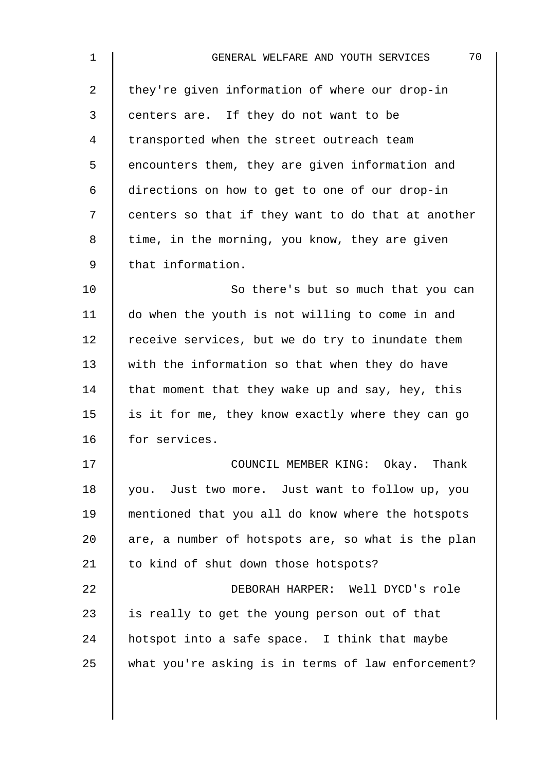they're given information of where our drop-in centers are. If they do not want to be transported when the street outreach team encounters them, they are given information and directions on how to get to one of our drop-in centers so that if they want to do that at another time, in the morning, you know, they are given that information.

So there's but so much that you can do when the youth is not willing to come in and receive services, but we do try to inundate them with the information so that when they do have that moment that they wake up and say, hey, this is it for me, they know exactly where they can go for services.

COUNCIL MEMBER KING: Okay. Thank you. Just two more. Just want to follow up, you mentioned that you all do know where the hotspots are, a number of hotspots are, so what is the plan to kind of shut down those hotspots?

DEBORAH HARPER: Well DYCD's role is really to get the young person out of that hotspot into a safe space. I think that maybe what you're asking is in terms of law enforcement?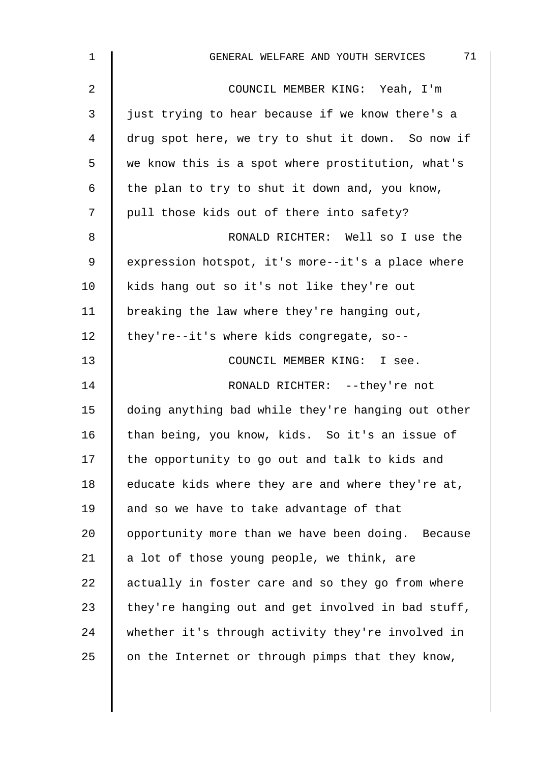COUNCIL MEMBER KING: Yeah, I'm just trying to hear because if we know there's a drug spot here, we try to shut it down. So now if we know this is a spot where prostitution, what's the plan to try to shut it down and, you know, pull those kids out of there into safety?

RONALD RICHTER: Well so I use the expression hotspot, it's more--it's a place where kids hang out so it's not like they're out breaking the law where they're hanging out, they're--it's where kids congregate, so--

COUNCIL MEMBER KING: I see.

RONALD RICHTER: --they're not doing anything bad while they're hanging out other than being, you know, kids. So it's an issue of the opportunity to go out and talk to kids and educate kids where they are and where they're at, and so we have to take advantage of that opportunity more than we have been doing. Because a lot of those young people, we think, are actually in foster care and so they go from where they're hanging out and get involved in bad stuff, whether it's through activity they're involved in on the Internet or through pimps that they know,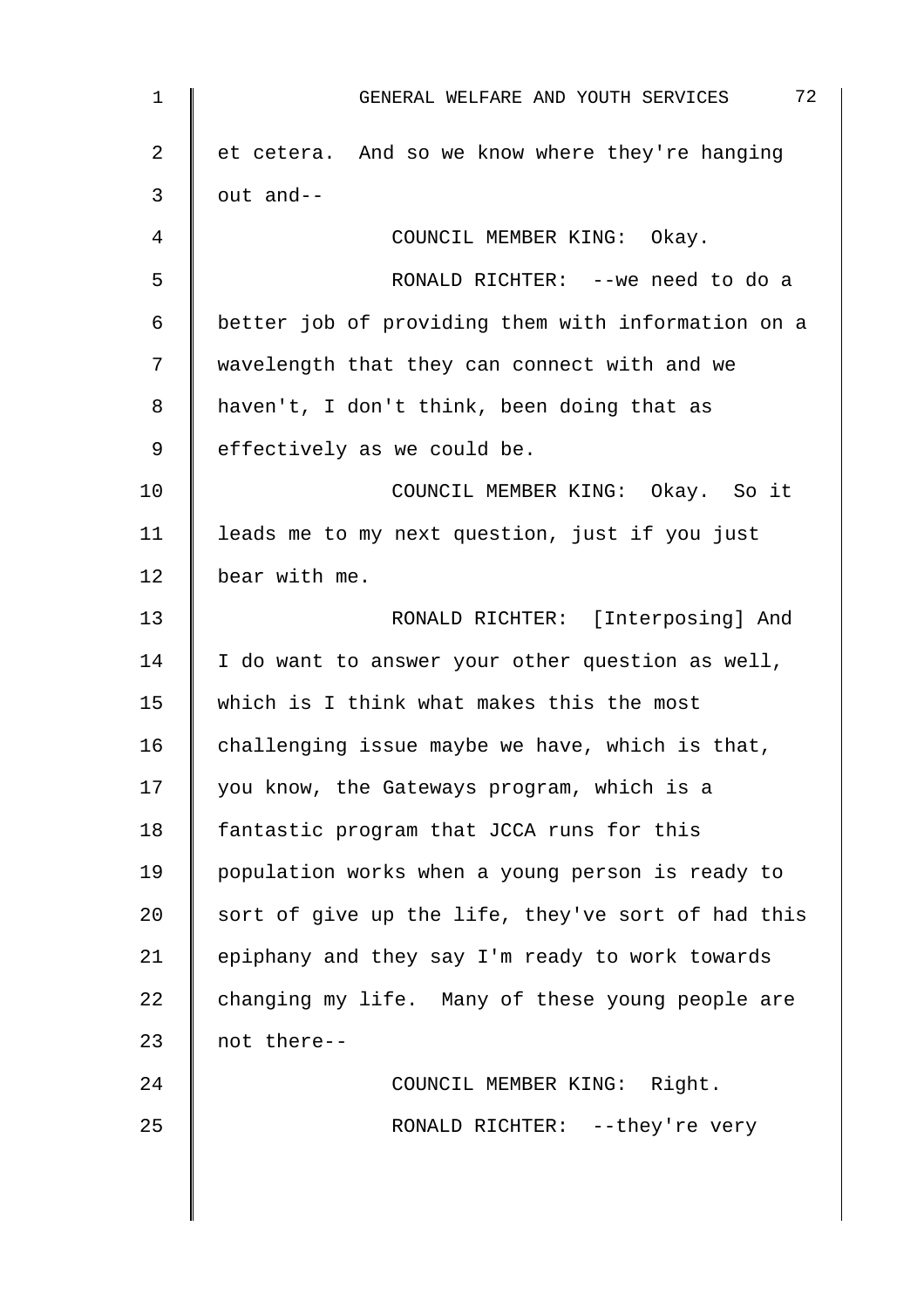et cetera. And so we know where they're hanging out and--

COUNCIL MEMBER KING: Okay.

RONALD RICHTER: --we need to do a better job of providing them with information on a wavelength that they can connect with and we haven't, I don't think, been doing that as effectively as we could be.

COUNCIL MEMBER KING: Okay. So it leads me to my next question, just if you just bear with me.

RONALD RICHTER: [Interposing] And I do want to answer your other question as well, which is I think what makes this the most challenging issue maybe we have, which is that, you know, the Gateways program, which is a fantastic program that JCCA runs for this population works when a young person is ready to sort of give up the life, they've sort of had this epiphany and they say I'm ready to work towards changing my life. Many of these young people are not there--

COUNCIL MEMBER KING: Right.

RONALD RICHTER: --they're very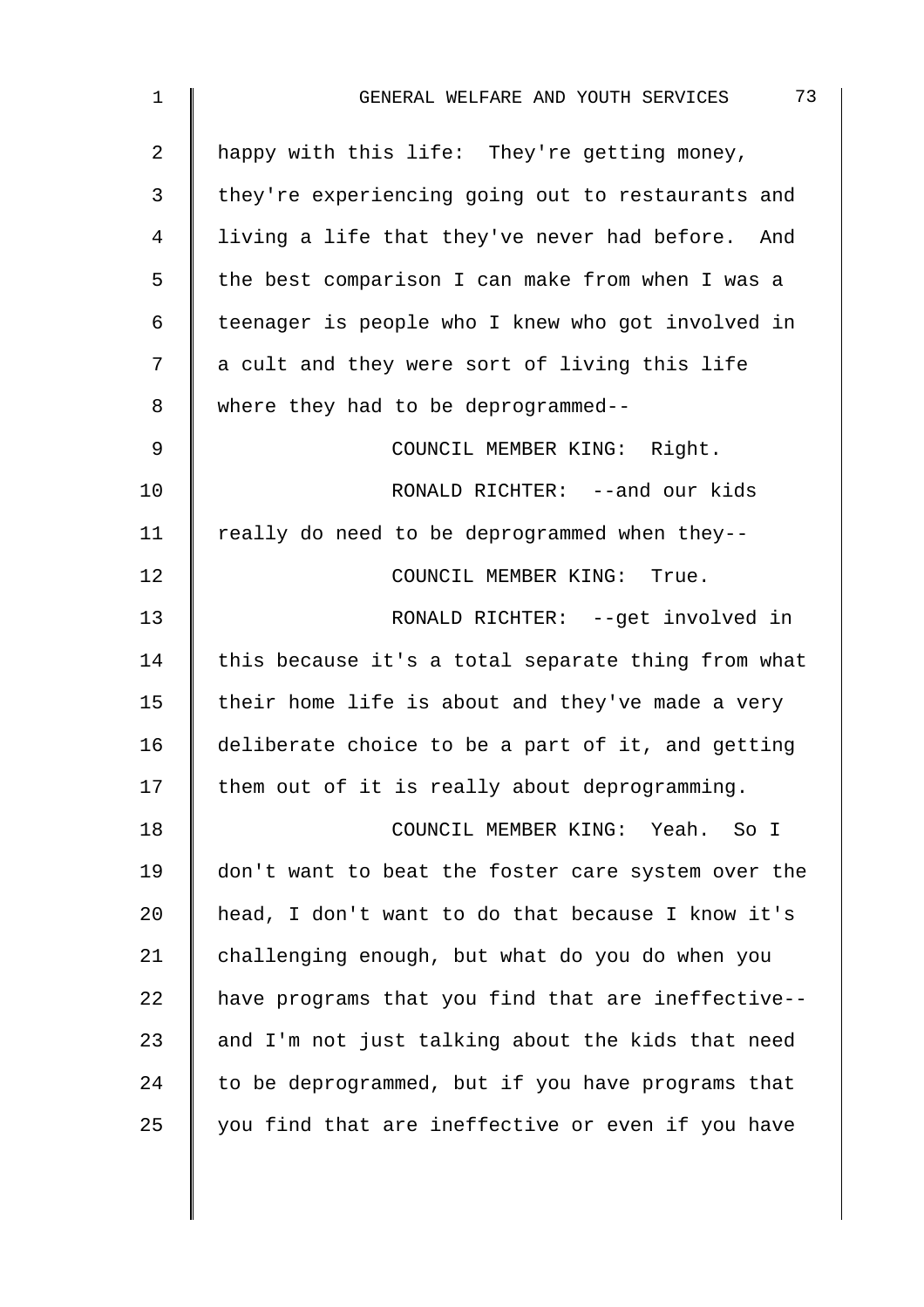happy with this life: They're getting money, they're experiencing going out to restaurants and living a life that they've never had before. And the best comparison I can make from when I was a teenager is people who I knew who got involved in a cult and they were sort of living this life where they had to be deprogrammed--

COUNCIL MEMBER KING: Right.

RONALD RICHTER: --and our kids really do need to be deprogrammed when they--

COUNCIL MEMBER KING: True.

RONALD RICHTER: --get involved in this because it's a total separate thing from what their home life is about and they've made a very deliberate choice to be a part of it, and getting them out of it is really about deprogramming.

COUNCIL MEMBER KING: Yeah. So I don't want to beat the foster care system over the head, I don't want to do that because I know it's challenging enough, but what do you do when you have programs that you find that are ineffective-- and I'm not just talking about the kids that need to be deprogrammed, but if you have programs that you find that are ineffective or even if you have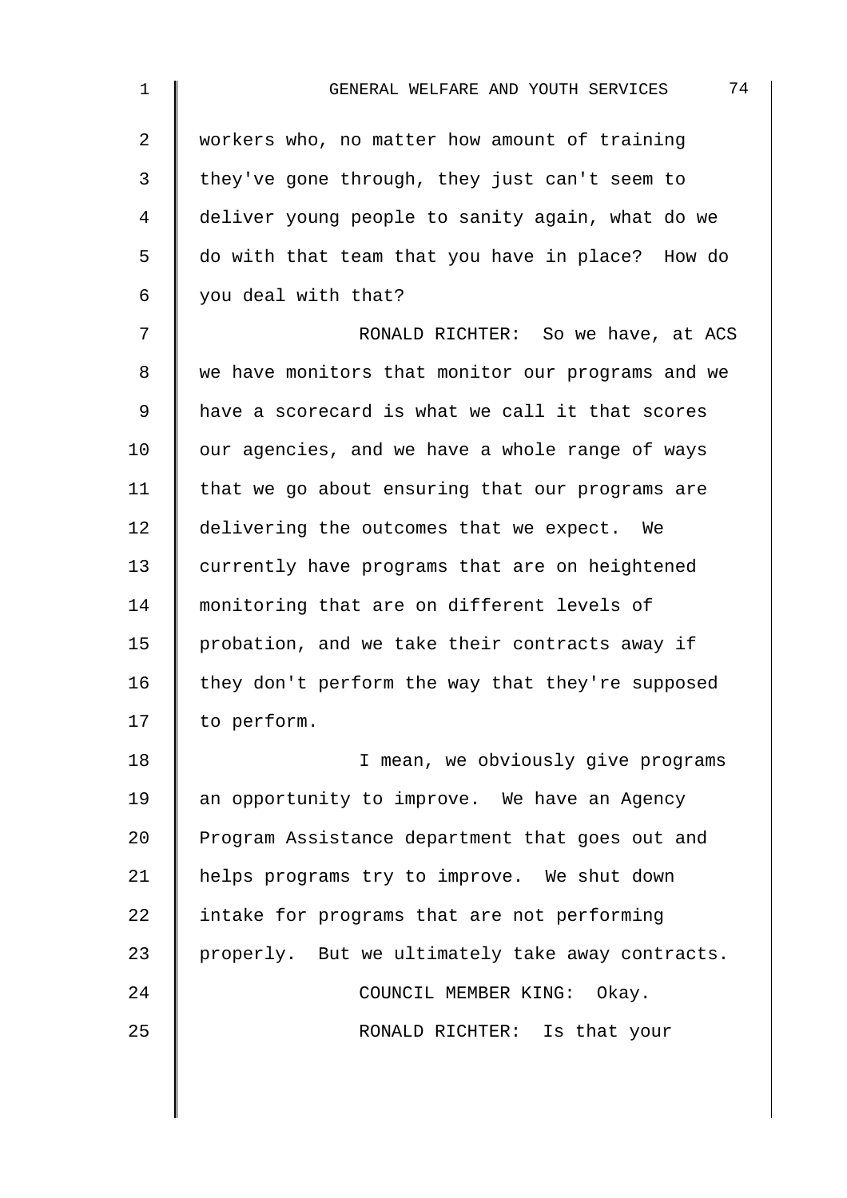workers who, no matter how amount of training they've gone through, they just can't seem to deliver young people to sanity again, what do we do with that team that you have in place? How do you deal with that?

RONALD RICHTER: So we have, at ACS we have monitors that monitor our programs and we have a scorecard is what we call it that scores our agencies, and we have a whole range of ways that we go about ensuring that our programs are delivering the outcomes that we expect. We currently have programs that are on heightened monitoring that are on different levels of probation, and we take their contracts away if they don't perform the way that they're supposed to perform.

I mean, we obviously give programs an opportunity to improve. We have an Agency Program Assistance department that goes out and helps programs try to improve. We shut down intake for programs that are not performing properly. But we ultimately take away contracts.

COUNCIL MEMBER KING: Okay.

RONALD RICHTER: Is that your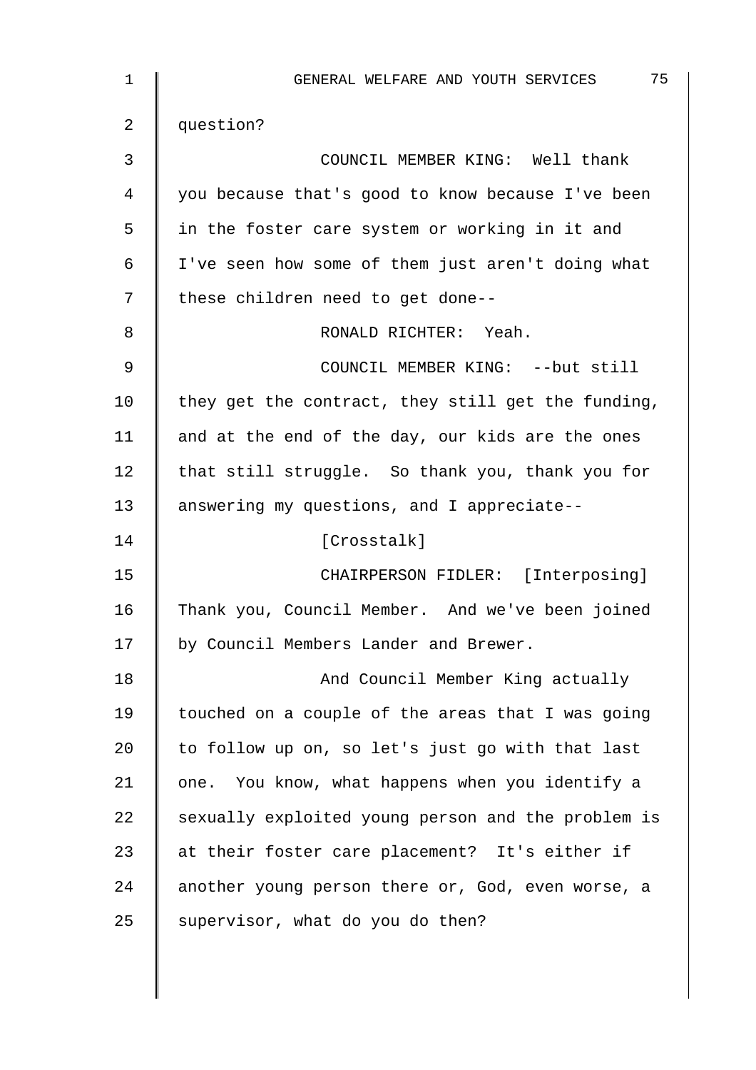question?

COUNCIL MEMBER KING: Well thank you because that's good to know because I've been in the foster care system or working in it and I've seen how some of them just aren't doing what these children need to get done--

RONALD RICHTER: Yeah.

COUNCIL MEMBER KING: --but still they get the contract, they still get the funding, and at the end of the day, our kids are the ones that still struggle. So thank you, thank you for answering my questions, and I appreciate--

[Crosstalk]

CHAIRPERSON FIDLER: [Interposing] Thank you, Council Member. And we've been joined by Council Members Lander and Brewer.

And Council Member King actually touched on a couple of the areas that I was going to follow up on, so let's just go with that last one. You know, what happens when you identify a sexually exploited young person and the problem is at their foster care placement? It's either if another young person there or, God, even worse, a supervisor, what do you do then?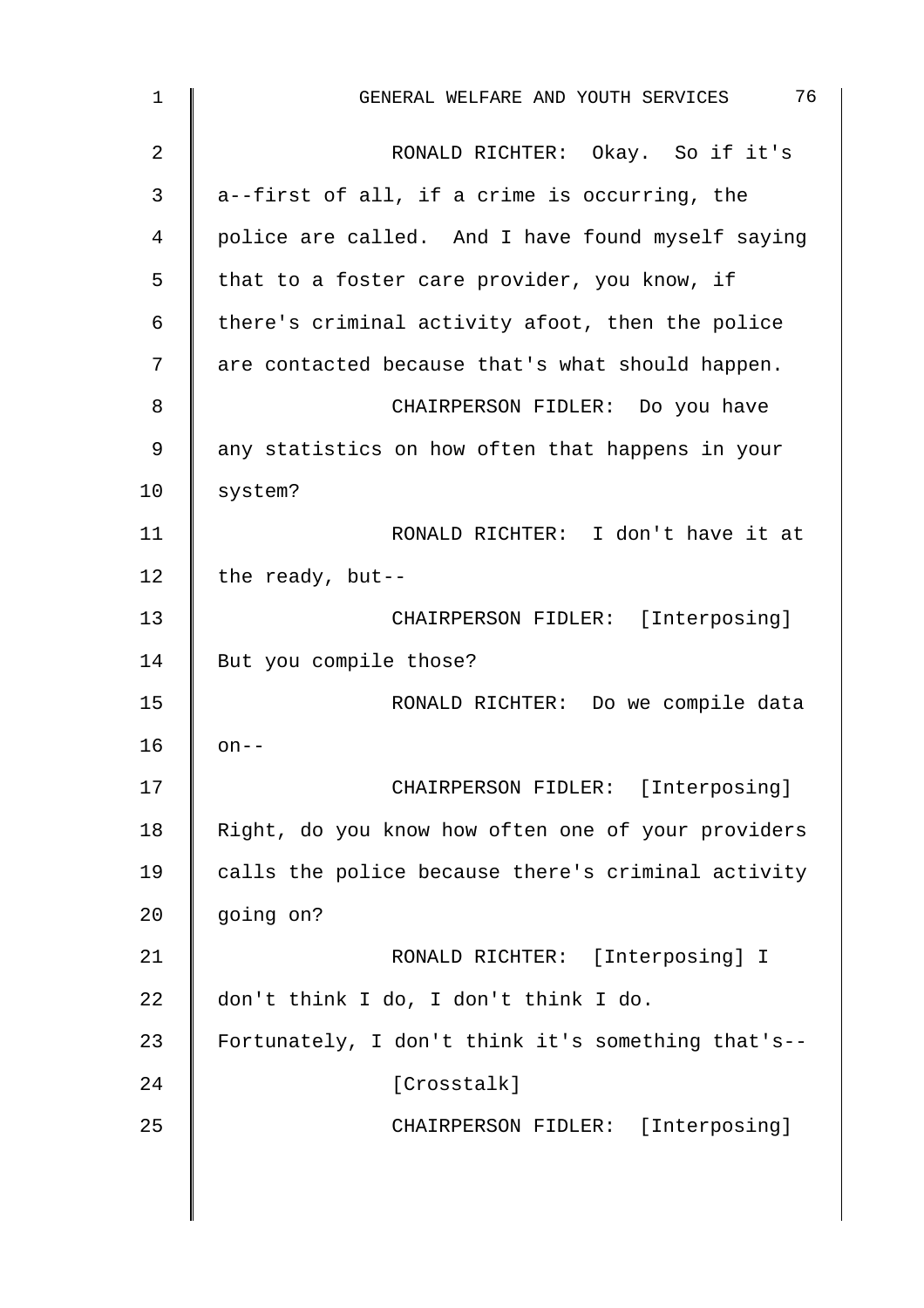RONALD RICHTER: Okay. So if it's a--first of all, if a crime is occurring, the police are called. And I have found myself saying that to a foster care provider, you know, if there's criminal activity afoot, then the police are contacted because that's what should happen.

CHAIRPERSON FIDLER: Do you have any statistics on how often that happens in your system?

RONALD RICHTER: I don't have it at the ready, but--

CHAIRPERSON FIDLER: [Interposing] But you compile those?

RONALD RICHTER: Do we compile data on--

CHAIRPERSON FIDLER: [Interposing] Right, do you know how often one of your providers calls the police because there's criminal activity going on?

RONALD RICHTER: [Interposing] I don't think I do, I don't think I do. Fortunately, I don't think it's something that's--

[Crosstalk]

CHAIRPERSON FIDLER: [Interposing]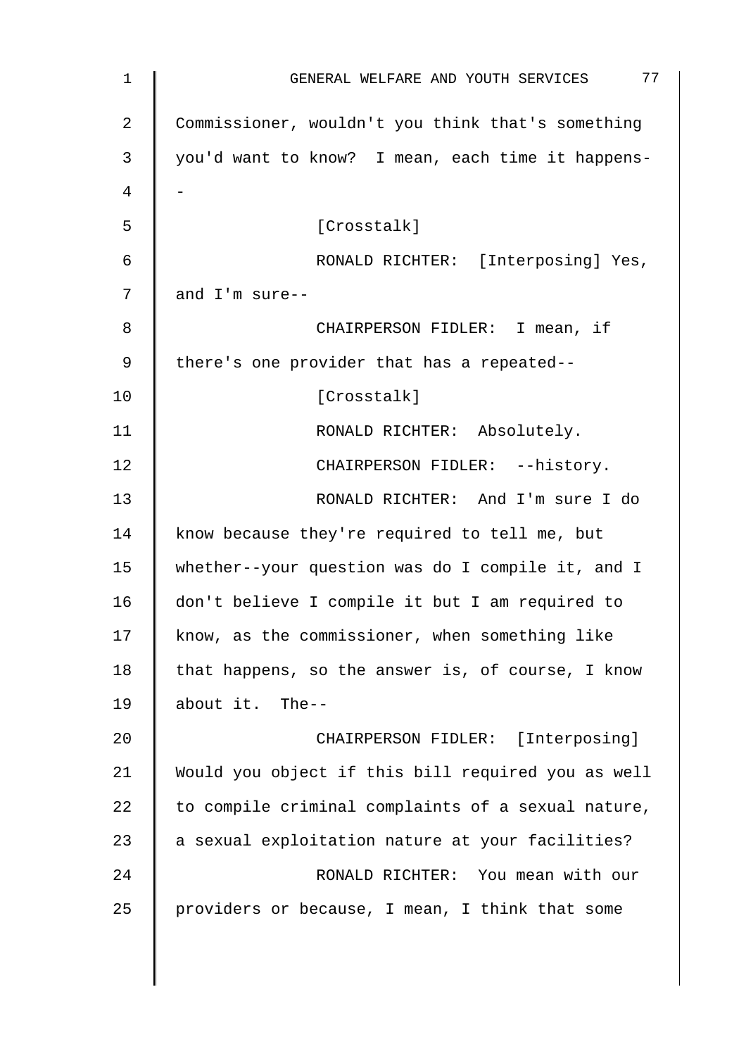Commissioner, wouldn't you think that's something you'd want to know? I mean, each time it happens--

[Crosstalk]

RONALD RICHTER: [Interposing] Yes, and I'm sure--

CHAIRPERSON FIDLER: I mean, if there's one provider that has a repeated--

[Crosstalk]

RONALD RICHTER: Absolutely.

CHAIRPERSON FIDLER: --history.

RONALD RICHTER: And I'm sure I do know because they're required to tell me, but whether--your question was do I compile it, and I don't believe I compile it but I am required to know, as the commissioner, when something like that happens, so the answer is, of course, I know about it. The--

CHAIRPERSON FIDLER: [Interposing] Would you object if this bill required you as well to compile criminal complaints of a sexual nature, a sexual exploitation nature at your facilities?

RONALD RICHTER: You mean with our providers or because, I mean, I think that some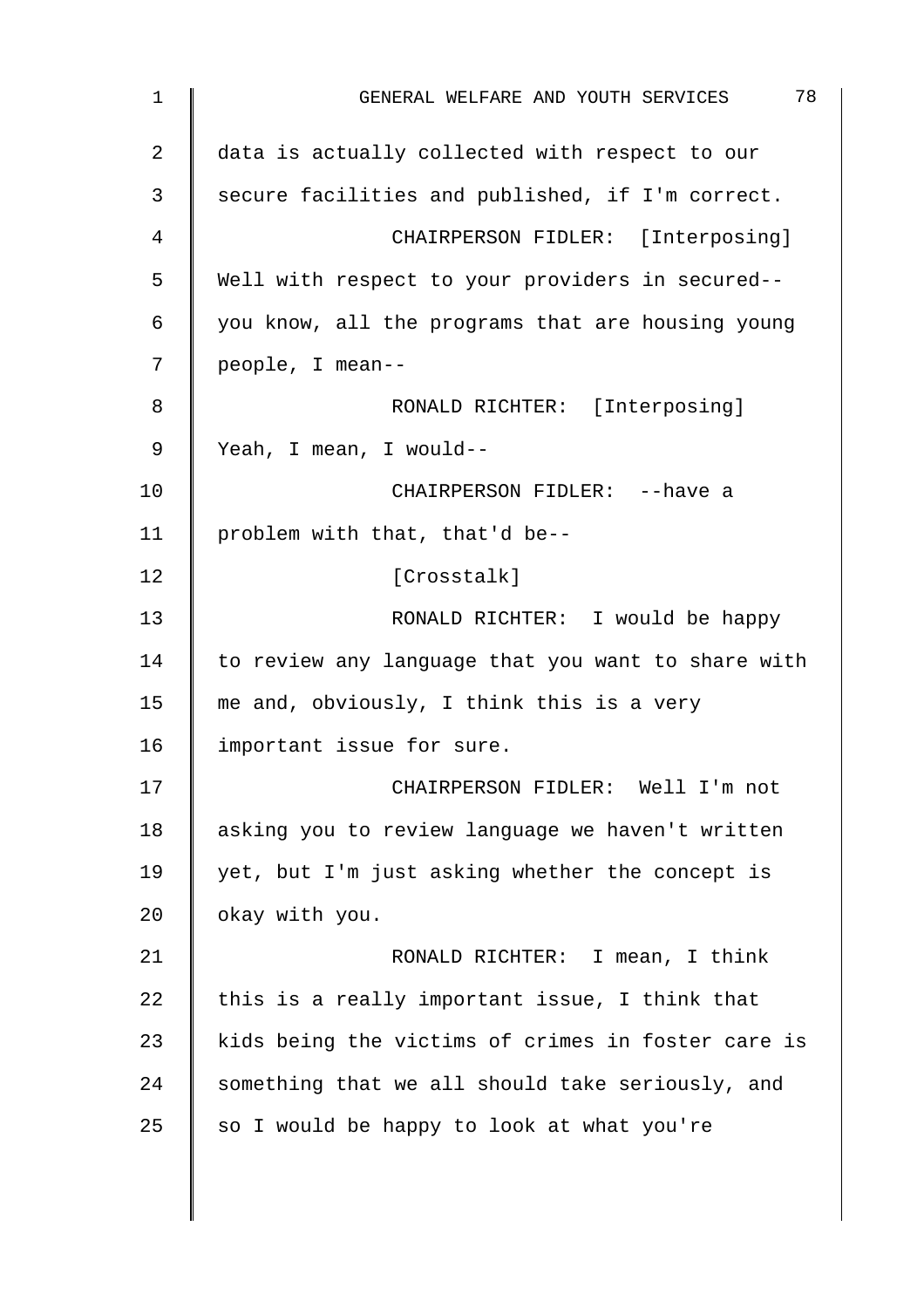data is actually collected with respect to our secure facilities and published, if I'm correct.

CHAIRPERSON FIDLER: [Interposing] Well with respect to your providers in secured-- you know, all the programs that are housing young people, I mean--

RONALD RICHTER: [Interposing] Yeah, I mean, I would--

CHAIRPERSON FIDLER: --have a problem with that, that'd be--

[Crosstalk]

RONALD RICHTER: I would be happy to review any language that you want to share with me and, obviously, I think this is a very important issue for sure.

CHAIRPERSON FIDLER: Well I'm not asking you to review language we haven't written yet, but I'm just asking whether the concept is okay with you.

RONALD RICHTER: I mean, I think this is a really important issue, I think that kids being the victims of crimes in foster care is something that we all should take seriously, and so I would be happy to look at what you're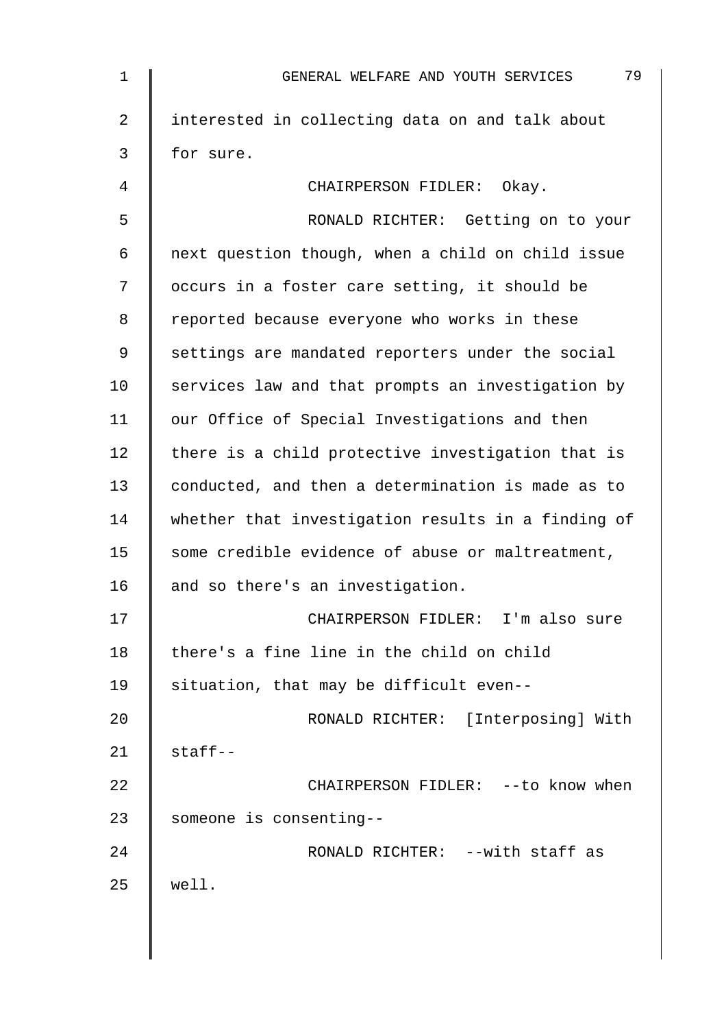interested in collecting data on and talk about for sure.

CHAIRPERSON FIDLER: Okay.

RONALD RICHTER: Getting on to your next question though, when a child on child issue occurs in a foster care setting, it should be reported because everyone who works in these settings are mandated reporters under the social services law and that prompts an investigation by our Office of Special Investigations and then there is a child protective investigation that is conducted, and then a determination is made as to whether that investigation results in a finding of some credible evidence of abuse or maltreatment, and so there's an investigation.

CHAIRPERSON FIDLER: I'm also sure there's a fine line in the child on child situation, that may be difficult even--

RONALD RICHTER: [Interposing] With staff--

CHAIRPERSON FIDLER: --to know when someone is consenting--

RONALD RICHTER: --with staff as well.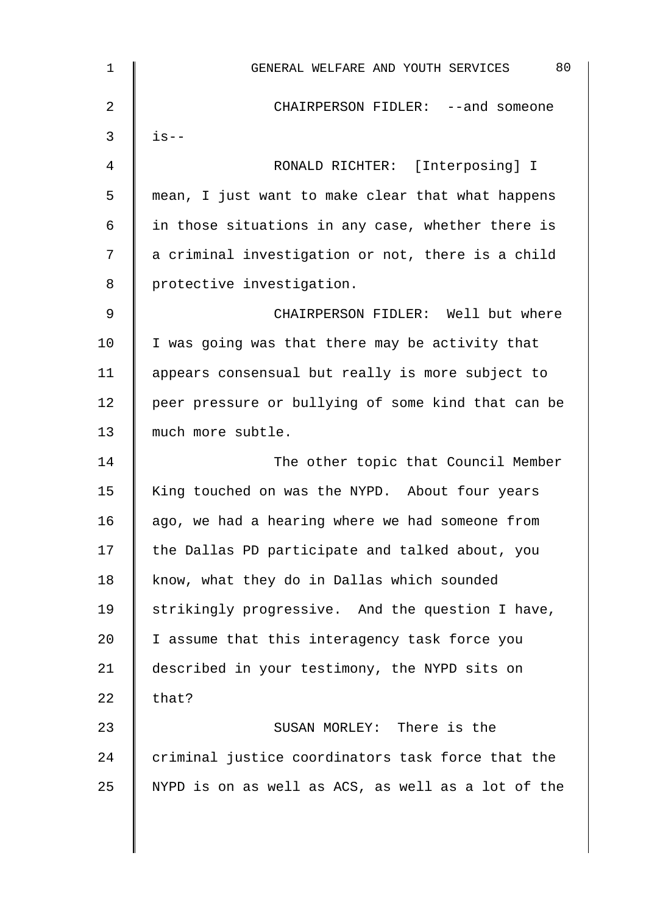CHAIRPERSON FIDLER: --and someone is--

RONALD RICHTER: [Interposing] I mean, I just want to make clear that what happens in those situations in any case, whether there is a criminal investigation or not, there is a child protective investigation.

CHAIRPERSON FIDLER: Well but where I was going was that there may be activity that appears consensual but really is more subject to peer pressure or bullying of some kind that can be much more subtle.

The other topic that Council Member King touched on was the NYPD. About four years ago, we had a hearing where we had someone from the Dallas PD participate and talked about, you know, what they do in Dallas which sounded strikingly progressive. And the question I have, I assume that this interagency task force you described in your testimony, the NYPD sits on that?

SUSAN MORLEY: There is the criminal justice coordinators task force that the NYPD is on as well as ACS, as well as a lot of the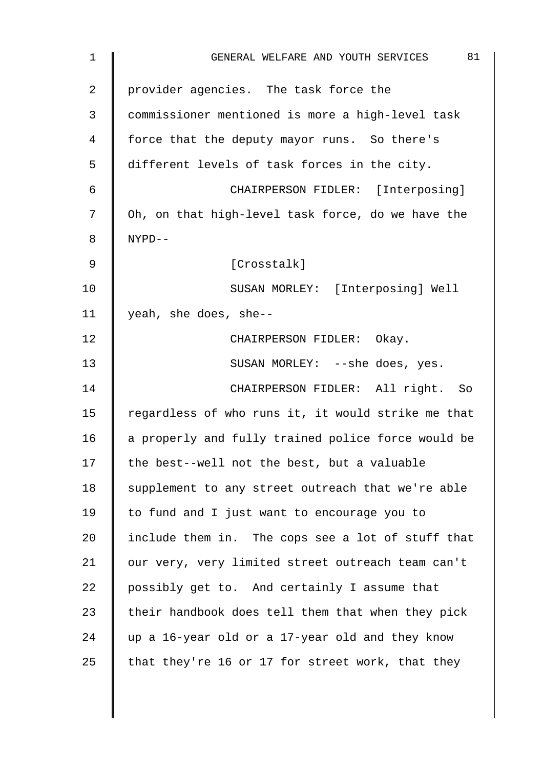provider agencies. The task force the commissioner mentioned is more a high-level task force that the deputy mayor runs. So there's different levels of task forces in the city.

CHAIRPERSON FIDLER: [Interposing] Oh, on that high-level task force, do we have the NYPD--

[Crosstalk]

SUSAN MORLEY: [Interposing] Well yeah, she does, she--

CHAIRPERSON FIDLER: Okay.

SUSAN MORLEY: --she does, yes.

CHAIRPERSON FIDLER: All right. So regardless of who runs it, it would strike me that a properly and fully trained police force would be the best--well not the best, but a valuable supplement to any street outreach that we're able to fund and I just want to encourage you to include them in. The cops see a lot of stuff that our very, very limited street outreach team can't possibly get to. And certainly I assume that their handbook does tell them that when they pick up a 16-year old or a 17-year old and they know that they're 16 or 17 for street work, that they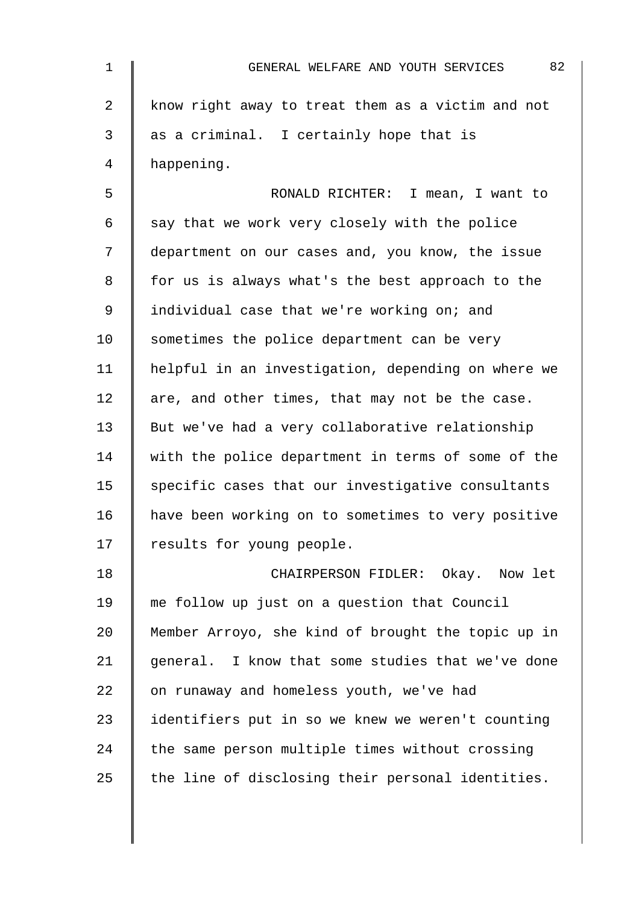know right away to treat them as a victim and not as a criminal. I certainly hope that is happening.

RONALD RICHTER: I mean, I want to say that we work very closely with the police department on our cases and, you know, the issue for us is always what's the best approach to the individual case that we're working on; and sometimes the police department can be very helpful in an investigation, depending on where we are, and other times, that may not be the case. But we've had a very collaborative relationship with the police department in terms of some of the specific cases that our investigative consultants have been working on to sometimes to very positive results for young people.

CHAIRPERSON FIDLER: Okay. Now let me follow up just on a question that Council Member Arroyo, she kind of brought the topic up in general. I know that some studies that we've done on runaway and homeless youth, we've had identifiers put in so we knew we weren't counting the same person multiple times without crossing the line of disclosing their personal identities.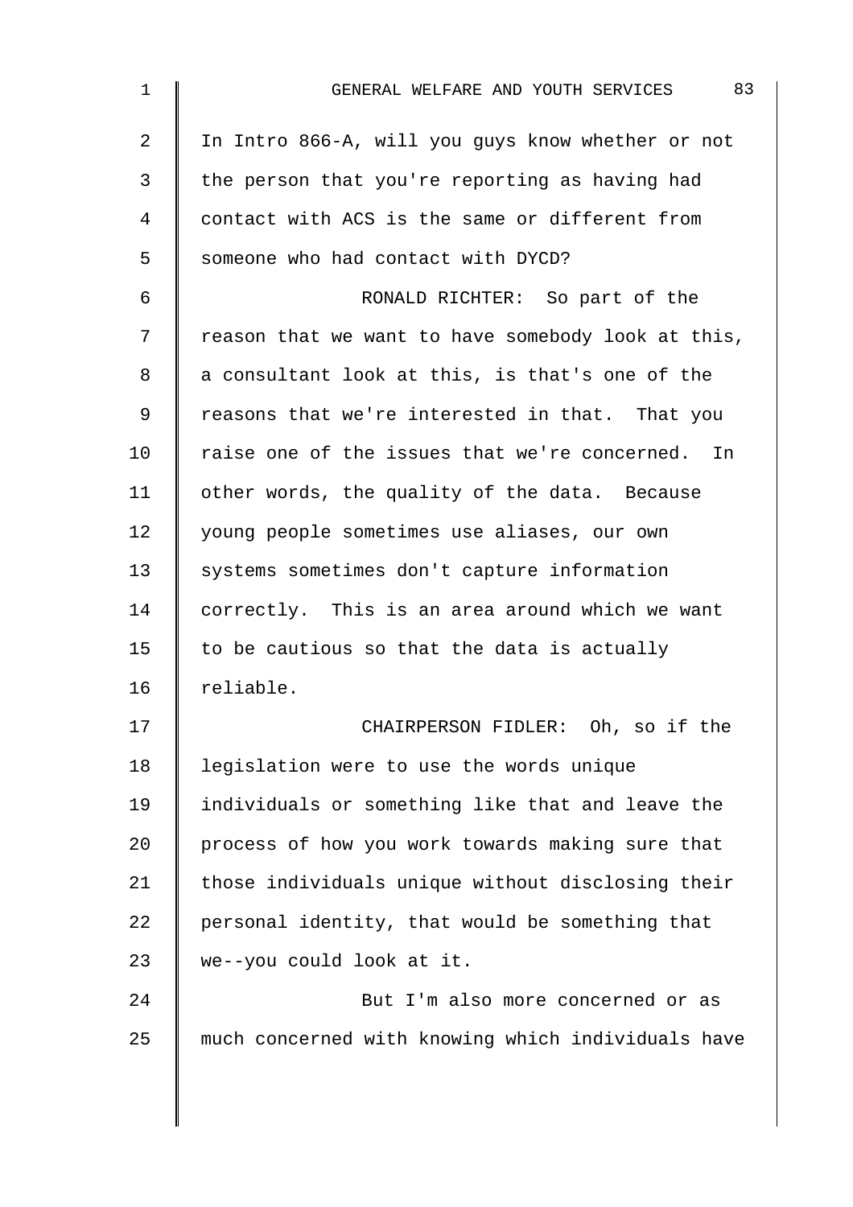In Intro 866-A, will you guys know whether or not the person that you're reporting as having had contact with ACS is the same or different from someone who had contact with DYCD?

RONALD RICHTER: So part of the reason that we want to have somebody look at this, a consultant look at this, is that's one of the reasons that we're interested in that. That you raise one of the issues that we're concerned. In other words, the quality of the data. Because young people sometimes use aliases, our own systems sometimes don't capture information correctly. This is an area around which we want to be cautious so that the data is actually reliable.

CHAIRPERSON FIDLER: Oh, so if the legislation were to use the words unique individuals or something like that and leave the process of how you work towards making sure that those individuals unique without disclosing their personal identity, that would be something that we--you could look at it.

But I'm also more concerned or as much concerned with knowing which individuals have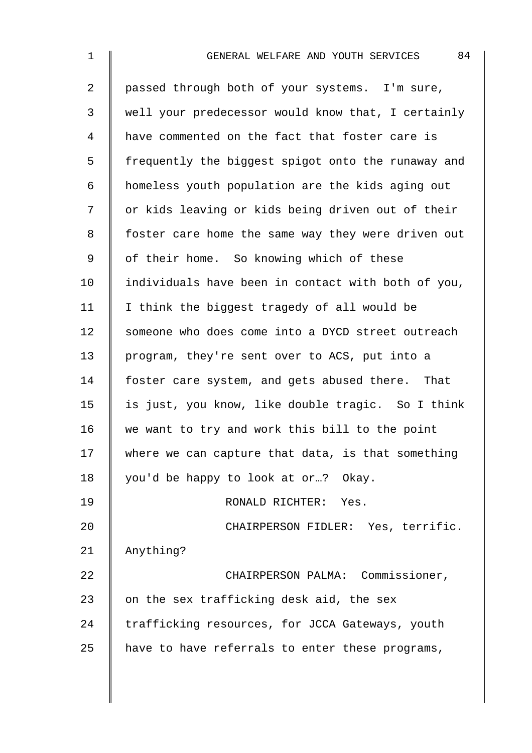passed through both of your systems. I'm sure, well your predecessor would know that, I certainly have commented on the fact that foster care is frequently the biggest spigot onto the runaway and homeless youth population are the kids aging out or kids leaving or kids being driven out of their foster care home the same way they were driven out of their home. So knowing which of these individuals have been in contact with both of you, I think the biggest tragedy of all would be someone who does come into a DYCD street outreach program, they're sent over to ACS, put into a foster care system, and gets abused there. That is just, you know, like double tragic. So I think we want to try and work this bill to the point where we can capture that data, is that something you'd be happy to look at or…? Okay.

RONALD RICHTER: Yes.

CHAIRPERSON FIDLER: Yes, terrific. Anything?

CHAIRPERSON PALMA: Commissioner, on the sex trafficking desk aid, the sex trafficking resources, for JCCA Gateways, youth have to have referrals to enter these programs,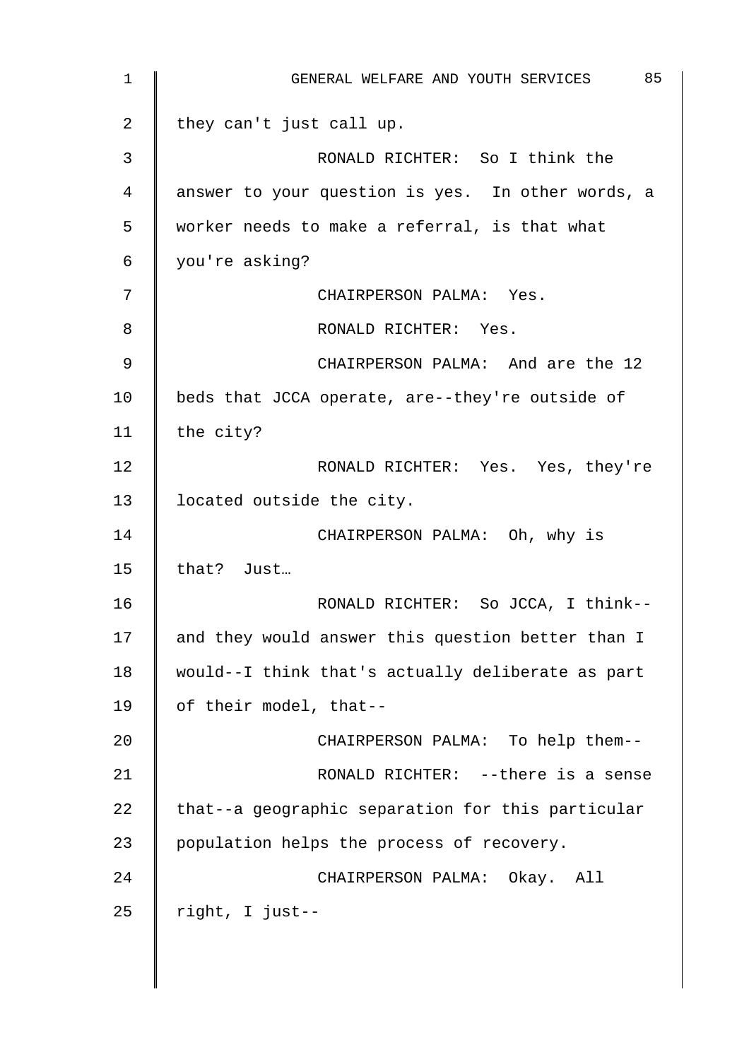they can't just call up.

RONALD RICHTER: So I think the answer to your question is yes. In other words, a worker needs to make a referral, is that what you're asking?

CHAIRPERSON PALMA: Yes.

RONALD RICHTER: Yes.

CHAIRPERSON PALMA: And are the 12 beds that JCCA operate, are--they're outside of the city?

RONALD RICHTER: Yes. Yes, they're located outside the city.

CHAIRPERSON PALMA: Oh, why is that? Just…

RONALD RICHTER: So JCCA, I think-- and they would answer this question better than I would--I think that's actually deliberate as part of their model, that--

CHAIRPERSON PALMA: To help them--

RONALD RICHTER: --there is a sense that--a geographic separation for this particular population helps the process of recovery.

CHAIRPERSON PALMA: Okay. All right, I just--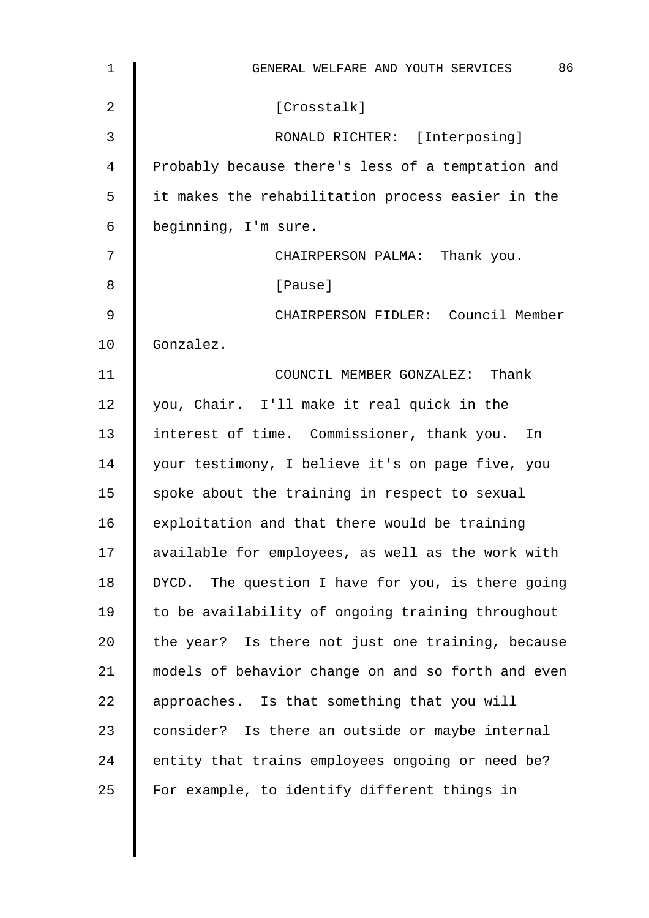[Crosstalk]

RONALD RICHTER: [Interposing] Probably because there's less of a temptation and it makes the rehabilitation process easier in the beginning, I'm sure.

CHAIRPERSON PALMA: Thank you.

[Pause]

CHAIRPERSON FIDLER: Council Member Gonzalez.

COUNCIL MEMBER GONZALEZ: Thank you, Chair. I'll make it real quick in the interest of time. Commissioner, thank you. In your testimony, I believe it's on page five, you spoke about the training in respect to sexual exploitation and that there would be training available for employees, as well as the work with DYCD. The question I have for you, is there going to be availability of ongoing training throughout the year? Is there not just one training, because models of behavior change on and so forth and even approaches. Is that something that you will consider? Is there an outside or maybe internal entity that trains employees ongoing or need be? For example, to identify different things in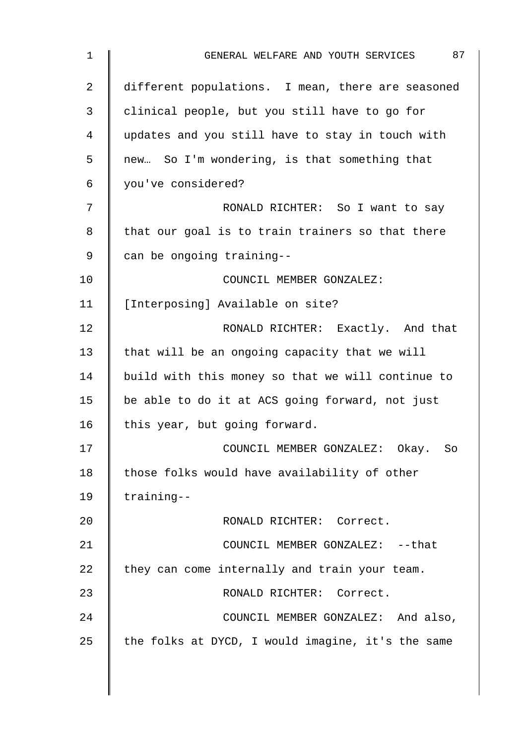different populations. I mean, there are seasoned clinical people, but you still have to go for updates and you still have to stay in touch with new… So I'm wondering, is that something that you've considered?

RONALD RICHTER: So I want to say that our goal is to train trainers so that there can be ongoing training--

COUNCIL MEMBER GONZALEZ: [Interposing] Available on site?

RONALD RICHTER: Exactly. And that that will be an ongoing capacity that we will build with this money so that we will continue to be able to do it at ACS going forward, not just this year, but going forward.

COUNCIL MEMBER GONZALEZ: Okay. So those folks would have availability of other training--

RONALD RICHTER: Correct.

COUNCIL MEMBER GONZALEZ: --that they can come internally and train your team.

RONALD RICHTER: Correct.

COUNCIL MEMBER GONZALEZ: And also, the folks at DYCD, I would imagine, it's the same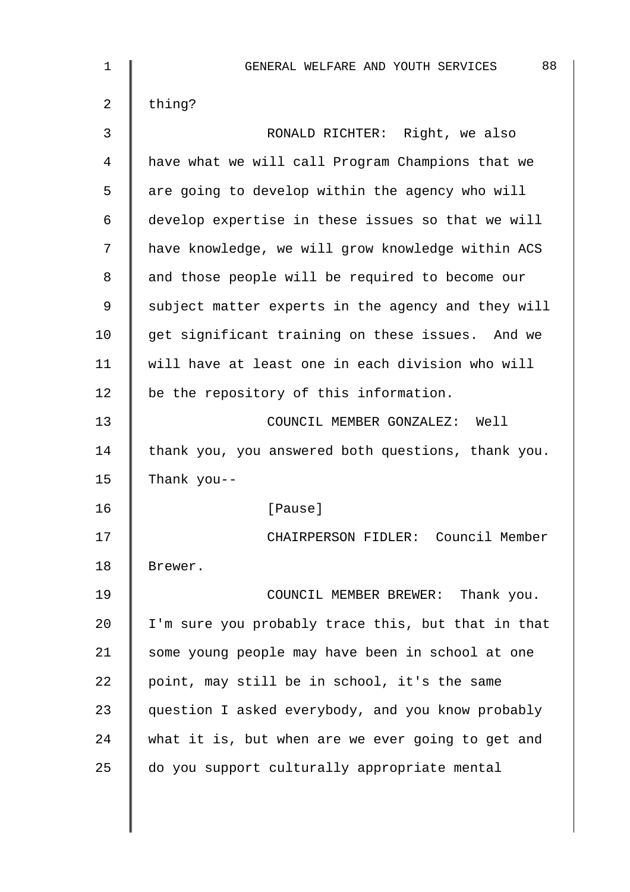thing?

RONALD RICHTER: Right, we also have what we will call Program Champions that we are going to develop within the agency who will develop expertise in these issues so that we will have knowledge, we will grow knowledge within ACS and those people will be required to become our subject matter experts in the agency and they will get significant training on these issues. And we will have at least one in each division who will be the repository of this information.

COUNCIL MEMBER GONZALEZ: Well thank you, you answered both questions, thank you. Thank you--

[Pause]

CHAIRPERSON FIDLER: Council Member Brewer.

COUNCIL MEMBER BREWER: Thank you. I'm sure you probably trace this, but that in that some young people may have been in school at one point, may still be in school, it's the same question I asked everybody, and you know probably what it is, but when are we ever going to get and do you support culturally appropriate mental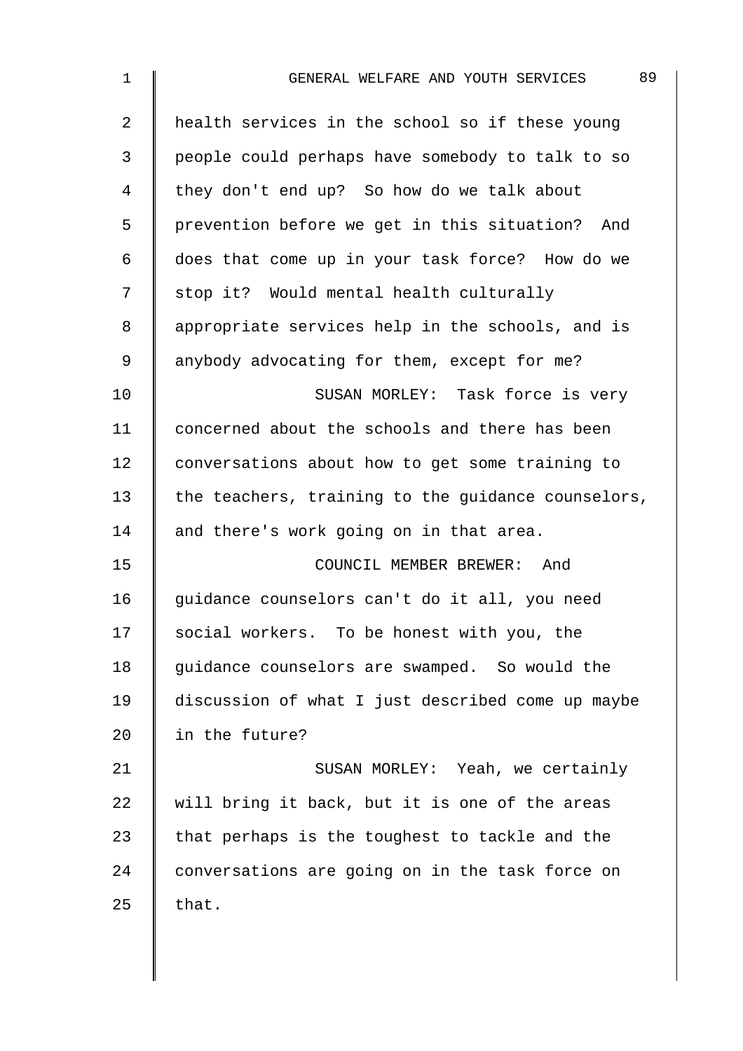health services in the school so if these young people could perhaps have somebody to talk to so they don't end up? So how do we talk about prevention before we get in this situation? And does that come up in your task force? How do we stop it? Would mental health culturally appropriate services help in the schools, and is anybody advocating for them, except for me?

SUSAN MORLEY: Task force is very concerned about the schools and there has been conversations about how to get some training to the teachers, training to the guidance counselors, and there's work going on in that area.

COUNCIL MEMBER BREWER: And guidance counselors can't do it all, you need social workers. To be honest with you, the guidance counselors are swamped. So would the discussion of what I just described come up maybe in the future?

SUSAN MORLEY: Yeah, we certainly will bring it back, but it is one of the areas that perhaps is the toughest to tackle and the conversations are going on in the task force on that.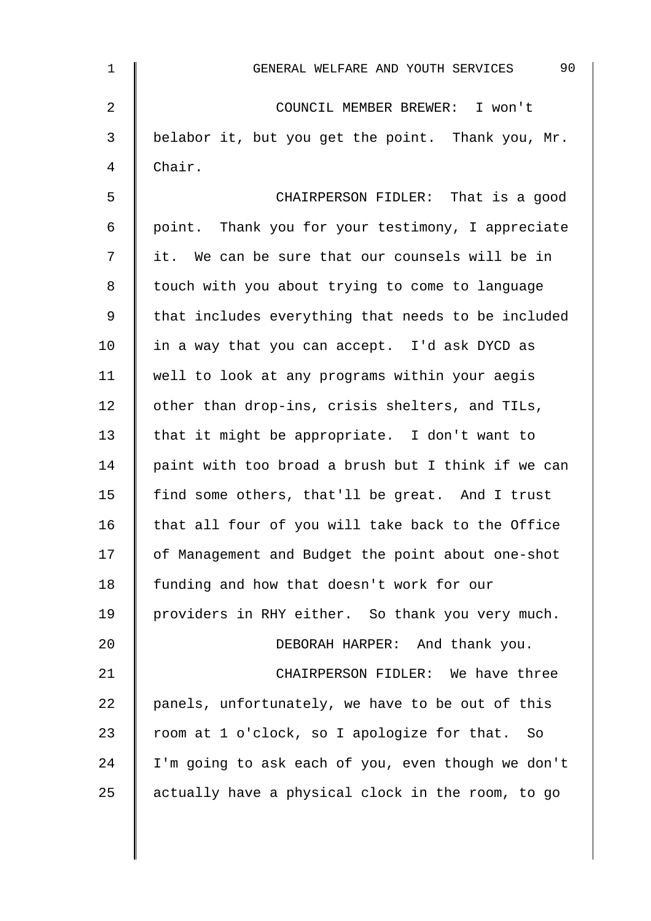COUNCIL MEMBER BREWER: I won't belabor it, but you get the point. Thank you, Mr. Chair.

CHAIRPERSON FIDLER: That is a good point. Thank you for your testimony, I appreciate it. We can be sure that our counsels will be in touch with you about trying to come to language that includes everything that needs to be included in a way that you can accept. I'd ask DYCD as well to look at any programs within your aegis other than drop-ins, crisis shelters, and TILs, that it might be appropriate. I don't want to paint with too broad a brush but I think if we can find some others, that'll be great. And I trust that all four of you will take back to the Office of Management and Budget the point about one-shot funding and how that doesn't work for our providers in RHY either. So thank you very much.

DEBORAH HARPER: And thank you.

CHAIRPERSON FIDLER: We have three panels, unfortunately, we have to be out of this room at 1 o'clock, so I apologize for that. So I'm going to ask each of you, even though we don't actually have a physical clock in the room, to go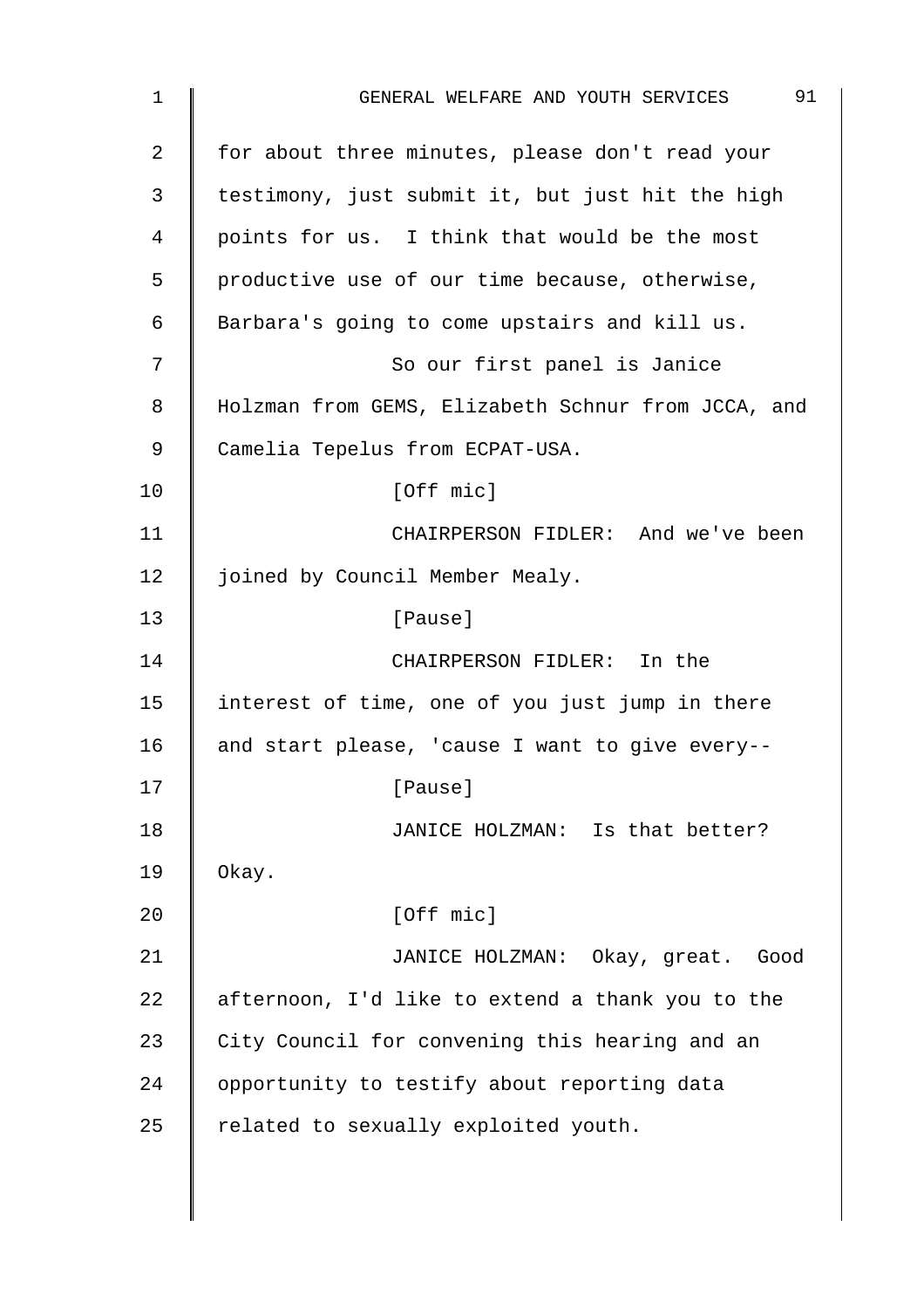for about three minutes, please don't read your testimony, just submit it, but just hit the high points for us. I think that would be the most productive use of our time because, otherwise, Barbara's going to come upstairs and kill us.

So our first panel is Janice Holzman from GEMS, Elizabeth Schnur from JCCA, and Camelia Tepelus from ECPAT-USA.

[Off mic]

CHAIRPERSON FIDLER: And we've been joined by Council Member Mealy.

[Pause]

CHAIRPERSON FIDLER: In the interest of time, one of you just jump in there and start please, 'cause I want to give every--

[Pause]

JANICE HOLZMAN: Is that better? Okay.

[Off mic]

JANICE HOLZMAN: Okay, great. Good afternoon, I'd like to extend a thank you to the City Council for convening this hearing and an opportunity to testify about reporting data related to sexually exploited youth.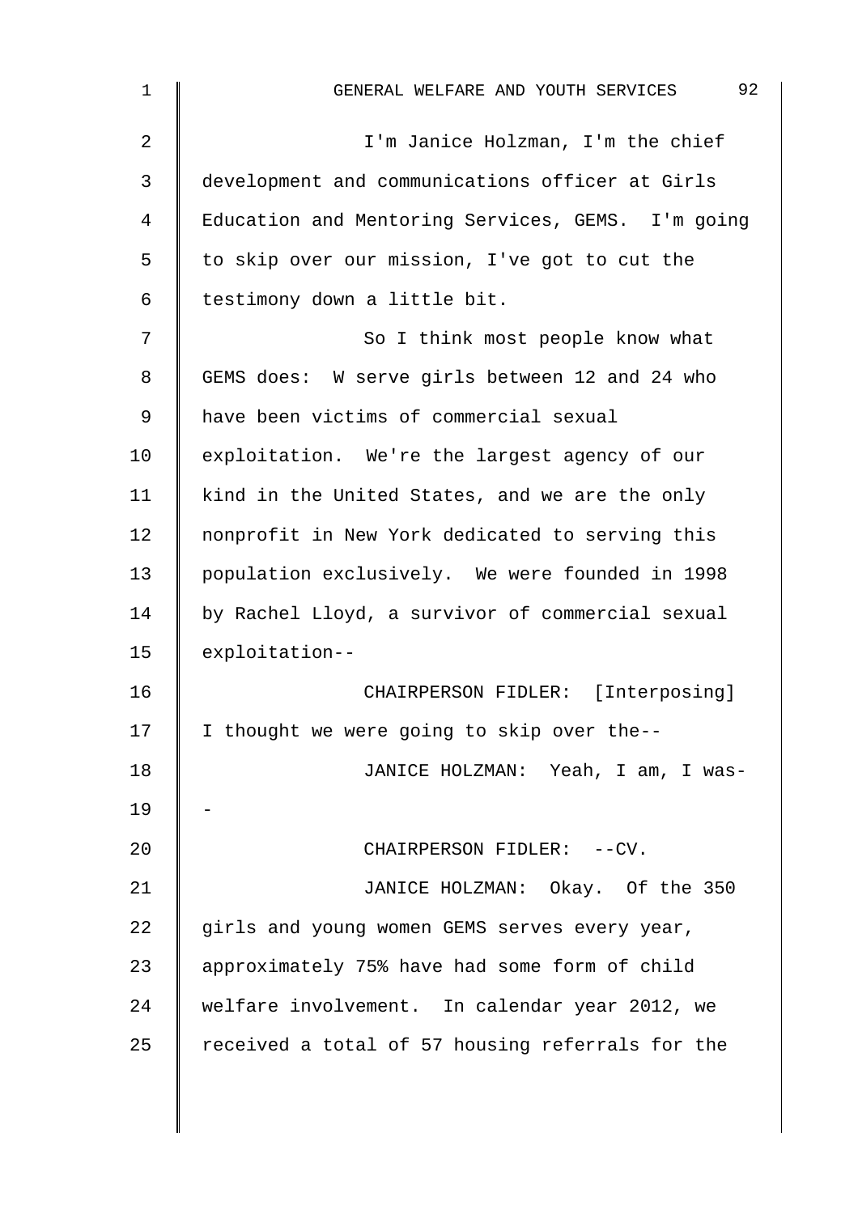I'm Janice Holzman, I'm the chief development and communications officer at Girls Education and Mentoring Services, GEMS. I'm going to skip over our mission, I've got to cut the testimony down a little bit.

So I think most people know what GEMS does: W serve girls between 12 and 24 who have been victims of commercial sexual exploitation. We're the largest agency of our kind in the United States, and we are the only nonprofit in New York dedicated to serving this population exclusively. We were founded in 1998 by Rachel Lloyd, a survivor of commercial sexual exploitation--

CHAIRPERSON FIDLER: [Interposing] I thought we were going to skip over the--

JANICE HOLZMAN: Yeah, I am, I was--

CHAIRPERSON FIDLER: --CV.

JANICE HOLZMAN: Okay. Of the 350 girls and young women GEMS serves every year, approximately 75% have had some form of child welfare involvement. In calendar year 2012, we received a total of 57 housing referrals for the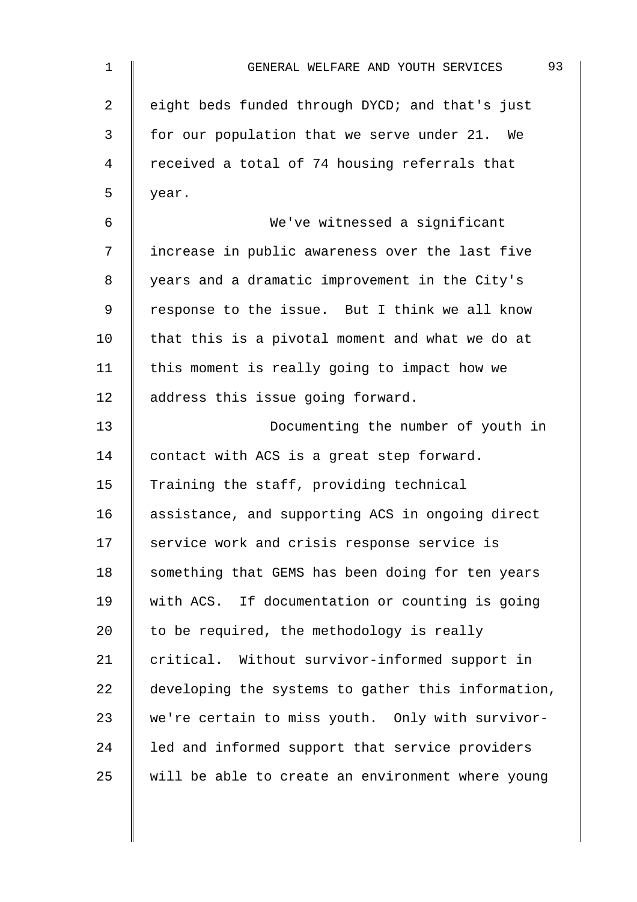eight beds funded through DYCD; and that's just for our population that we serve under 21. We received a total of 74 housing referrals that year.

We've witnessed a significant increase in public awareness over the last five years and a dramatic improvement in the City's response to the issue. But I think we all know that this is a pivotal moment and what we do at this moment is really going to impact how we address this issue going forward.

Documenting the number of youth in contact with ACS is a great step forward. Training the staff, providing technical assistance, and supporting ACS in ongoing direct service work and crisis response service is something that GEMS has been doing for ten years with ACS. If documentation or counting is going to be required, the methodology is really critical. Without survivor-informed support in developing the systems to gather this information, we're certain to miss youth. Only with survivor-led and informed support that service providers will be able to create an environment where young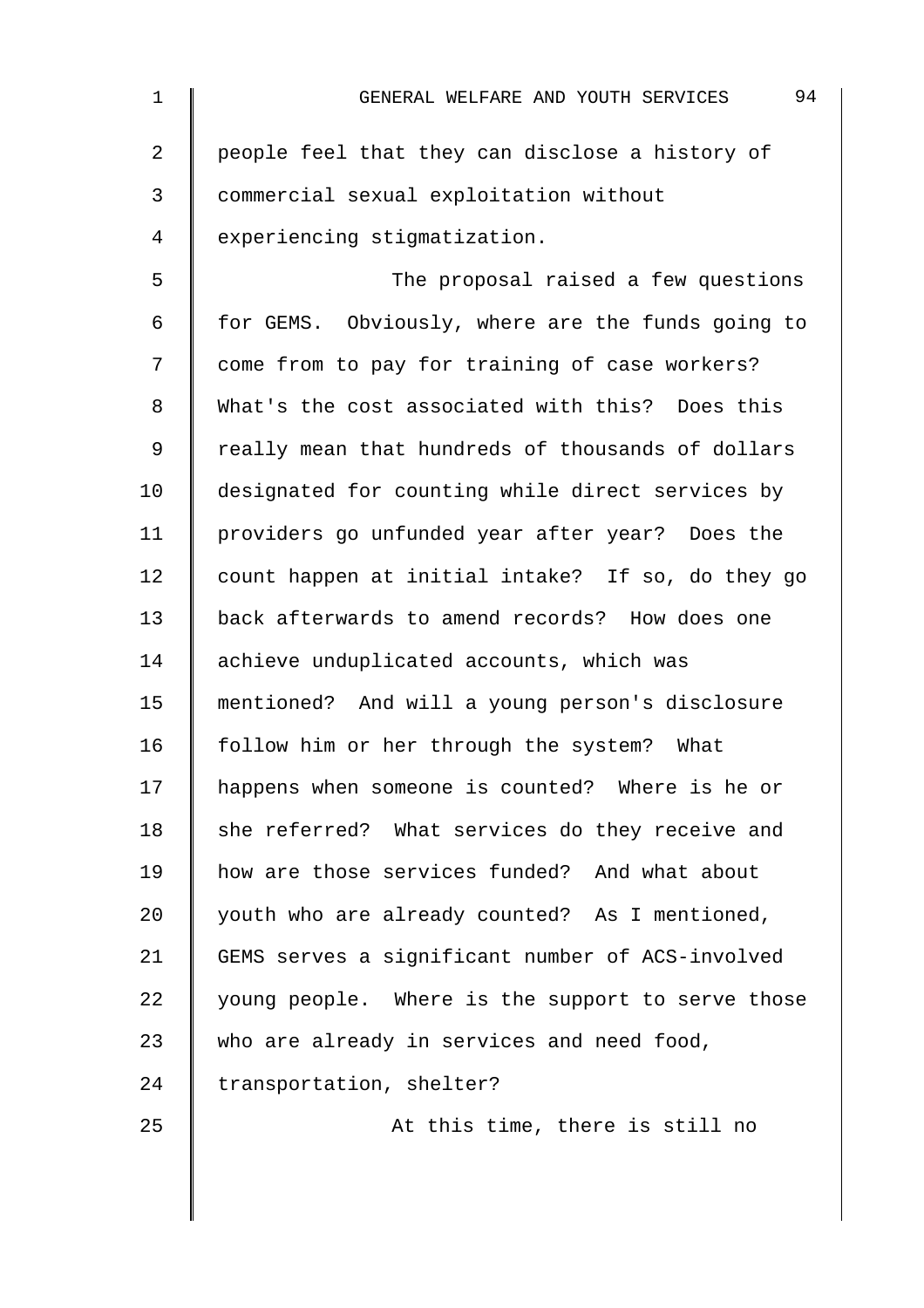people feel that they can disclose a history of commercial sexual exploitation without experiencing stigmatization.

The proposal raised a few questions for GEMS. Obviously, where are the funds going to come from to pay for training of case workers? What's the cost associated with this? Does this really mean that hundreds of thousands of dollars designated for counting while direct services by providers go unfunded year after year? Does the count happen at initial intake? If so, do they go back afterwards to amend records? How does one achieve unduplicated accounts, which was mentioned? And will a young person's disclosure follow him or her through the system? What happens when someone is counted? Where is he or she referred? What services do they receive and how are those services funded? And what about youth who are already counted? As I mentioned, GEMS serves a significant number of ACS-involved young people. Where is the support to serve those who are already in services and need food, transportation, shelter?

At this time, there is still no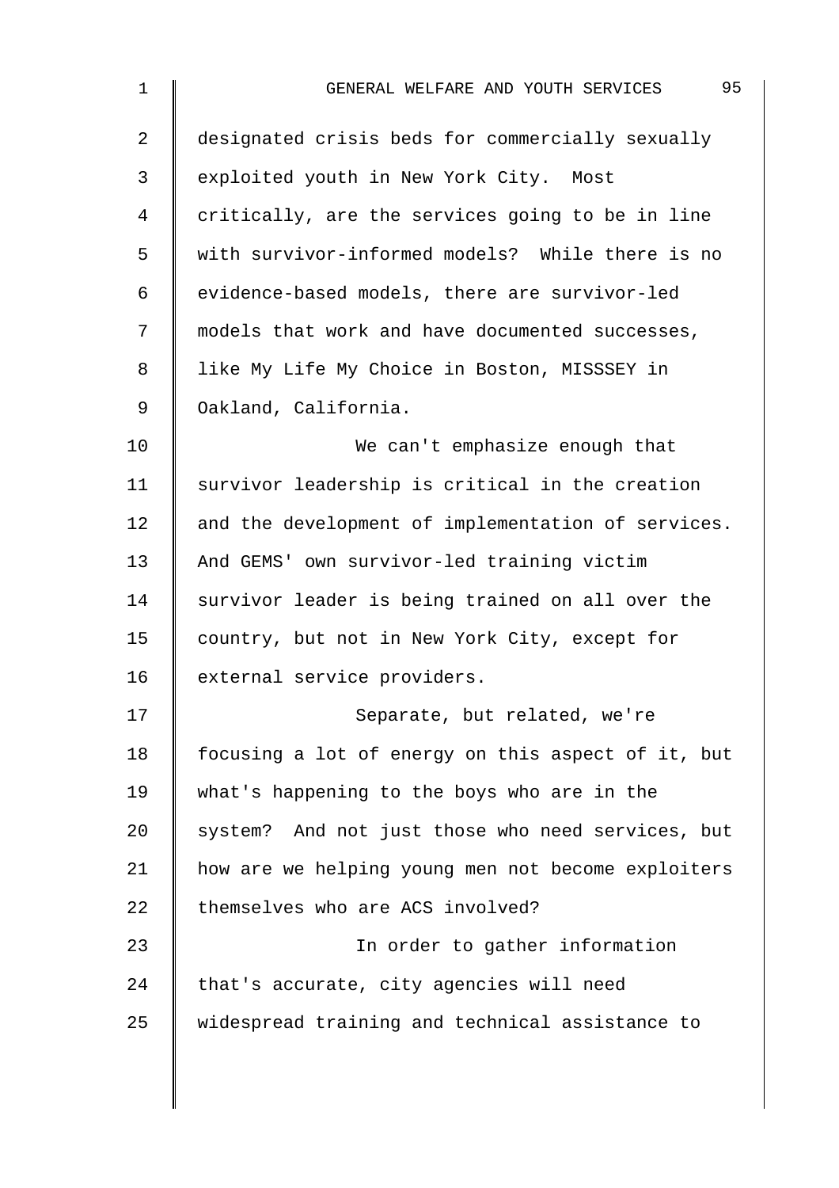designated crisis beds for commercially sexually exploited youth in New York City. Most critically, are the services going to be in line with survivor-informed models? While there is no evidence-based models, there are survivor-led models that work and have documented successes, like My Life My Choice in Boston, MISSSEY in Oakland, California.

We can't emphasize enough that survivor leadership is critical in the creation and the development of implementation of services. And GEMS' own survivor-led training victim survivor leader is being trained on all over the country, but not in New York City, except for external service providers.

Separate, but related, we're focusing a lot of energy on this aspect of it, but what's happening to the boys who are in the system? And not just those who need services, but how are we helping young men not become exploiters themselves who are ACS involved?

In order to gather information that's accurate, city agencies will need widespread training and technical assistance to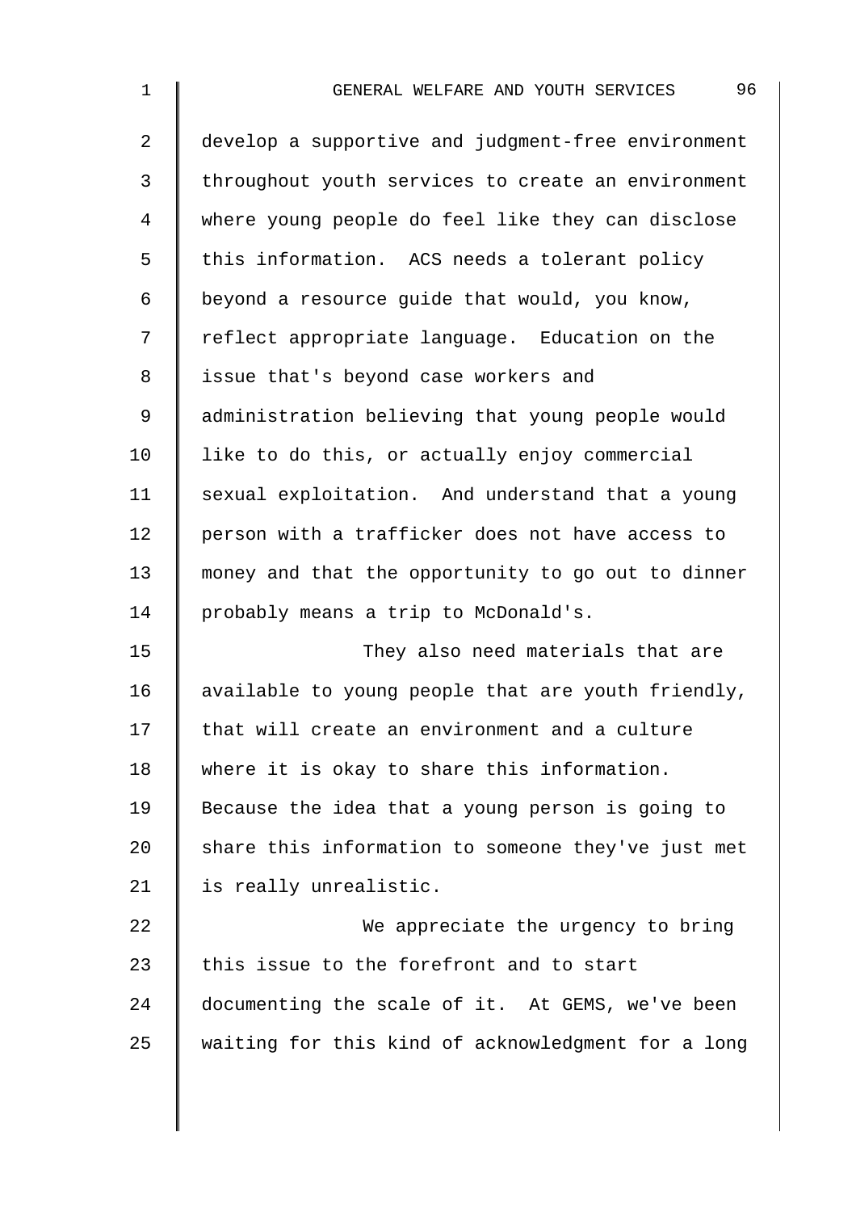develop a supportive and judgment-free environment throughout youth services to create an environment where young people do feel like they can disclose this information. ACS needs a tolerant policy beyond a resource guide that would, you know, reflect appropriate language. Education on the issue that's beyond case workers and administration believing that young people would like to do this, or actually enjoy commercial sexual exploitation. And understand that a young person with a trafficker does not have access to money and that the opportunity to go out to dinner probably means a trip to McDonald's.

They also need materials that are available to young people that are youth friendly, that will create an environment and a culture where it is okay to share this information. Because the idea that a young person is going to share this information to someone they've just met is really unrealistic.

We appreciate the urgency to bring this issue to the forefront and to start documenting the scale of it. At GEMS, we've been waiting for this kind of acknowledgment for a long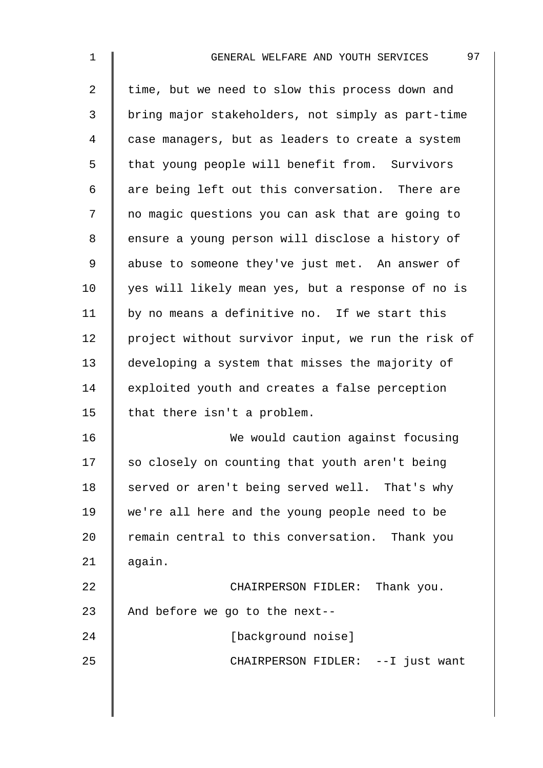time, but we need to slow this process down and bring major stakeholders, not simply as part-time case managers, but as leaders to create a system that young people will benefit from. Survivors are being left out this conversation. There are no magic questions you can ask that are going to ensure a young person will disclose a history of abuse to someone they've just met. An answer of yes will likely mean yes, but a response of no is by no means a definitive no. If we start this project without survivor input, we run the risk of developing a system that misses the majority of exploited youth and creates a false perception that there isn't a problem.

We would caution against focusing so closely on counting that youth aren't being served or aren't being served well. That's why we're all here and the young people need to be remain central to this conversation. Thank you again.

CHAIRPERSON FIDLER: Thank you. And before we go to the next--

[background noise]

CHAIRPERSON FIDLER: --I just want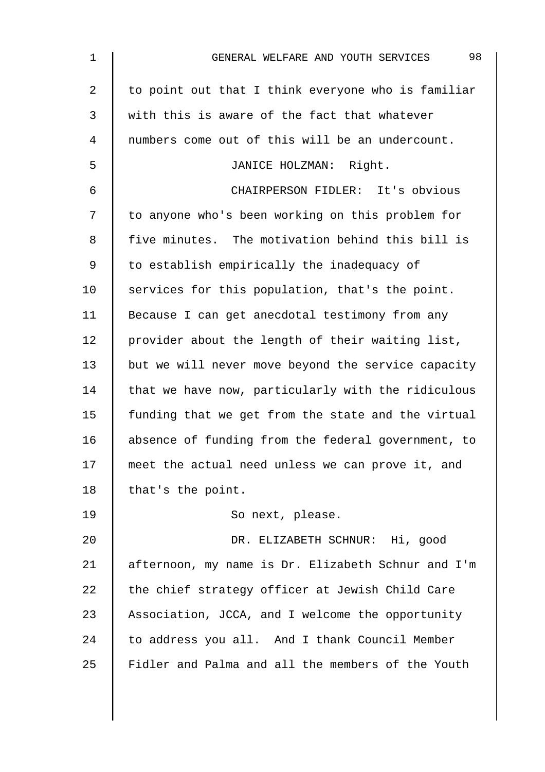to point out that I think everyone who is familiar with this is aware of the fact that whatever numbers come out of this will be an undercount.

JANICE HOLZMAN: Right.

CHAIRPERSON FIDLER: It's obvious to anyone who's been working on this problem for five minutes. The motivation behind this bill is to establish empirically the inadequacy of services for this population, that's the point. Because I can get anecdotal testimony from any provider about the length of their waiting list, but we will never move beyond the service capacity that we have now, particularly with the ridiculous funding that we get from the state and the virtual absence of funding from the federal government, to meet the actual need unless we can prove it, and that's the point.

So next, please.

DR. ELIZABETH SCHNUR: Hi, good afternoon, my name is Dr. Elizabeth Schnur and I'm the chief strategy officer at Jewish Child Care Association, JCCA, and I welcome the opportunity to address you all. And I thank Council Member Fidler and Palma and all the members of the Youth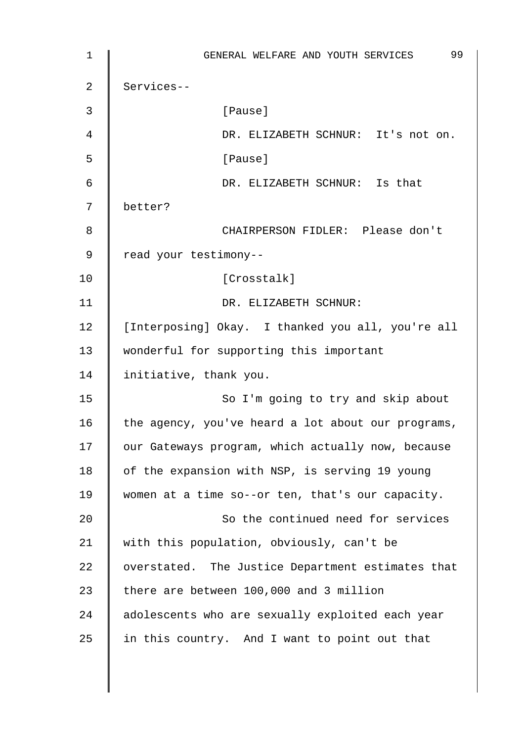Services--

[Pause]

DR. ELIZABETH SCHNUR: It's not on.

[Pause]

DR. ELIZABETH SCHNUR: Is that better?

CHAIRPERSON FIDLER: Please don't read your testimony--

[Crosstalk]

DR. ELIZABETH SCHNUR: [Interposing] Okay. I thanked you all, you're all wonderful for supporting this important initiative, thank you.

So I'm going to try and skip about the agency, you've heard a lot about our programs, our Gateways program, which actually now, because of the expansion with NSP, is serving 19 young women at a time so--or ten, that's our capacity.

So the continued need for services with this population, obviously, can't be overstated. The Justice Department estimates that there are between 100,000 and 3 million adolescents who are sexually exploited each year in this country. And I want to point out that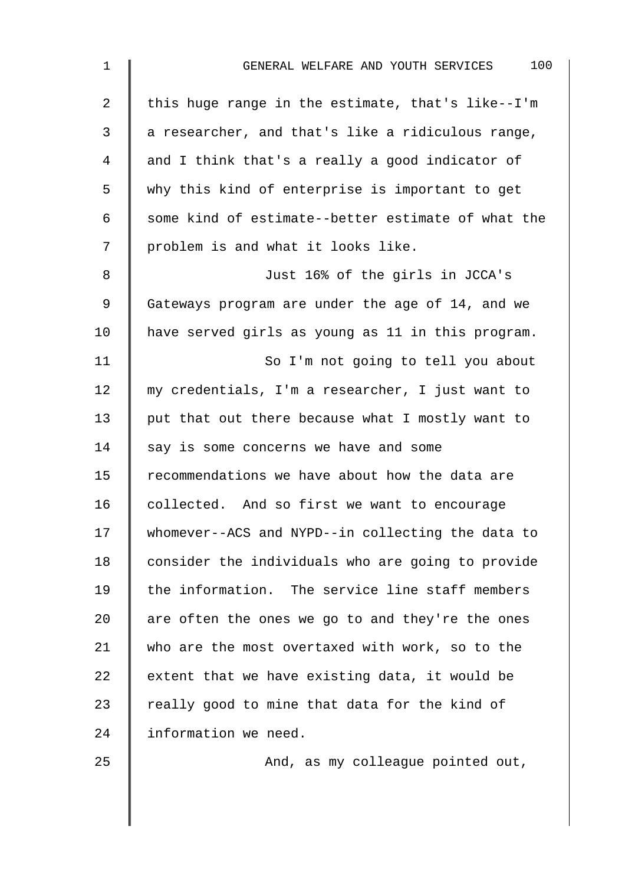this huge range in the estimate, that's like--I'm a researcher, and that's like a ridiculous range, and I think that's a really a good indicator of why this kind of enterprise is important to get some kind of estimate--better estimate of what the problem is and what it looks like.

Just 16% of the girls in JCCA's Gateways program are under the age of 14, and we have served girls as young as 11 in this program.

So I'm not going to tell you about my credentials, I'm a researcher, I just want to put that out there because what I mostly want to say is some concerns we have and some recommendations we have about how the data are collected. And so first we want to encourage whomever--ACS and NYPD--in collecting the data to consider the individuals who are going to provide the information. The service line staff members are often the ones we go to and they're the ones who are the most overtaxed with work, so to the extent that we have existing data, it would be really good to mine that data for the kind of information we need.

And, as my colleague pointed out,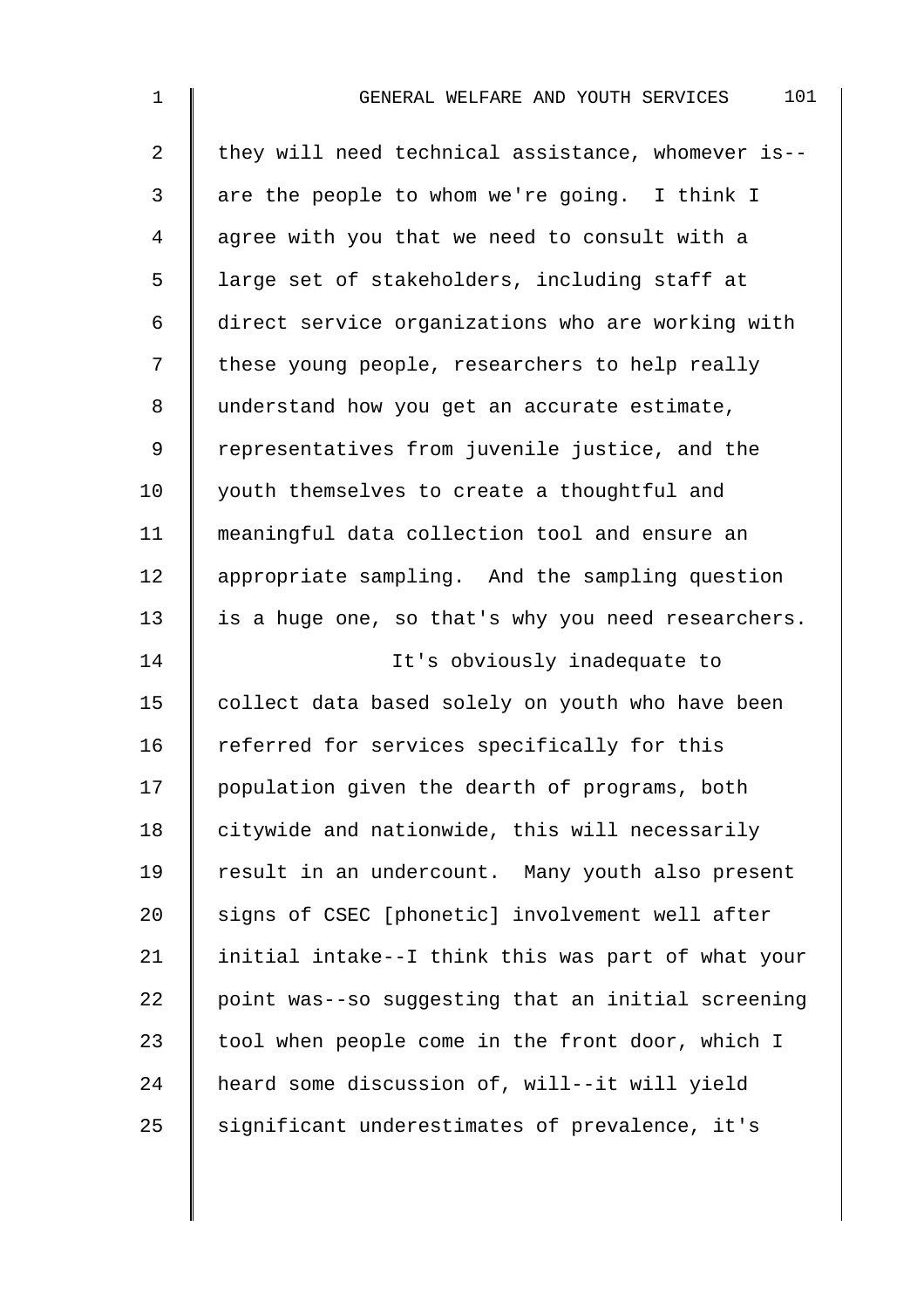they will need technical assistance, whomever is--are the people to whom we're going. I think I agree with you that we need to consult with a large set of stakeholders, including staff at direct service organizations who are working with these young people, researchers to help really understand how you get an accurate estimate, representatives from juvenile justice, and the youth themselves to create a thoughtful and meaningful data collection tool and ensure an appropriate sampling. And the sampling question is a huge one, so that's why you need researchers.

It's obviously inadequate to collect data based solely on youth who have been referred for services specifically for this population given the dearth of programs, both citywide and nationwide, this will necessarily result in an undercount. Many youth also present signs of CSEC [phonetic] involvement well after initial intake--I think this was part of what your point was--so suggesting that an initial screening tool when people come in the front door, which I heard some discussion of, will--it will yield significant underestimates of prevalence, it's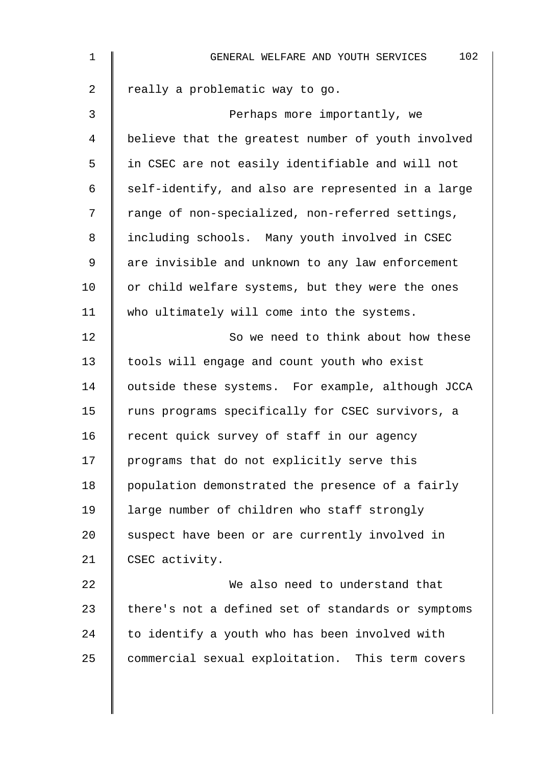really a problematic way to go.

Perhaps more importantly, we believe that the greatest number of youth involved in CSEC are not easily identifiable and will not self-identify, and also are represented in a large range of non-specialized, non-referred settings, including schools. Many youth involved in CSEC are invisible and unknown to any law enforcement or child welfare systems, but they were the ones who ultimately will come into the systems.

So we need to think about how these tools will engage and count youth who exist outside these systems. For example, although JCCA runs programs specifically for CSEC survivors, a recent quick survey of staff in our agency programs that do not explicitly serve this population demonstrated the presence of a fairly large number of children who staff strongly suspect have been or are currently involved in CSEC activity.

We also need to understand that there's not a defined set of standards or symptoms to identify a youth who has been involved with commercial sexual exploitation. This term covers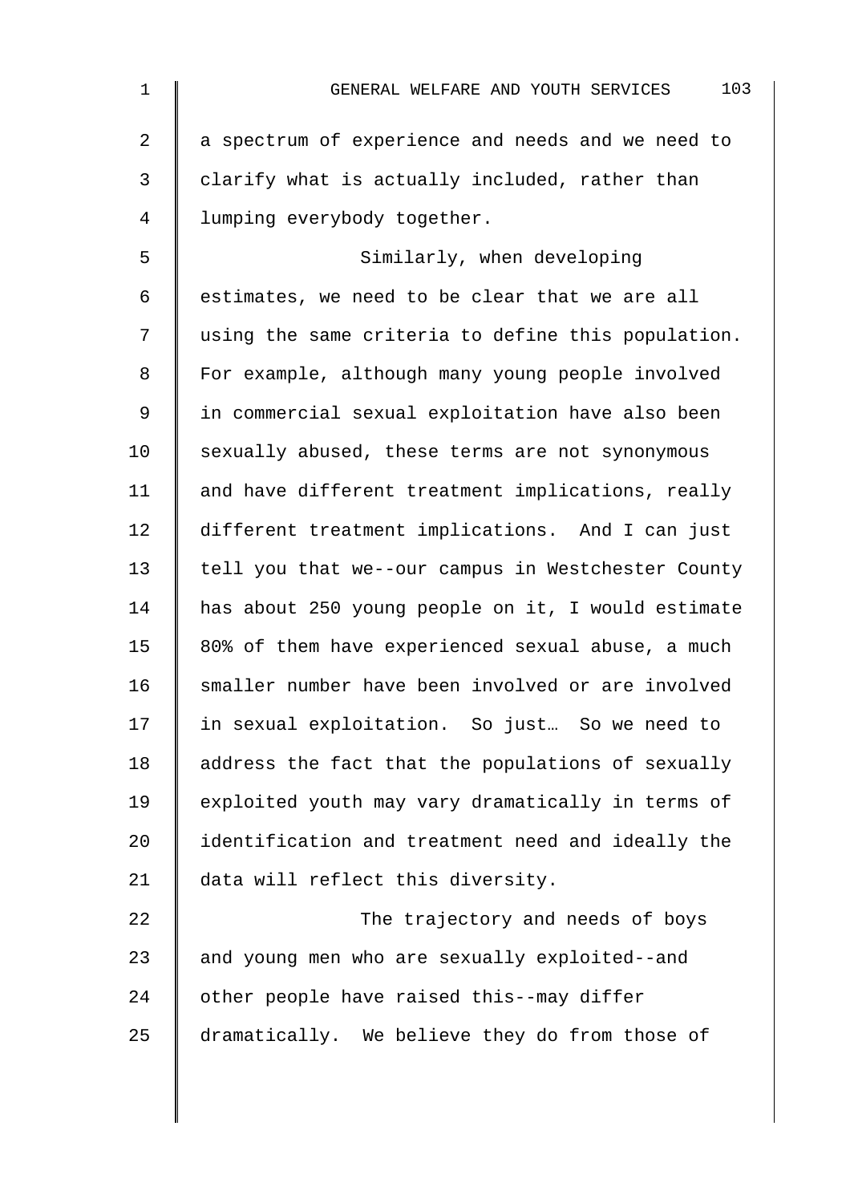a spectrum of experience and needs and we need to clarify what is actually included, rather than lumping everybody together.

Similarly, when developing estimates, we need to be clear that we are all using the same criteria to define this population. For example, although many young people involved in commercial sexual exploitation have also been sexually abused, these terms are not synonymous and have different treatment implications, really different treatment implications. And I can just tell you that we--our campus in Westchester County has about 250 young people on it, I would estimate 80% of them have experienced sexual abuse, a much smaller number have been involved or are involved in sexual exploitation. So just… So we need to address the fact that the populations of sexually exploited youth may vary dramatically in terms of identification and treatment need and ideally the data will reflect this diversity.

The trajectory and needs of boys and young men who are sexually exploited--and other people have raised this--may differ dramatically. We believe they do from those of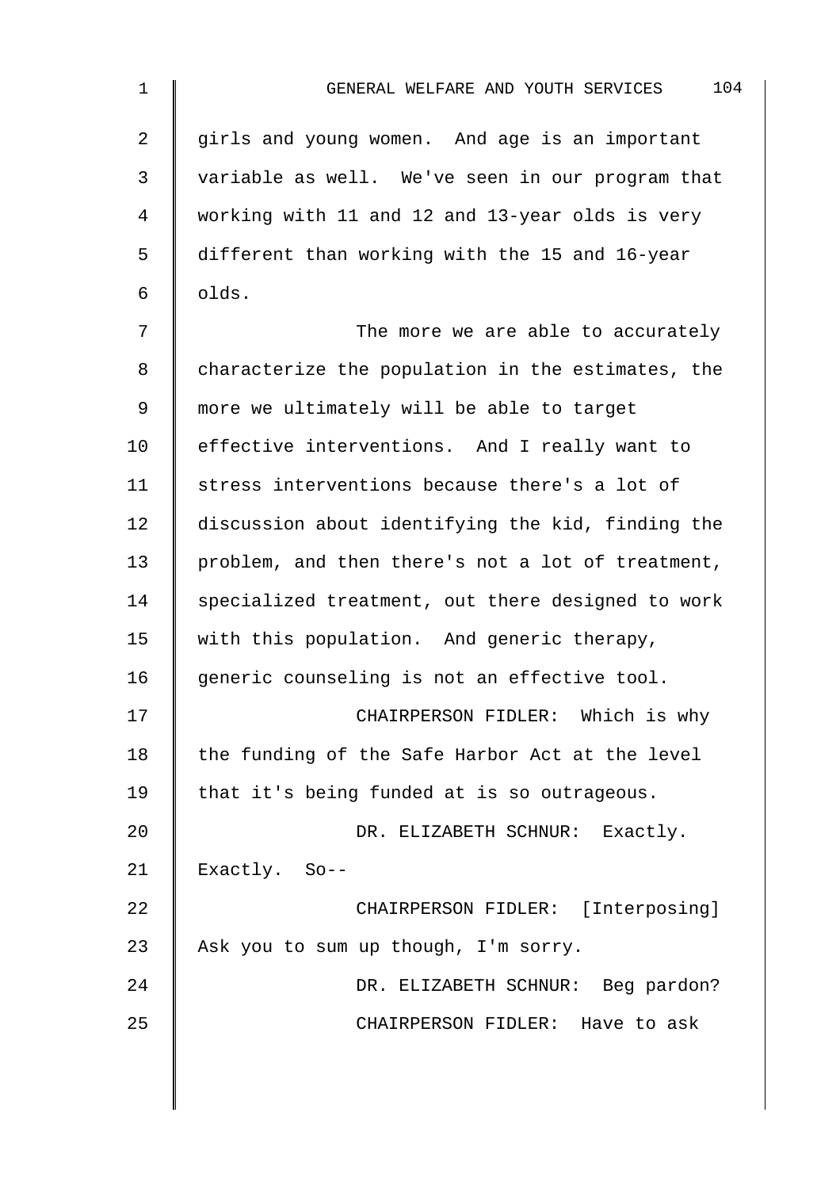girls and young women. And age is an important variable as well. We've seen in our program that working with 11 and 12 and 13-year olds is very different than working with the 15 and 16-year olds.

The more we are able to accurately characterize the population in the estimates, the more we ultimately will be able to target effective interventions. And I really want to stress interventions because there's a lot of discussion about identifying the kid, finding the problem, and then there's not a lot of treatment, specialized treatment, out there designed to work with this population. And generic therapy, generic counseling is not an effective tool.

CHAIRPERSON FIDLER: Which is why the funding of the Safe Harbor Act at the level that it's being funded at is so outrageous.

DR. ELIZABETH SCHNUR: Exactly. Exactly. So--

CHAIRPERSON FIDLER: [Interposing] Ask you to sum up though, I'm sorry.

DR. ELIZABETH SCHNUR: Beg pardon?

CHAIRPERSON FIDLER: Have to ask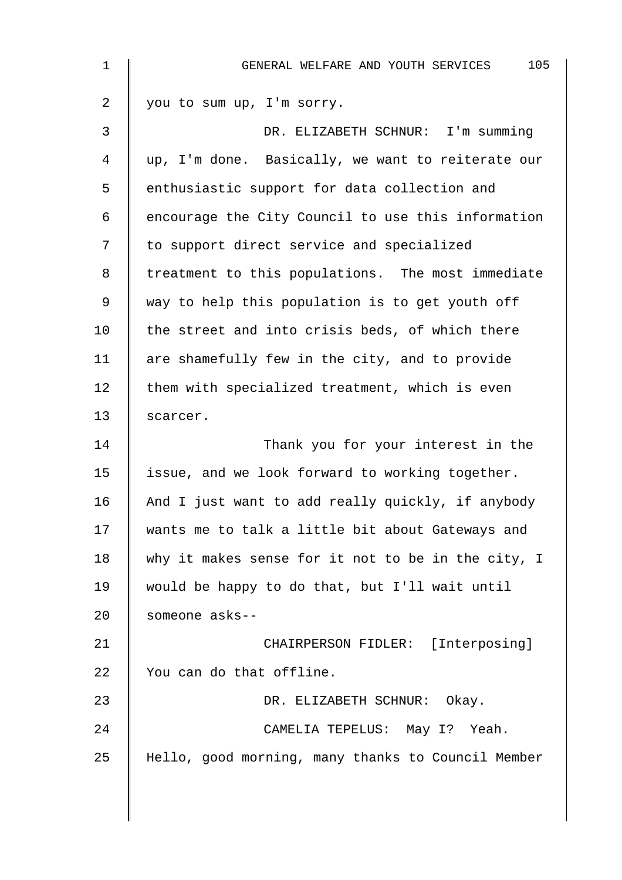you to sum up, I'm sorry.

DR. ELIZABETH SCHNUR: I'm summing up, I'm done. Basically, we want to reiterate our enthusiastic support for data collection and encourage the City Council to use this information to support direct service and specialized treatment to this populations. The most immediate way to help this population is to get youth off the street and into crisis beds, of which there are shamefully few in the city, and to provide them with specialized treatment, which is even scarcer.

Thank you for your interest in the issue, and we look forward to working together. And I just want to add really quickly, if anybody wants me to talk a little bit about Gateways and why it makes sense for it not to be in the city, I would be happy to do that, but I'll wait until someone asks--

CHAIRPERSON FIDLER: [Interposing] You can do that offline.

DR. ELIZABETH SCHNUR: Okay.

CAMELIA TEPELUS: May I? Yeah. Hello, good morning, many thanks to Council Member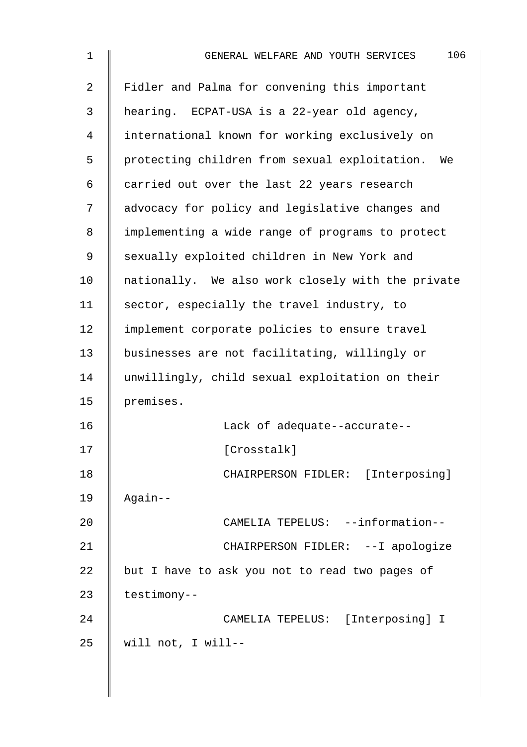Fidler and Palma for convening this important hearing. ECPAT-USA is a 22-year old agency, international known for working exclusively on protecting children from sexual exploitation. We carried out over the last 22 years research advocacy for policy and legislative changes and implementing a wide range of programs to protect sexually exploited children in New York and nationally. We also work closely with the private sector, especially the travel industry, to implement corporate policies to ensure travel businesses are not facilitating, willingly or unwillingly, child sexual exploitation on their premises.

Lack of adequate--accurate--

[Crosstalk]

CHAIRPERSON FIDLER: [Interposing] Again--

CAMELIA TEPELUS: --information--

CHAIRPERSON FIDLER: --I apologize but I have to ask you not to read two pages of testimony--

CAMELIA TEPELUS: [Interposing] I will not, I will--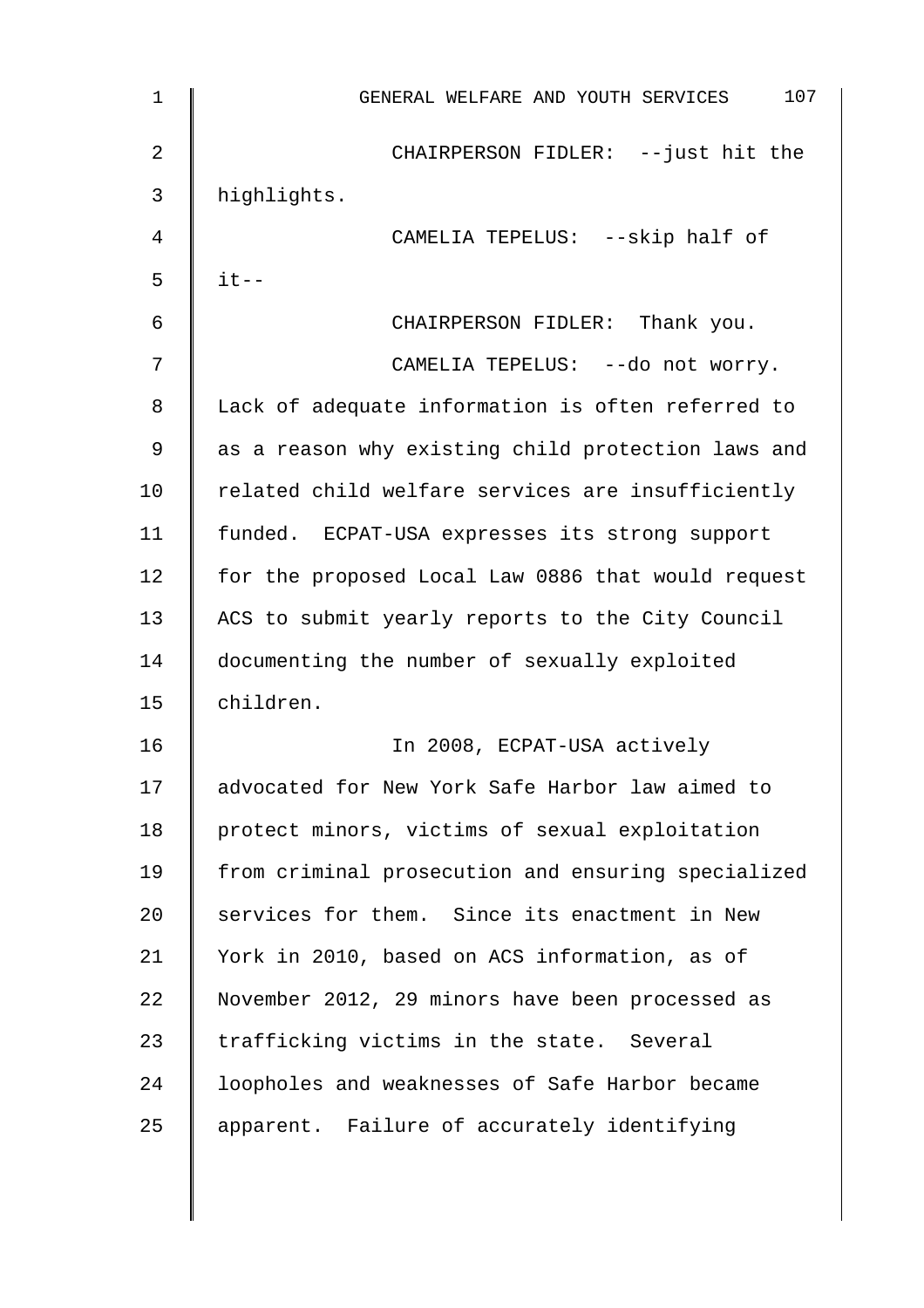CHAIRPERSON FIDLER: --just hit the highlights.

CAMELIA TEPELUS: --skip half of it--

CHAIRPERSON FIDLER: Thank you.

CAMELIA TEPELUS: --do not worry. Lack of adequate information is often referred to as a reason why existing child protection laws and related child welfare services are insufficiently funded. ECPAT-USA expresses its strong support for the proposed Local Law 0886 that would request ACS to submit yearly reports to the City Council documenting the number of sexually exploited children.

In 2008, ECPAT-USA actively advocated for New York Safe Harbor law aimed to protect minors, victims of sexual exploitation from criminal prosecution and ensuring specialized services for them. Since its enactment in New York in 2010, based on ACS information, as of November 2012, 29 minors have been processed as trafficking victims in the state. Several loopholes and weaknesses of Safe Harbor became apparent. Failure of accurately identifying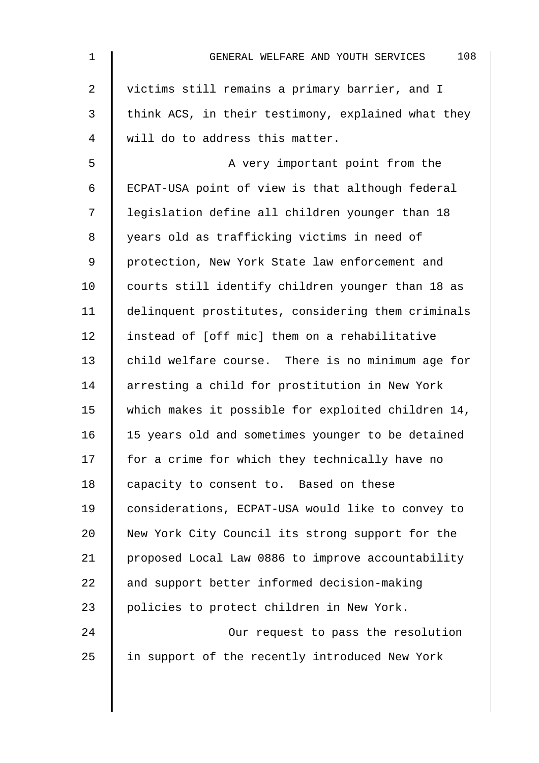victims still remains a primary barrier, and I think ACS, in their testimony, explained what they will do to address this matter.

A very important point from the ECPAT-USA point of view is that although federal legislation define all children younger than 18 years old as trafficking victims in need of protection, New York State law enforcement and courts still identify children younger than 18 as delinquent prostitutes, considering them criminals instead of [off mic] them on a rehabilitative child welfare course. There is no minimum age for arresting a child for prostitution in New York which makes it possible for exploited children 14, 15 years old and sometimes younger to be detained for a crime for which they technically have no capacity to consent to. Based on these considerations, ECPAT-USA would like to convey to New York City Council its strong support for the proposed Local Law 0886 to improve accountability and support better informed decision-making policies to protect children in New York.

Our request to pass the resolution in support of the recently introduced New York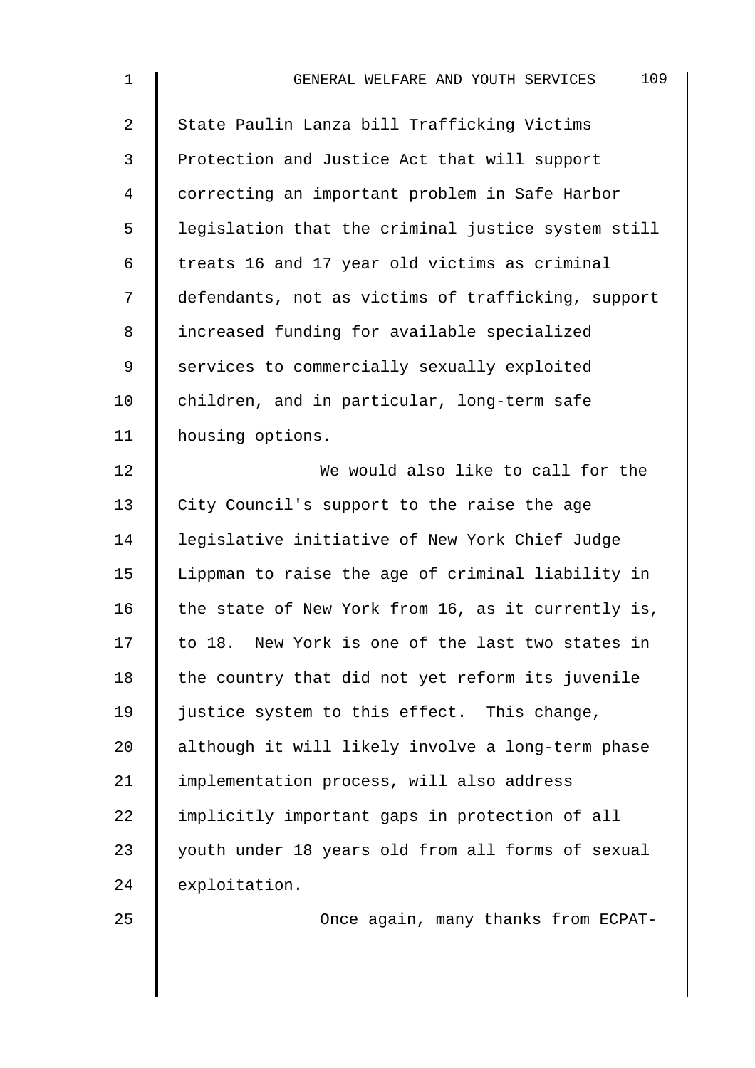State Paulin Lanza bill Trafficking Victims Protection and Justice Act that will support correcting an important problem in Safe Harbor legislation that the criminal justice system still treats 16 and 17 year old victims as criminal defendants, not as victims of trafficking, support increased funding for available specialized services to commercially sexually exploited children, and in particular, long-term safe housing options.

We would also like to call for the City Council's support to the raise the age legislative initiative of New York Chief Judge Lippman to raise the age of criminal liability in the state of New York from 16, as it currently is, to 18. New York is one of the last two states in the country that did not yet reform its juvenile justice system to this effect. This change, although it will likely involve a long-term phase implementation process, will also address implicitly important gaps in protection of all youth under 18 years old from all forms of sexual exploitation.

Once again, many thanks from ECPAT-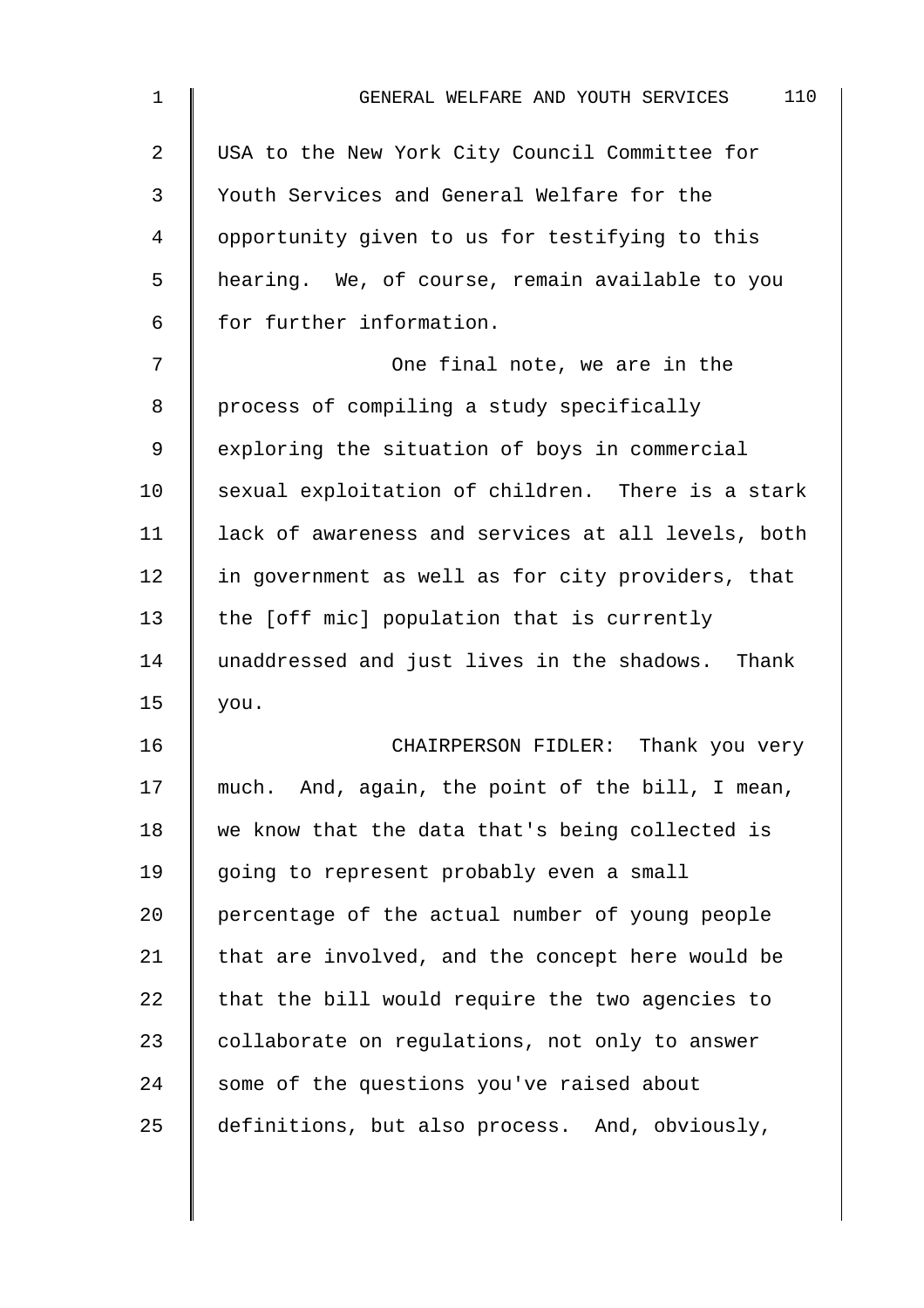USA to the New York City Council Committee for Youth Services and General Welfare for the opportunity given to us for testifying to this hearing. We, of course, remain available to you for further information.

One final note, we are in the process of compiling a study specifically exploring the situation of boys in commercial sexual exploitation of children. There is a stark lack of awareness and services at all levels, both in government as well as for city providers, that the [off mic] population that is currently unaddressed and just lives in the shadows. Thank you.

CHAIRPERSON FIDLER: Thank you very much. And, again, the point of the bill, I mean, we know that the data that's being collected is going to represent probably even a small percentage of the actual number of young people that are involved, and the concept here would be that the bill would require the two agencies to collaborate on regulations, not only to answer some of the questions you've raised about definitions, but also process. And, obviously,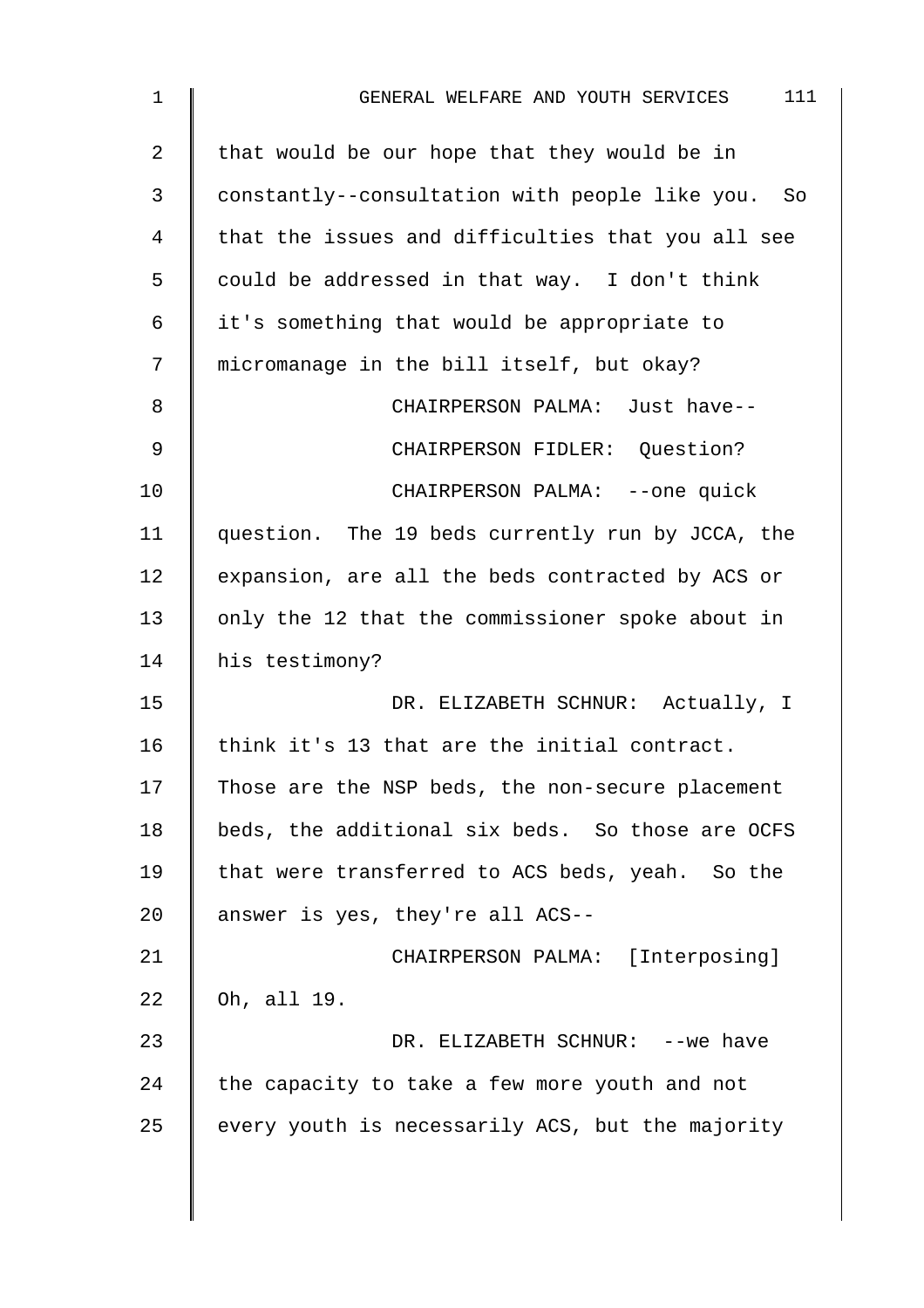that would be our hope that they would be in constantly--consultation with people like you. So that the issues and difficulties that you all see could be addressed in that way. I don't think it's something that would be appropriate to micromanage in the bill itself, but okay?

CHAIRPERSON PALMA: Just have--

CHAIRPERSON FIDLER: Question?

CHAIRPERSON PALMA: --one quick question. The 19 beds currently run by JCCA, the expansion, are all the beds contracted by ACS or only the 12 that the commissioner spoke about in his testimony?

DR. ELIZABETH SCHNUR: Actually, I think it's 13 that are the initial contract. Those are the NSP beds, the non-secure placement beds, the additional six beds. So those are OCFS that were transferred to ACS beds, yeah. So the answer is yes, they're all ACS--

CHAIRPERSON PALMA: [Interposing] Oh, all 19.

DR. ELIZABETH SCHNUR: --we have the capacity to take a few more youth and not every youth is necessarily ACS, but the majority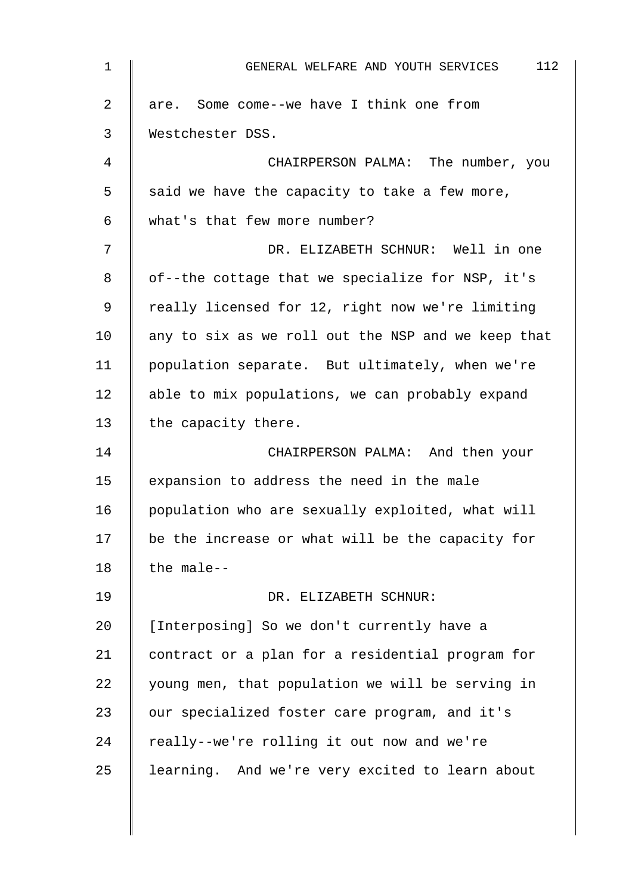are. Some come--we have I think one from Westchester DSS.

CHAIRPERSON PALMA: The number, you said we have the capacity to take a few more, what's that few more number?

DR. ELIZABETH SCHNUR: Well in one of--the cottage that we specialize for NSP, it's really licensed for 12, right now we're limiting any to six as we roll out the NSP and we keep that population separate. But ultimately, when we're able to mix populations, we can probably expand the capacity there.

CHAIRPERSON PALMA: And then your expansion to address the need in the male population who are sexually exploited, what will be the increase or what will be the capacity for the male--

DR. ELIZABETH SCHNUR: [Interposing] So we don't currently have a contract or a plan for a residential program for young men, that population we will be serving in our specialized foster care program, and it's really--we're rolling it out now and we're learning. And we're very excited to learn about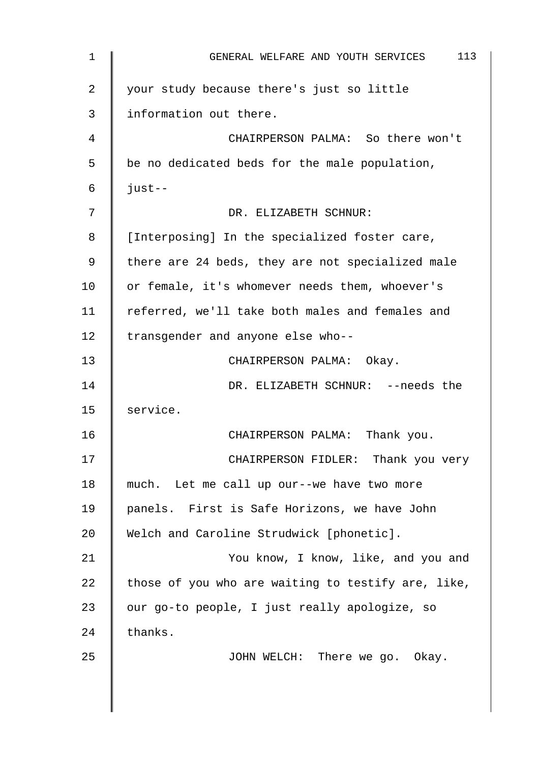your study because there's just so little information out there.

CHAIRPERSON PALMA: So there won't be no dedicated beds for the male population, just--

DR. ELIZABETH SCHNUR: [Interposing] In the specialized foster care, there are 24 beds, they are not specialized male or female, it's whomever needs them, whoever's referred, we'll take both males and females and transgender and anyone else who--

CHAIRPERSON PALMA: Okay.

DR. ELIZABETH SCHNUR: --needs the service.

CHAIRPERSON PALMA: Thank you.

CHAIRPERSON FIDLER: Thank you very much. Let me call up our--we have two more panels. First is Safe Horizons, we have John Welch and Caroline Strudwick [phonetic].

You know, I know, like, and you and those of you who are waiting to testify are, like, our go-to people, I just really apologize, so thanks.

JOHN WELCH: There we go. Okay.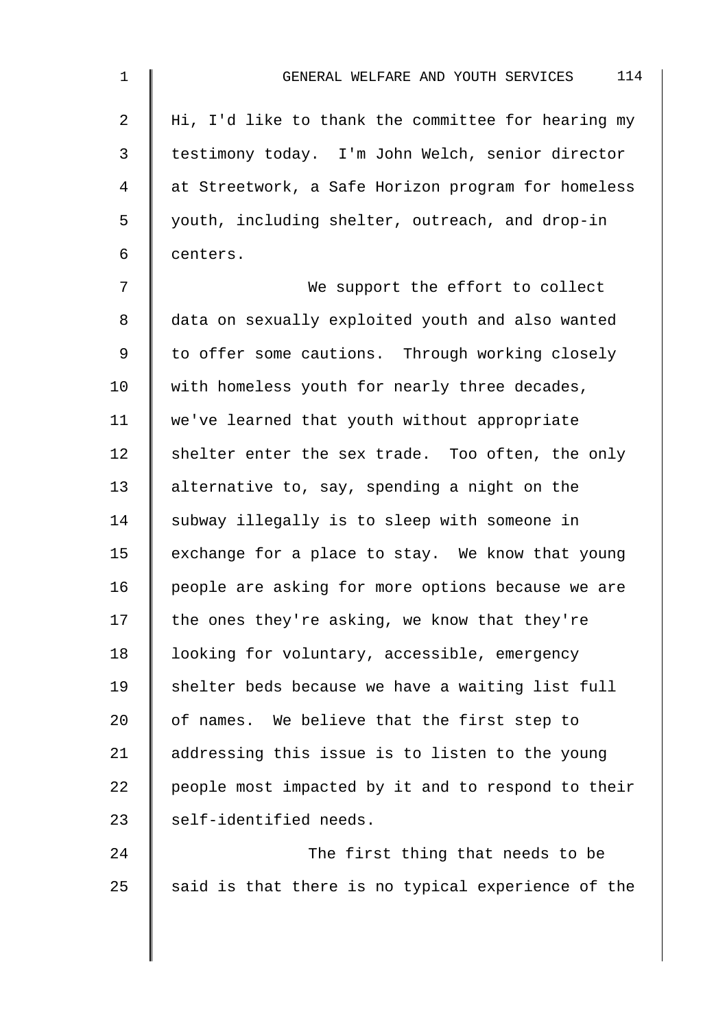Hi, I'd like to thank the committee for hearing my testimony today. I'm John Welch, senior director at Streetwork, a Safe Horizon program for homeless youth, including shelter, outreach, and drop-in centers.

We support the effort to collect data on sexually exploited youth and also wanted to offer some cautions. Through working closely with homeless youth for nearly three decades, we've learned that youth without appropriate shelter enter the sex trade. Too often, the only alternative to, say, spending a night on the subway illegally is to sleep with someone in exchange for a place to stay. We know that young people are asking for more options because we are the ones they're asking, we know that they're looking for voluntary, accessible, emergency shelter beds because we have a waiting list full of names. We believe that the first step to addressing this issue is to listen to the young people most impacted by it and to respond to their self-identified needs.

The first thing that needs to be said is that there is no typical experience of the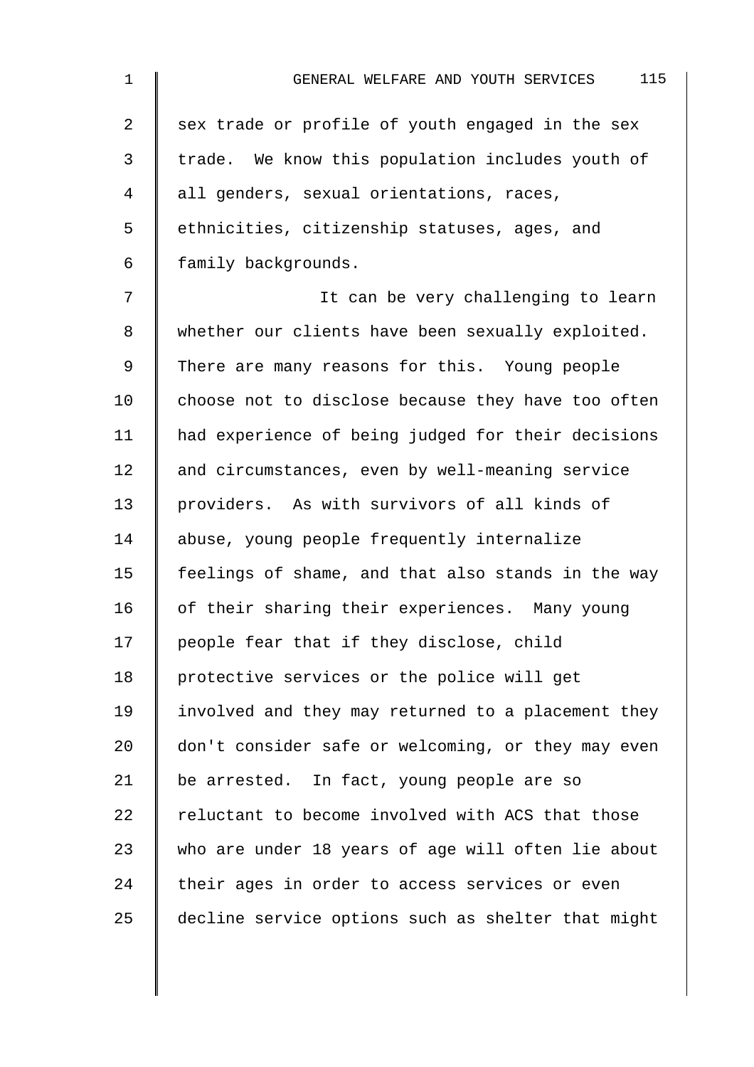sex trade or profile of youth engaged in the sex trade. We know this population includes youth of all genders, sexual orientations, races, ethnicities, citizenship statuses, ages, and family backgrounds.

It can be very challenging to learn whether our clients have been sexually exploited. There are many reasons for this. Young people choose not to disclose because they have too often had experience of being judged for their decisions and circumstances, even by well-meaning service providers. As with survivors of all kinds of abuse, young people frequently internalize feelings of shame, and that also stands in the way of their sharing their experiences. Many young people fear that if they disclose, child protective services or the police will get involved and they may returned to a placement they don't consider safe or welcoming, or they may even be arrested. In fact, young people are so reluctant to become involved with ACS that those who are under 18 years of age will often lie about their ages in order to access services or even decline service options such as shelter that might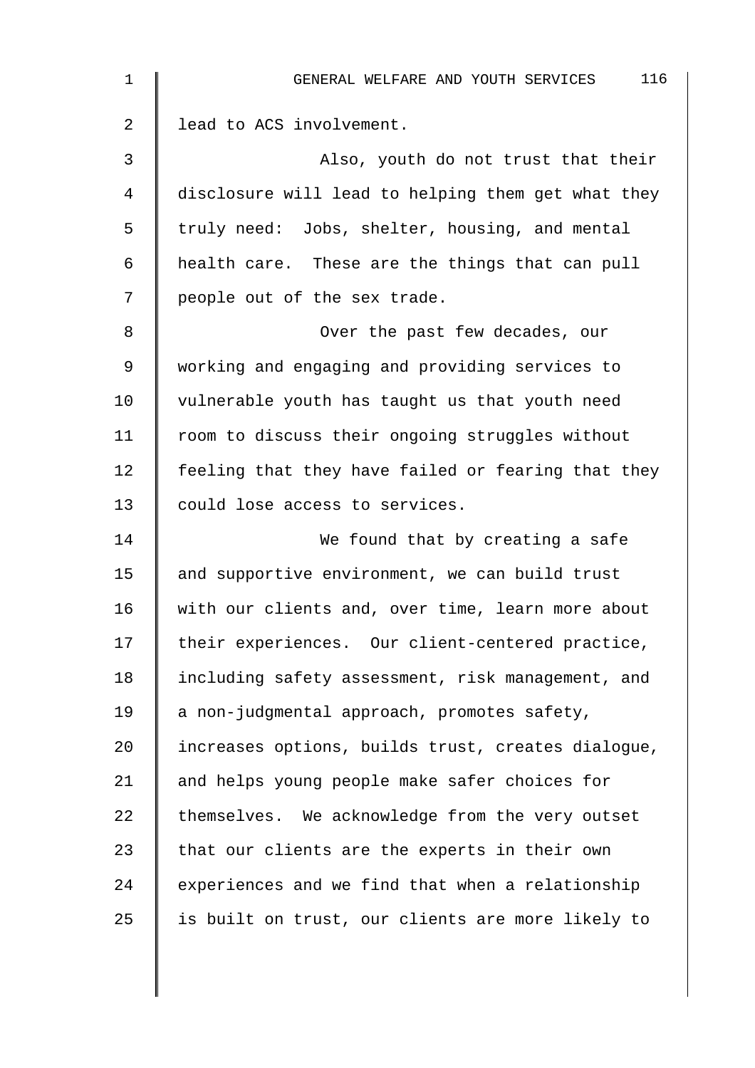lead to ACS involvement.

Also, youth do not trust that their disclosure will lead to helping them get what they truly need: Jobs, shelter, housing, and mental health care. These are the things that can pull people out of the sex trade.

Over the past few decades, our working and engaging and providing services to vulnerable youth has taught us that youth need room to discuss their ongoing struggles without feeling that they have failed or fearing that they could lose access to services.

We found that by creating a safe and supportive environment, we can build trust with our clients and, over time, learn more about their experiences. Our client-centered practice, including safety assessment, risk management, and a non-judgmental approach, promotes safety, increases options, builds trust, creates dialogue, and helps young people make safer choices for themselves. We acknowledge from the very outset that our clients are the experts in their own experiences and we find that when a relationship is built on trust, our clients are more likely to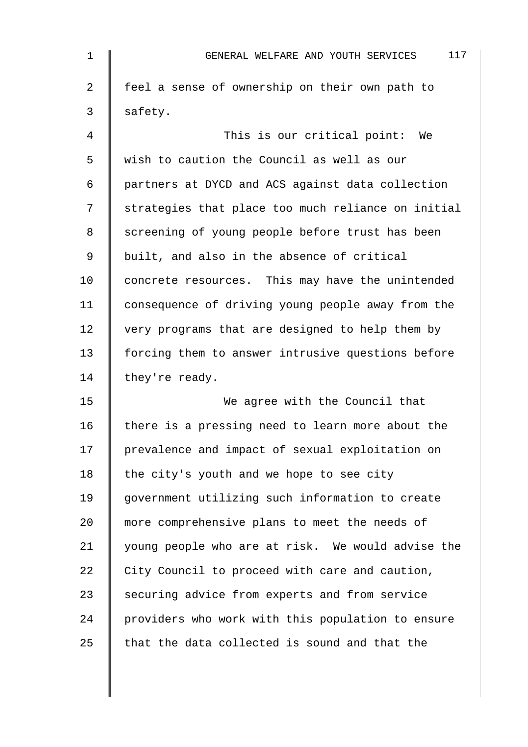feel a sense of ownership on their own path to safety.

This is our critical point: We wish to caution the Council as well as our partners at DYCD and ACS against data collection strategies that place too much reliance on initial screening of young people before trust has been built, and also in the absence of critical concrete resources. This may have the unintended consequence of driving young people away from the very programs that are designed to help them by forcing them to answer intrusive questions before they're ready.

We agree with the Council that there is a pressing need to learn more about the prevalence and impact of sexual exploitation on the city's youth and we hope to see city government utilizing such information to create more comprehensive plans to meet the needs of young people who are at risk. We would advise the City Council to proceed with care and caution, securing advice from experts and from service providers who work with this population to ensure that the data collected is sound and that the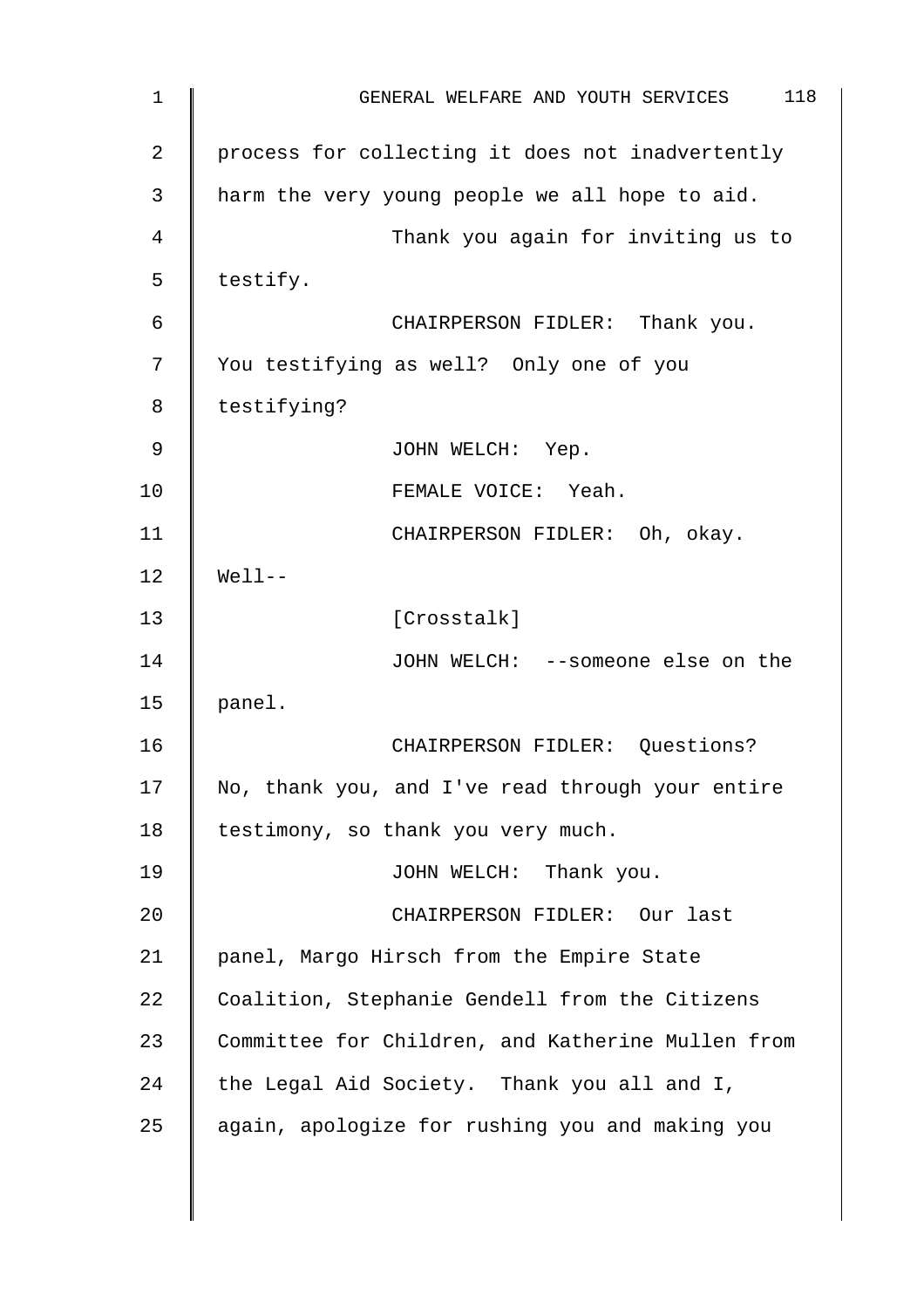process for collecting it does not inadvertently harm the very young people we all hope to aid.

Thank you again for inviting us to testify.

CHAIRPERSON FIDLER: Thank you. You testifying as well? Only one of you testifying?

JOHN WELCH: Yep.

FEMALE VOICE: Yeah.

CHAIRPERSON FIDLER: Oh, okay. Well--

[Crosstalk]

JOHN WELCH: --someone else on the panel.

CHAIRPERSON FIDLER: Questions? No, thank you, and I've read through your entire testimony, so thank you very much.

JOHN WELCH: Thank you.

CHAIRPERSON FIDLER: Our last panel, Margo Hirsch from the Empire State Coalition, Stephanie Gendell from the Citizens Committee for Children, and Katherine Mullen from the Legal Aid Society. Thank you all and I, again, apologize for rushing you and making you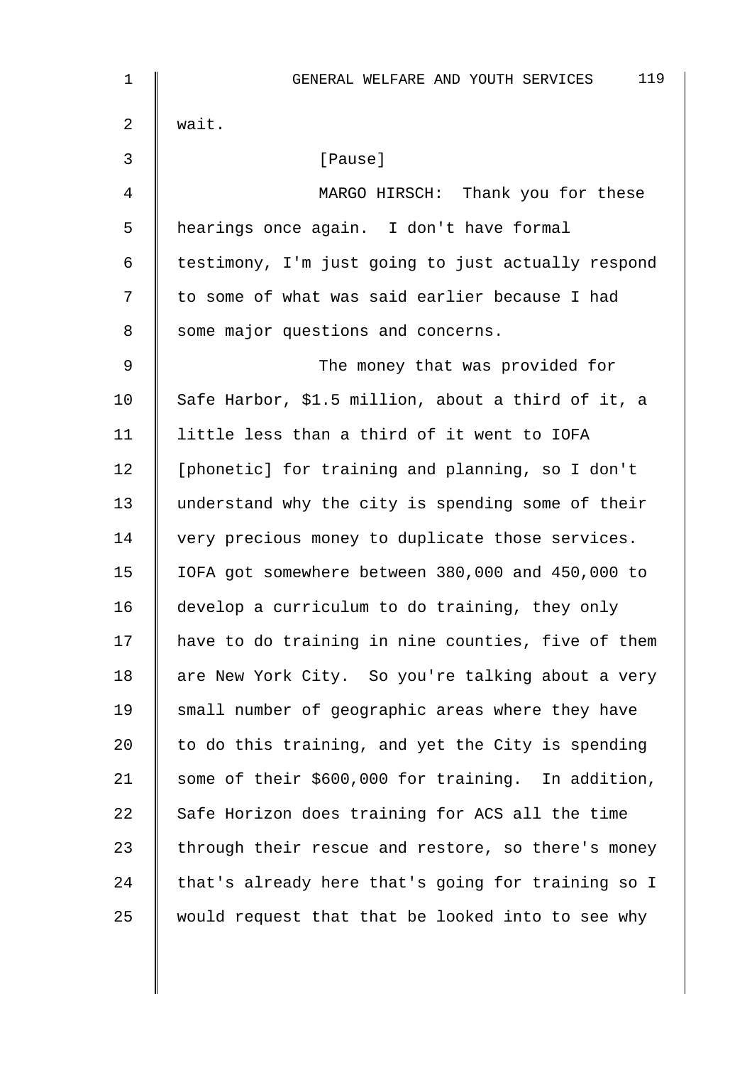wait.

[Pause]

MARGO HIRSCH: Thank you for these hearings once again. I don't have formal testimony, I'm just going to just actually respond to some of what was said earlier because I had some major questions and concerns.

The money that was provided for Safe Harbor, $1.5 million, about a third of it, a little less than a third of it went to IOFA [phonetic] for training and planning, so I don't understand why the city is spending some of their very precious money to duplicate those services. IOFA got somewhere between 380,000 and 450,000 to develop a curriculum to do training, they only have to do training in nine counties, five of them are New York City. So you're talking about a very small number of geographic areas where they have to do this training, and yet the City is spending some of their $600,000 for training. In addition, Safe Horizon does training for ACS all the time through their rescue and restore, so there's money that's already here that's going for training so I would request that that be looked into to see why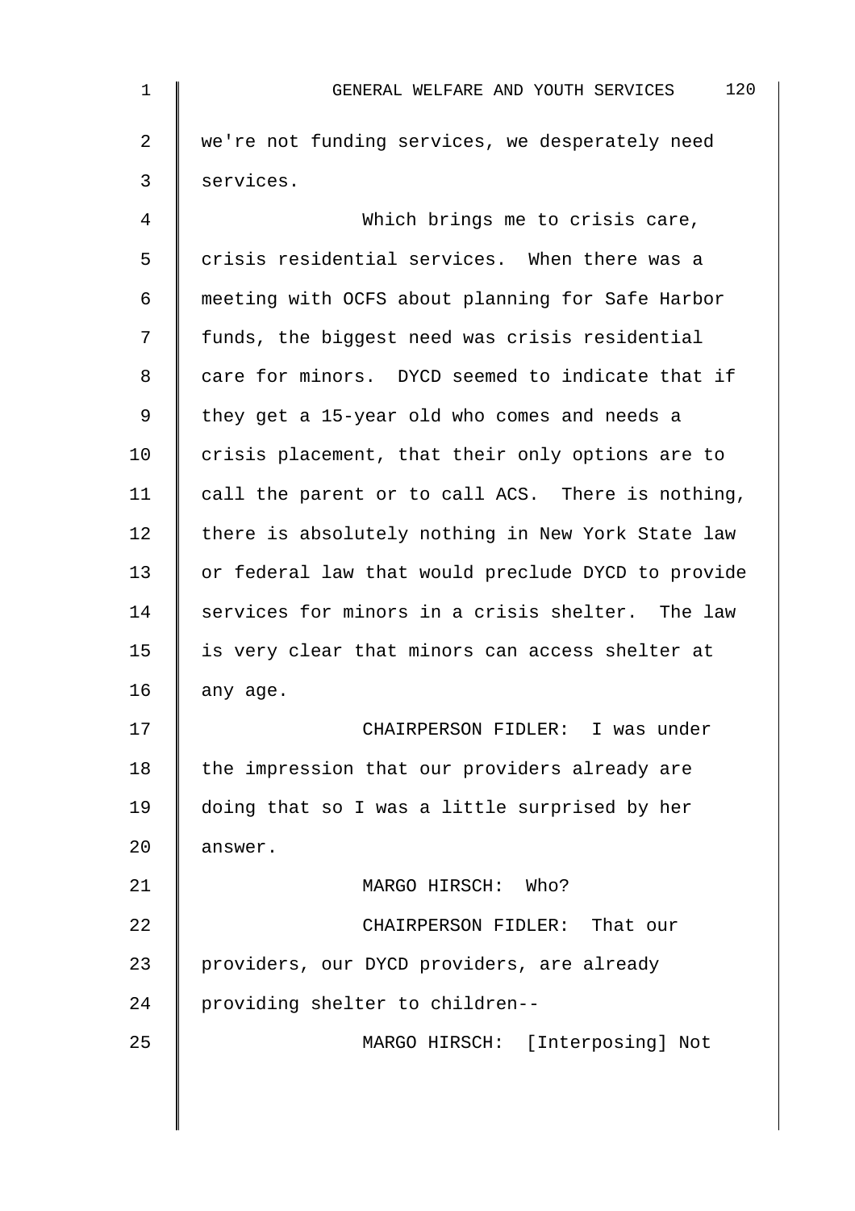we're not funding services, we desperately need services.

Which brings me to crisis care, crisis residential services. When there was a meeting with OCFS about planning for Safe Harbor funds, the biggest need was crisis residential care for minors. DYCD seemed to indicate that if they get a 15-year old who comes and needs a crisis placement, that their only options are to call the parent or to call ACS. There is nothing, there is absolutely nothing in New York State law or federal law that would preclude DYCD to provide services for minors in a crisis shelter. The law is very clear that minors can access shelter at any age.

CHAIRPERSON FIDLER: I was under the impression that our providers already are doing that so I was a little surprised by her answer.

MARGO HIRSCH: Who?

CHAIRPERSON FIDLER: That our providers, our DYCD providers, are already providing shelter to children--

MARGO HIRSCH: [Interposing] Not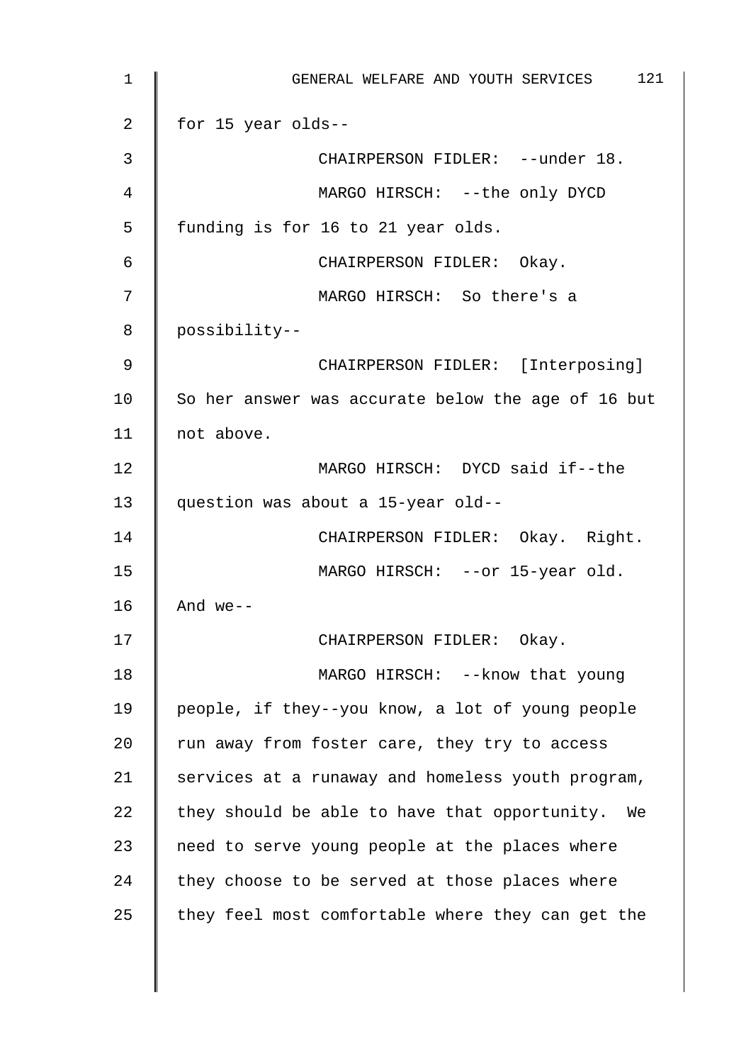for 15 year olds--

CHAIRPERSON FIDLER: --under 18.

MARGO HIRSCH: --the only DYCD funding is for 16 to 21 year olds.

CHAIRPERSON FIDLER: Okay.

MARGO HIRSCH: So there's a possibility--

CHAIRPERSON FIDLER: [Interposing] So her answer was accurate below the age of 16 but not above.

MARGO HIRSCH: DYCD said if--the question was about a 15-year old--

CHAIRPERSON FIDLER: Okay. Right.

MARGO HIRSCH: --or 15-year old. And we--

CHAIRPERSON FIDLER: Okay.

MARGO HIRSCH: --know that young people, if they--you know, a lot of young people run away from foster care, they try to access services at a runaway and homeless youth program, they should be able to have that opportunity. We need to serve young people at the places where they choose to be served at those places where they feel most comfortable where they can get the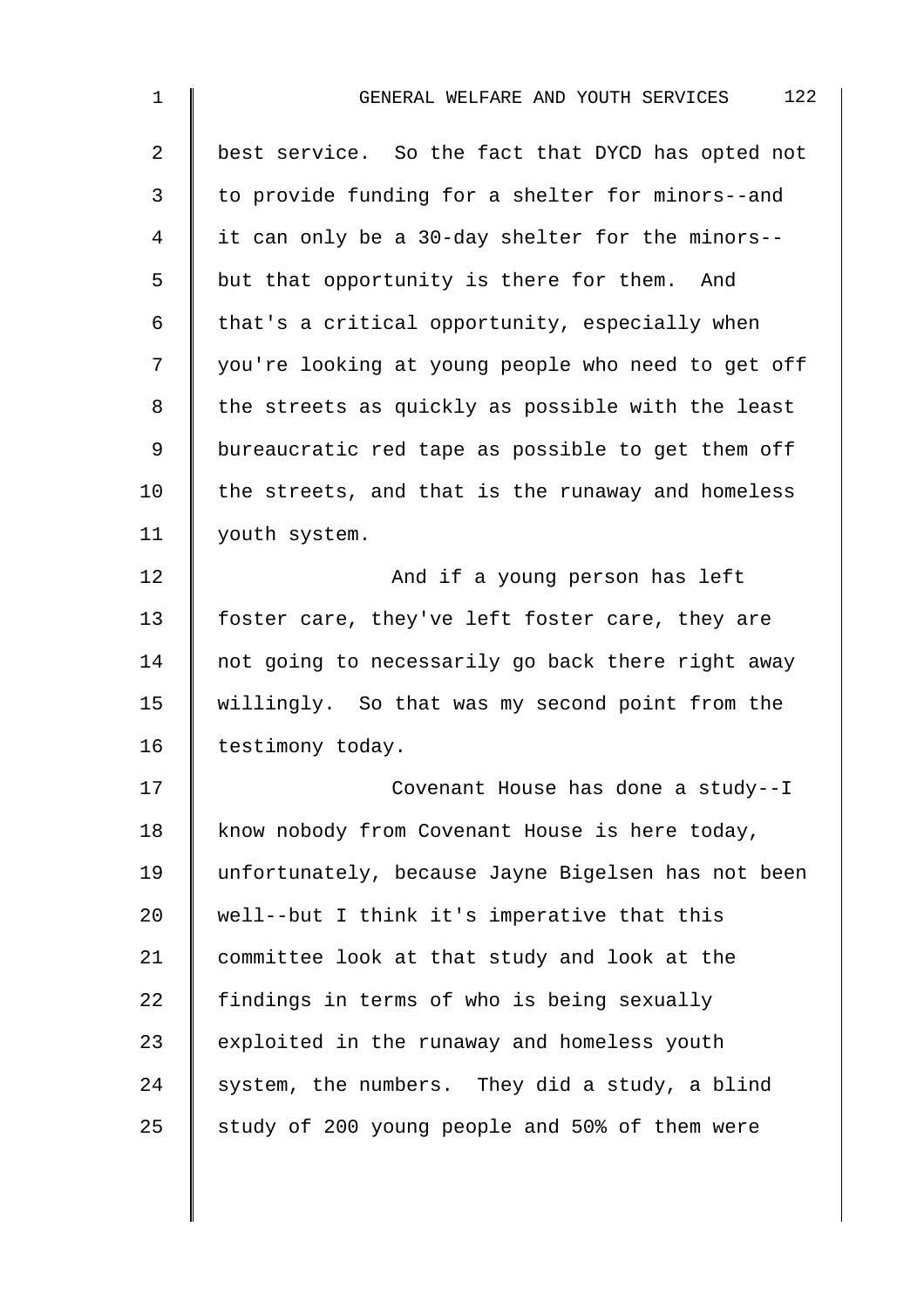best service. So the fact that DYCD has opted not to provide funding for a shelter for minors--and it can only be a 30-day shelter for the minors--but that opportunity is there for them. And that's a critical opportunity, especially when you're looking at young people who need to get off the streets as quickly as possible with the least bureaucratic red tape as possible to get them off the streets, and that is the runaway and homeless youth system.

And if a young person has left foster care, they've left foster care, they are not going to necessarily go back there right away willingly. So that was my second point from the testimony today.

Covenant House has done a study--I know nobody from Covenant House is here today, unfortunately, because Jayne Bigelsen has not been well--but I think it's imperative that this committee look at that study and look at the findings in terms of who is being sexually exploited in the runaway and homeless youth system, the numbers. They did a study, a blind study of 200 young people and 50% of them were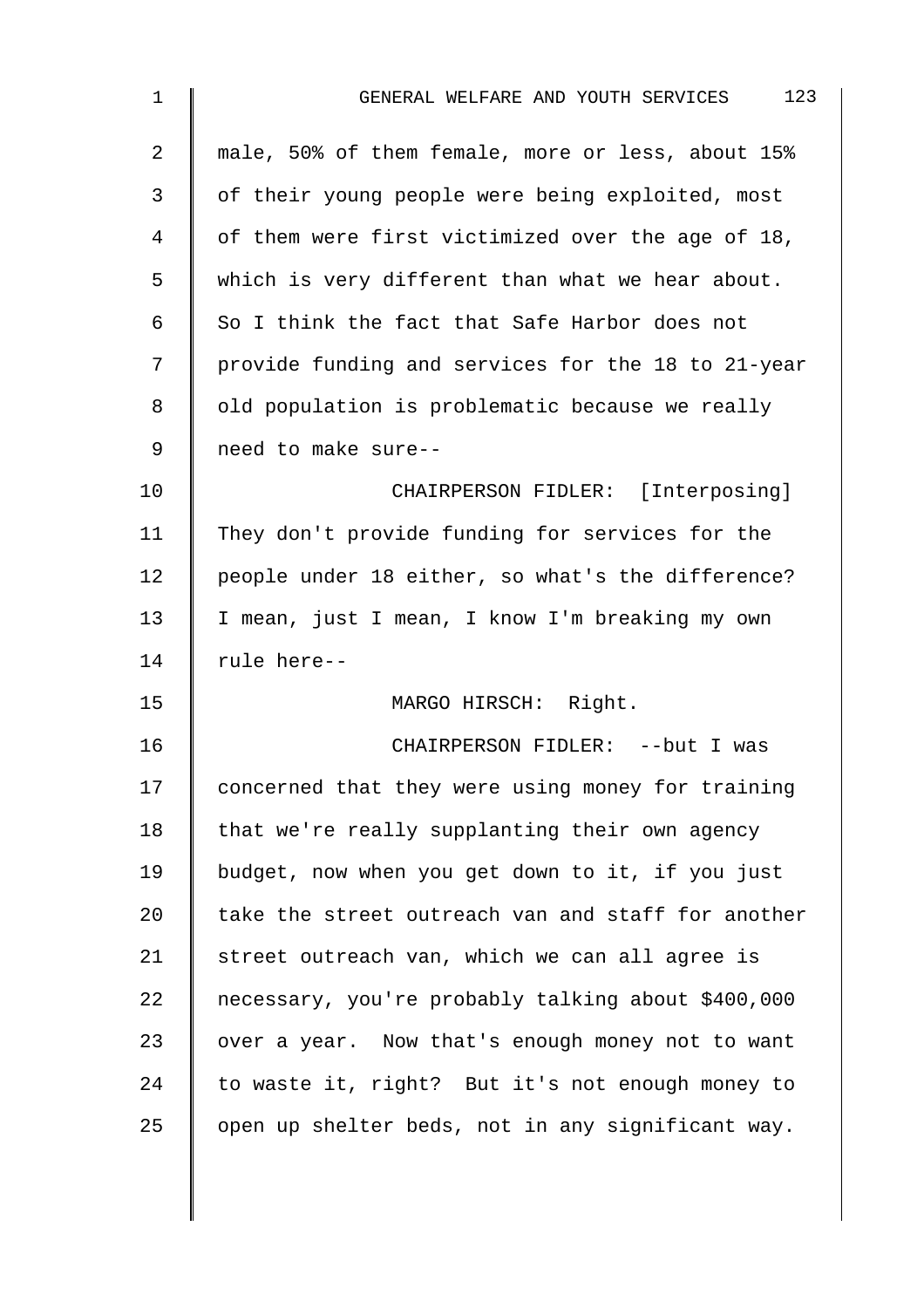male, 50% of them female, more or less, about 15% of their young people were being exploited, most of them were first victimized over the age of 18, which is very different than what we hear about. So I think the fact that Safe Harbor does not provide funding and services for the 18 to 21-year old population is problematic because we really need to make sure--

CHAIRPERSON FIDLER: [Interposing] They don't provide funding for services for the people under 18 either, so what's the difference? I mean, just I mean, I know I'm breaking my own rule here--

MARGO HIRSCH: Right.

CHAIRPERSON FIDLER: --but I was concerned that they were using money for training that we're really supplanting their own agency budget, now when you get down to it, if you just take the street outreach van and staff for another street outreach van, which we can all agree is necessary, you're probably talking about $400,000 over a year. Now that's enough money not to want to waste it, right? But it's not enough money to open up shelter beds, not in any significant way.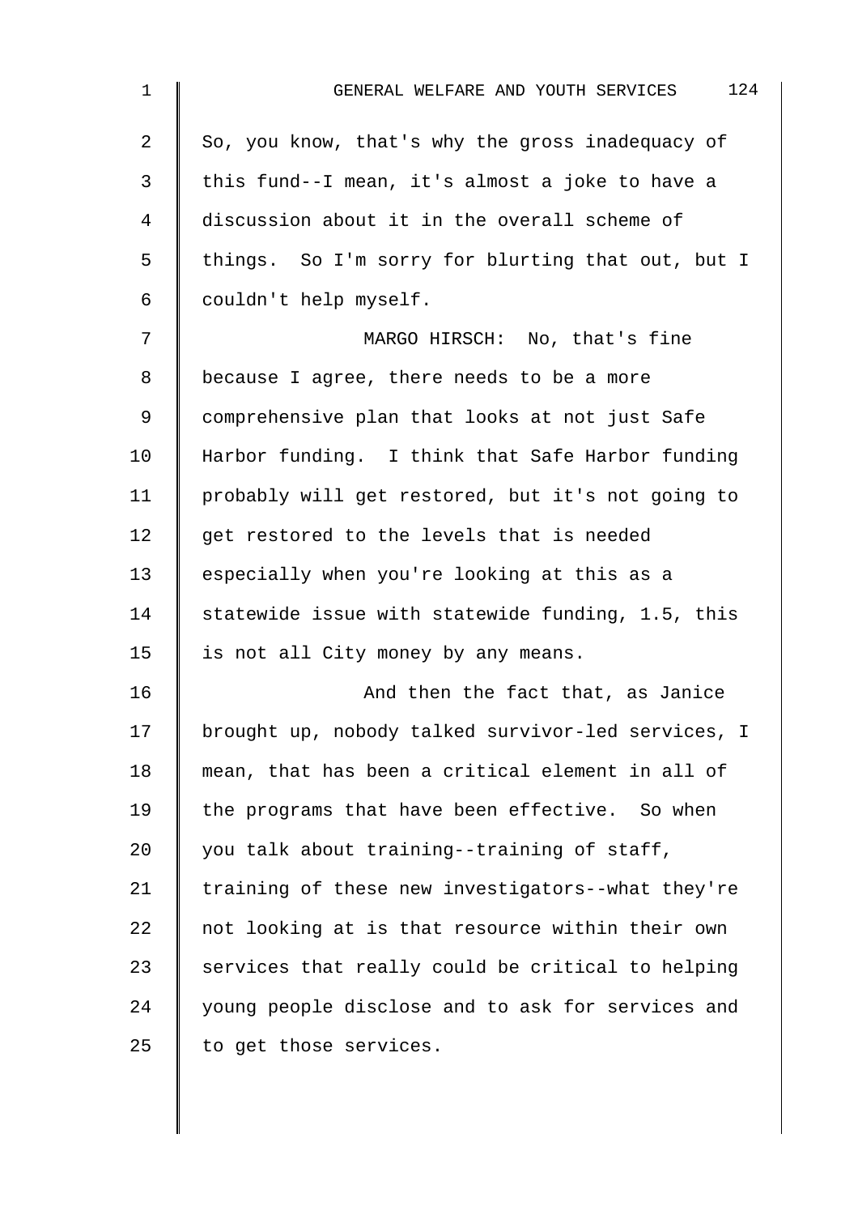So, you know, that's why the gross inadequacy of this fund--I mean, it's almost a joke to have a discussion about it in the overall scheme of things. So I'm sorry for blurting that out, but I couldn't help myself.

MARGO HIRSCH: No, that's fine because I agree, there needs to be a more comprehensive plan that looks at not just Safe Harbor funding. I think that Safe Harbor funding probably will get restored, but it's not going to get restored to the levels that is needed especially when you're looking at this as a statewide issue with statewide funding, 1.5, this is not all City money by any means.

And then the fact that, as Janice brought up, nobody talked survivor-led services, I mean, that has been a critical element in all of the programs that have been effective. So when you talk about training--training of staff, training of these new investigators--what they're not looking at is that resource within their own services that really could be critical to helping young people disclose and to ask for services and to get those services.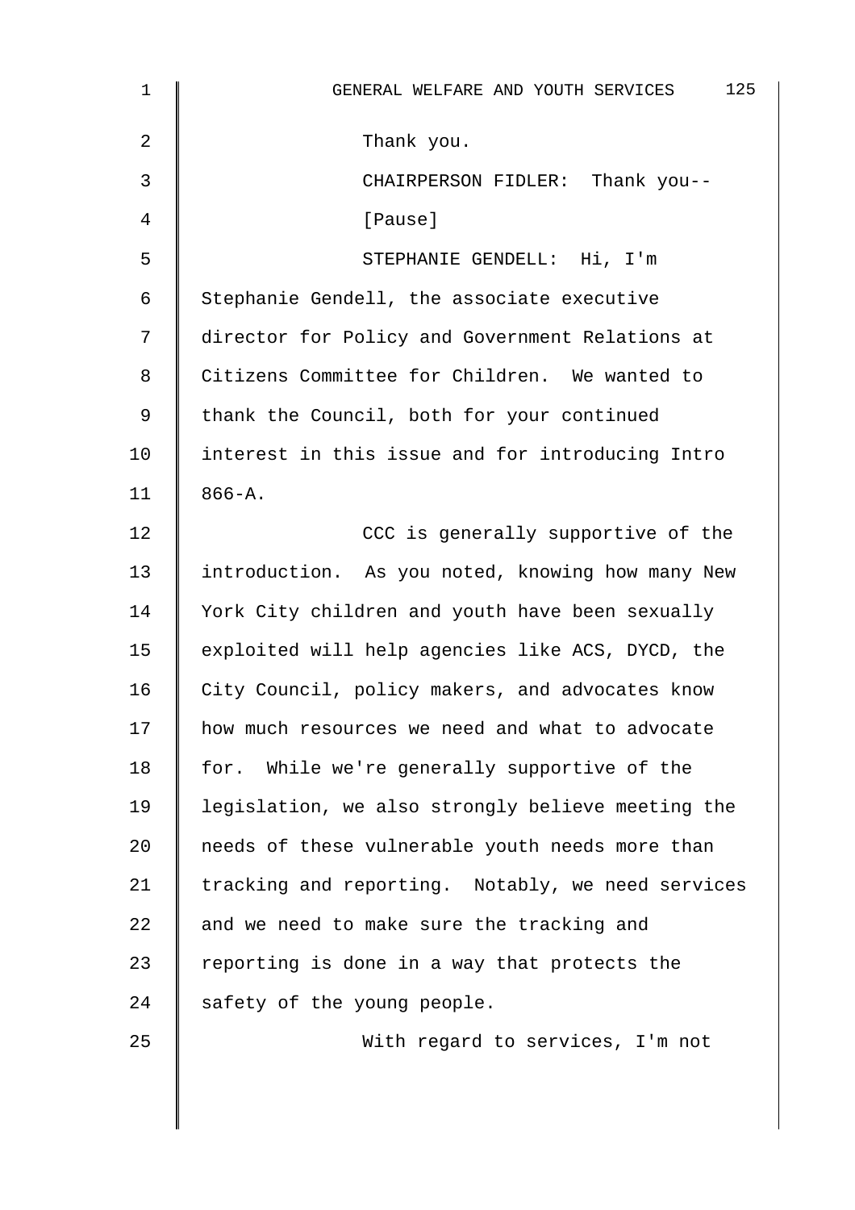Thank you.

CHAIRPERSON FIDLER: Thank you--

[Pause]

STEPHANIE GENDELL: Hi, I'm Stephanie Gendell, the associate executive director for Policy and Government Relations at Citizens Committee for Children. We wanted to thank the Council, both for your continued interest in this issue and for introducing Intro 866-A.

CCC is generally supportive of the introduction. As you noted, knowing how many New York City children and youth have been sexually exploited will help agencies like ACS, DYCD, the City Council, policy makers, and advocates know how much resources we need and what to advocate for. While we're generally supportive of the legislation, we also strongly believe meeting the needs of these vulnerable youth needs more than tracking and reporting. Notably, we need services and we need to make sure the tracking and reporting is done in a way that protects the safety of the young people.

With regard to services, I'm not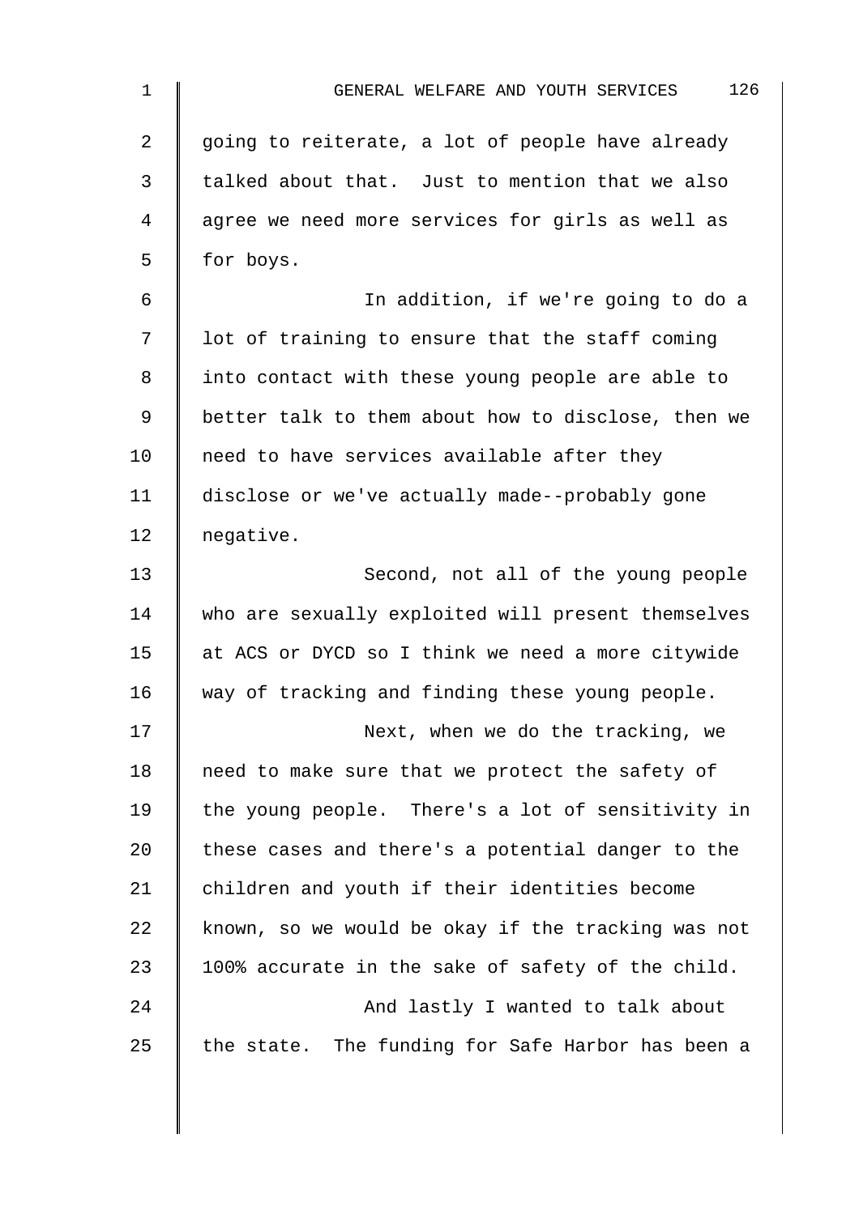going to reiterate, a lot of people have already talked about that. Just to mention that we also agree we need more services for girls as well as for boys.

In addition, if we're going to do a lot of training to ensure that the staff coming into contact with these young people are able to better talk to them about how to disclose, then we need to have services available after they disclose or we've actually made--probably gone negative.

Second, not all of the young people who are sexually exploited will present themselves at ACS or DYCD so I think we need a more citywide way of tracking and finding these young people.

Next, when we do the tracking, we need to make sure that we protect the safety of the young people. There's a lot of sensitivity in these cases and there's a potential danger to the children and youth if their identities become known, so we would be okay if the tracking was not 100% accurate in the sake of safety of the child.

And lastly I wanted to talk about the state. The funding for Safe Harbor has been a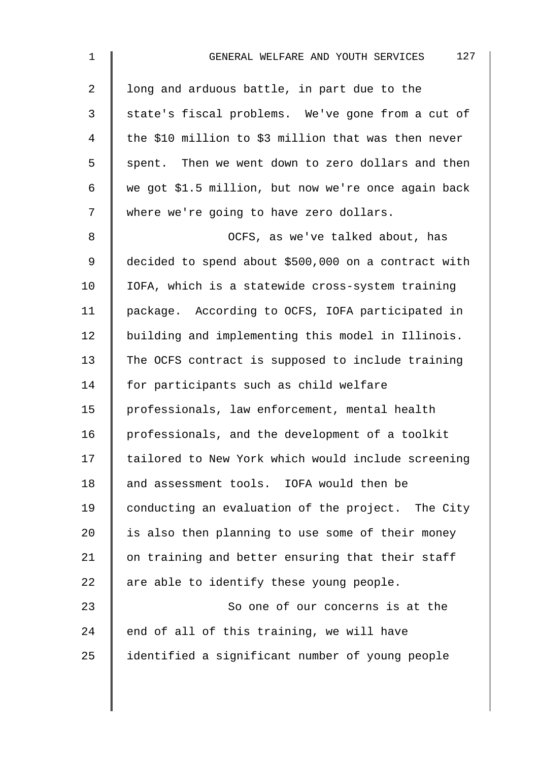long and arduous battle, in part due to the state's fiscal problems. We've gone from a cut of the $10 million to $3 million that was then never spent. Then we went down to zero dollars and then we got $1.5 million, but now we're once again back where we're going to have zero dollars.

OCFS, as we've talked about, has decided to spend about $500,000 on a contract with IOFA, which is a statewide cross-system training package. According to OCFS, IOFA participated in building and implementing this model in Illinois. The OCFS contract is supposed to include training for participants such as child welfare professionals, law enforcement, mental health professionals, and the development of a toolkit tailored to New York which would include screening and assessment tools. IOFA would then be conducting an evaluation of the project. The City is also then planning to use some of their money on training and better ensuring that their staff are able to identify these young people.

So one of our concerns is at the end of all of this training, we will have identified a significant number of young people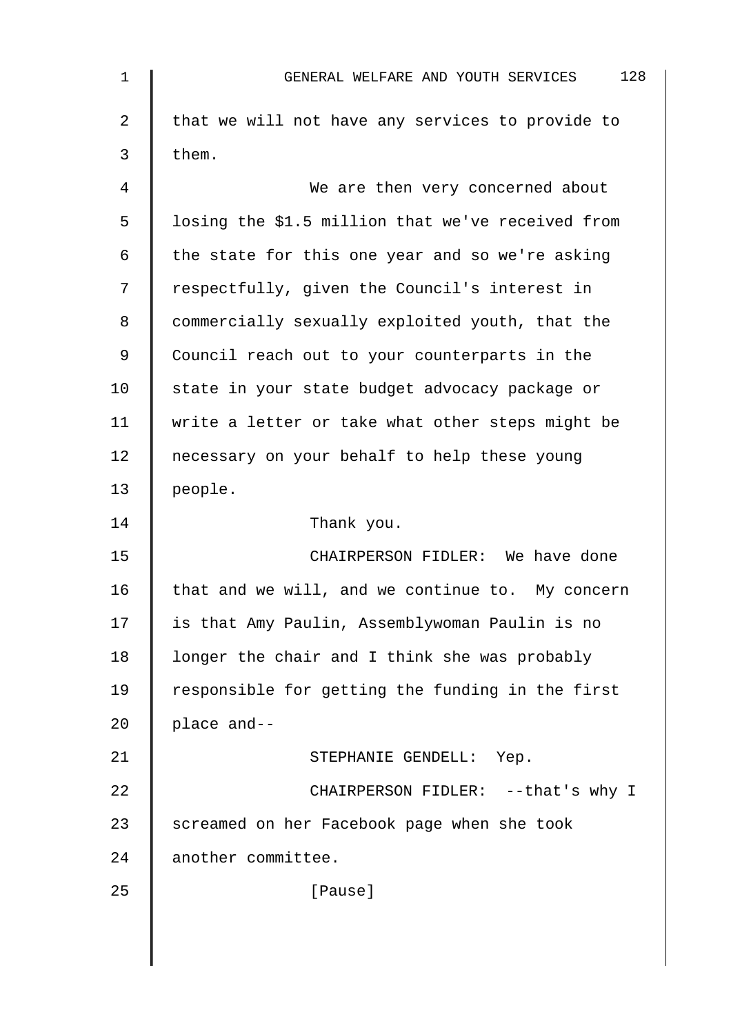that we will not have any services to provide to them.

We are then very concerned about losing the $1.5 million that we've received from the state for this one year and so we're asking respectfully, given the Council's interest in commercially sexually exploited youth, that the Council reach out to your counterparts in the state in your state budget advocacy package or write a letter or take what other steps might be necessary on your behalf to help these young people.

Thank you.

CHAIRPERSON FIDLER: We have done that and we will, and we continue to. My concern is that Amy Paulin, Assemblywoman Paulin is no longer the chair and I think she was probably responsible for getting the funding in the first place and--

STEPHANIE GENDELL: Yep.

CHAIRPERSON FIDLER: --that's why I screamed on her Facebook page when she took another committee.

[Pause]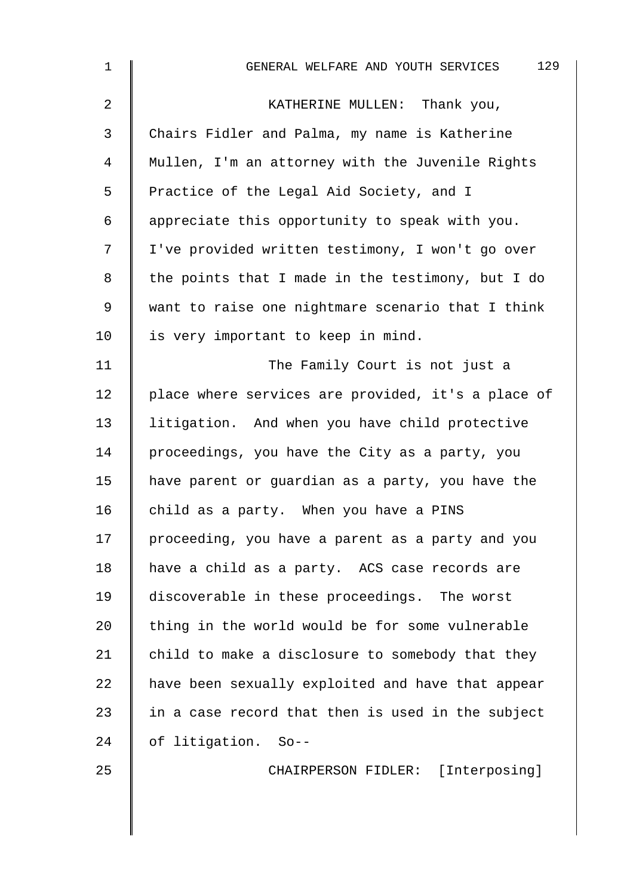KATHERINE MULLEN: Thank you, Chairs Fidler and Palma, my name is Katherine Mullen, I'm an attorney with the Juvenile Rights Practice of the Legal Aid Society, and I appreciate this opportunity to speak with you. I've provided written testimony, I won't go over the points that I made in the testimony, but I do want to raise one nightmare scenario that I think is very important to keep in mind.

The Family Court is not just a place where services are provided, it's a place of litigation. And when you have child protective proceedings, you have the City as a party, you have parent or guardian as a party, you have the child as a party. When you have a PINS proceeding, you have a parent as a party and you have a child as a party. ACS case records are discoverable in these proceedings. The worst thing in the world would be for some vulnerable child to make a disclosure to somebody that they have been sexually exploited and have that appear in a case record that then is used in the subject of litigation. So--

CHAIRPERSON FIDLER: [Interposing]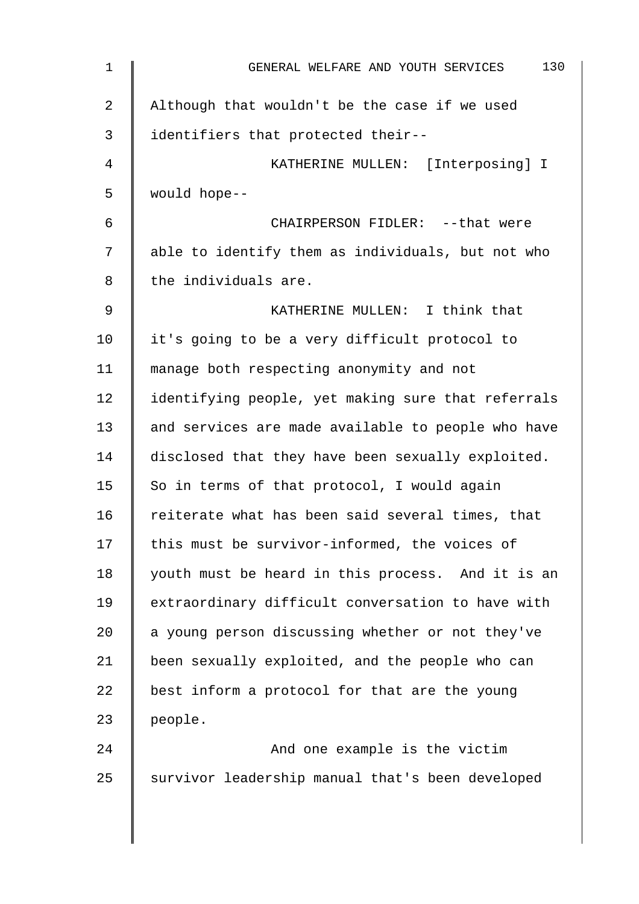Although that wouldn't be the case if we used identifiers that protected their--

KATHERINE MULLEN: [Interposing] I would hope--

CHAIRPERSON FIDLER: --that were able to identify them as individuals, but not who the individuals are.

KATHERINE MULLEN: I think that it's going to be a very difficult protocol to manage both respecting anonymity and not identifying people, yet making sure that referrals and services are made available to people who have disclosed that they have been sexually exploited. So in terms of that protocol, I would again reiterate what has been said several times, that this must be survivor-informed, the voices of youth must be heard in this process. And it is an extraordinary difficult conversation to have with a young person discussing whether or not they've been sexually exploited, and the people who can best inform a protocol for that are the young people.

And one example is the victim survivor leadership manual that's been developed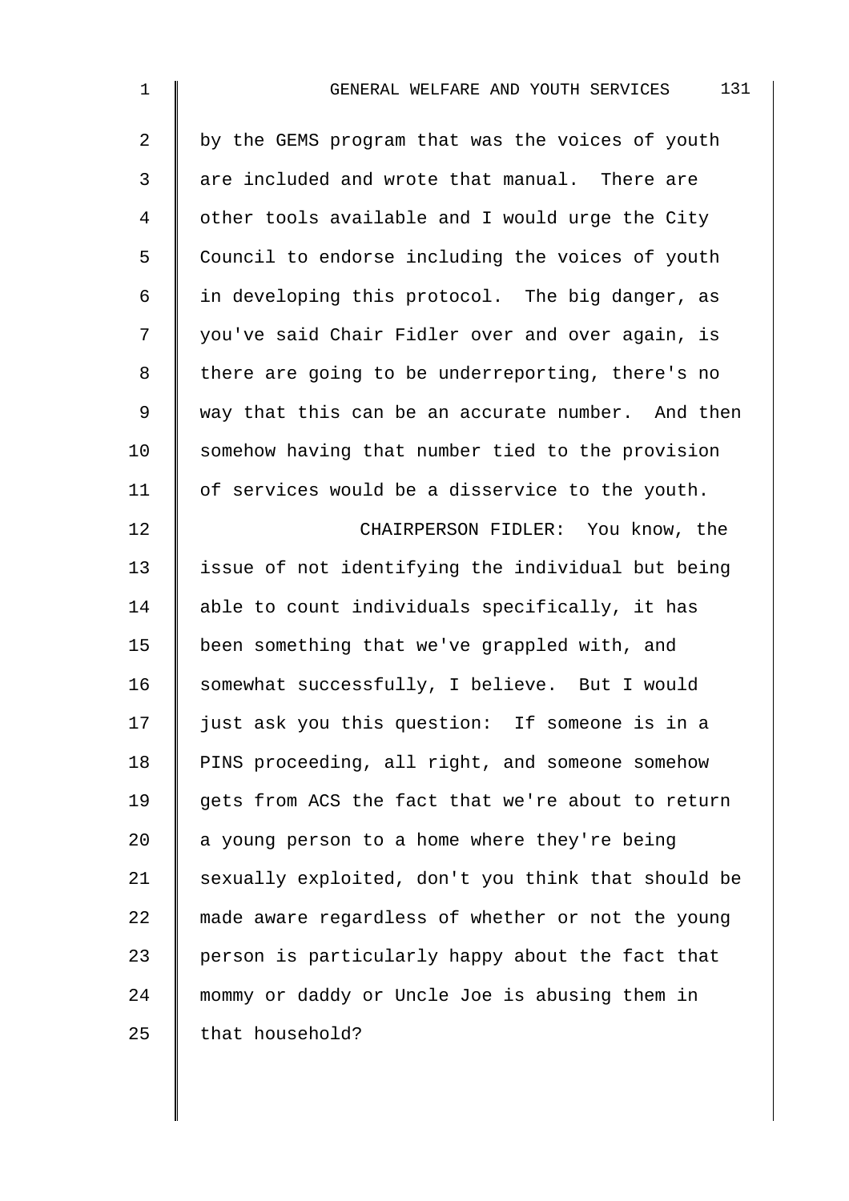by the GEMS program that was the voices of youth are included and wrote that manual. There are other tools available and I would urge the City Council to endorse including the voices of youth in developing this protocol. The big danger, as you've said Chair Fidler over and over again, is there are going to be underreporting, there's no way that this can be an accurate number. And then somehow having that number tied to the provision of services would be a disservice to the youth.

CHAIRPERSON FIDLER: You know, the issue of not identifying the individual but being able to count individuals specifically, it has been something that we've grappled with, and somewhat successfully, I believe. But I would just ask you this question: If someone is in a PINS proceeding, all right, and someone somehow gets from ACS the fact that we're about to return a young person to a home where they're being sexually exploited, don't you think that should be made aware regardless of whether or not the young person is particularly happy about the fact that mommy or daddy or Uncle Joe is abusing them in that household?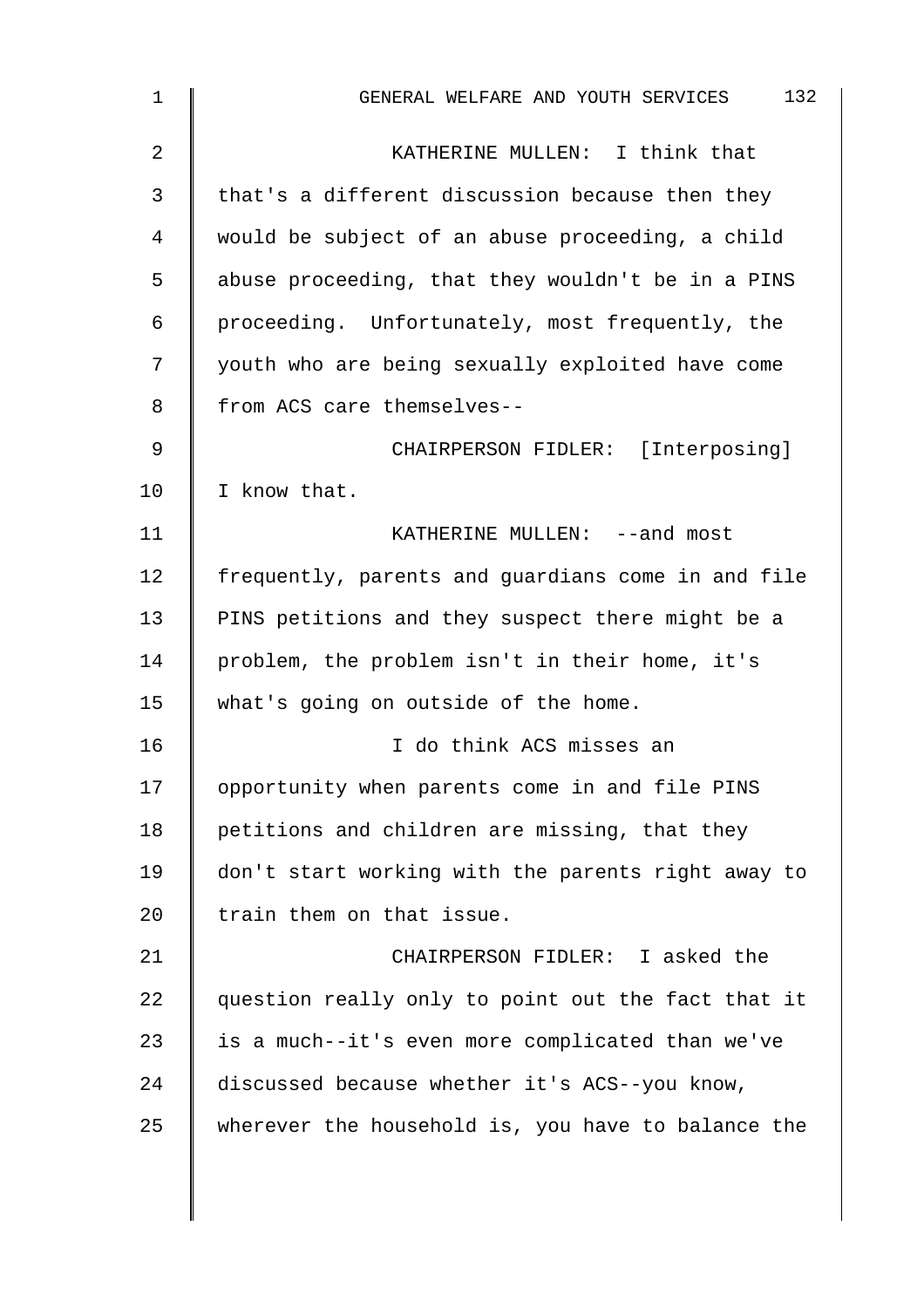KATHERINE MULLEN: I think that that's a different discussion because then they would be subject of an abuse proceeding, a child abuse proceeding, that they wouldn't be in a PINS proceeding. Unfortunately, most frequently, the youth who are being sexually exploited have come from ACS care themselves--

CHAIRPERSON FIDLER: [Interposing] I know that.

KATHERINE MULLEN: --and most frequently, parents and guardians come in and file PINS petitions and they suspect there might be a problem, the problem isn't in their home, it's what's going on outside of the home.

I do think ACS misses an opportunity when parents come in and file PINS petitions and children are missing, that they don't start working with the parents right away to train them on that issue.

CHAIRPERSON FIDLER: I asked the question really only to point out the fact that it is a much--it's even more complicated than we've discussed because whether it's ACS--you know, wherever the household is, you have to balance the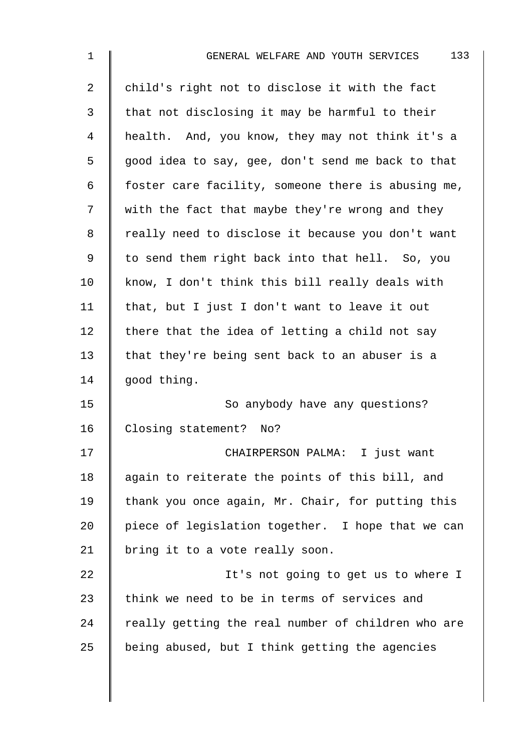child's right not to disclose it with the fact that not disclosing it may be harmful to their health. And, you know, they may not think it's a good idea to say, gee, don't send me back to that foster care facility, someone there is abusing me, with the fact that maybe they're wrong and they really need to disclose it because you don't want to send them right back into that hell. So, you know, I don't think this bill really deals with that, but I just I don't want to leave it out there that the idea of letting a child not say that they're being sent back to an abuser is a good thing.

So anybody have any questions? Closing statement? No?

CHAIRPERSON PALMA: I just want again to reiterate the points of this bill, and thank you once again, Mr. Chair, for putting this piece of legislation together. I hope that we can bring it to a vote really soon.

It's not going to get us to where I think we need to be in terms of services and really getting the real number of children who are being abused, but I think getting the agencies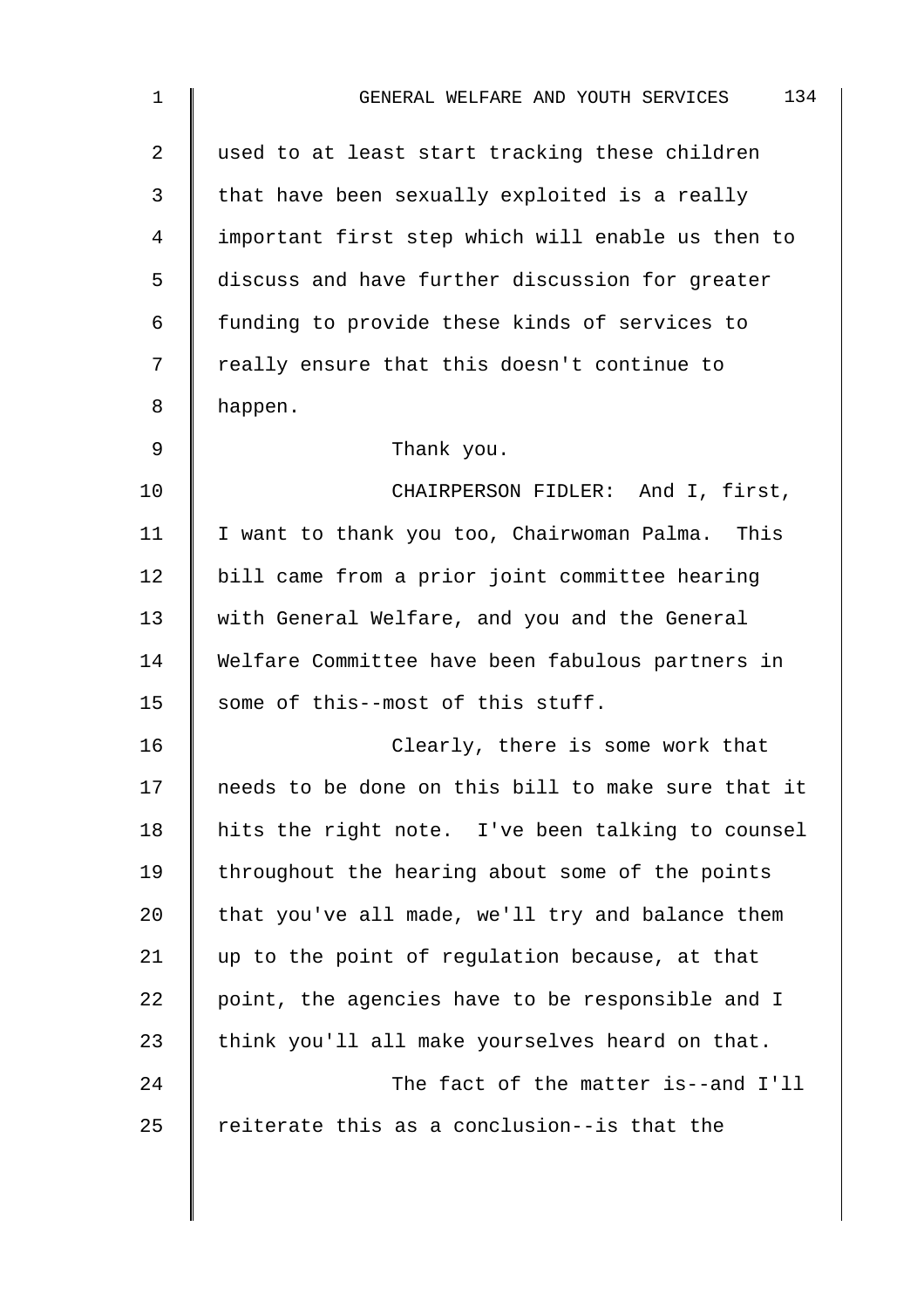used to at least start tracking these children that have been sexually exploited is a really important first step which will enable us then to discuss and have further discussion for greater funding to provide these kinds of services to really ensure that this doesn't continue to happen.

Thank you.

CHAIRPERSON FIDLER: And I, first, I want to thank you too, Chairwoman Palma. This bill came from a prior joint committee hearing with General Welfare, and you and the General Welfare Committee have been fabulous partners in some of this--most of this stuff.

Clearly, there is some work that needs to be done on this bill to make sure that it hits the right note. I've been talking to counsel throughout the hearing about some of the points that you've all made, we'll try and balance them up to the point of regulation because, at that point, the agencies have to be responsible and I think you'll all make yourselves heard on that.

The fact of the matter is--and I'll reiterate this as a conclusion--is that the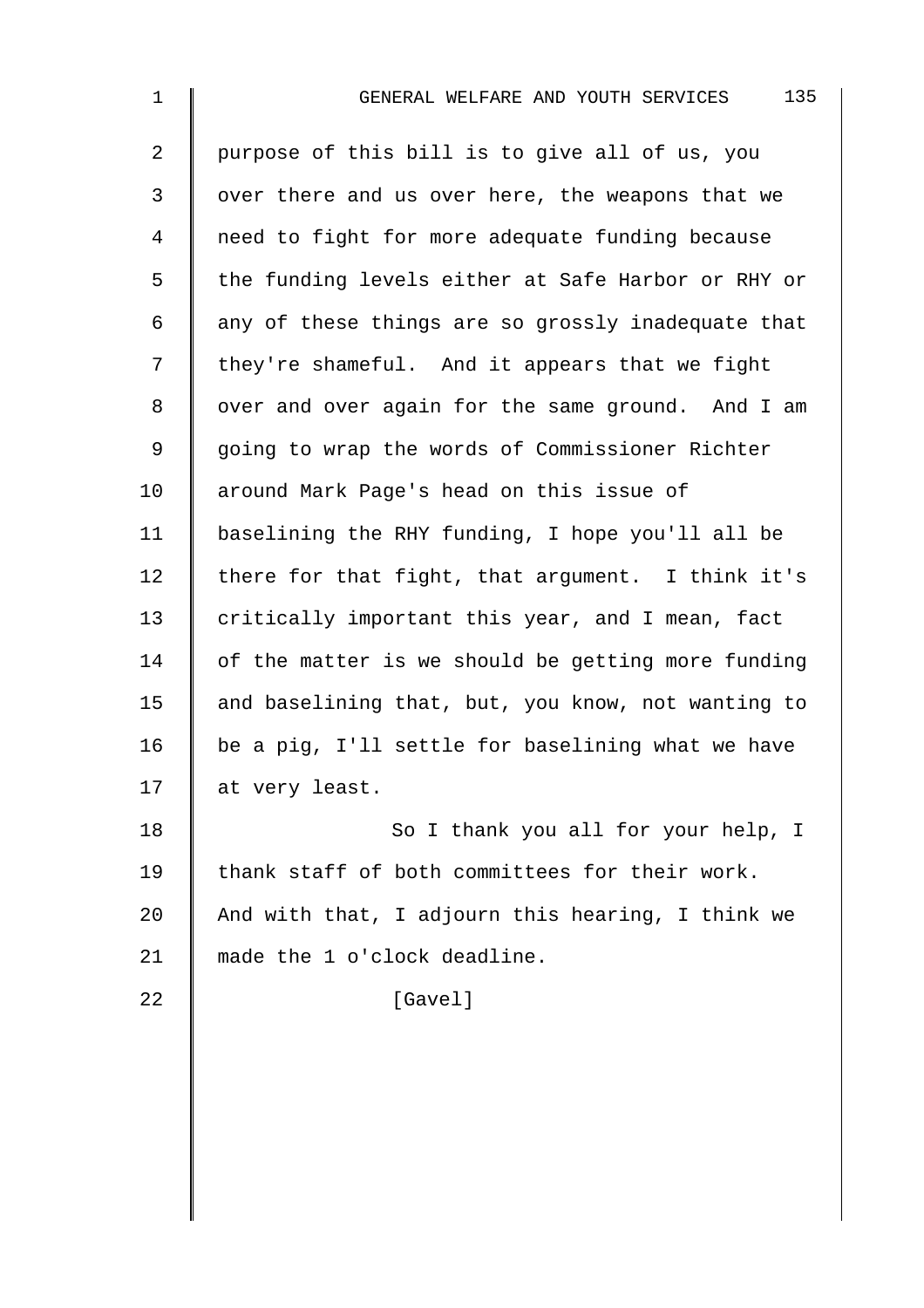purpose of this bill is to give all of us, you over there and us over here, the weapons that we need to fight for more adequate funding because the funding levels either at Safe Harbor or RHY or any of these things are so grossly inadequate that they're shameful. And it appears that we fight over and over again for the same ground. And I am going to wrap the words of Commissioner Richter around Mark Page's head on this issue of baselining the RHY funding, I hope you'll all be there for that fight, that argument. I think it's critically important this year, and I mean, fact of the matter is we should be getting more funding and baselining that, but, you know, not wanting to be a pig, I'll settle for baselining what we have at very least.

So I thank you all for your help, I thank staff of both committees for their work. And with that, I adjourn this hearing, I think we made the 1 o'clock deadline.

[Gavel]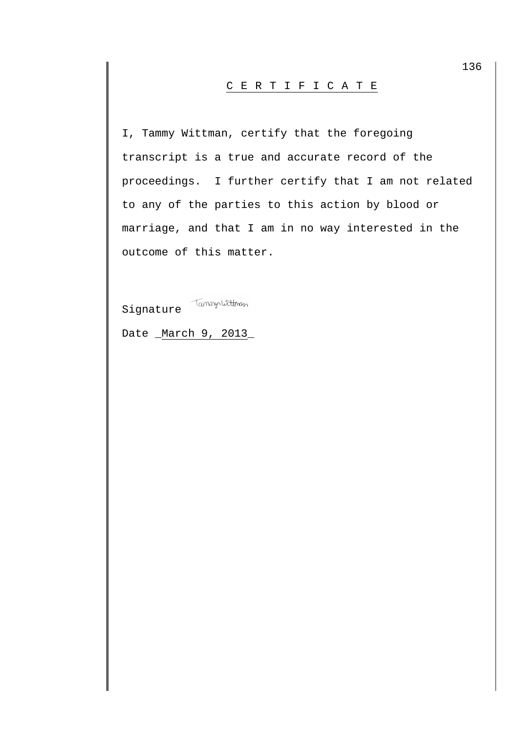C E R T I F I C A T E

I, Tammy Wittman, certify that the foregoing transcript is a true and accurate record of the proceedings. I further certify that I am not related to any of the parties to this action by blood or marriage, and that I am in no way interested in the outcome of this matter.

Signature Tammy Wittman

Date March 9, 2013